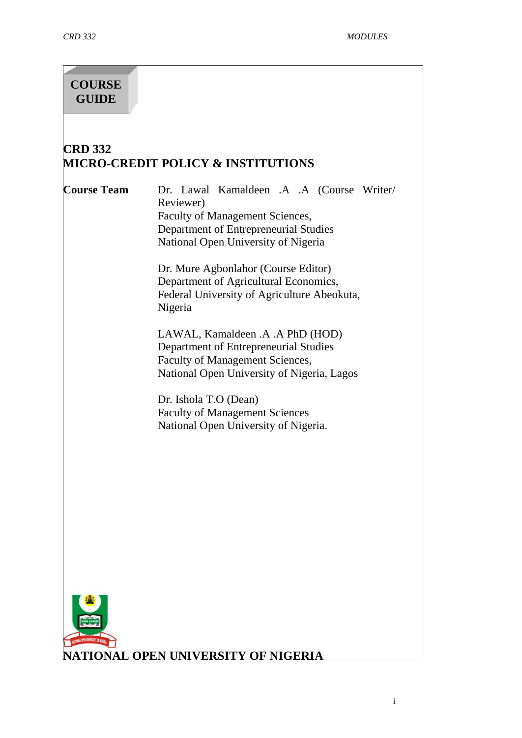# COURSE GUIDE

## CRD 332
## MICRO-CREDIT POLICY & INSTITUTIONS

**Course Team**

Dr. Lawal Kamaldeen .A .A (Course Writer/ Reviewer)
Faculty of Management Sciences,
Department of Entrepreneurial Studies
National Open University of Nigeria

Dr. Mure Agbonlahor (Course Editor)
Department of Agricultural Economics,
Federal University of Agriculture Abeokuta,
Nigeria

LAWAL, Kamaldeen .A .A PhD (HOD)
Department of Entrepreneurial Studies
Faculty of Management Sciences,
National Open University of Nigeria, Lagos

Dr. Ishola T.O (Dean)
Faculty of Management Sciences
National Open University of Nigeria.

**NATIONAL OPEN UNIVERSITY OF NIGERIA**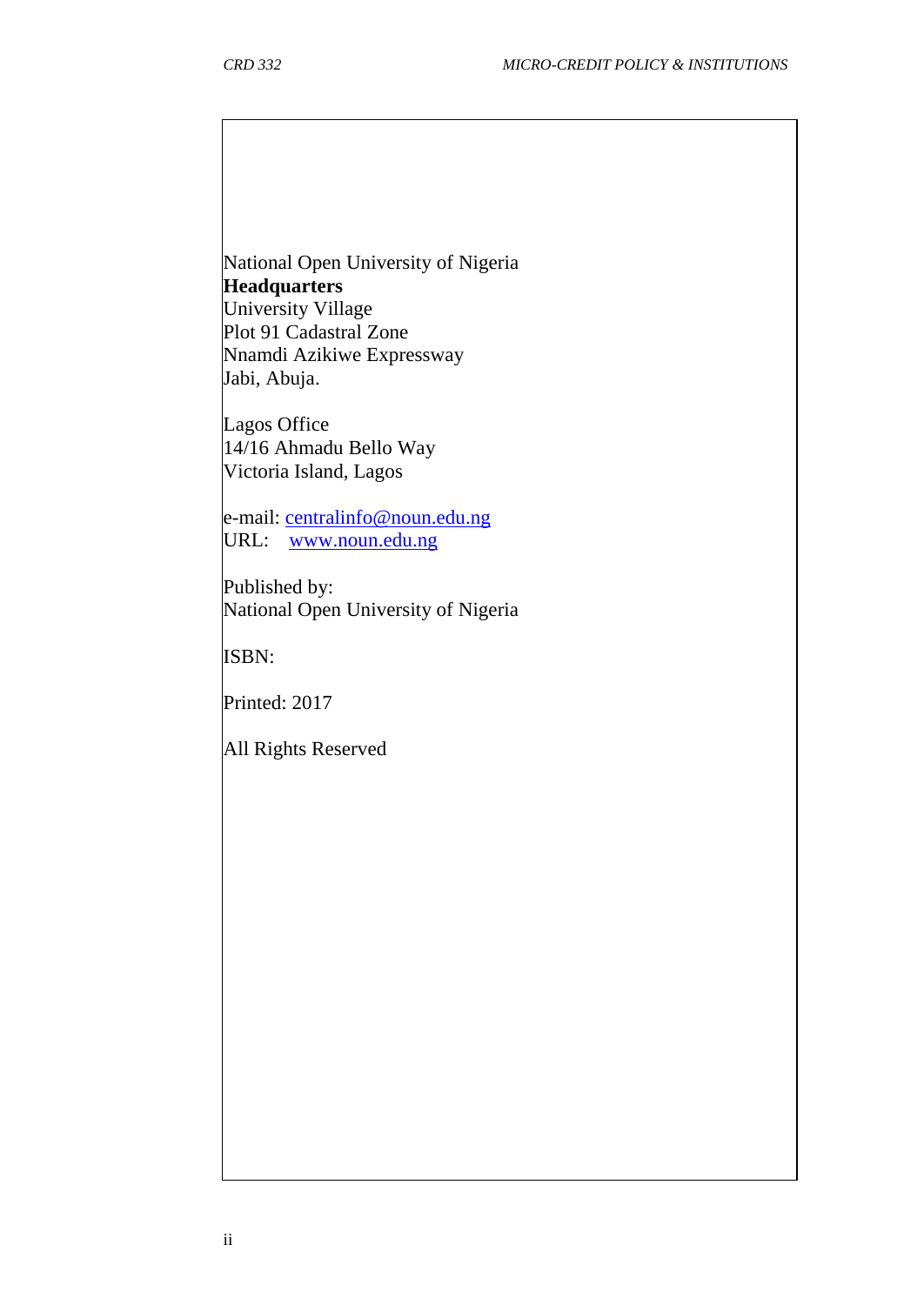National Open University of Nigeria
**Headquarters**
University Village
Plot 91 Cadastral Zone
Nnamdi Azikiwe Expressway
Jabi, Abuja.

Lagos Office
14/16 Ahmadu Bello Way
Victoria Island, Lagos

e-mail: centralinfo@noun.edu.ng
URL: www.noun.edu.ng

Published by:
National Open University of Nigeria

ISBN:

Printed: 2017

All Rights Reserved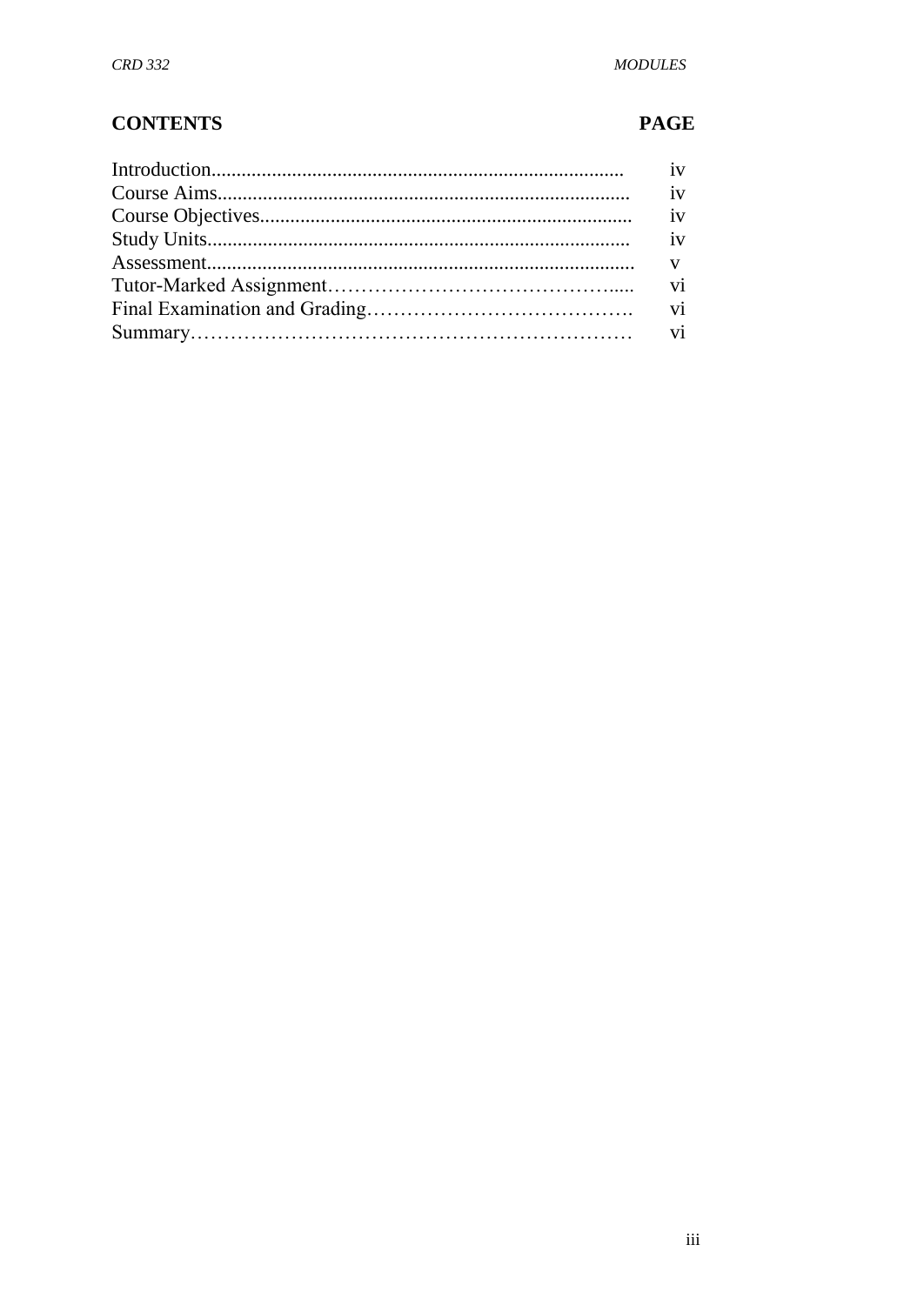| **CONTENTS** | **PAGE** |
| --- | --- |
| Introduction | iv |
| Course Aims | iv |
| Course Objectives | iv |
| Study Units | iv |
| Assessment | v |
| Tutor-Marked Assignment | vi |
| Final Examination and Grading | vi |
| Summary | vi |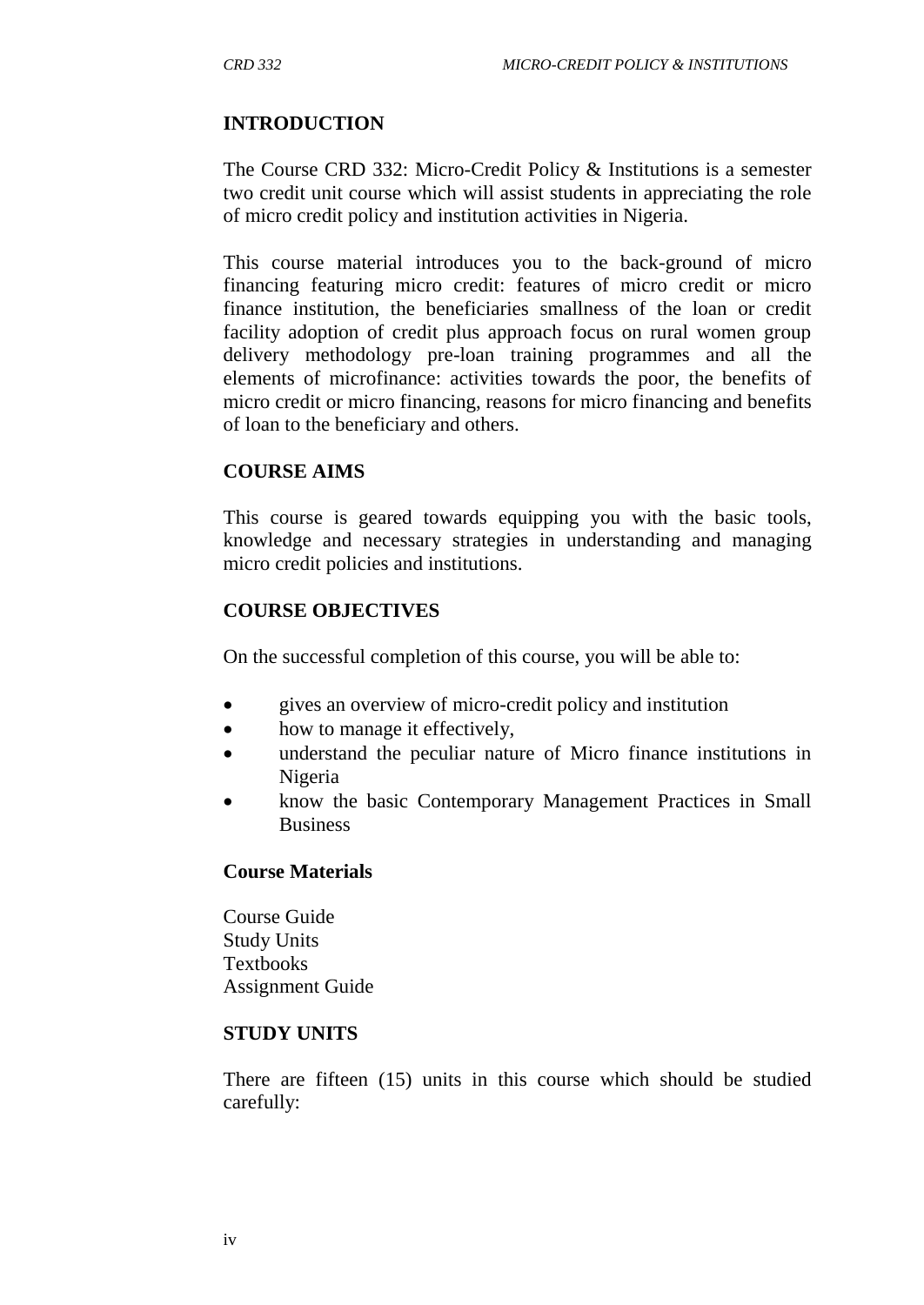## INTRODUCTION

The Course CRD 332: Micro-Credit Policy & Institutions is a semester two credit unit course which will assist students in appreciating the role of micro credit policy and institution activities in Nigeria.

This course material introduces you to the back-ground of micro financing featuring micro credit: features of micro credit or micro finance institution, the beneficiaries smallness of the loan or credit facility adoption of credit plus approach focus on rural women group delivery methodology pre-loan training programmes and all the elements of microfinance: activities towards the poor, the benefits of micro credit or micro financing, reasons for micro financing and benefits of loan to the beneficiary and others.

## COURSE AIMS

This course is geared towards equipping you with the basic tools, knowledge and necessary strategies in understanding and managing micro credit policies and institutions.

## COURSE OBJECTIVES

On the successful completion of this course, you will be able to:

- gives an overview of micro-credit policy and institution
- how to manage it effectively,
- understand the peculiar nature of Micro finance institutions in Nigeria
- know the basic Contemporary Management Practices in Small Business

### Course Materials

Course Guide
Study Units
Textbooks
Assignment Guide

## STUDY UNITS

There are fifteen (15) units in this course which should be studied carefully: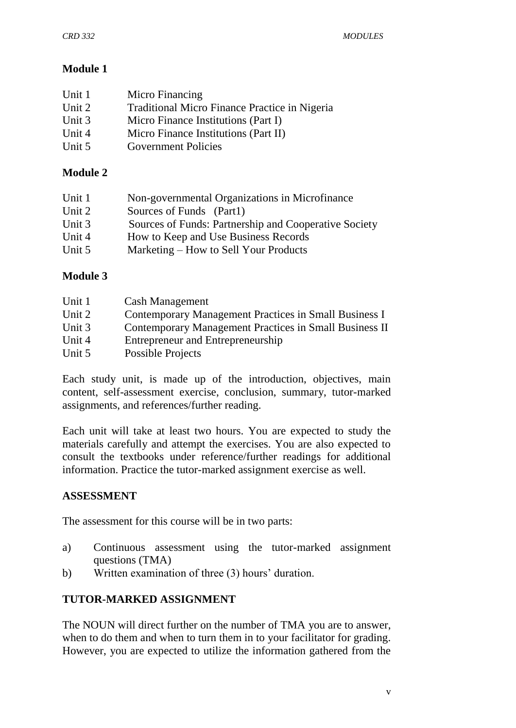**Module 1**

| | |
|---|---|
| Unit 1 | Micro Financing |
| Unit 2 | Traditional Micro Finance Practice in Nigeria |
| Unit 3 | Micro Finance Institutions (Part I) |
| Unit 4 | Micro Finance Institutions (Part II) |
| Unit 5 | Government Policies |

**Module 2**

| | |
|---|---|
| Unit 1 | Non-governmental Organizations in Microfinance |
| Unit 2 | Sources of Funds (Part1) |
| Unit 3 | Sources of Funds: Partnership and Cooperative Society |
| Unit 4 | How to Keep and Use Business Records |
| Unit 5 | Marketing – How to Sell Your Products |

**Module 3**

| | |
|---|---|
| Unit 1 | Cash Management |
| Unit 2 | Contemporary Management Practices in Small Business I |
| Unit 3 | Contemporary Management Practices in Small Business II |
| Unit 4 | Entrepreneur and Entrepreneurship |
| Unit 5 | Possible Projects |

Each study unit, is made up of the introduction, objectives, main content, self-assessment exercise, conclusion, summary, tutor-marked assignments, and references/further reading.

Each unit will take at least two hours. You are expected to study the materials carefully and attempt the exercises. You are also expected to consult the textbooks under reference/further readings for additional information. Practice the tutor-marked assignment exercise as well.

## ASSESSMENT

The assessment for this course will be in two parts:

a) Continuous assessment using the tutor-marked assignment questions (TMA)
b) Written examination of three (3) hours' duration.

## TUTOR-MARKED ASSIGNMENT

The NOUN will direct further on the number of TMA you are to answer, when to do them and when to turn them in to your facilitator for grading. However, you are expected to utilize the information gathered from the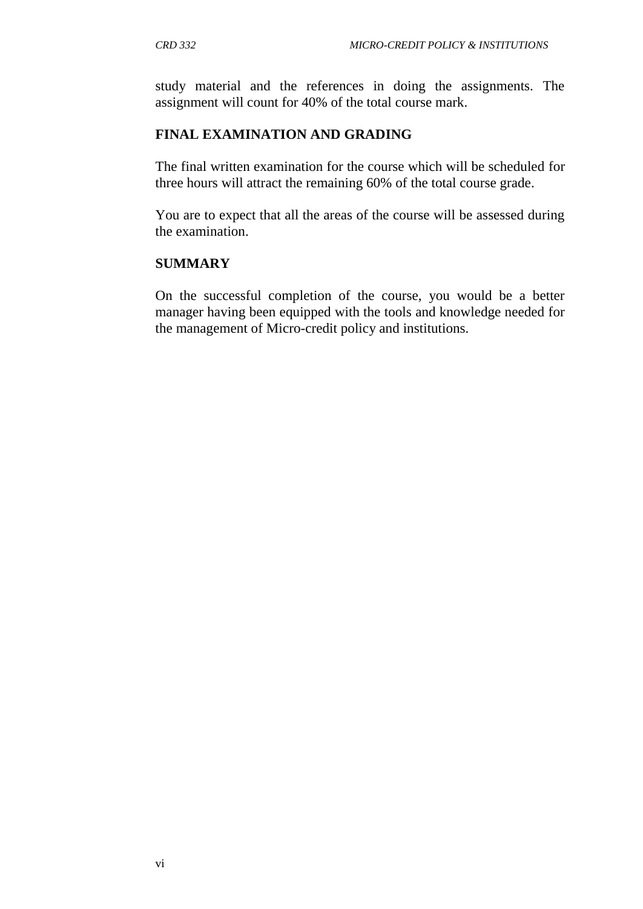study material and the references in doing the assignments. The assignment will count for 40% of the total course mark.

## FINAL EXAMINATION AND GRADING

The final written examination for the course which will be scheduled for three hours will attract the remaining 60% of the total course grade.

You are to expect that all the areas of the course will be assessed during the examination.

## SUMMARY

On the successful completion of the course, you would be a better manager having been equipped with the tools and knowledge needed for the management of Micro-credit policy and institutions.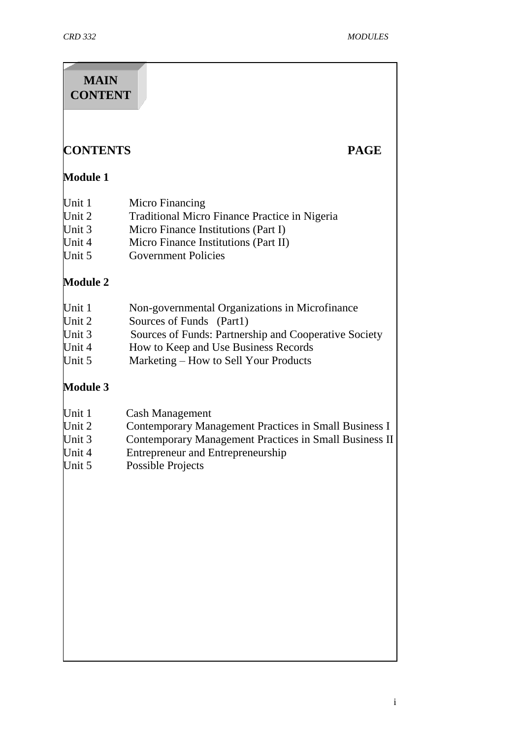# MAIN CONTENT

**CONTENTS** **PAGE**

**Module 1**

Unit 1 Micro Financing
Unit 2 Traditional Micro Finance Practice in Nigeria
Unit 3 Micro Finance Institutions (Part I)
Unit 4 Micro Finance Institutions (Part II)
Unit 5 Government Policies

**Module 2**

Unit 1 Non-governmental Organizations in Microfinance
Unit 2 Sources of Funds (Part1)
Unit 3 Sources of Funds: Partnership and Cooperative Society
Unit 4 How to Keep and Use Business Records
Unit 5 Marketing – How to Sell Your Products

**Module 3**

Unit 1 Cash Management
Unit 2 Contemporary Management Practices in Small Business I
Unit 3 Contemporary Management Practices in Small Business II
Unit 4 Entrepreneur and Entrepreneurship
Unit 5 Possible Projects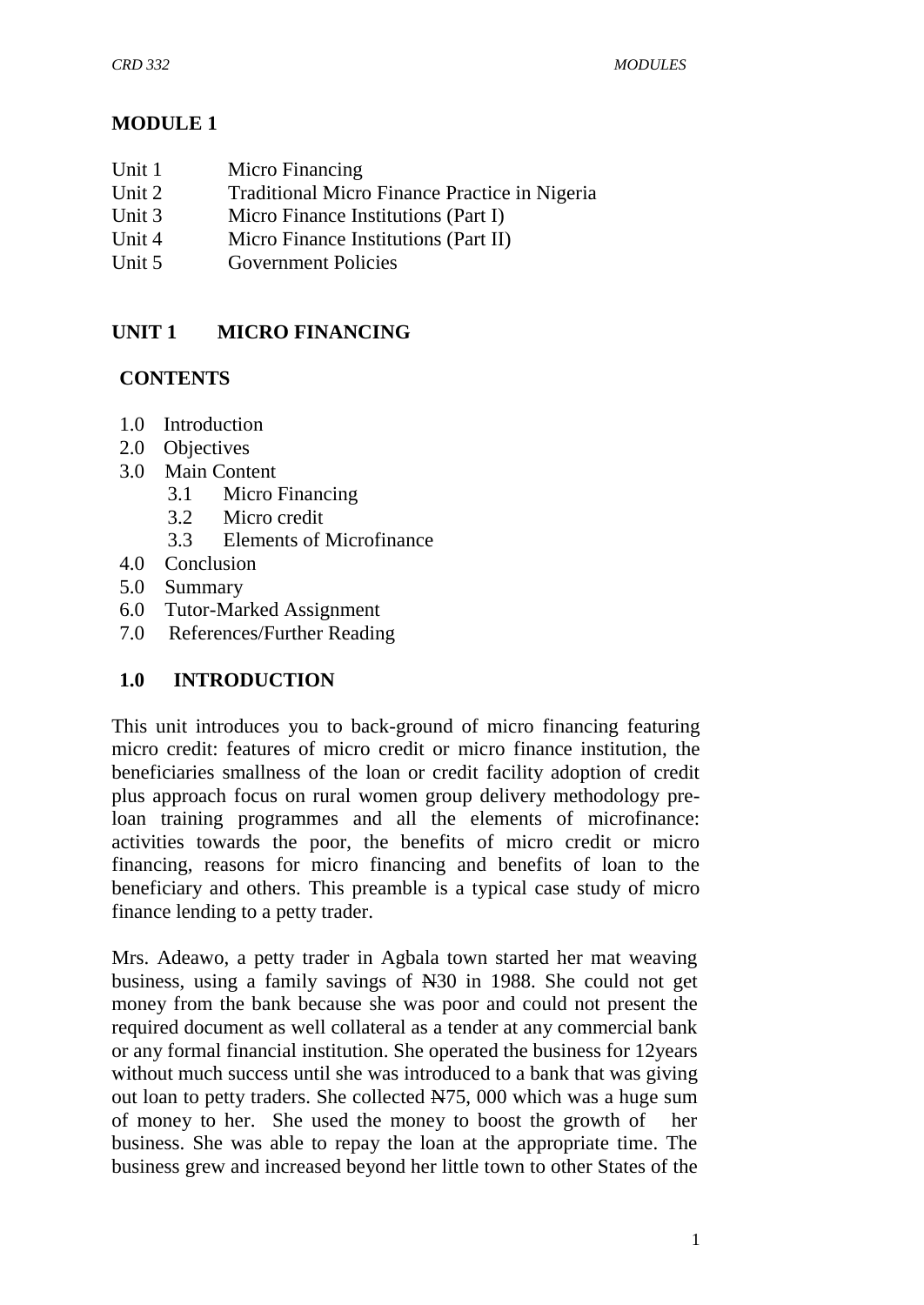# MODULE 1

Unit 1 Micro Financing
Unit 2 Traditional Micro Finance Practice in Nigeria
Unit 3 Micro Finance Institutions (Part I)
Unit 4 Micro Finance Institutions (Part II)
Unit 5 Government Policies

## UNIT 1 MICRO FINANCING

### CONTENTS

1.0 Introduction
2.0 Objectives
3.0 Main Content
  3.1 Micro Financing
  3.2 Micro credit
  3.3 Elements of Microfinance
4.0 Conclusion
5.0 Summary
6.0 Tutor-Marked Assignment
7.0 References/Further Reading

### 1.0 INTRODUCTION

This unit introduces you to back-ground of micro financing featuring micro credit: features of micro credit or micro finance institution, the beneficiaries smallness of the loan or credit facility adoption of credit plus approach focus on rural women group delivery methodology pre-loan training programmes and all the elements of microfinance: activities towards the poor, the benefits of micro credit or micro financing, reasons for micro financing and benefits of loan to the beneficiary and others. This preamble is a typical case study of micro finance lending to a petty trader.

Mrs. Adeawo, a petty trader in Agbala town started her mat weaving business, using a family savings of ₦30 in 1988. She could not get money from the bank because she was poor and could not present the required document as well collateral as a tender at any commercial bank or any formal financial institution. She operated the business for 12years without much success until she was introduced to a bank that was giving out loan to petty traders. She collected ₦75, 000 which was a huge sum of money to her. She used the money to boost the growth of her business. She was able to repay the loan at the appropriate time. The business grew and increased beyond her little town to other States of the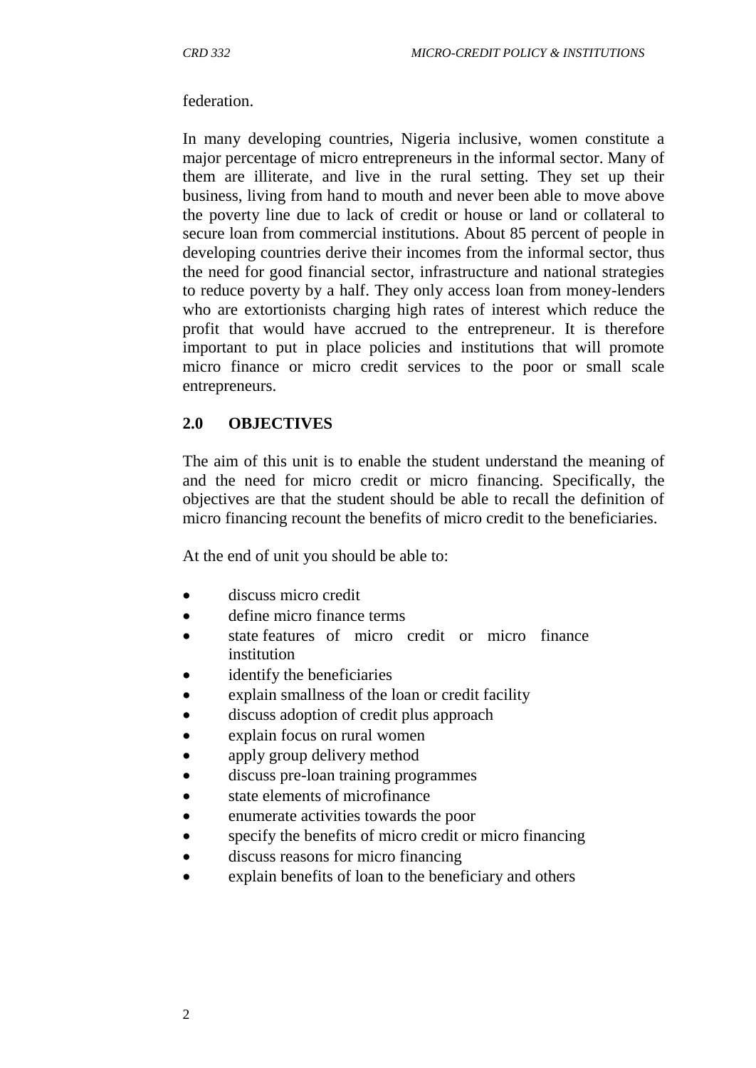federation.

In many developing countries, Nigeria inclusive, women constitute a major percentage of micro entrepreneurs in the informal sector. Many of them are illiterate, and live in the rural setting. They set up their business, living from hand to mouth and never been able to move above the poverty line due to lack of credit or house or land or collateral to secure loan from commercial institutions. About 85 percent of people in developing countries derive their incomes from the informal sector, thus the need for good financial sector, infrastructure and national strategies to reduce poverty by a half. They only access loan from money-lenders who are extortionists charging high rates of interest which reduce the profit that would have accrued to the entrepreneur. It is therefore important to put in place policies and institutions that will promote micro finance or micro credit services to the poor or small scale entrepreneurs.

## 2.0 OBJECTIVES

The aim of this unit is to enable the student understand the meaning of and the need for micro credit or micro financing. Specifically, the objectives are that the student should be able to recall the definition of micro financing recount the benefits of micro credit to the beneficiaries.

At the end of unit you should be able to:

- discuss micro credit
- define micro finance terms
- state features of micro credit or micro finance institution
- identify the beneficiaries
- explain smallness of the loan or credit facility
- discuss adoption of credit plus approach
- explain focus on rural women
- apply group delivery method
- discuss pre-loan training programmes
- state elements of microfinance
- enumerate activities towards the poor
- specify the benefits of micro credit or micro financing
- discuss reasons for micro financing
- explain benefits of loan to the beneficiary and others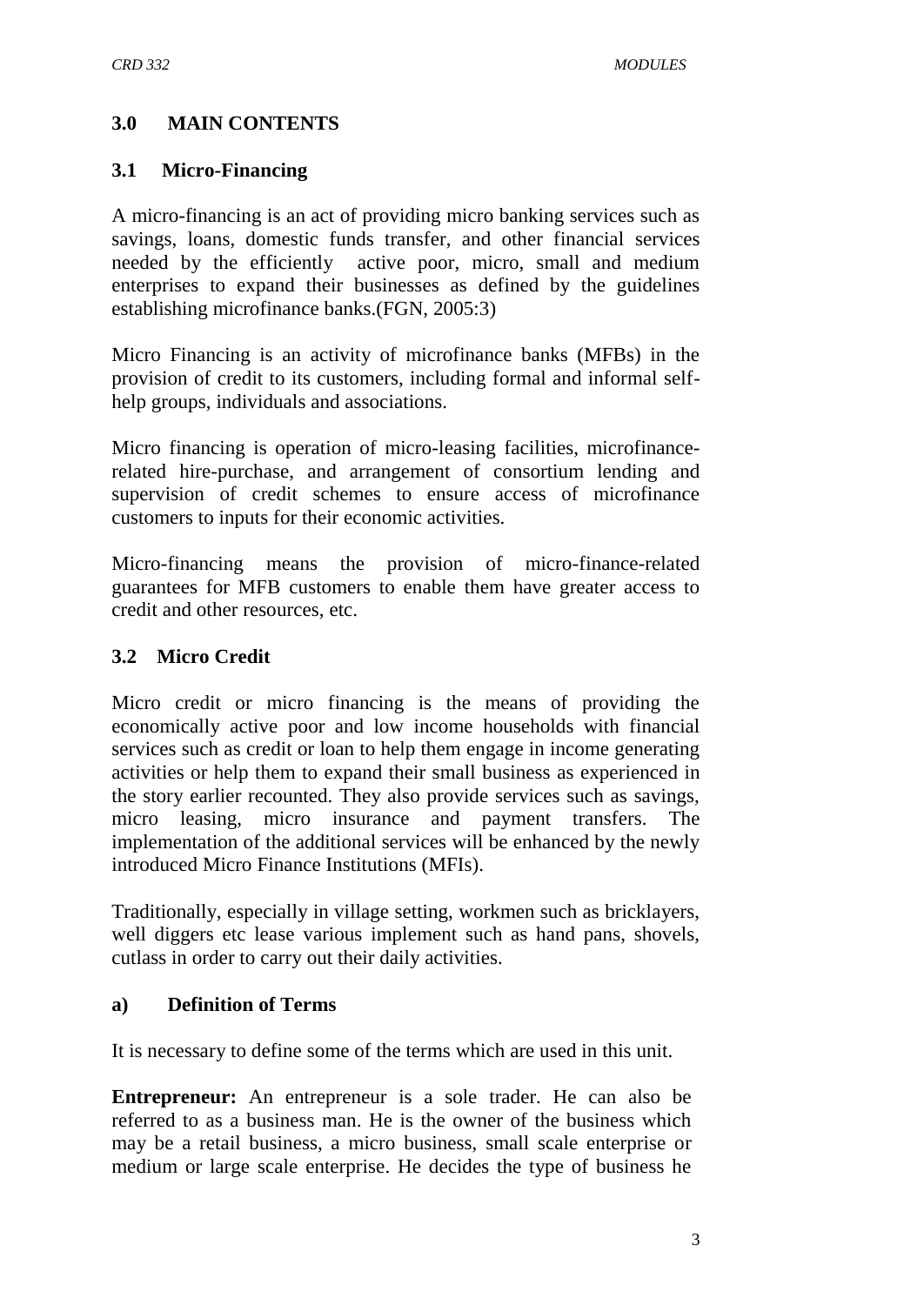## 3.0 MAIN CONTENTS

### 3.1 Micro-Financing

A micro-financing is an act of providing micro banking services such as savings, loans, domestic funds transfer, and other financial services needed by the efficiently active poor, micro, small and medium enterprises to expand their businesses as defined by the guidelines establishing microfinance banks.(FGN, 2005:3)

Micro Financing is an activity of microfinance banks (MFBs) in the provision of credit to its customers, including formal and informal self-help groups, individuals and associations.

Micro financing is operation of micro-leasing facilities, microfinance-related hire-purchase, and arrangement of consortium lending and supervision of credit schemes to ensure access of microfinance customers to inputs for their economic activities.

Micro-financing means the provision of micro-finance-related guarantees for MFB customers to enable them have greater access to credit and other resources, etc.

### 3.2 Micro Credit

Micro credit or micro financing is the means of providing the economically active poor and low income households with financial services such as credit or loan to help them engage in income generating activities or help them to expand their small business as experienced in the story earlier recounted. They also provide services such as savings, micro leasing, micro insurance and payment transfers. The implementation of the additional services will be enhanced by the newly introduced Micro Finance Institutions (MFIs).

Traditionally, especially in village setting, workmen such as bricklayers, well diggers etc lease various implement such as hand pans, shovels, cutlass in order to carry out their daily activities.

#### a) Definition of Terms

It is necessary to define some of the terms which are used in this unit.

**Entrepreneur:** An entrepreneur is a sole trader. He can also be referred to as a business man. He is the owner of the business which may be a retail business, a micro business, small scale enterprise or medium or large scale enterprise. He decides the type of business he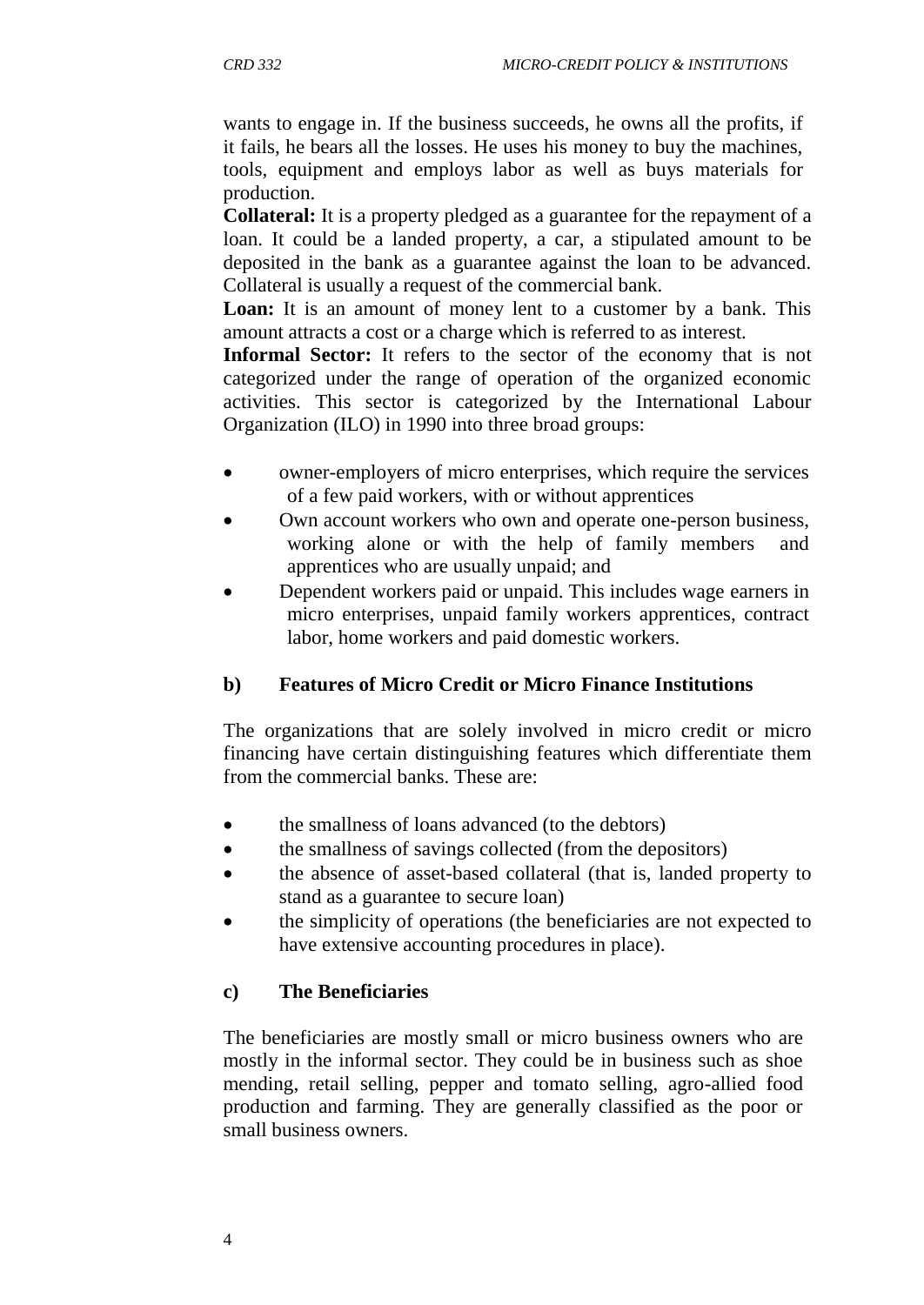wants to engage in. If the business succeeds, he owns all the profits, if it fails, he bears all the losses. He uses his money to buy the machines, tools, equipment and employs labor as well as buys materials for production.

**Collateral:** It is a property pledged as a guarantee for the repayment of a loan. It could be a landed property, a car, a stipulated amount to be deposited in the bank as a guarantee against the loan to be advanced. Collateral is usually a request of the commercial bank.

**Loan:** It is an amount of money lent to a customer by a bank. This amount attracts a cost or a charge which is referred to as interest.

**Informal Sector:** It refers to the sector of the economy that is not categorized under the range of operation of the organized economic activities. This sector is categorized by the International Labour Organization (ILO) in 1990 into three broad groups:

- owner-employers of micro enterprises, which require the services of a few paid workers, with or without apprentices
- Own account workers who own and operate one-person business, working alone or with the help of family members and apprentices who are usually unpaid; and
- Dependent workers paid or unpaid. This includes wage earners in micro enterprises, unpaid family workers apprentices, contract labor, home workers and paid domestic workers.

### b) Features of Micro Credit or Micro Finance Institutions

The organizations that are solely involved in micro credit or micro financing have certain distinguishing features which differentiate them from the commercial banks. These are:

- the smallness of loans advanced (to the debtors)
- the smallness of savings collected (from the depositors)
- the absence of asset-based collateral (that is, landed property to stand as a guarantee to secure loan)
- the simplicity of operations (the beneficiaries are not expected to have extensive accounting procedures in place).

### c) The Beneficiaries

The beneficiaries are mostly small or micro business owners who are mostly in the informal sector. They could be in business such as shoe mending, retail selling, pepper and tomato selling, agro-allied food production and farming. They are generally classified as the poor or small business owners.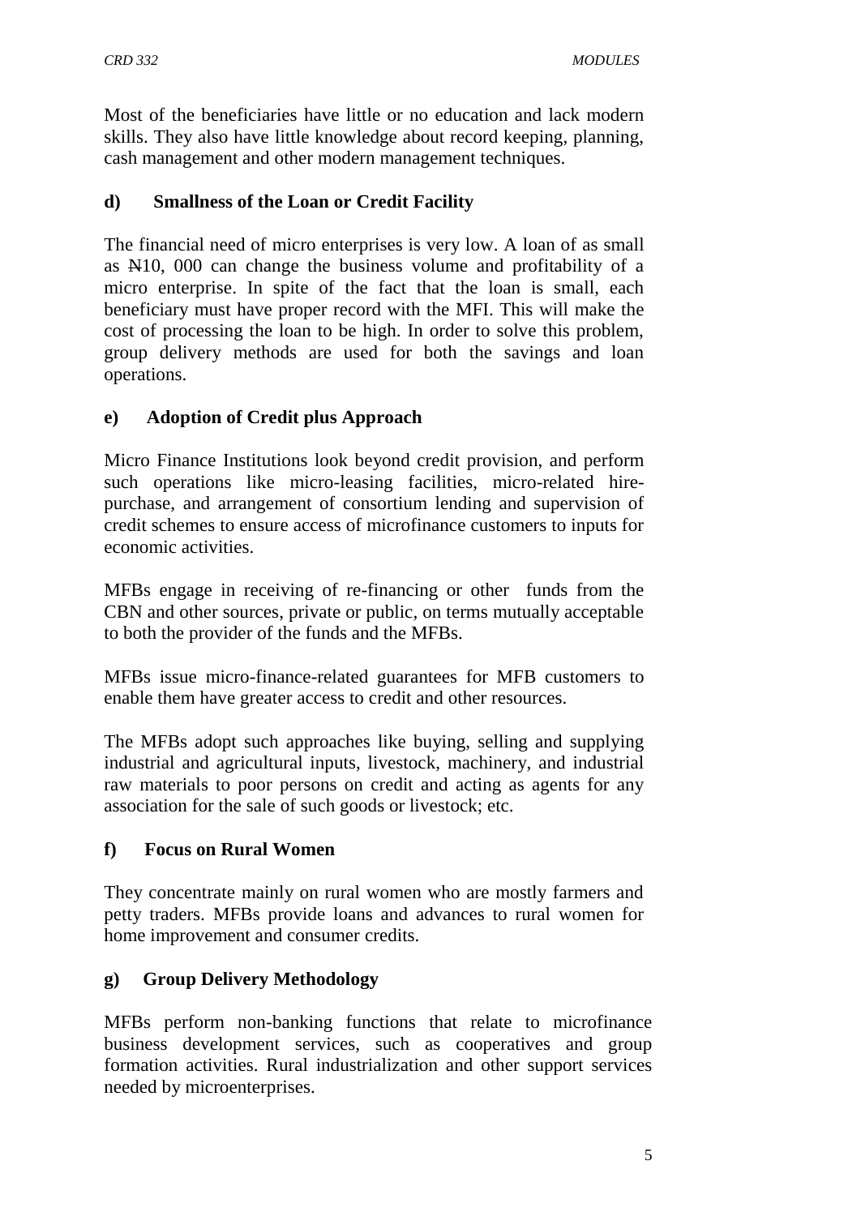Most of the beneficiaries have little or no education and lack modern skills. They also have little knowledge about record keeping, planning, cash management and other modern management techniques.

### d) Smallness of the Loan or Credit Facility

The financial need of micro enterprises is very low. A loan of as small as ₦10, 000 can change the business volume and profitability of a micro enterprise. In spite of the fact that the loan is small, each beneficiary must have proper record with the MFI. This will make the cost of processing the loan to be high. In order to solve this problem, group delivery methods are used for both the savings and loan operations.

### e) Adoption of Credit plus Approach

Micro Finance Institutions look beyond credit provision, and perform such operations like micro-leasing facilities, micro-related hire-purchase, and arrangement of consortium lending and supervision of credit schemes to ensure access of microfinance customers to inputs for economic activities.

MFBs engage in receiving of re-financing or other funds from the CBN and other sources, private or public, on terms mutually acceptable to both the provider of the funds and the MFBs.

MFBs issue micro-finance-related guarantees for MFB customers to enable them have greater access to credit and other resources.

The MFBs adopt such approaches like buying, selling and supplying industrial and agricultural inputs, livestock, machinery, and industrial raw materials to poor persons on credit and acting as agents for any association for the sale of such goods or livestock; etc.

### f) Focus on Rural Women

They concentrate mainly on rural women who are mostly farmers and petty traders. MFBs provide loans and advances to rural women for home improvement and consumer credits.

### g) Group Delivery Methodology

MFBs perform non-banking functions that relate to microfinance business development services, such as cooperatives and group formation activities. Rural industrialization and other support services needed by microenterprises.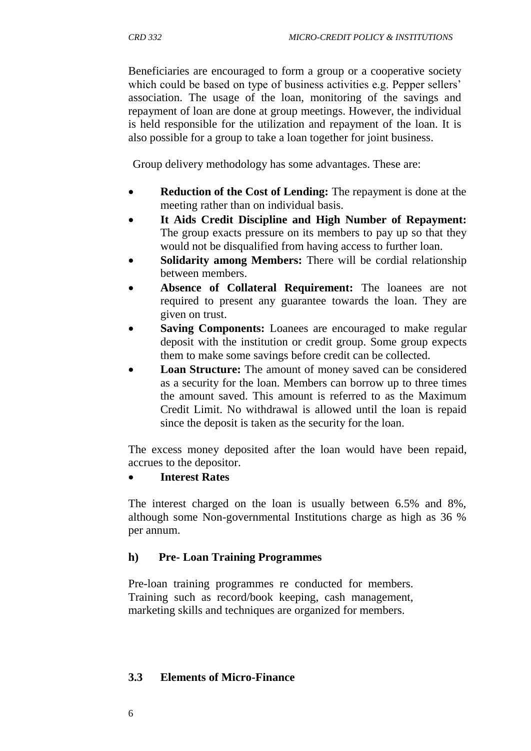Beneficiaries are encouraged to form a group or a cooperative society which could be based on type of business activities e.g. Pepper sellers' association. The usage of the loan, monitoring of the savings and repayment of loan are done at group meetings. However, the individual is held responsible for the utilization and repayment of the loan. It is also possible for a group to take a loan together for joint business.

Group delivery methodology has some advantages. These are:

- **Reduction of the Cost of Lending:** The repayment is done at the meeting rather than on individual basis.
- **It Aids Credit Discipline and High Number of Repayment:** The group exacts pressure on its members to pay up so that they would not be disqualified from having access to further loan.
- **Solidarity among Members:** There will be cordial relationship between members.
- **Absence of Collateral Requirement:** The loanees are not required to present any guarantee towards the loan. They are given on trust.
- **Saving Components:** Loanees are encouraged to make regular deposit with the institution or credit group. Some group expects them to make some savings before credit can be collected.
- **Loan Structure:** The amount of money saved can be considered as a security for the loan. Members can borrow up to three times the amount saved. This amount is referred to as the Maximum Credit Limit. No withdrawal is allowed until the loan is repaid since the deposit is taken as the security for the loan.

The excess money deposited after the loan would have been repaid, accrues to the depositor.

- **Interest Rates**

The interest charged on the loan is usually between 6.5% and 8%, although some Non-governmental Institutions charge as high as 36 % per annum.

#### h) Pre- Loan Training Programmes

Pre-loan training programmes re conducted for members. Training such as record/book keeping, cash management, marketing skills and techniques are organized for members.

### 3.3 Elements of Micro-Finance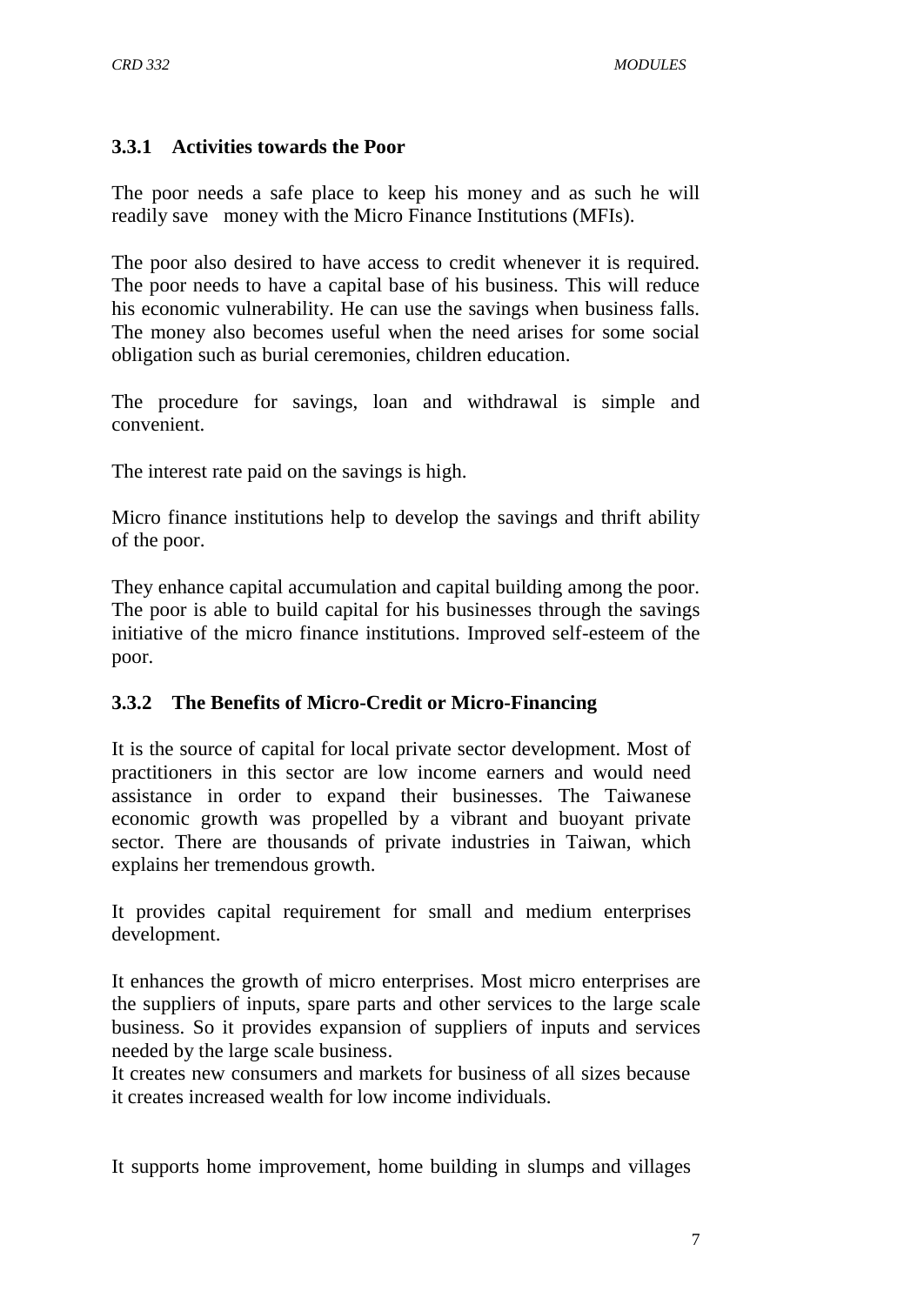### 3.3.1 Activities towards the Poor

The poor needs a safe place to keep his money and as such he will readily save money with the Micro Finance Institutions (MFIs).

The poor also desired to have access to credit whenever it is required. The poor needs to have a capital base of his business. This will reduce his economic vulnerability. He can use the savings when business falls. The money also becomes useful when the need arises for some social obligation such as burial ceremonies, children education.

The procedure for savings, loan and withdrawal is simple and convenient.

The interest rate paid on the savings is high.

Micro finance institutions help to develop the savings and thrift ability of the poor.

They enhance capital accumulation and capital building among the poor. The poor is able to build capital for his businesses through the savings initiative of the micro finance institutions. Improved self-esteem of the poor.

### 3.3.2 The Benefits of Micro-Credit or Micro-Financing

It is the source of capital for local private sector development. Most of practitioners in this sector are low income earners and would need assistance in order to expand their businesses. The Taiwanese economic growth was propelled by a vibrant and buoyant private sector. There are thousands of private industries in Taiwan, which explains her tremendous growth.

It provides capital requirement for small and medium enterprises development.

It enhances the growth of micro enterprises. Most micro enterprises are the suppliers of inputs, spare parts and other services to the large scale business. So it provides expansion of suppliers of inputs and services needed by the large scale business.
It creates new consumers and markets for business of all sizes because it creates increased wealth for low income individuals.

It supports home improvement, home building in slumps and villages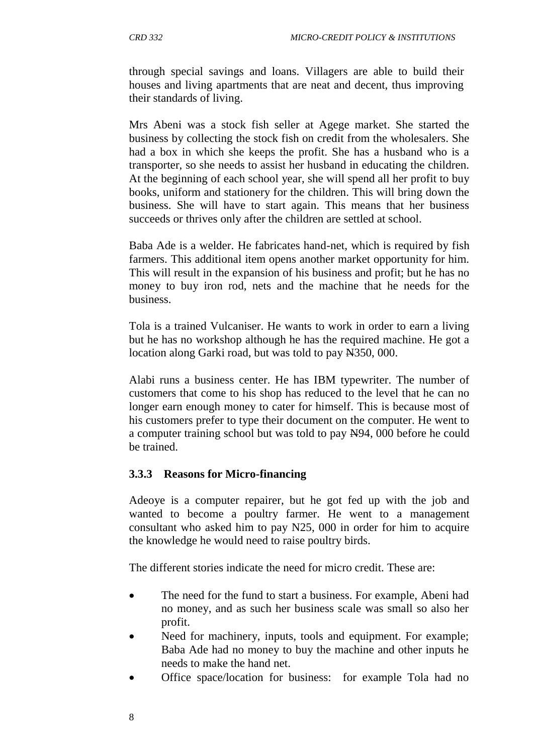through special savings and loans. Villagers are able to build their houses and living apartments that are neat and decent, thus improving their standards of living.

Mrs Abeni was a stock fish seller at Agege market. She started the business by collecting the stock fish on credit from the wholesalers. She had a box in which she keeps the profit. She has a husband who is a transporter, so she needs to assist her husband in educating the children. At the beginning of each school year, she will spend all her profit to buy books, uniform and stationery for the children. This will bring down the business. She will have to start again. This means that her business succeeds or thrives only after the children are settled at school.

Baba Ade is a welder. He fabricates hand-net, which is required by fish farmers. This additional item opens another market opportunity for him. This will result in the expansion of his business and profit; but he has no money to buy iron rod, nets and the machine that he needs for the business.

Tola is a trained Vulcaniser. He wants to work in order to earn a living but he has no workshop although he has the required machine. He got a location along Garki road, but was told to pay ₦350, 000.

Alabi runs a business center. He has IBM typewriter. The number of customers that come to his shop has reduced to the level that he can no longer earn enough money to cater for himself. This is because most of his customers prefer to type their document on the computer. He went to a computer training school but was told to pay ₦94, 000 before he could be trained.

### 3.3.3 Reasons for Micro-financing

Adeoye is a computer repairer, but he got fed up with the job and wanted to become a poultry farmer. He went to a management consultant who asked him to pay N25, 000 in order for him to acquire the knowledge he would need to raise poultry birds.

The different stories indicate the need for micro credit. These are:

- The need for the fund to start a business. For example, Abeni had no money, and as such her business scale was small so also her profit.
- Need for machinery, inputs, tools and equipment. For example; Baba Ade had no money to buy the machine and other inputs he needs to make the hand net.
- Office space/location for business: for example Tola had no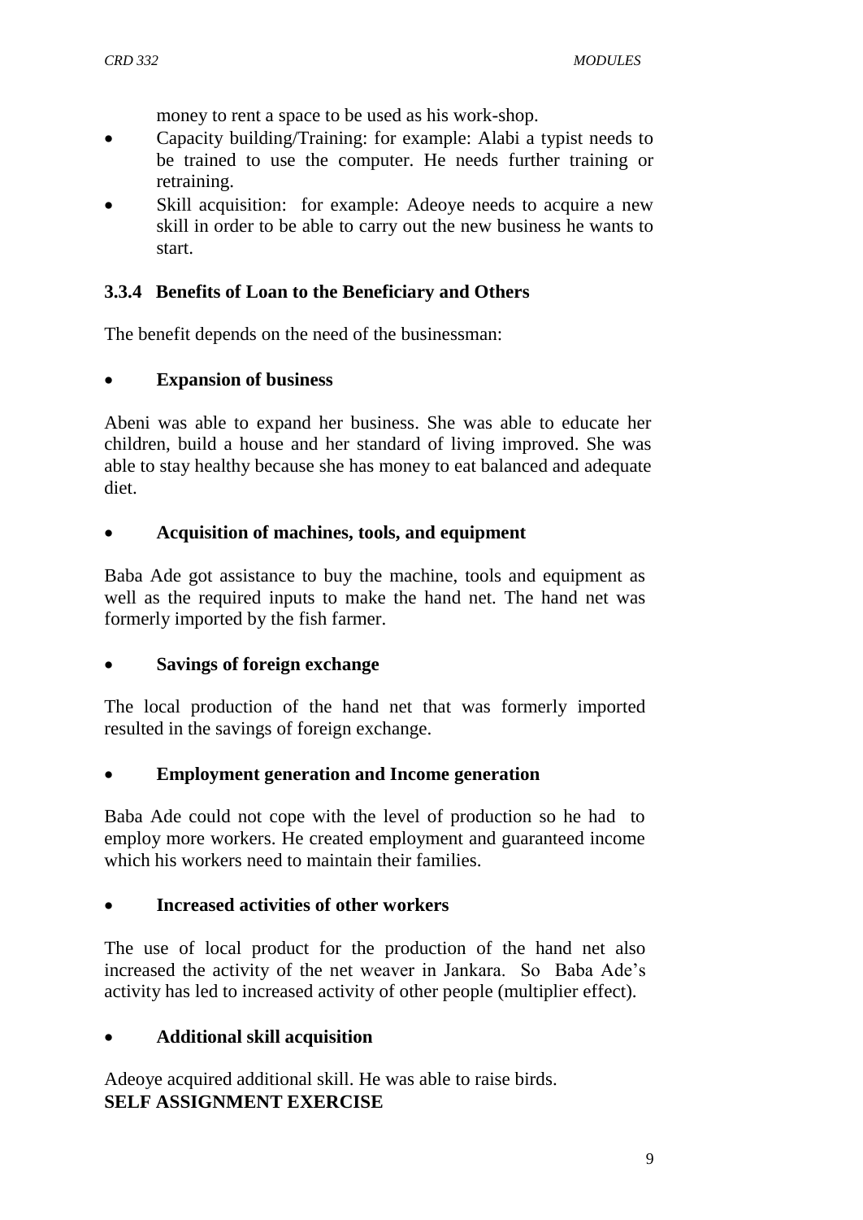money to rent a space to be used as his work-shop.

- Capacity building/Training: for example: Alabi a typist needs to be trained to use the computer. He needs further training or retraining.
- Skill acquisition: for example: Adeoye needs to acquire a new skill in order to be able to carry out the new business he wants to start.

### 3.3.4 Benefits of Loan to the Beneficiary and Others

The benefit depends on the need of the businessman:

- **Expansion of business**

Abeni was able to expand her business. She was able to educate her children, build a house and her standard of living improved. She was able to stay healthy because she has money to eat balanced and adequate diet.

- **Acquisition of machines, tools, and equipment**

Baba Ade got assistance to buy the machine, tools and equipment as well as the required inputs to make the hand net. The hand net was formerly imported by the fish farmer.

- **Savings of foreign exchange**

The local production of the hand net that was formerly imported resulted in the savings of foreign exchange.

- **Employment generation and Income generation**

Baba Ade could not cope with the level of production so he had to employ more workers. He created employment and guaranteed income which his workers need to maintain their families.

- **Increased activities of other workers**

The use of local product for the production of the hand net also increased the activity of the net weaver in Jankara. So Baba Ade's activity has led to increased activity of other people (multiplier effect).

- **Additional skill acquisition**

Adeoye acquired additional skill. He was able to raise birds.

**SELF ASSIGNMENT EXERCISE**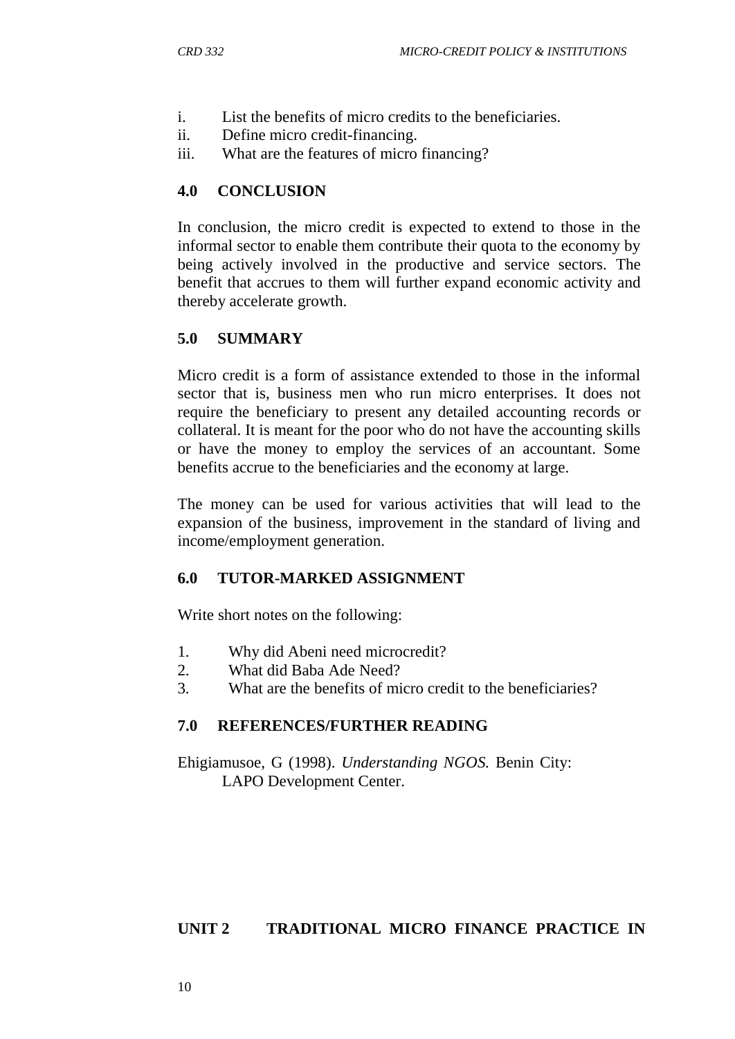i. List the benefits of micro credits to the beneficiaries.
ii. Define micro credit-financing.
iii. What are the features of micro financing?

## 4.0 CONCLUSION

In conclusion, the micro credit is expected to extend to those in the informal sector to enable them contribute their quota to the economy by being actively involved in the productive and service sectors. The benefit that accrues to them will further expand economic activity and thereby accelerate growth.

## 5.0 SUMMARY

Micro credit is a form of assistance extended to those in the informal sector that is, business men who run micro enterprises. It does not require the beneficiary to present any detailed accounting records or collateral. It is meant for the poor who do not have the accounting skills or have the money to employ the services of an accountant. Some benefits accrue to the beneficiaries and the economy at large.

The money can be used for various activities that will lead to the expansion of the business, improvement in the standard of living and income/employment generation.

## 6.0 TUTOR-MARKED ASSIGNMENT

Write short notes on the following:

1. Why did Abeni need microcredit?
2. What did Baba Ade Need?
3. What are the benefits of micro credit to the beneficiaries?

## 7.0 REFERENCES/FURTHER READING

Ehigiamusoe, G (1998). *Understanding NGOS.* Benin City: LAPO Development Center.

# UNIT 2 TRADITIONAL MICRO FINANCE PRACTICE IN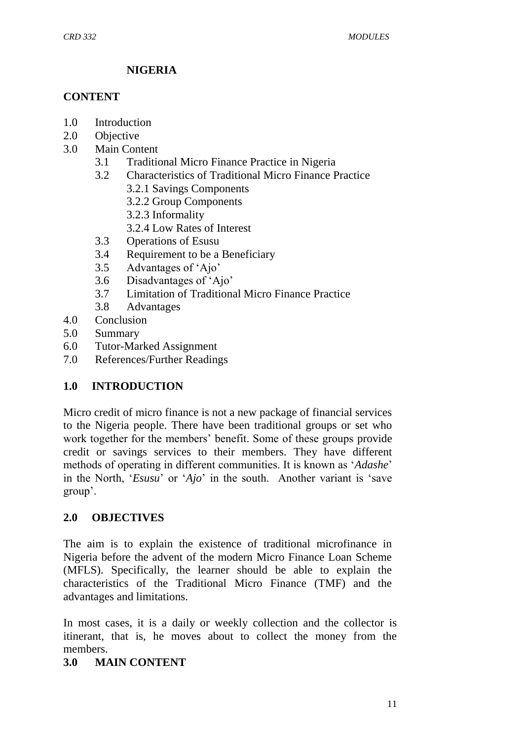## NIGERIA

### CONTENT

1.0 Introduction
2.0 Objective
3.0 Main Content
    3.1 Traditional Micro Finance Practice in Nigeria
    3.2 Characteristics of Traditional Micro Finance Practice
        3.2.1 Savings Components
        3.2.2 Group Components
        3.2.3 Informality
        3.2.4 Low Rates of Interest
    3.3 Operations of Esusu
    3.4 Requirement to be a Beneficiary
    3.5 Advantages of 'Ajo'
    3.6 Disadvantages of 'Ajo'
    3.7 Limitation of Traditional Micro Finance Practice
    3.8 Advantages
4.0 Conclusion
5.0 Summary
6.0 Tutor-Marked Assignment
7.0 References/Further Readings

### 1.0 INTRODUCTION

Micro credit of micro finance is not a new package of financial services to the Nigeria people. There have been traditional groups or set who work together for the members' benefit. Some of these groups provide credit or savings services to their members. They have different methods of operating in different communities. It is known as '*Adashe*' in the North, '*Esusu*' or '*Ajo*' in the south. Another variant is 'save group'.

### 2.0 OBJECTIVES

The aim is to explain the existence of traditional microfinance in Nigeria before the advent of the modern Micro Finance Loan Scheme (MFLS). Specifically, the learner should be able to explain the characteristics of the Traditional Micro Finance (TMF) and the advantages and limitations.

In most cases, it is a daily or weekly collection and the collector is itinerant, that is, he moves about to collect the money from the members.

### 3.0 MAIN CONTENT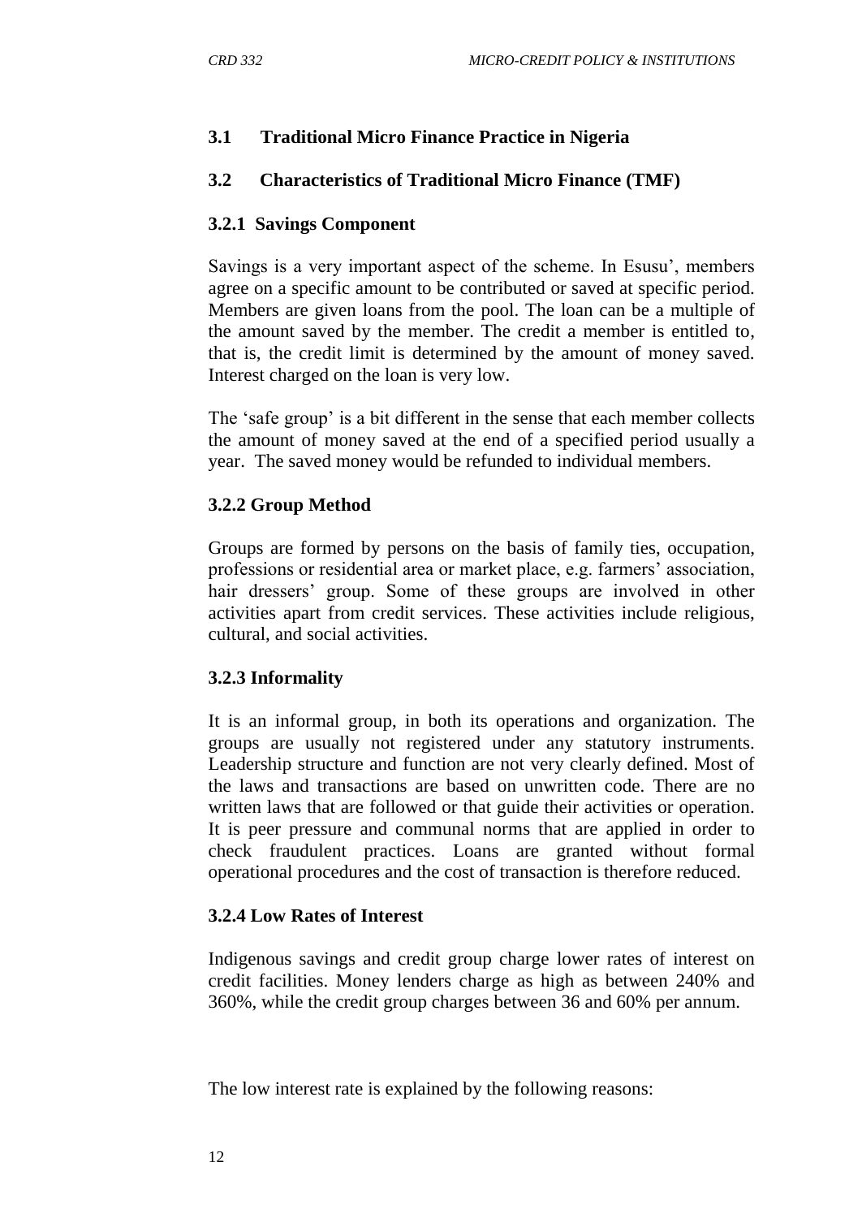### 3.1 Traditional Micro Finance Practice in Nigeria

### 3.2 Characteristics of Traditional Micro Finance (TMF)

#### 3.2.1 Savings Component

Savings is a very important aspect of the scheme. In Esusu', members agree on a specific amount to be contributed or saved at specific period. Members are given loans from the pool. The loan can be a multiple of the amount saved by the member. The credit a member is entitled to, that is, the credit limit is determined by the amount of money saved. Interest charged on the loan is very low.

The 'safe group' is a bit different in the sense that each member collects the amount of money saved at the end of a specified period usually a year. The saved money would be refunded to individual members.

#### 3.2.2 Group Method

Groups are formed by persons on the basis of family ties, occupation, professions or residential area or market place, e.g. farmers' association, hair dressers' group. Some of these groups are involved in other activities apart from credit services. These activities include religious, cultural, and social activities.

#### 3.2.3 Informality

It is an informal group, in both its operations and organization. The groups are usually not registered under any statutory instruments. Leadership structure and function are not very clearly defined. Most of the laws and transactions are based on unwritten code. There are no written laws that are followed or that guide their activities or operation. It is peer pressure and communal norms that are applied in order to check fraudulent practices. Loans are granted without formal operational procedures and the cost of transaction is therefore reduced.

#### 3.2.4 Low Rates of Interest

Indigenous savings and credit group charge lower rates of interest on credit facilities. Money lenders charge as high as between 240% and 360%, while the credit group charges between 36 and 60% per annum.

The low interest rate is explained by the following reasons: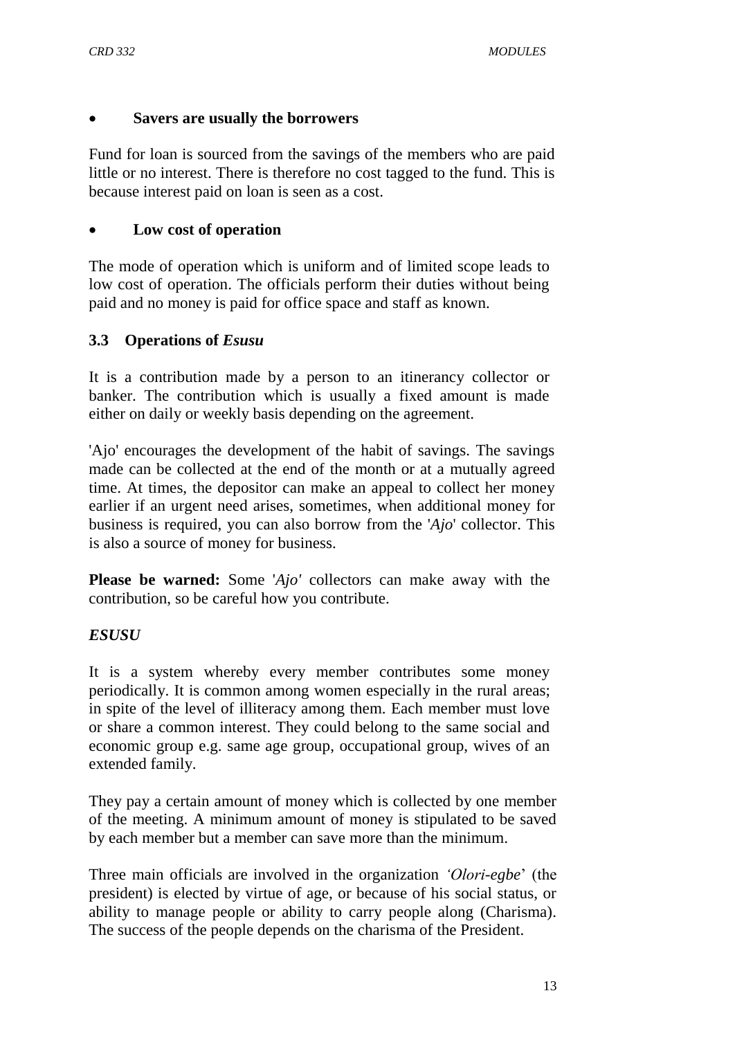- **Savers are usually the borrowers**

Fund for loan is sourced from the savings of the members who are paid little or no interest. There is therefore no cost tagged to the fund. This is because interest paid on loan is seen as a cost.

- **Low cost of operation**

The mode of operation which is uniform and of limited scope leads to low cost of operation. The officials perform their duties without being paid and no money is paid for office space and staff as known.

### 3.3 Operations of *Esusu*

It is a contribution made by a person to an itinerancy collector or banker. The contribution which is usually a fixed amount is made either on daily or weekly basis depending on the agreement.

'Ajo' encourages the development of the habit of savings. The savings made can be collected at the end of the month or at a mutually agreed time. At times, the depositor can make an appeal to collect her money earlier if an urgent need arises, sometimes, when additional money for business is required, you can also borrow from the '*Ajo*' collector. This is also a source of money for business.

**Please be warned:** Some '*Ajo'* collectors can make away with the contribution, so be careful how you contribute.

***ESUSU***

It is a system whereby every member contributes some money periodically. It is common among women especially in the rural areas; in spite of the level of illiteracy among them. Each member must love or share a common interest. They could belong to the same social and economic group e.g. same age group, occupational group, wives of an extended family.

They pay a certain amount of money which is collected by one member of the meeting. A minimum amount of money is stipulated to be saved by each member but a member can save more than the minimum.

Three main officials are involved in the organization *'Olori-egbe*' (the president) is elected by virtue of age, or because of his social status, or ability to manage people or ability to carry people along (Charisma). The success of the people depends on the charisma of the President.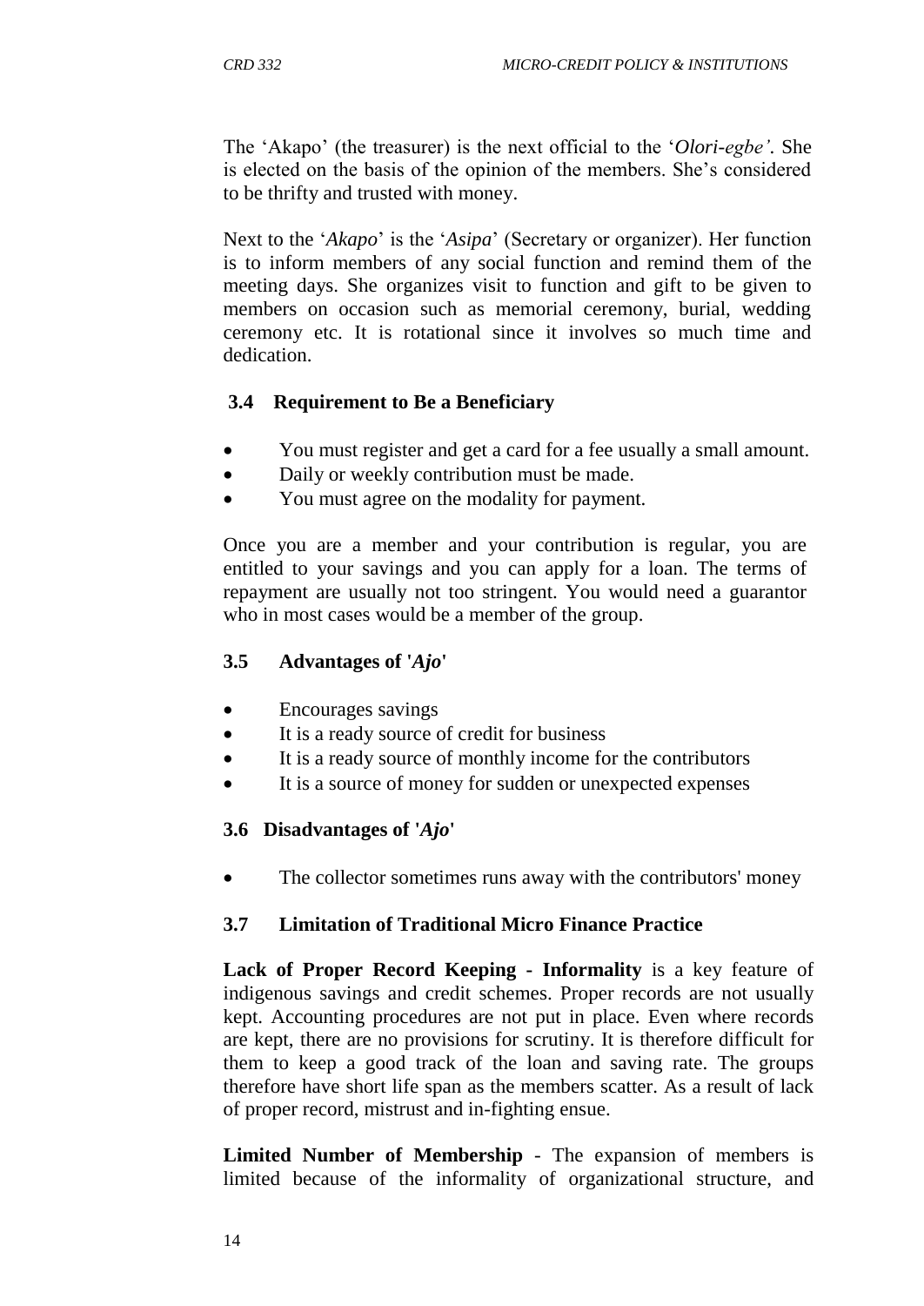The 'Akapo' (the treasurer) is the next official to the '*Olori-egbe'*. She is elected on the basis of the opinion of the members. She's considered to be thrifty and trusted with money.

Next to the '*Akapo*' is the '*Asipa*' (Secretary or organizer). Her function is to inform members of any social function and remind them of the meeting days. She organizes visit to function and gift to be given to members on occasion such as memorial ceremony, burial, wedding ceremony etc. It is rotational since it involves so much time and dedication.

### 3.4 Requirement to Be a Beneficiary

- You must register and get a card for a fee usually a small amount.
- Daily or weekly contribution must be made.
- You must agree on the modality for payment.

Once you are a member and your contribution is regular, you are entitled to your savings and you can apply for a loan. The terms of repayment are usually not too stringent. You would need a guarantor who in most cases would be a member of the group.

### 3.5 Advantages of '*Ajo*'

- Encourages savings
- It is a ready source of credit for business
- It is a ready source of monthly income for the contributors
- It is a source of money for sudden or unexpected expenses

### 3.6 Disadvantages of '*Ajo*'

- The collector sometimes runs away with the contributors' money

### 3.7 Limitation of Traditional Micro Finance Practice

**Lack of Proper Record Keeping - Informality** is a key feature of indigenous savings and credit schemes. Proper records are not usually kept. Accounting procedures are not put in place. Even where records are kept, there are no provisions for scrutiny. It is therefore difficult for them to keep a good track of the loan and saving rate. The groups therefore have short life span as the members scatter. As a result of lack of proper record, mistrust and in-fighting ensue.

**Limited Number of Membership** - The expansion of members is limited because of the informality of organizational structure, and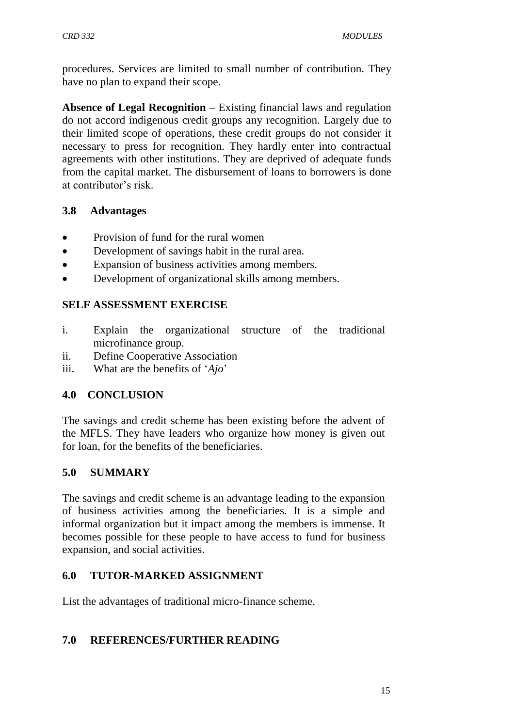procedures. Services are limited to small number of contribution. They have no plan to expand their scope.

**Absence of Legal Recognition** – Existing financial laws and regulation do not accord indigenous credit groups any recognition. Largely due to their limited scope of operations, these credit groups do not consider it necessary to press for recognition. They hardly enter into contractual agreements with other institutions. They are deprived of adequate funds from the capital market. The disbursement of loans to borrowers is done at contributor's risk.

### 3.8 Advantages

- Provision of fund for the rural women
- Development of savings habit in the rural area.
- Expansion of business activities among members.
- Development of organizational skills among members.

**SELF ASSESSMENT EXERCISE**

i. Explain the organizational structure of the traditional microfinance group.
ii. Define Cooperative Association
iii. What are the benefits of '*Ajo*'

## 4.0 CONCLUSION

The savings and credit scheme has been existing before the advent of the MFLS. They have leaders who organize how money is given out for loan, for the benefits of the beneficiaries.

## 5.0 SUMMARY

The savings and credit scheme is an advantage leading to the expansion of business activities among the beneficiaries. It is a simple and informal organization but it impact among the members is immense. It becomes possible for these people to have access to fund for business expansion, and social activities.

## 6.0 TUTOR-MARKED ASSIGNMENT

List the advantages of traditional micro-finance scheme.

## 7.0 REFERENCES/FURTHER READING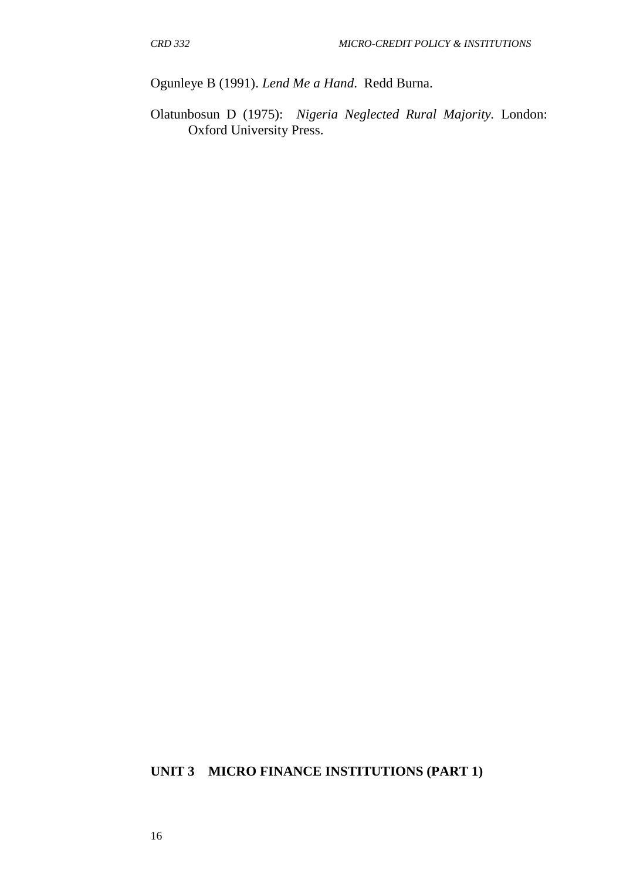Ogunleye B (1991). *Lend Me a Hand*. Redd Burna.

Olatunbosun D (1975): *Nigeria Neglected Rural Majority*. London: Oxford University Press.

## UNIT 3 MICRO FINANCE INSTITUTIONS (PART 1)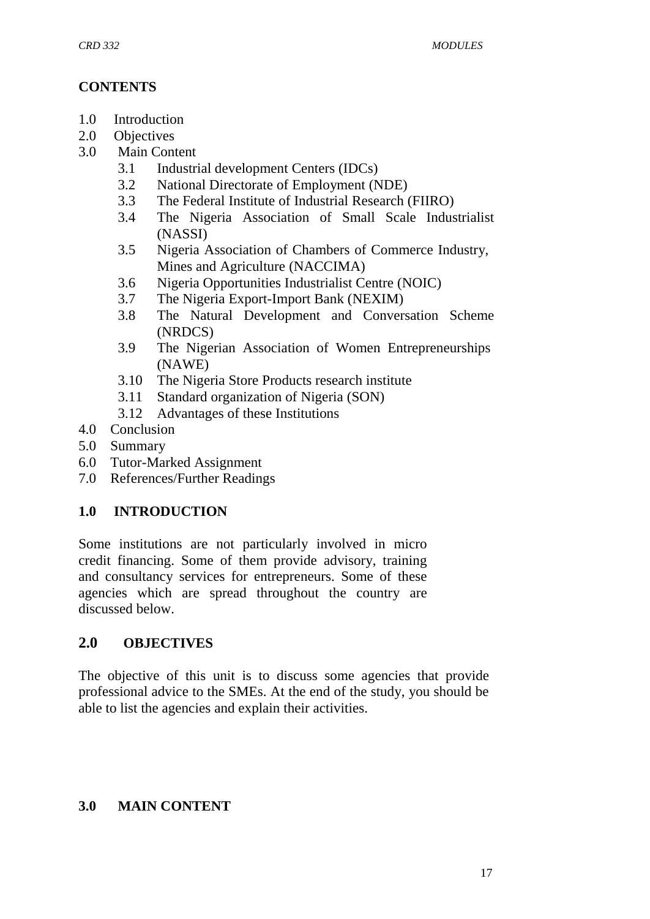**CONTENTS**

1.0 Introduction
2.0 Objectives
3.0 Main Content
    3.1 Industrial development Centers (IDCs)
    3.2 National Directorate of Employment (NDE)
    3.3 The Federal Institute of Industrial Research (FIIRO)
    3.4 The Nigeria Association of Small Scale Industrialist (NASSI)
    3.5 Nigeria Association of Chambers of Commerce Industry, Mines and Agriculture (NACCIMA)
    3.6 Nigeria Opportunities Industrialist Centre (NOIC)
    3.7 The Nigeria Export-Import Bank (NEXIM)
    3.8 The Natural Development and Conversation Scheme (NRDCS)
    3.9 The Nigerian Association of Women Entrepreneurships (NAWE)
    3.10 The Nigeria Store Products research institute
    3.11 Standard organization of Nigeria (SON)
    3.12 Advantages of these Institutions
4.0 Conclusion
5.0 Summary
6.0 Tutor-Marked Assignment
7.0 References/Further Readings

## 1.0 INTRODUCTION

Some institutions are not particularly involved in micro credit financing. Some of them provide advisory, training and consultancy services for entrepreneurs. Some of these agencies which are spread throughout the country are discussed below.

## 2.0 OBJECTIVES

The objective of this unit is to discuss some agencies that provide professional advice to the SMEs. At the end of the study, you should be able to list the agencies and explain their activities.

## 3.0 MAIN CONTENT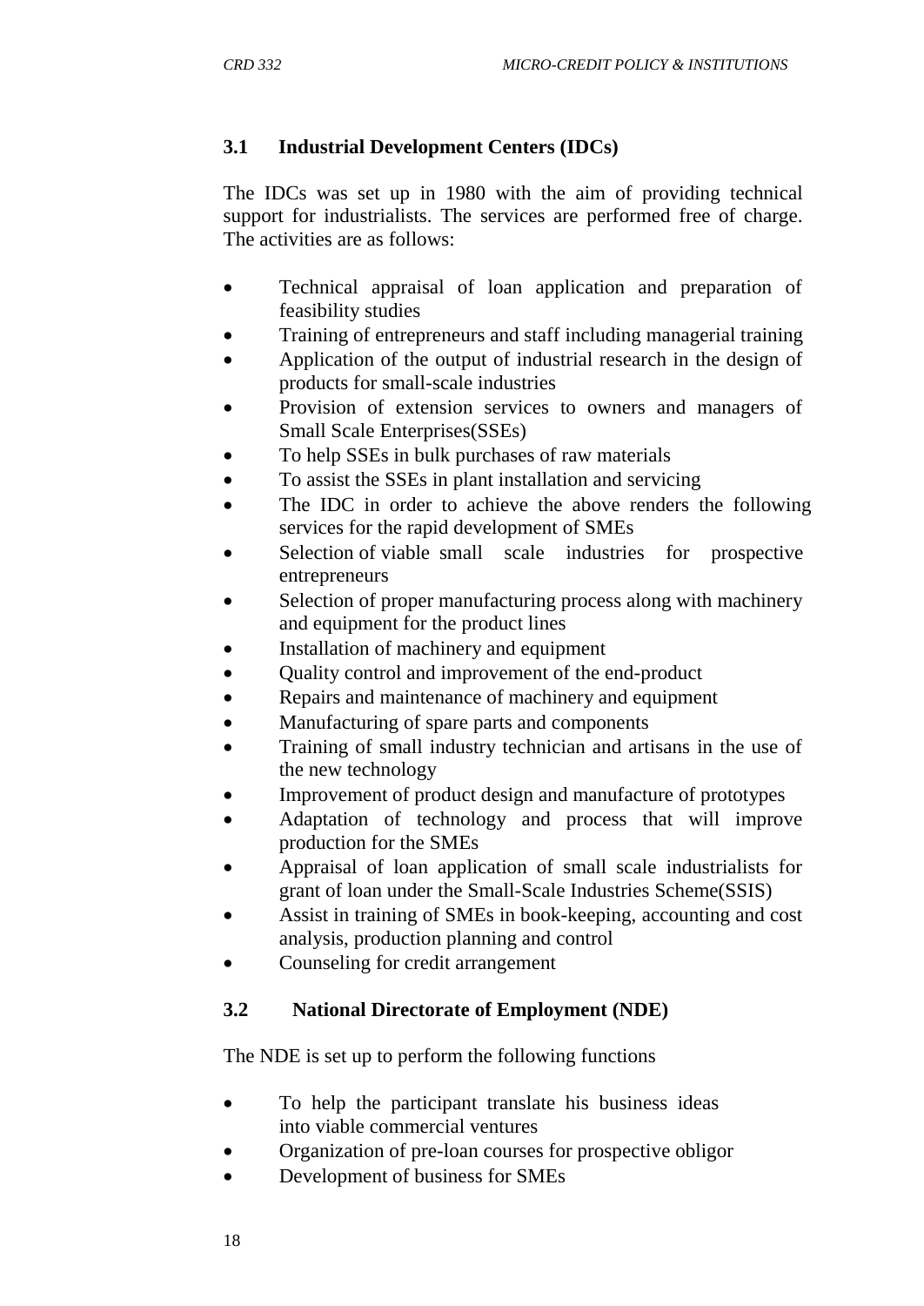### 3.1 Industrial Development Centers (IDCs)

The IDCs was set up in 1980 with the aim of providing technical support for industrialists. The services are performed free of charge. The activities are as follows:

- Technical appraisal of loan application and preparation of feasibility studies
- Training of entrepreneurs and staff including managerial training
- Application of the output of industrial research in the design of products for small-scale industries
- Provision of extension services to owners and managers of Small Scale Enterprises(SSEs)
- To help SSEs in bulk purchases of raw materials
- To assist the SSEs in plant installation and servicing
- The IDC in order to achieve the above renders the following services for the rapid development of SMEs
- Selection of viable small scale industries for prospective entrepreneurs
- Selection of proper manufacturing process along with machinery and equipment for the product lines
- Installation of machinery and equipment
- Quality control and improvement of the end-product
- Repairs and maintenance of machinery and equipment
- Manufacturing of spare parts and components
- Training of small industry technician and artisans in the use of the new technology
- Improvement of product design and manufacture of prototypes
- Adaptation of technology and process that will improve production for the SMEs
- Appraisal of loan application of small scale industrialists for grant of loan under the Small-Scale Industries Scheme(SSIS)
- Assist in training of SMEs in book-keeping, accounting and cost analysis, production planning and control
- Counseling for credit arrangement

### 3.2 National Directorate of Employment (NDE)

The NDE is set up to perform the following functions

- To help the participant translate his business ideas into viable commercial ventures
- Organization of pre-loan courses for prospective obligor
- Development of business for SMEs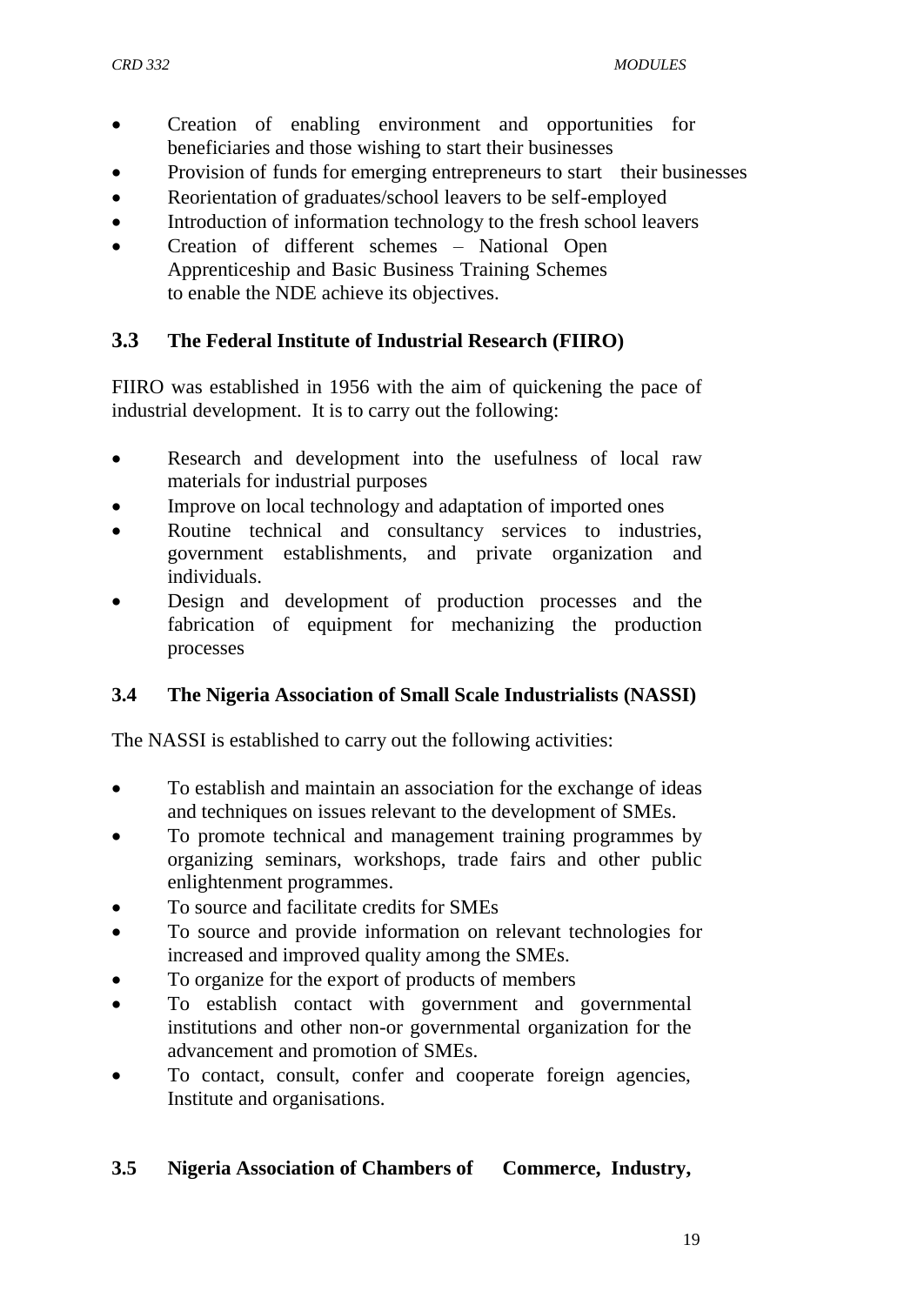- Creation of enabling environment and opportunities for beneficiaries and those wishing to start their businesses
- Provision of funds for emerging entrepreneurs to start their businesses
- Reorientation of graduates/school leavers to be self-employed
- Introduction of information technology to the fresh school leavers
- Creation of different schemes – National Open Apprenticeship and Basic Business Training Schemes to enable the NDE achieve its objectives.

### 3.3 The Federal Institute of Industrial Research (FIIRO)

FIIRO was established in 1956 with the aim of quickening the pace of industrial development. It is to carry out the following:

- Research and development into the usefulness of local raw materials for industrial purposes
- Improve on local technology and adaptation of imported ones
- Routine technical and consultancy services to industries, government establishments, and private organization and individuals.
- Design and development of production processes and the fabrication of equipment for mechanizing the production processes

### 3.4 The Nigeria Association of Small Scale Industrialists (NASSI)

The NASSI is established to carry out the following activities:

- To establish and maintain an association for the exchange of ideas and techniques on issues relevant to the development of SMEs.
- To promote technical and management training programmes by organizing seminars, workshops, trade fairs and other public enlightenment programmes.
- To source and facilitate credits for SMEs
- To source and provide information on relevant technologies for increased and improved quality among the SMEs.
- To organize for the export of products of members
- To establish contact with government and governmental institutions and other non-or governmental organization for the advancement and promotion of SMEs.
- To contact, consult, confer and cooperate foreign agencies, Institute and organisations.

### 3.5 Nigeria Association of Chambers of Commerce, Industry,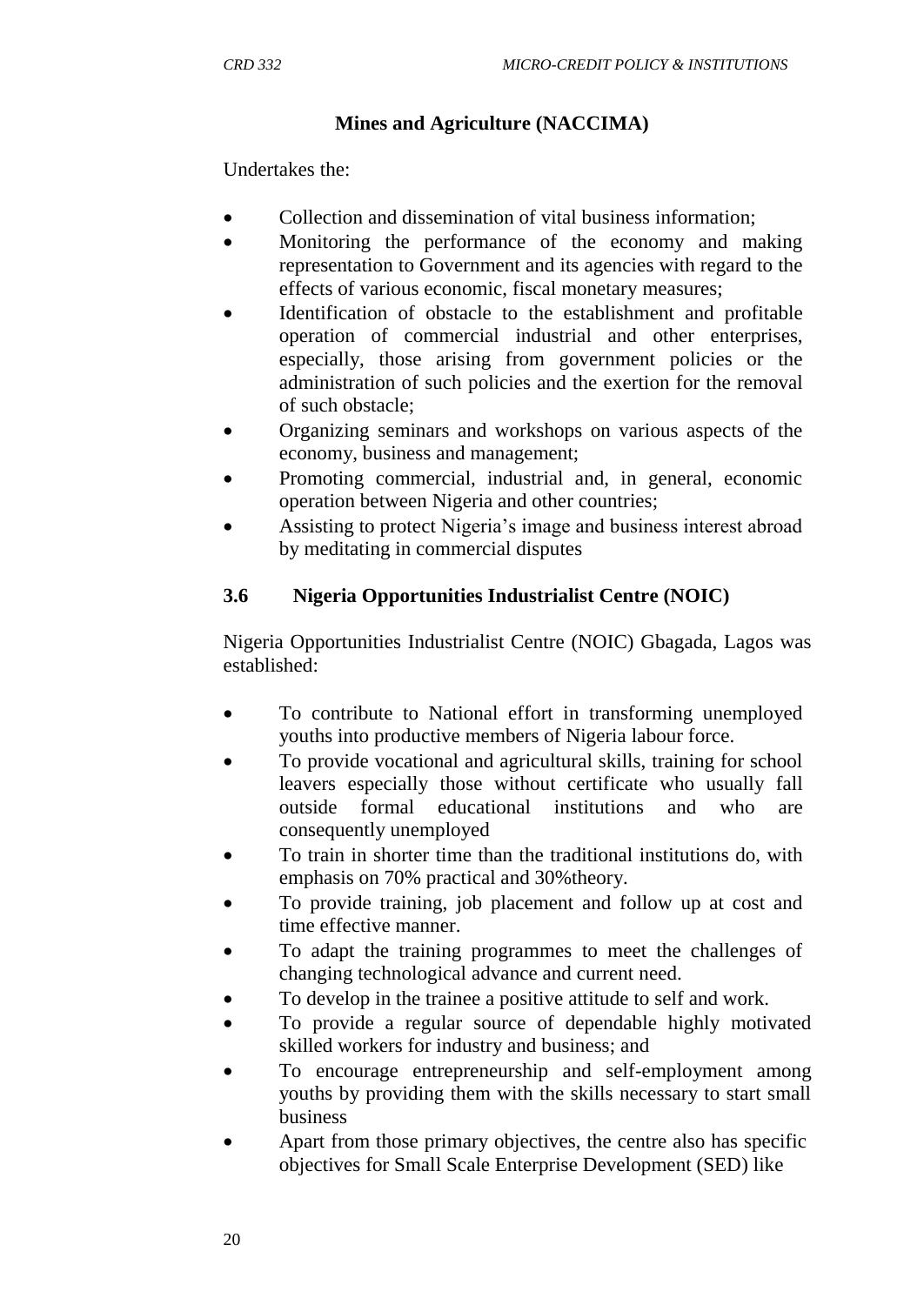**Mines and Agriculture (NACCIMA)**

Undertakes the:

- Collection and dissemination of vital business information;
- Monitoring the performance of the economy and making representation to Government and its agencies with regard to the effects of various economic, fiscal monetary measures;
- Identification of obstacle to the establishment and profitable operation of commercial industrial and other enterprises, especially, those arising from government policies or the administration of such policies and the exertion for the removal of such obstacle;
- Organizing seminars and workshops on various aspects of the economy, business and management;
- Promoting commercial, industrial and, in general, economic operation between Nigeria and other countries;
- Assisting to protect Nigeria's image and business interest abroad by meditating in commercial disputes

## 3.6 Nigeria Opportunities Industrialist Centre (NOIC)

Nigeria Opportunities Industrialist Centre (NOIC) Gbagada, Lagos was established:

- To contribute to National effort in transforming unemployed youths into productive members of Nigeria labour force.
- To provide vocational and agricultural skills, training for school leavers especially those without certificate who usually fall outside formal educational institutions and who are consequently unemployed
- To train in shorter time than the traditional institutions do, with emphasis on 70% practical and 30%theory.
- To provide training, job placement and follow up at cost and time effective manner.
- To adapt the training programmes to meet the challenges of changing technological advance and current need.
- To develop in the trainee a positive attitude to self and work.
- To provide a regular source of dependable highly motivated skilled workers for industry and business; and
- To encourage entrepreneurship and self-employment among youths by providing them with the skills necessary to start small business
- Apart from those primary objectives, the centre also has specific objectives for Small Scale Enterprise Development (SED) like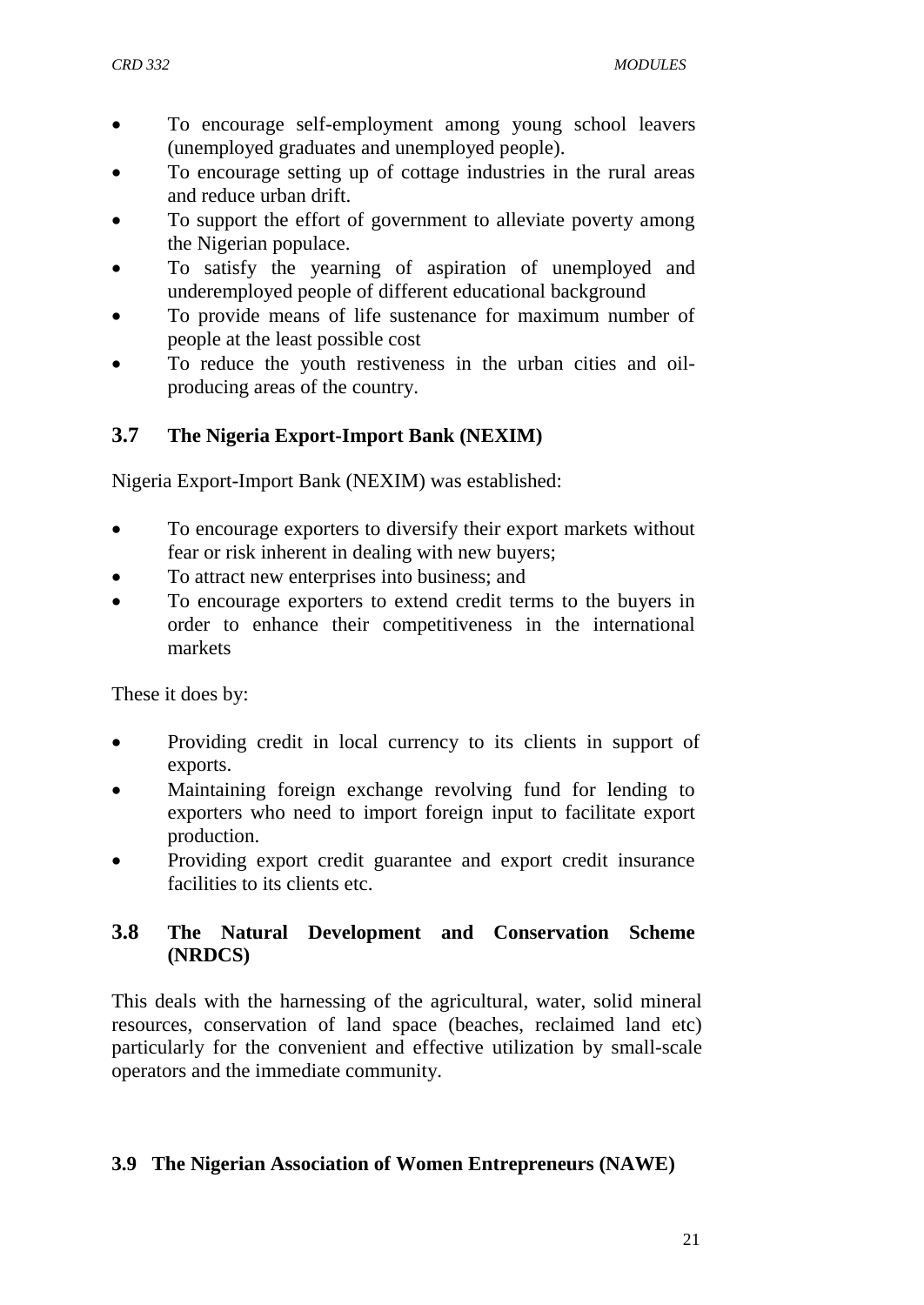- To encourage self-employment among young school leavers (unemployed graduates and unemployed people).
- To encourage setting up of cottage industries in the rural areas and reduce urban drift.
- To support the effort of government to alleviate poverty among the Nigerian populace.
- To satisfy the yearning of aspiration of unemployed and underemployed people of different educational background
- To provide means of life sustenance for maximum number of people at the least possible cost
- To reduce the youth restiveness in the urban cities and oil-producing areas of the country.

## 3.7 The Nigeria Export-Import Bank (NEXIM)

Nigeria Export-Import Bank (NEXIM) was established:

- To encourage exporters to diversify their export markets without fear or risk inherent in dealing with new buyers;
- To attract new enterprises into business; and
- To encourage exporters to extend credit terms to the buyers in order to enhance their competitiveness in the international markets

These it does by:

- Providing credit in local currency to its clients in support of exports.
- Maintaining foreign exchange revolving fund for lending to exporters who need to import foreign input to facilitate export production.
- Providing export credit guarantee and export credit insurance facilities to its clients etc.

## 3.8 The Natural Development and Conservation Scheme (NRDCS)

This deals with the harnessing of the agricultural, water, solid mineral resources, conservation of land space (beaches, reclaimed land etc) particularly for the convenient and effective utilization by small-scale operators and the immediate community.

## 3.9 The Nigerian Association of Women Entrepreneurs (NAWE)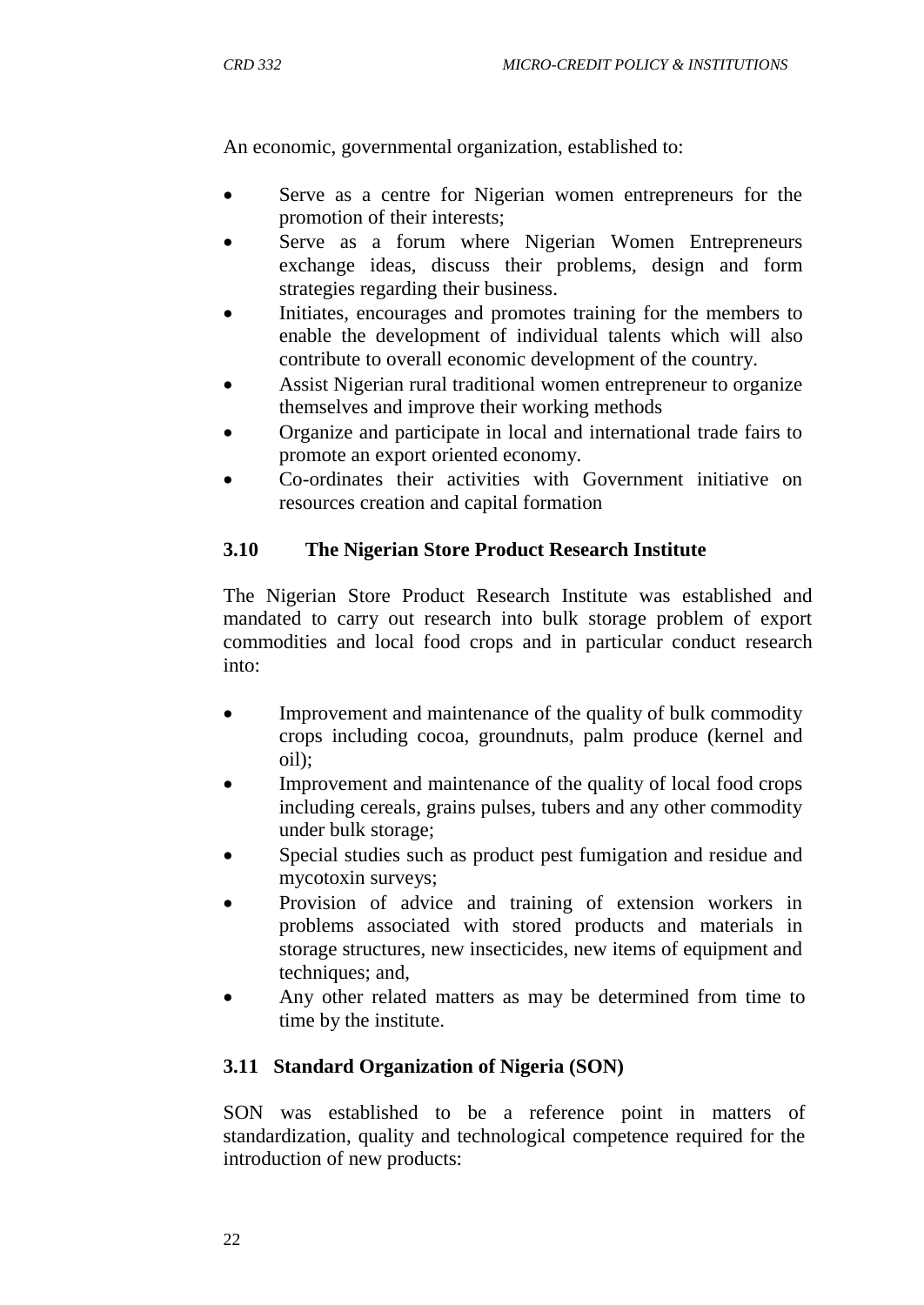An economic, governmental organization, established to:

- Serve as a centre for Nigerian women entrepreneurs for the promotion of their interests;
- Serve as a forum where Nigerian Women Entrepreneurs exchange ideas, discuss their problems, design and form strategies regarding their business.
- Initiates, encourages and promotes training for the members to enable the development of individual talents which will also contribute to overall economic development of the country.
- Assist Nigerian rural traditional women entrepreneur to organize themselves and improve their working methods
- Organize and participate in local and international trade fairs to promote an export oriented economy.
- Co-ordinates their activities with Government initiative on resources creation and capital formation

### 3.10 The Nigerian Store Product Research Institute

The Nigerian Store Product Research Institute was established and mandated to carry out research into bulk storage problem of export commodities and local food crops and in particular conduct research into:

- Improvement and maintenance of the quality of bulk commodity crops including cocoa, groundnuts, palm produce (kernel and oil);
- Improvement and maintenance of the quality of local food crops including cereals, grains pulses, tubers and any other commodity under bulk storage;
- Special studies such as product pest fumigation and residue and mycotoxin surveys;
- Provision of advice and training of extension workers in problems associated with stored products and materials in storage structures, new insecticides, new items of equipment and techniques; and,
- Any other related matters as may be determined from time to time by the institute.

### 3.11 Standard Organization of Nigeria (SON)

SON was established to be a reference point in matters of standardization, quality and technological competence required for the introduction of new products: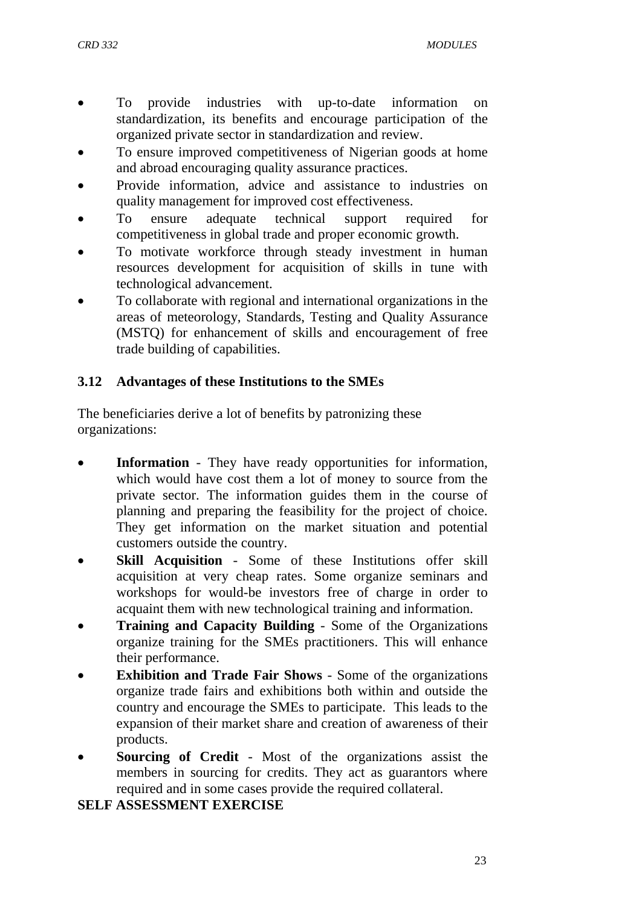- To provide industries with up-to-date information on standardization, its benefits and encourage participation of the organized private sector in standardization and review.
- To ensure improved competitiveness of Nigerian goods at home and abroad encouraging quality assurance practices.
- Provide information, advice and assistance to industries on quality management for improved cost effectiveness.
- To ensure adequate technical support required for competitiveness in global trade and proper economic growth.
- To motivate workforce through steady investment in human resources development for acquisition of skills in tune with technological advancement.
- To collaborate with regional and international organizations in the areas of meteorology, Standards, Testing and Quality Assurance (MSTQ) for enhancement of skills and encouragement of free trade building of capabilities.

### 3.12 Advantages of these Institutions to the SMEs

The beneficiaries derive a lot of benefits by patronizing these organizations:

- **Information** - They have ready opportunities for information, which would have cost them a lot of money to source from the private sector. The information guides them in the course of planning and preparing the feasibility for the project of choice. They get information on the market situation and potential customers outside the country.
- **Skill Acquisition** - Some of these Institutions offer skill acquisition at very cheap rates. Some organize seminars and workshops for would-be investors free of charge in order to acquaint them with new technological training and information.
- **Training and Capacity Building** - Some of the Organizations organize training for the SMEs practitioners. This will enhance their performance.
- **Exhibition and Trade Fair Shows** - Some of the organizations organize trade fairs and exhibitions both within and outside the country and encourage the SMEs to participate. This leads to the expansion of their market share and creation of awareness of their products.
- **Sourcing of Credit** - Most of the organizations assist the members in sourcing for credits. They act as guarantors where required and in some cases provide the required collateral.

**SELF ASSESSMENT EXERCISE**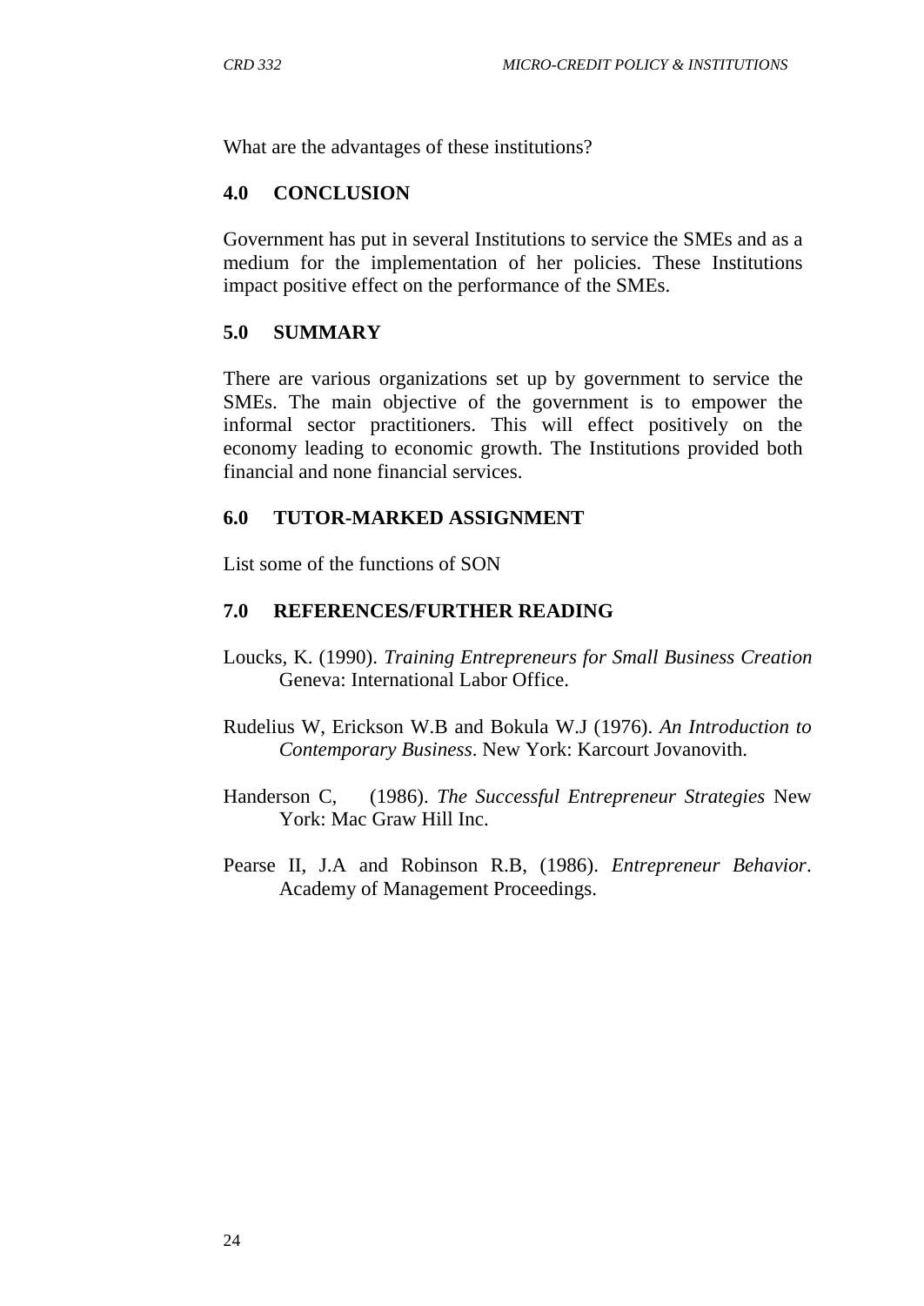What are the advantages of these institutions?

## 4.0 CONCLUSION

Government has put in several Institutions to service the SMEs and as a medium for the implementation of her policies. These Institutions impact positive effect on the performance of the SMEs.

## 5.0 SUMMARY

There are various organizations set up by government to service the SMEs. The main objective of the government is to empower the informal sector practitioners. This will effect positively on the economy leading to economic growth. The Institutions provided both financial and none financial services.

## 6.0 TUTOR-MARKED ASSIGNMENT

List some of the functions of SON

## 7.0 REFERENCES/FURTHER READING

Loucks, K. (1990). *Training Entrepreneurs for Small Business Creation* Geneva: International Labor Office.

Rudelius W, Erickson W.B and Bokula W.J (1976). *An Introduction to Contemporary Business*. New York: Karcourt Jovanovith.

Handerson C, (1986). *The Successful Entrepreneur Strategies* New York: Mac Graw Hill Inc.

Pearse II, J.A and Robinson R.B, (1986). *Entrepreneur Behavior*. Academy of Management Proceedings.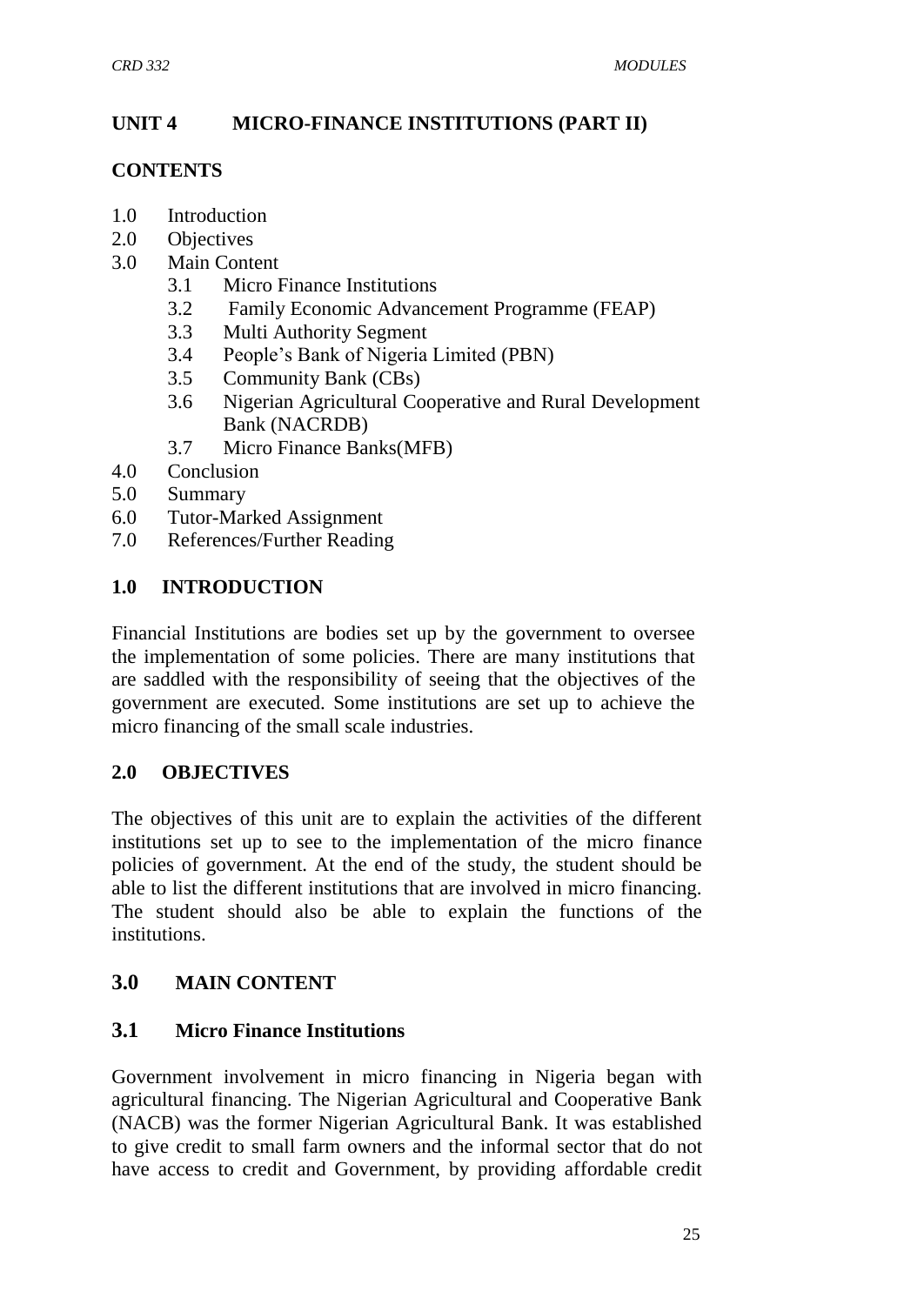## UNIT 4 MICRO-FINANCE INSTITUTIONS (PART II)

### CONTENTS

1.0 Introduction
2.0 Objectives
3.0 Main Content
  3.1 Micro Finance Institutions
  3.2 Family Economic Advancement Programme (FEAP)
  3.3 Multi Authority Segment
  3.4 People's Bank of Nigeria Limited (PBN)
  3.5 Community Bank (CBs)
  3.6 Nigerian Agricultural Cooperative and Rural Development Bank (NACRDB)
  3.7 Micro Finance Banks(MFB)
4.0 Conclusion
5.0 Summary
6.0 Tutor-Marked Assignment
7.0 References/Further Reading

### 1.0 INTRODUCTION

Financial Institutions are bodies set up by the government to oversee the implementation of some policies. There are many institutions that are saddled with the responsibility of seeing that the objectives of the government are executed. Some institutions are set up to achieve the micro financing of the small scale industries.

### 2.0 OBJECTIVES

The objectives of this unit are to explain the activities of the different institutions set up to see to the implementation of the micro finance policies of government. At the end of the study, the student should be able to list the different institutions that are involved in micro financing. The student should also be able to explain the functions of the institutions.

### 3.0 MAIN CONTENT

### 3.1 Micro Finance Institutions

Government involvement in micro financing in Nigeria began with agricultural financing. The Nigerian Agricultural and Cooperative Bank (NACB) was the former Nigerian Agricultural Bank. It was established to give credit to small farm owners and the informal sector that do not have access to credit and Government, by providing affordable credit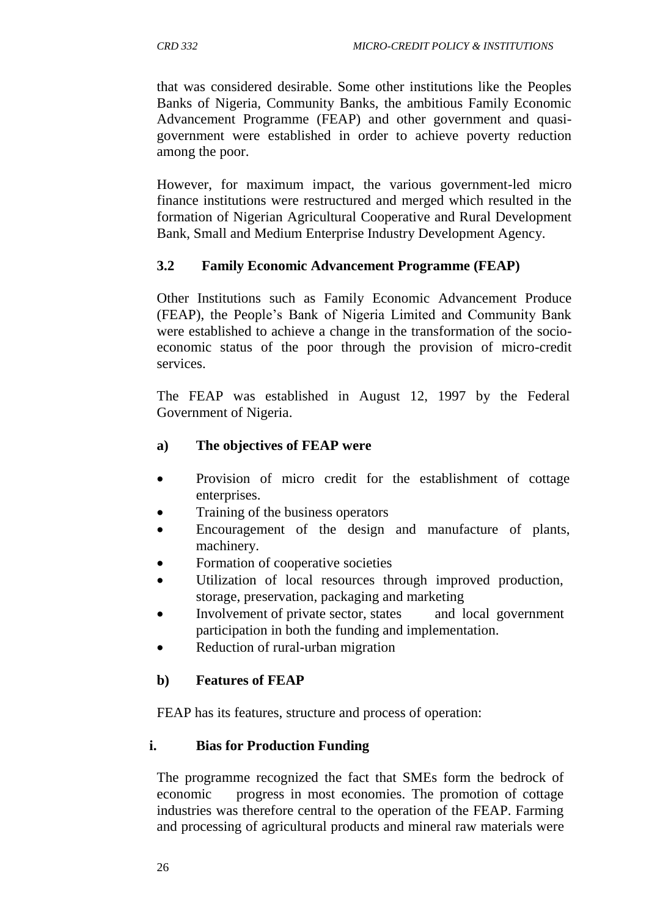that was considered desirable. Some other institutions like the Peoples Banks of Nigeria, Community Banks, the ambitious Family Economic Advancement Programme (FEAP) and other government and quasi-government were established in order to achieve poverty reduction among the poor.

However, for maximum impact, the various government-led micro finance institutions were restructured and merged which resulted in the formation of Nigerian Agricultural Cooperative and Rural Development Bank, Small and Medium Enterprise Industry Development Agency.

### 3.2 Family Economic Advancement Programme (FEAP)

Other Institutions such as Family Economic Advancement Produce (FEAP), the People's Bank of Nigeria Limited and Community Bank were established to achieve a change in the transformation of the socio-economic status of the poor through the provision of micro-credit services.

The FEAP was established in August 12, 1997 by the Federal Government of Nigeria.

#### a) The objectives of FEAP were

- Provision of micro credit for the establishment of cottage enterprises.
- Training of the business operators
- Encouragement of the design and manufacture of plants, machinery.
- Formation of cooperative societies
- Utilization of local resources through improved production, storage, preservation, packaging and marketing
- Involvement of private sector, states and local government participation in both the funding and implementation.
- Reduction of rural-urban migration

#### b) Features of FEAP

FEAP has its features, structure and process of operation:

#### i. Bias for Production Funding

The programme recognized the fact that SMEs form the bedrock of economic progress in most economies. The promotion of cottage industries was therefore central to the operation of the FEAP. Farming and processing of agricultural products and mineral raw materials were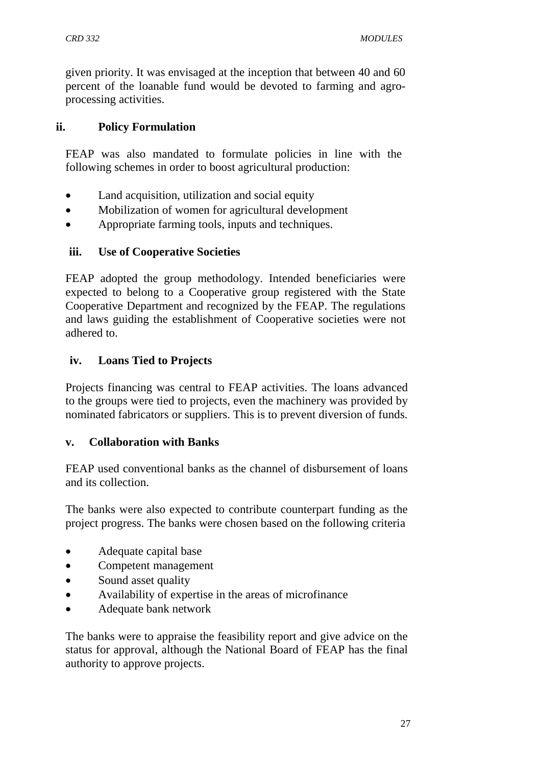given priority. It was envisaged at the inception that between 40 and 60 percent of the loanable fund would be devoted to farming and agro-processing activities.

**ii. Policy Formulation**

FEAP was also mandated to formulate policies in line with the following schemes in order to boost agricultural production:

- Land acquisition, utilization and social equity
- Mobilization of women for agricultural development
- Appropriate farming tools, inputs and techniques.

**iii. Use of Cooperative Societies**

FEAP adopted the group methodology. Intended beneficiaries were expected to belong to a Cooperative group registered with the State Cooperative Department and recognized by the FEAP. The regulations and laws guiding the establishment of Cooperative societies were not adhered to.

**iv. Loans Tied to Projects**

Projects financing was central to FEAP activities. The loans advanced to the groups were tied to projects, even the machinery was provided by nominated fabricators or suppliers. This is to prevent diversion of funds.

**v. Collaboration with Banks**

FEAP used conventional banks as the channel of disbursement of loans and its collection.

The banks were also expected to contribute counterpart funding as the project progress. The banks were chosen based on the following criteria

- Adequate capital base
- Competent management
- Sound asset quality
- Availability of expertise in the areas of microfinance
- Adequate bank network

The banks were to appraise the feasibility report and give advice on the status for approval, although the National Board of FEAP has the final authority to approve projects.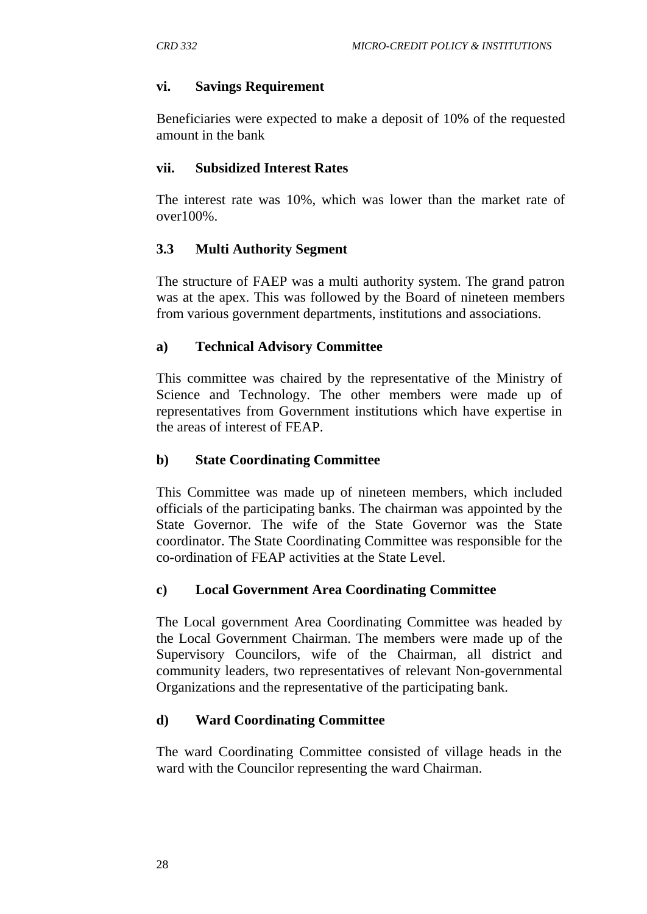**vi. Savings Requirement**

Beneficiaries were expected to make a deposit of 10% of the requested amount in the bank

**vii. Subsidized Interest Rates**

The interest rate was 10%, which was lower than the market rate of over100%.

### 3.3 Multi Authority Segment

The structure of FAEP was a multi authority system. The grand patron was at the apex. This was followed by the Board of nineteen members from various government departments, institutions and associations.

**a) Technical Advisory Committee**

This committee was chaired by the representative of the Ministry of Science and Technology. The other members were made up of representatives from Government institutions which have expertise in the areas of interest of FEAP.

**b) State Coordinating Committee**

This Committee was made up of nineteen members, which included officials of the participating banks. The chairman was appointed by the State Governor. The wife of the State Governor was the State coordinator. The State Coordinating Committee was responsible for the co-ordination of FEAP activities at the State Level.

**c) Local Government Area Coordinating Committee**

The Local government Area Coordinating Committee was headed by the Local Government Chairman. The members were made up of the Supervisory Councilors, wife of the Chairman, all district and community leaders, two representatives of relevant Non-governmental Organizations and the representative of the participating bank.

**d) Ward Coordinating Committee**

The ward Coordinating Committee consisted of village heads in the ward with the Councilor representing the ward Chairman.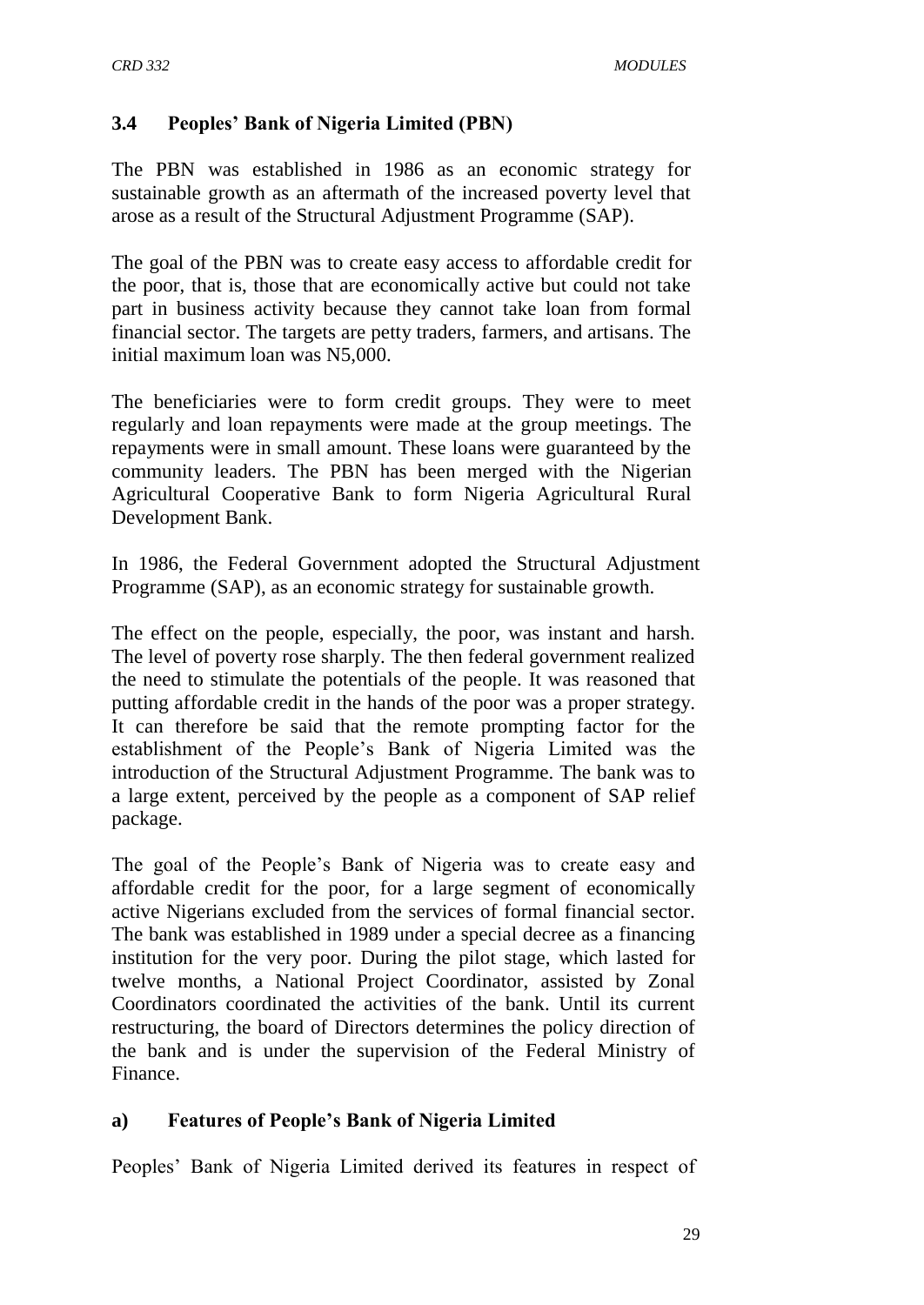### 3.4 Peoples' Bank of Nigeria Limited (PBN)

The PBN was established in 1986 as an economic strategy for sustainable growth as an aftermath of the increased poverty level that arose as a result of the Structural Adjustment Programme (SAP).

The goal of the PBN was to create easy access to affordable credit for the poor, that is, those that are economically active but could not take part in business activity because they cannot take loan from formal financial sector. The targets are petty traders, farmers, and artisans. The initial maximum loan was N5,000.

The beneficiaries were to form credit groups. They were to meet regularly and loan repayments were made at the group meetings. The repayments were in small amount. These loans were guaranteed by the community leaders. The PBN has been merged with the Nigerian Agricultural Cooperative Bank to form Nigeria Agricultural Rural Development Bank.

In 1986, the Federal Government adopted the Structural Adjustment Programme (SAP), as an economic strategy for sustainable growth.

The effect on the people, especially, the poor, was instant and harsh. The level of poverty rose sharply. The then federal government realized the need to stimulate the potentials of the people. It was reasoned that putting affordable credit in the hands of the poor was a proper strategy. It can therefore be said that the remote prompting factor for the establishment of the People's Bank of Nigeria Limited was the introduction of the Structural Adjustment Programme. The bank was to a large extent, perceived by the people as a component of SAP relief package.

The goal of the People's Bank of Nigeria was to create easy and affordable credit for the poor, for a large segment of economically active Nigerians excluded from the services of formal financial sector. The bank was established in 1989 under a special decree as a financing institution for the very poor. During the pilot stage, which lasted for twelve months, a National Project Coordinator, assisted by Zonal Coordinators coordinated the activities of the bank. Until its current restructuring, the board of Directors determines the policy direction of the bank and is under the supervision of the Federal Ministry of Finance.

#### a) Features of People's Bank of Nigeria Limited

Peoples' Bank of Nigeria Limited derived its features in respect of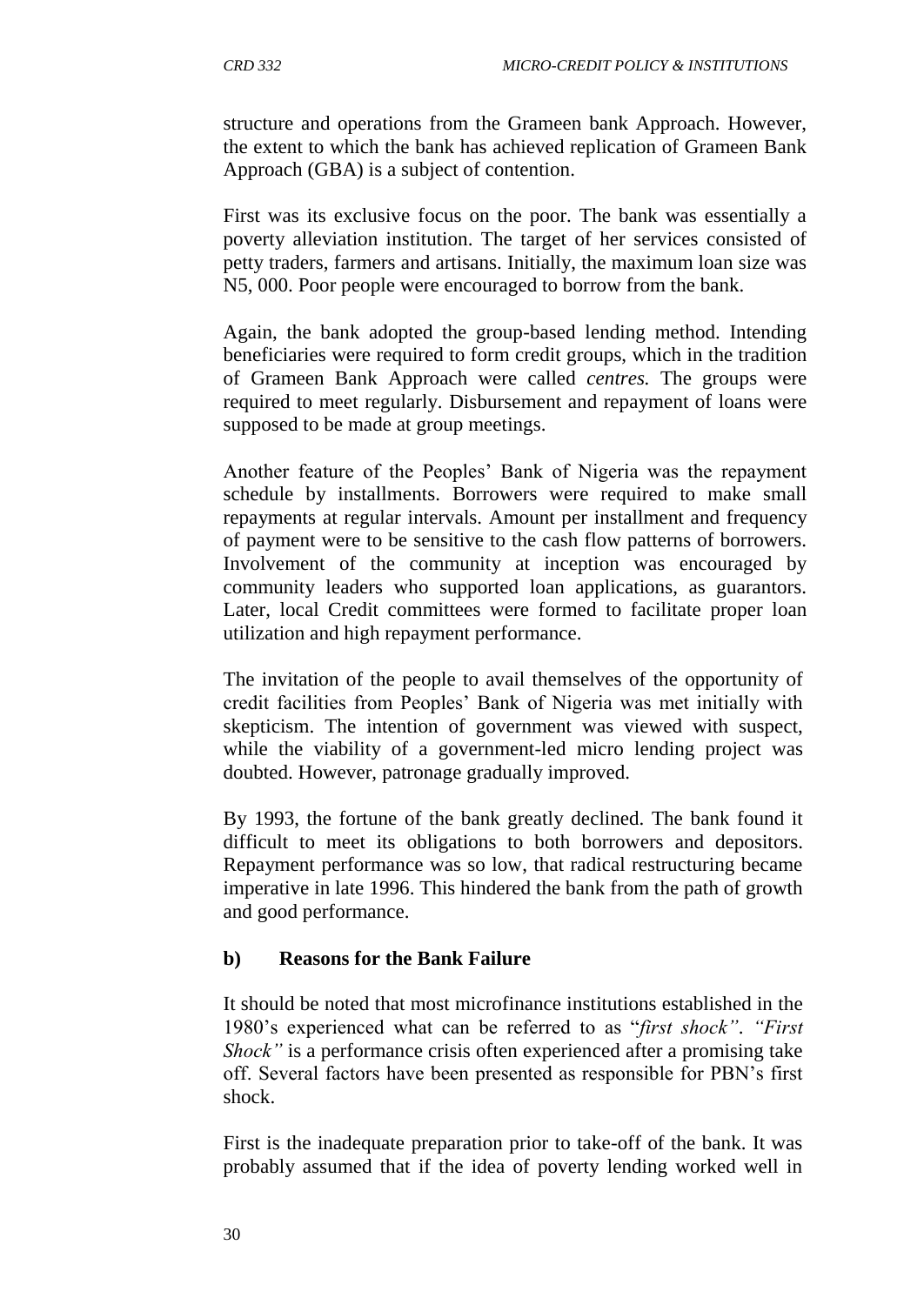structure and operations from the Grameen bank Approach. However, the extent to which the bank has achieved replication of Grameen Bank Approach (GBA) is a subject of contention.

First was its exclusive focus on the poor. The bank was essentially a poverty alleviation institution. The target of her services consisted of petty traders, farmers and artisans. Initially, the maximum loan size was N5, 000. Poor people were encouraged to borrow from the bank.

Again, the bank adopted the group-based lending method. Intending beneficiaries were required to form credit groups, which in the tradition of Grameen Bank Approach were called *centres.* The groups were required to meet regularly. Disbursement and repayment of loans were supposed to be made at group meetings.

Another feature of the Peoples' Bank of Nigeria was the repayment schedule by installments. Borrowers were required to make small repayments at regular intervals. Amount per installment and frequency of payment were to be sensitive to the cash flow patterns of borrowers. Involvement of the community at inception was encouraged by community leaders who supported loan applications, as guarantors. Later, local Credit committees were formed to facilitate proper loan utilization and high repayment performance.

The invitation of the people to avail themselves of the opportunity of credit facilities from Peoples' Bank of Nigeria was met initially with skepticism. The intention of government was viewed with suspect, while the viability of a government-led micro lending project was doubted. However, patronage gradually improved.

By 1993, the fortune of the bank greatly declined. The bank found it difficult to meet its obligations to both borrowers and depositors. Repayment performance was so low, that radical restructuring became imperative in late 1996. This hindered the bank from the path of growth and good performance.

### b) Reasons for the Bank Failure

It should be noted that most microfinance institutions established in the 1980's experienced what can be referred to as "*first shock*". *"First Shock"* is a performance crisis often experienced after a promising take off. Several factors have been presented as responsible for PBN's first shock.

First is the inadequate preparation prior to take-off of the bank. It was probably assumed that if the idea of poverty lending worked well in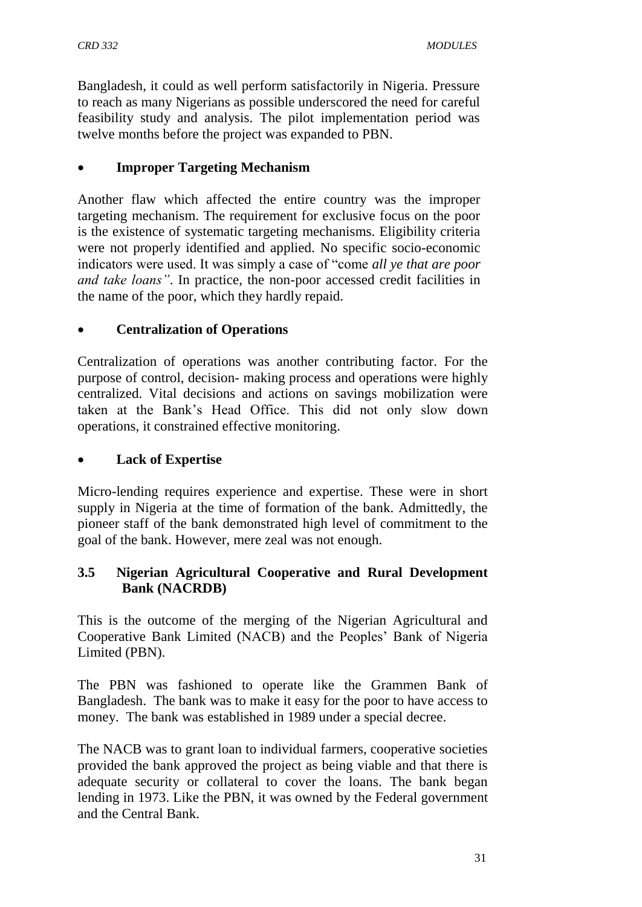Bangladesh, it could as well perform satisfactorily in Nigeria. Pressure to reach as many Nigerians as possible underscored the need for careful feasibility study and analysis. The pilot implementation period was twelve months before the project was expanded to PBN.

- **Improper Targeting Mechanism**

Another flaw which affected the entire country was the improper targeting mechanism. The requirement for exclusive focus on the poor is the existence of systematic targeting mechanisms. Eligibility criteria were not properly identified and applied. No specific socio-economic indicators were used. It was simply a case of "come *all ye that are poor and take loans"*. In practice, the non-poor accessed credit facilities in the name of the poor, which they hardly repaid.

- **Centralization of Operations**

Centralization of operations was another contributing factor. For the purpose of control, decision- making process and operations were highly centralized. Vital decisions and actions on savings mobilization were taken at the Bank's Head Office. This did not only slow down operations, it constrained effective monitoring.

- **Lack of Expertise**

Micro-lending requires experience and expertise. These were in short supply in Nigeria at the time of formation of the bank. Admittedly, the pioneer staff of the bank demonstrated high level of commitment to the goal of the bank. However, mere zeal was not enough.

### 3.5 Nigerian Agricultural Cooperative and Rural Development Bank (NACRDB)

This is the outcome of the merging of the Nigerian Agricultural and Cooperative Bank Limited (NACB) and the Peoples' Bank of Nigeria Limited (PBN).

The PBN was fashioned to operate like the Grammen Bank of Bangladesh. The bank was to make it easy for the poor to have access to money. The bank was established in 1989 under a special decree.

The NACB was to grant loan to individual farmers, cooperative societies provided the bank approved the project as being viable and that there is adequate security or collateral to cover the loans. The bank began lending in 1973. Like the PBN, it was owned by the Federal government and the Central Bank.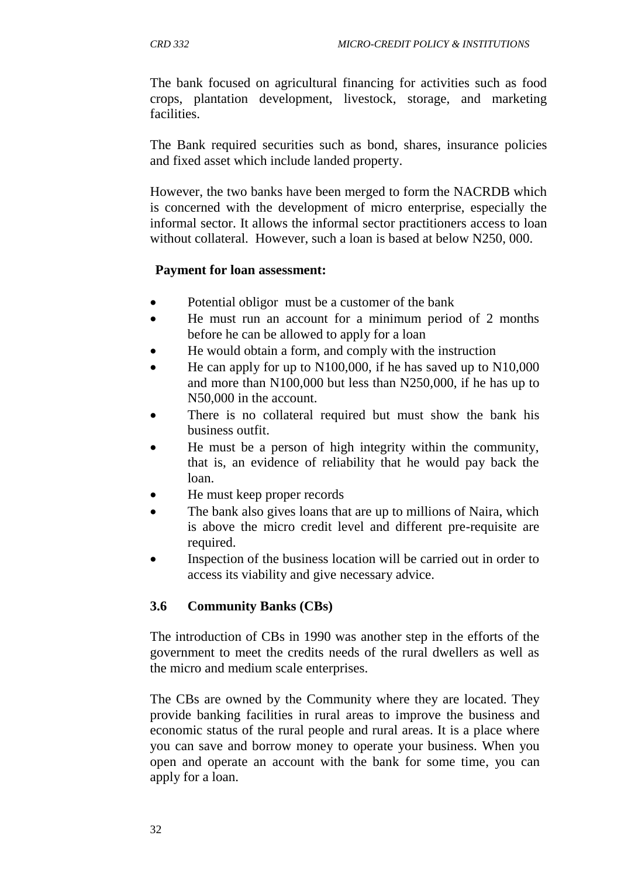The bank focused on agricultural financing for activities such as food crops, plantation development, livestock, storage, and marketing facilities.

The Bank required securities such as bond, shares, insurance policies and fixed asset which include landed property.

However, the two banks have been merged to form the NACRDB which is concerned with the development of micro enterprise, especially the informal sector. It allows the informal sector practitioners access to loan without collateral. However, such a loan is based at below N250, 000.

**Payment for loan assessment:**

- Potential obligor must be a customer of the bank
- He must run an account for a minimum period of 2 months before he can be allowed to apply for a loan
- He would obtain a form, and comply with the instruction
- He can apply for up to N100,000, if he has saved up to N10,000 and more than N100,000 but less than N250,000, if he has up to N50,000 in the account.
- There is no collateral required but must show the bank his business outfit.
- He must be a person of high integrity within the community, that is, an evidence of reliability that he would pay back the loan.
- He must keep proper records
- The bank also gives loans that are up to millions of Naira, which is above the micro credit level and different pre-requisite are required.
- Inspection of the business location will be carried out in order to access its viability and give necessary advice.

### 3.6 Community Banks (CBs)

The introduction of CBs in 1990 was another step in the efforts of the government to meet the credits needs of the rural dwellers as well as the micro and medium scale enterprises.

The CBs are owned by the Community where they are located. They provide banking facilities in rural areas to improve the business and economic status of the rural people and rural areas. It is a place where you can save and borrow money to operate your business. When you open and operate an account with the bank for some time, you can apply for a loan.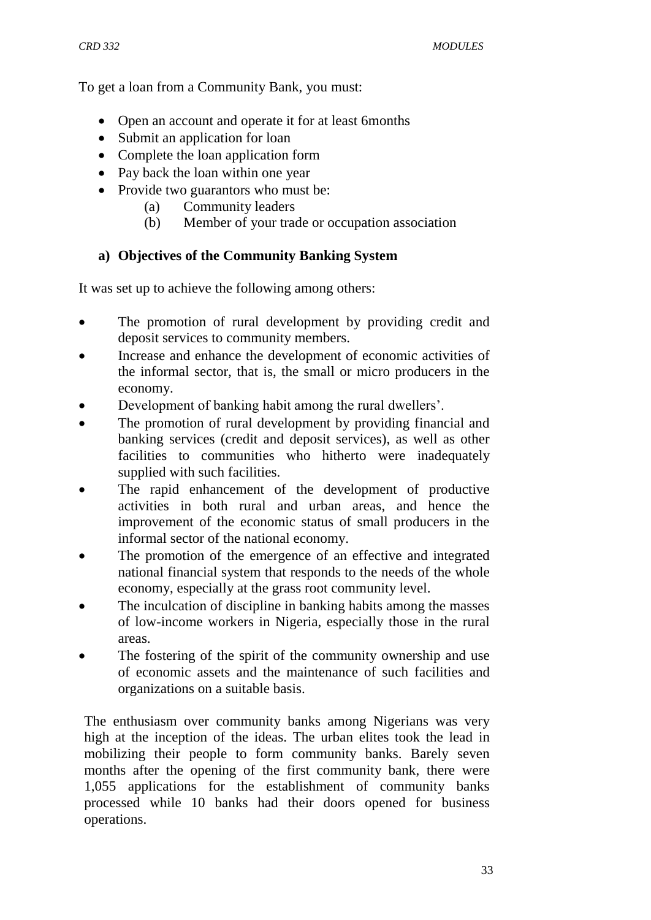To get a loan from a Community Bank, you must:

- Open an account and operate it for at least 6months
- Submit an application for loan
- Complete the loan application form
- Pay back the loan within one year
- Provide two guarantors who must be:
    - (a) Community leaders
    - (b) Member of your trade or occupation association

**a) Objectives of the Community Banking System**

It was set up to achieve the following among others:

- The promotion of rural development by providing credit and deposit services to community members.
- Increase and enhance the development of economic activities of the informal sector, that is, the small or micro producers in the economy.
- Development of banking habit among the rural dwellers'.
- The promotion of rural development by providing financial and banking services (credit and deposit services), as well as other facilities to communities who hitherto were inadequately supplied with such facilities.
- The rapid enhancement of the development of productive activities in both rural and urban areas, and hence the improvement of the economic status of small producers in the informal sector of the national economy.
- The promotion of the emergence of an effective and integrated national financial system that responds to the needs of the whole economy, especially at the grass root community level.
- The inculcation of discipline in banking habits among the masses of low-income workers in Nigeria, especially those in the rural areas.
- The fostering of the spirit of the community ownership and use of economic assets and the maintenance of such facilities and organizations on a suitable basis.

The enthusiasm over community banks among Nigerians was very high at the inception of the ideas. The urban elites took the lead in mobilizing their people to form community banks. Barely seven months after the opening of the first community bank, there were 1,055 applications for the establishment of community banks processed while 10 banks had their doors opened for business operations.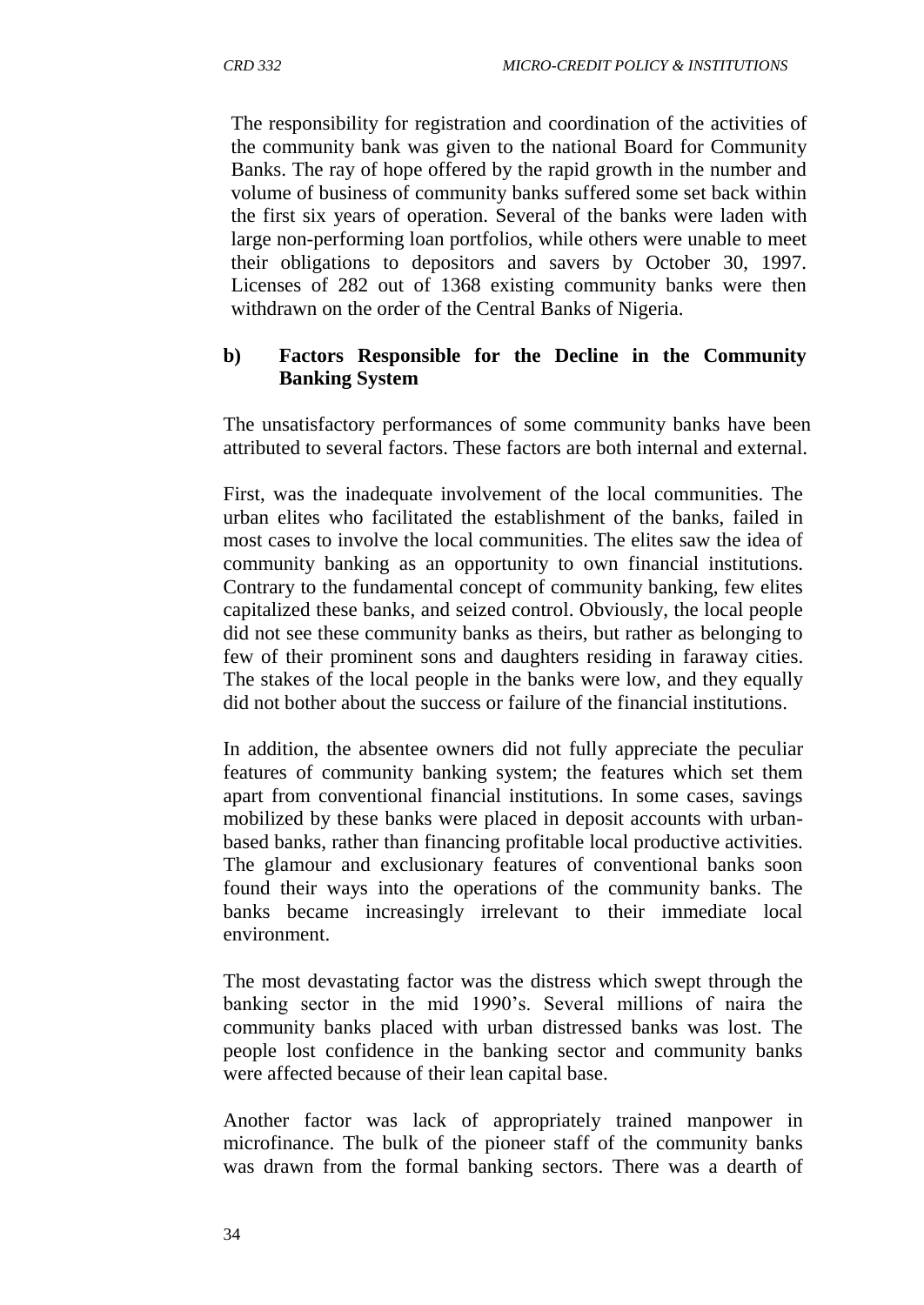The responsibility for registration and coordination of the activities of the community bank was given to the national Board for Community Banks. The ray of hope offered by the rapid growth in the number and volume of business of community banks suffered some set back within the first six years of operation. Several of the banks were laden with large non-performing loan portfolios, while others were unable to meet their obligations to depositors and savers by October 30, 1997. Licenses of 282 out of 1368 existing community banks were then withdrawn on the order of the Central Banks of Nigeria.

**b) Factors Responsible for the Decline in the Community Banking System**

The unsatisfactory performances of some community banks have been attributed to several factors. These factors are both internal and external.

First, was the inadequate involvement of the local communities. The urban elites who facilitated the establishment of the banks, failed in most cases to involve the local communities. The elites saw the idea of community banking as an opportunity to own financial institutions. Contrary to the fundamental concept of community banking, few elites capitalized these banks, and seized control. Obviously, the local people did not see these community banks as theirs, but rather as belonging to few of their prominent sons and daughters residing in faraway cities. The stakes of the local people in the banks were low, and they equally did not bother about the success or failure of the financial institutions.

In addition, the absentee owners did not fully appreciate the peculiar features of community banking system; the features which set them apart from conventional financial institutions. In some cases, savings mobilized by these banks were placed in deposit accounts with urban-based banks, rather than financing profitable local productive activities. The glamour and exclusionary features of conventional banks soon found their ways into the operations of the community banks. The banks became increasingly irrelevant to their immediate local environment.

The most devastating factor was the distress which swept through the banking sector in the mid 1990's. Several millions of naira the community banks placed with urban distressed banks was lost. The people lost confidence in the banking sector and community banks were affected because of their lean capital base.

Another factor was lack of appropriately trained manpower in microfinance. The bulk of the pioneer staff of the community banks was drawn from the formal banking sectors. There was a dearth of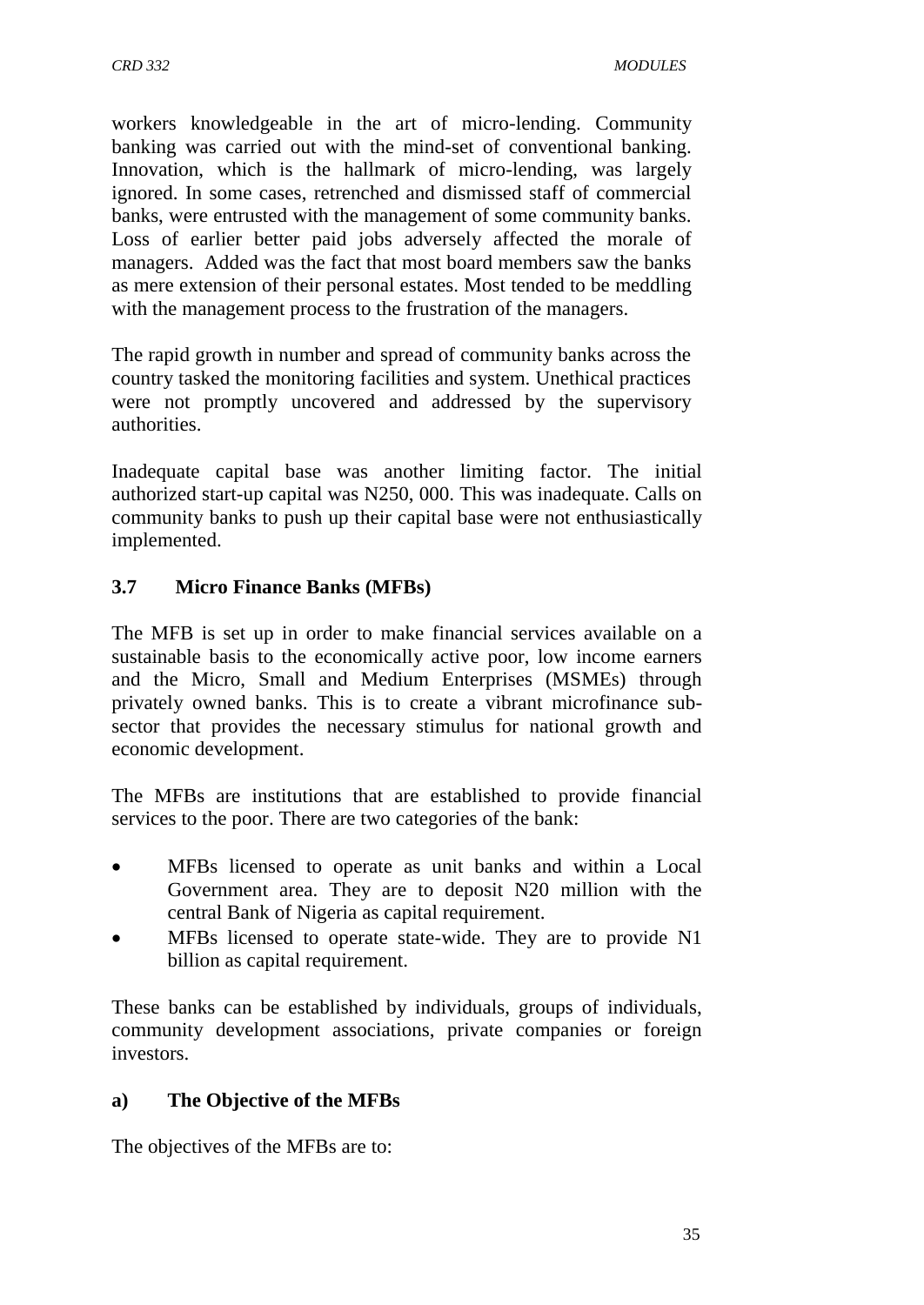workers knowledgeable in the art of micro-lending. Community banking was carried out with the mind-set of conventional banking. Innovation, which is the hallmark of micro-lending, was largely ignored. In some cases, retrenched and dismissed staff of commercial banks, were entrusted with the management of some community banks. Loss of earlier better paid jobs adversely affected the morale of managers. Added was the fact that most board members saw the banks as mere extension of their personal estates. Most tended to be meddling with the management process to the frustration of the managers.

The rapid growth in number and spread of community banks across the country tasked the monitoring facilities and system. Unethical practices were not promptly uncovered and addressed by the supervisory authorities.

Inadequate capital base was another limiting factor. The initial authorized start-up capital was N250, 000. This was inadequate. Calls on community banks to push up their capital base were not enthusiastically implemented.

### 3.7 Micro Finance Banks (MFBs)

The MFB is set up in order to make financial services available on a sustainable basis to the economically active poor, low income earners and the Micro, Small and Medium Enterprises (MSMEs) through privately owned banks. This is to create a vibrant microfinance sub-sector that provides the necessary stimulus for national growth and economic development.

The MFBs are institutions that are established to provide financial services to the poor. There are two categories of the bank:

- MFBs licensed to operate as unit banks and within a Local Government area. They are to deposit N20 million with the central Bank of Nigeria as capital requirement.
- MFBs licensed to operate state-wide. They are to provide N1 billion as capital requirement.

These banks can be established by individuals, groups of individuals, community development associations, private companies or foreign investors.

#### a) The Objective of the MFBs

The objectives of the MFBs are to: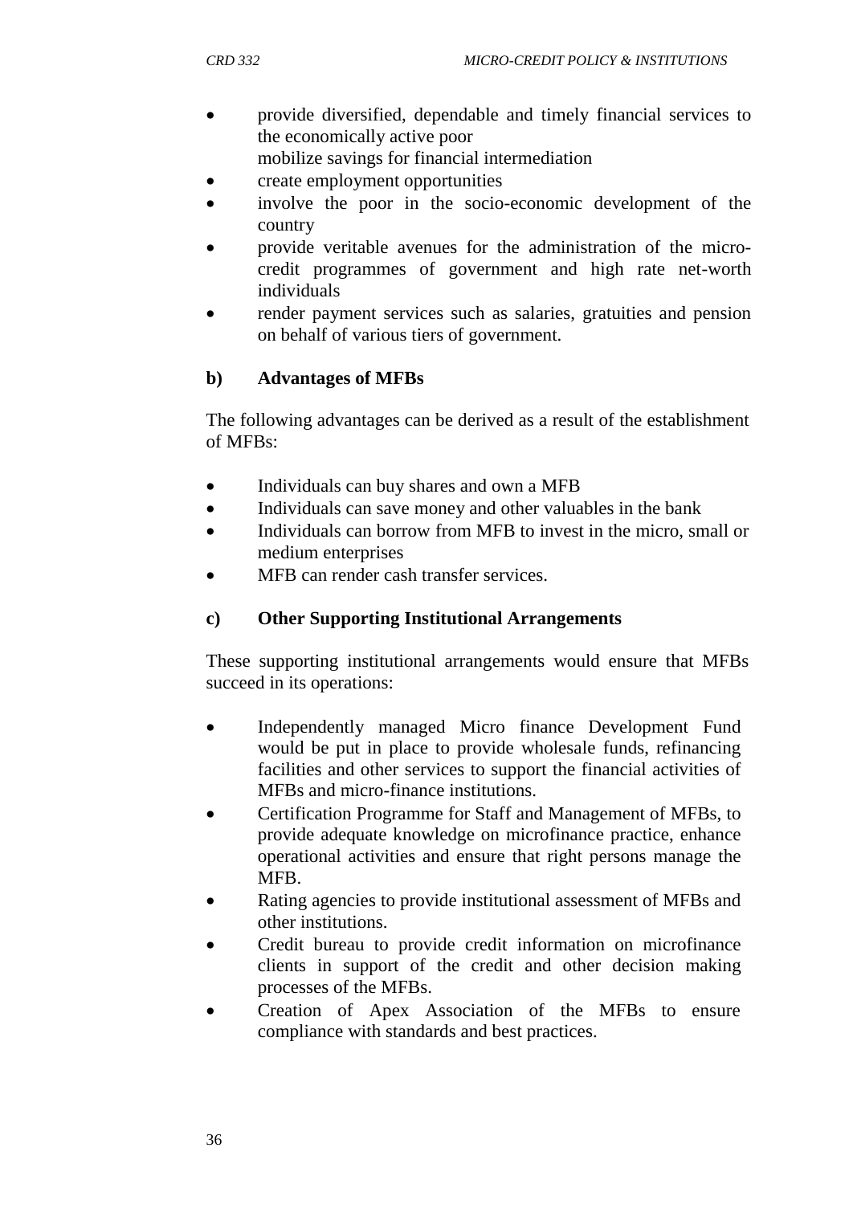- provide diversified, dependable and timely financial services to the economically active poor
  mobilize savings for financial intermediation
- create employment opportunities
- involve the poor in the socio-economic development of the country
- provide veritable avenues for the administration of the micro-credit programmes of government and high rate net-worth individuals
- render payment services such as salaries, gratuities and pension on behalf of various tiers of government.

**b) Advantages of MFBs**

The following advantages can be derived as a result of the establishment of MFBs:

- Individuals can buy shares and own a MFB
- Individuals can save money and other valuables in the bank
- Individuals can borrow from MFB to invest in the micro, small or medium enterprises
- MFB can render cash transfer services.

**c) Other Supporting Institutional Arrangements**

These supporting institutional arrangements would ensure that MFBs succeed in its operations:

- Independently managed Micro finance Development Fund would be put in place to provide wholesale funds, refinancing facilities and other services to support the financial activities of MFBs and micro-finance institutions.
- Certification Programme for Staff and Management of MFBs, to provide adequate knowledge on microfinance practice, enhance operational activities and ensure that right persons manage the MFB.
- Rating agencies to provide institutional assessment of MFBs and other institutions.
- Credit bureau to provide credit information on microfinance clients in support of the credit and other decision making processes of the MFBs.
- Creation of Apex Association of the MFBs to ensure compliance with standards and best practices.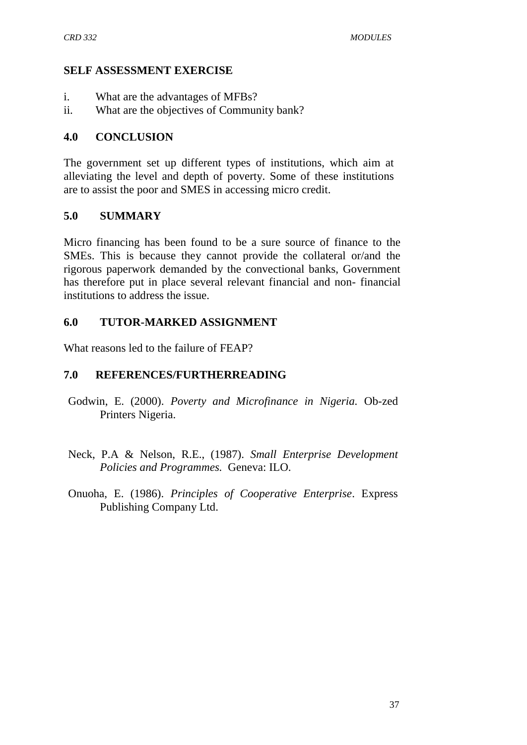## SELF ASSESSMENT EXERCISE

i. What are the advantages of MFBs?
ii. What are the objectives of Community bank?

## 4.0 CONCLUSION

The government set up different types of institutions, which aim at alleviating the level and depth of poverty. Some of these institutions are to assist the poor and SMES in accessing micro credit.

## 5.0 SUMMARY

Micro financing has been found to be a sure source of finance to the SMEs. This is because they cannot provide the collateral or/and the rigorous paperwork demanded by the convectional banks, Government has therefore put in place several relevant financial and non- financial institutions to address the issue.

## 6.0 TUTOR-MARKED ASSIGNMENT

What reasons led to the failure of FEAP?

## 7.0 REFERENCES/FURTHERREADING

Godwin, E. (2000). *Poverty and Microfinance in Nigeria.* Ob-zed Printers Nigeria.

Neck, P.A & Nelson, R.E., (1987). *Small Enterprise Development Policies and Programmes.* Geneva: ILO.

Onuoha, E. (1986). *Principles of Cooperative Enterprise*. Express Publishing Company Ltd.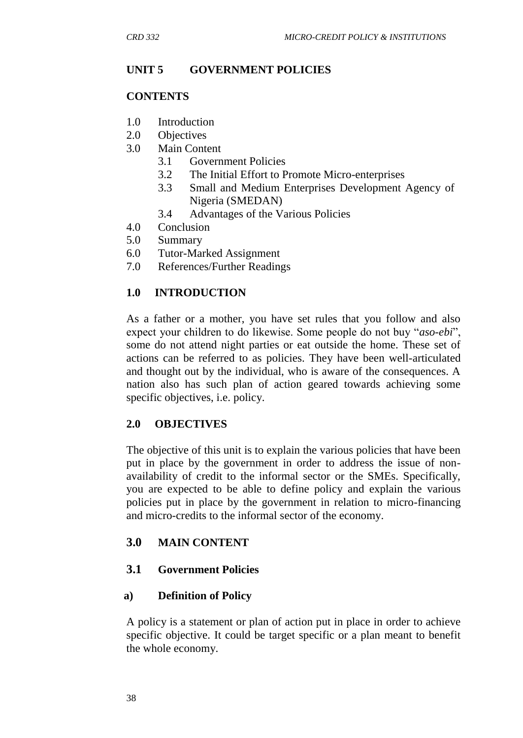## UNIT 5 GOVERNMENT POLICIES

**CONTENTS**

1.0 Introduction
2.0 Objectives
3.0 Main Content
    3.1 Government Policies
    3.2 The Initial Effort to Promote Micro-enterprises
    3.3 Small and Medium Enterprises Development Agency of Nigeria (SMEDAN)
    3.4 Advantages of the Various Policies
4.0 Conclusion
5.0 Summary
6.0 Tutor-Marked Assignment
7.0 References/Further Readings

### 1.0 INTRODUCTION

As a father or a mother, you have set rules that you follow and also expect your children to do likewise. Some people do not buy "*aso-ebi*", some do not attend night parties or eat outside the home. These set of actions can be referred to as policies. They have been well-articulated and thought out by the individual, who is aware of the consequences. A nation also has such plan of action geared towards achieving some specific objectives, i.e. policy.

### 2.0 OBJECTIVES

The objective of this unit is to explain the various policies that have been put in place by the government in order to address the issue of non-availability of credit to the informal sector or the SMEs. Specifically, you are expected to be able to define policy and explain the various policies put in place by the government in relation to micro-financing and micro-credits to the informal sector of the economy.

### 3.0 MAIN CONTENT

### 3.1 Government Policies

**a) Definition of Policy**

A policy is a statement or plan of action put in place in order to achieve specific objective. It could be target specific or a plan meant to benefit the whole economy.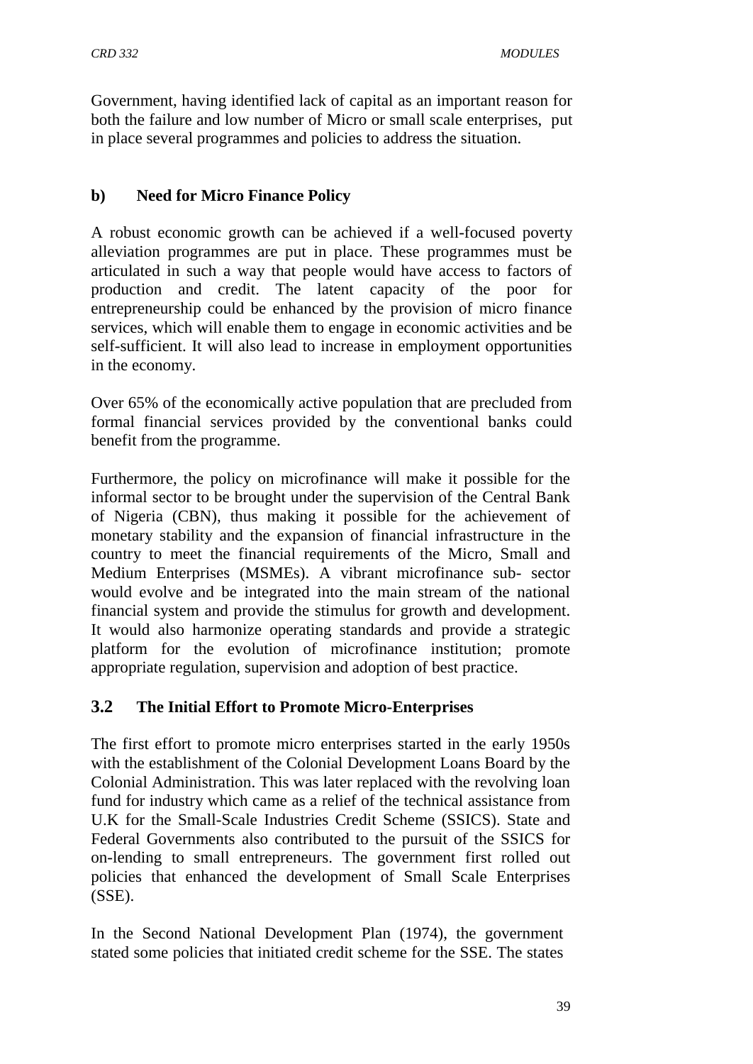Government, having identified lack of capital as an important reason for both the failure and low number of Micro or small scale enterprises, put in place several programmes and policies to address the situation.

**b) Need for Micro Finance Policy**

A robust economic growth can be achieved if a well-focused poverty alleviation programmes are put in place. These programmes must be articulated in such a way that people would have access to factors of production and credit. The latent capacity of the poor for entrepreneurship could be enhanced by the provision of micro finance services, which will enable them to engage in economic activities and be self-sufficient. It will also lead to increase in employment opportunities in the economy.

Over 65% of the economically active population that are precluded from formal financial services provided by the conventional banks could benefit from the programme.

Furthermore, the policy on microfinance will make it possible for the informal sector to be brought under the supervision of the Central Bank of Nigeria (CBN), thus making it possible for the achievement of monetary stability and the expansion of financial infrastructure in the country to meet the financial requirements of the Micro, Small and Medium Enterprises (MSMEs). A vibrant microfinance sub- sector would evolve and be integrated into the main stream of the national financial system and provide the stimulus for growth and development. It would also harmonize operating standards and provide a strategic platform for the evolution of microfinance institution; promote appropriate regulation, supervision and adoption of best practice.

## 3.2 The Initial Effort to Promote Micro-Enterprises

The first effort to promote micro enterprises started in the early 1950s with the establishment of the Colonial Development Loans Board by the Colonial Administration. This was later replaced with the revolving loan fund for industry which came as a relief of the technical assistance from U.K for the Small-Scale Industries Credit Scheme (SSICS). State and Federal Governments also contributed to the pursuit of the SSICS for on-lending to small entrepreneurs. The government first rolled out policies that enhanced the development of Small Scale Enterprises (SSE).

In the Second National Development Plan (1974), the government stated some policies that initiated credit scheme for the SSE. The states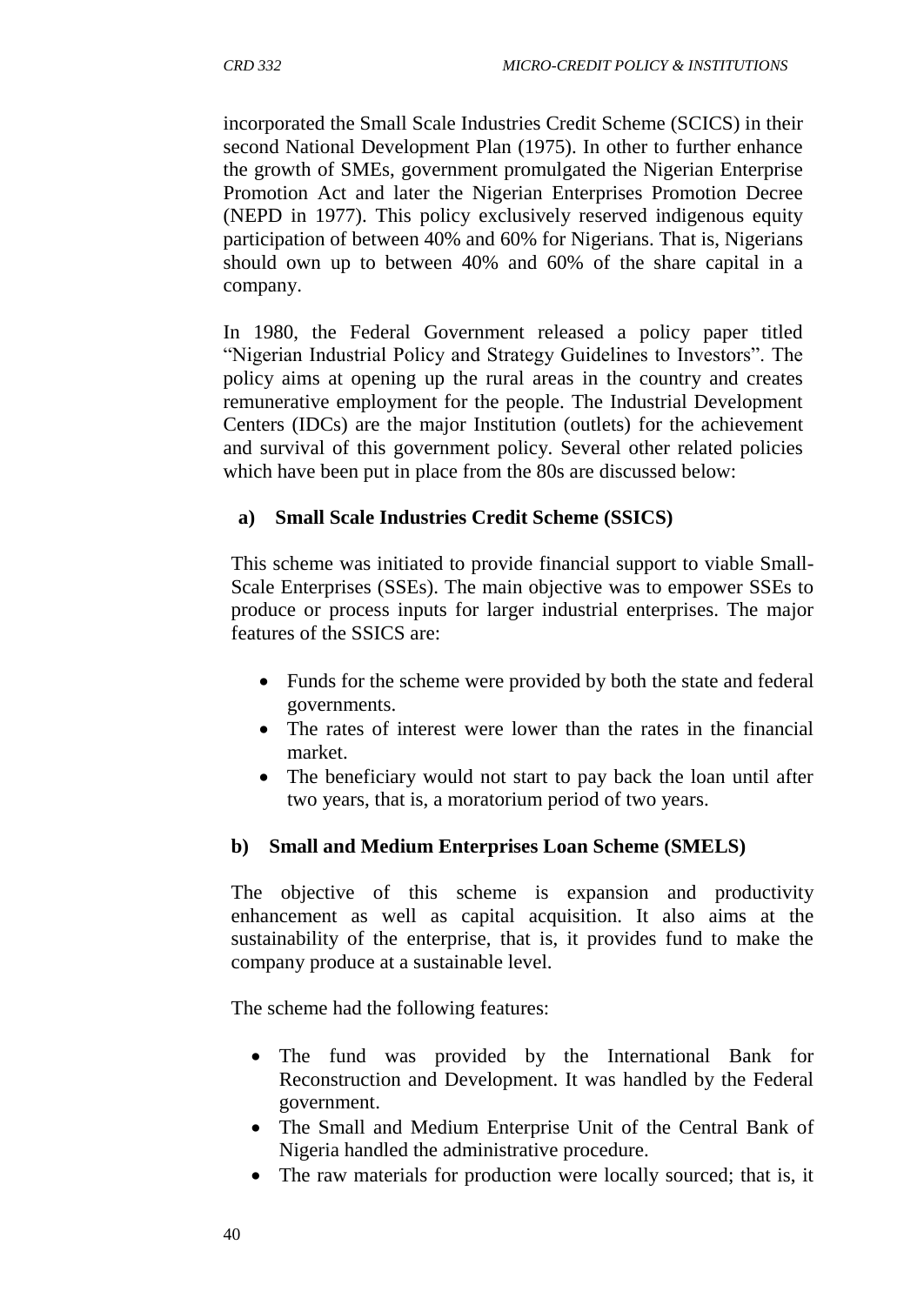incorporated the Small Scale Industries Credit Scheme (SCICS) in their second National Development Plan (1975). In other to further enhance the growth of SMEs, government promulgated the Nigerian Enterprise Promotion Act and later the Nigerian Enterprises Promotion Decree (NEPD in 1977). This policy exclusively reserved indigenous equity participation of between 40% and 60% for Nigerians. That is, Nigerians should own up to between 40% and 60% of the share capital in a company.

In 1980, the Federal Government released a policy paper titled "Nigerian Industrial Policy and Strategy Guidelines to Investors". The policy aims at opening up the rural areas in the country and creates remunerative employment for the people. The Industrial Development Centers (IDCs) are the major Institution (outlets) for the achievement and survival of this government policy. Several other related policies which have been put in place from the 80s are discussed below:

**a) Small Scale Industries Credit Scheme (SSICS)**

This scheme was initiated to provide financial support to viable Small-Scale Enterprises (SSEs). The main objective was to empower SSEs to produce or process inputs for larger industrial enterprises. The major features of the SSICS are:

- Funds for the scheme were provided by both the state and federal governments.
- The rates of interest were lower than the rates in the financial market.
- The beneficiary would not start to pay back the loan until after two years, that is, a moratorium period of two years.

**b) Small and Medium Enterprises Loan Scheme (SMELS)**

The objective of this scheme is expansion and productivity enhancement as well as capital acquisition. It also aims at the sustainability of the enterprise, that is, it provides fund to make the company produce at a sustainable level.

The scheme had the following features:

- The fund was provided by the International Bank for Reconstruction and Development. It was handled by the Federal government.
- The Small and Medium Enterprise Unit of the Central Bank of Nigeria handled the administrative procedure.
- The raw materials for production were locally sourced; that is, it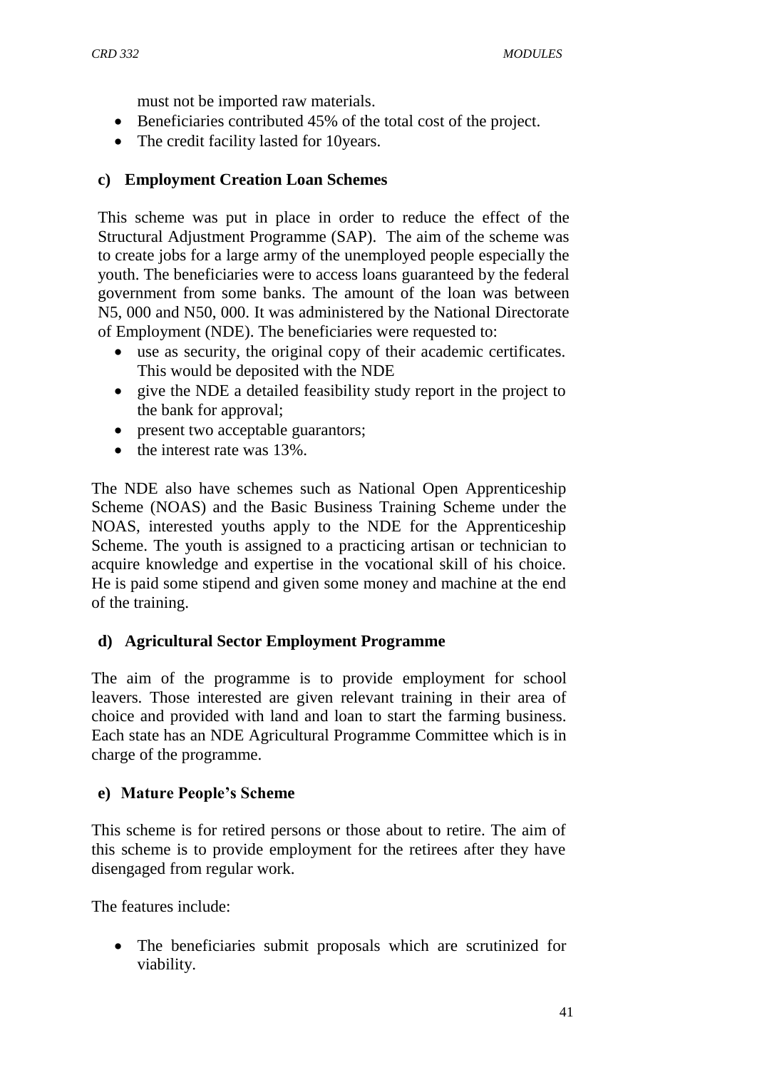must not be imported raw materials.

- Beneficiaries contributed 45% of the total cost of the project.
- The credit facility lasted for 10years.

**c) Employment Creation Loan Schemes**

This scheme was put in place in order to reduce the effect of the Structural Adjustment Programme (SAP). The aim of the scheme was to create jobs for a large army of the unemployed people especially the youth. The beneficiaries were to access loans guaranteed by the federal government from some banks. The amount of the loan was between N5, 000 and N50, 000. It was administered by the National Directorate of Employment (NDE). The beneficiaries were requested to:

- use as security, the original copy of their academic certificates. This would be deposited with the NDE
- give the NDE a detailed feasibility study report in the project to the bank for approval;
- present two acceptable guarantors;
- the interest rate was 13%.

The NDE also have schemes such as National Open Apprenticeship Scheme (NOAS) and the Basic Business Training Scheme under the NOAS, interested youths apply to the NDE for the Apprenticeship Scheme. The youth is assigned to a practicing artisan or technician to acquire knowledge and expertise in the vocational skill of his choice. He is paid some stipend and given some money and machine at the end of the training.

**d) Agricultural Sector Employment Programme**

The aim of the programme is to provide employment for school leavers. Those interested are given relevant training in their area of choice and provided with land and loan to start the farming business. Each state has an NDE Agricultural Programme Committee which is in charge of the programme.

**e) Mature People's Scheme**

This scheme is for retired persons or those about to retire. The aim of this scheme is to provide employment for the retirees after they have disengaged from regular work.

The features include:

- The beneficiaries submit proposals which are scrutinized for viability.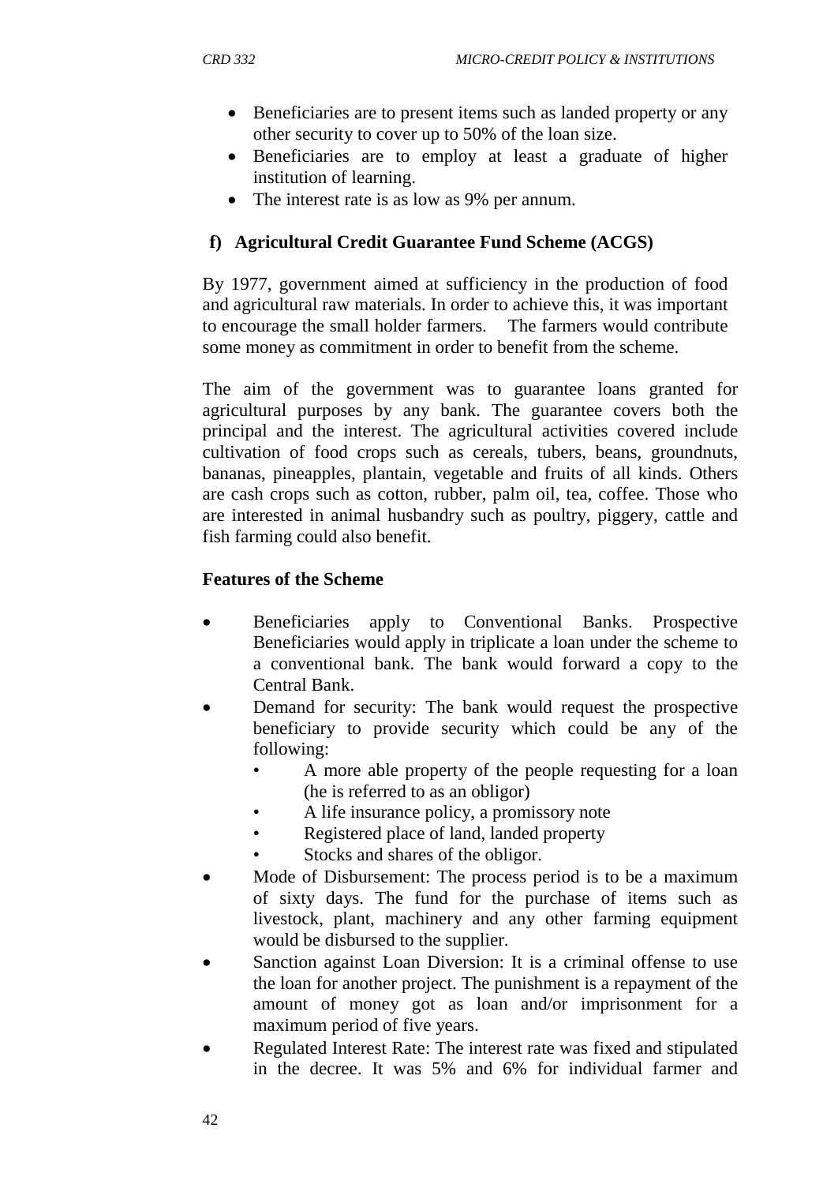- Beneficiaries are to present items such as landed property or any other security to cover up to 50% of the loan size.
- Beneficiaries are to employ at least a graduate of higher institution of learning.
- The interest rate is as low as 9% per annum.

### f) Agricultural Credit Guarantee Fund Scheme (ACGS)

By 1977, government aimed at sufficiency in the production of food and agricultural raw materials. In order to achieve this, it was important to encourage the small holder farmers. The farmers would contribute some money as commitment in order to benefit from the scheme.

The aim of the government was to guarantee loans granted for agricultural purposes by any bank. The guarantee covers both the principal and the interest. The agricultural activities covered include cultivation of food crops such as cereals, tubers, beans, groundnuts, bananas, pineapples, plantain, vegetable and fruits of all kinds. Others are cash crops such as cotton, rubber, palm oil, tea, coffee. Those who are interested in animal husbandry such as poultry, piggery, cattle and fish farming could also benefit.

**Features of the Scheme**

- Beneficiaries apply to Conventional Banks. Prospective Beneficiaries would apply in triplicate a loan under the scheme to a conventional bank. The bank would forward a copy to the Central Bank.
- Demand for security: The bank would request the prospective beneficiary to provide security which could be any of the following:
  - A more able property of the people requesting for a loan (he is referred to as an obligor)
  - A life insurance policy, a promissory note
  - Registered place of land, landed property
  - Stocks and shares of the obligor.
- Mode of Disbursement: The process period is to be a maximum of sixty days. The fund for the purchase of items such as livestock, plant, machinery and any other farming equipment would be disbursed to the supplier.
- Sanction against Loan Diversion: It is a criminal offense to use the loan for another project. The punishment is a repayment of the amount of money got as loan and/or imprisonment for a maximum period of five years.
- Regulated Interest Rate: The interest rate was fixed and stipulated in the decree. It was 5% and 6% for individual farmer and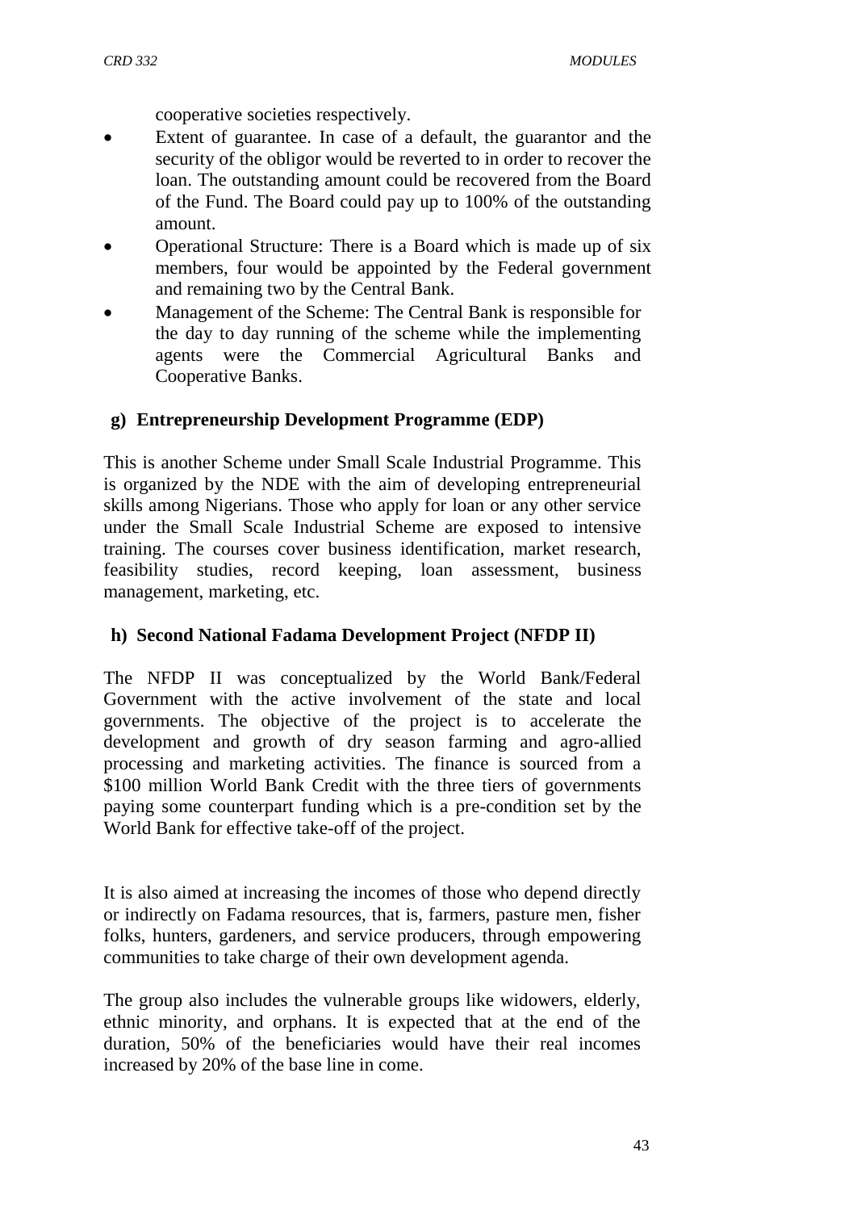cooperative societies respectively.

- Extent of guarantee. In case of a default, the guarantor and the security of the obligor would be reverted to in order to recover the loan. The outstanding amount could be recovered from the Board of the Fund. The Board could pay up to 100% of the outstanding amount.
- Operational Structure: There is a Board which is made up of six members, four would be appointed by the Federal government and remaining two by the Central Bank.
- Management of the Scheme: The Central Bank is responsible for the day to day running of the scheme while the implementing agents were the Commercial Agricultural Banks and Cooperative Banks.

**g) Entrepreneurship Development Programme (EDP)**

This is another Scheme under Small Scale Industrial Programme. This is organized by the NDE with the aim of developing entrepreneurial skills among Nigerians. Those who apply for loan or any other service under the Small Scale Industrial Scheme are exposed to intensive training. The courses cover business identification, market research, feasibility studies, record keeping, loan assessment, business management, marketing, etc.

**h) Second National Fadama Development Project (NFDP II)**

The NFDP II was conceptualized by the World Bank/Federal Government with the active involvement of the state and local governments. The objective of the project is to accelerate the development and growth of dry season farming and agro-allied processing and marketing activities. The finance is sourced from a $100 million World Bank Credit with the three tiers of governments paying some counterpart funding which is a pre-condition set by the World Bank for effective take-off of the project.

It is also aimed at increasing the incomes of those who depend directly or indirectly on Fadama resources, that is, farmers, pasture men, fisher folks, hunters, gardeners, and service producers, through empowering communities to take charge of their own development agenda.

The group also includes the vulnerable groups like widowers, elderly, ethnic minority, and orphans. It is expected that at the end of the duration, 50% of the beneficiaries would have their real incomes increased by 20% of the base line in come.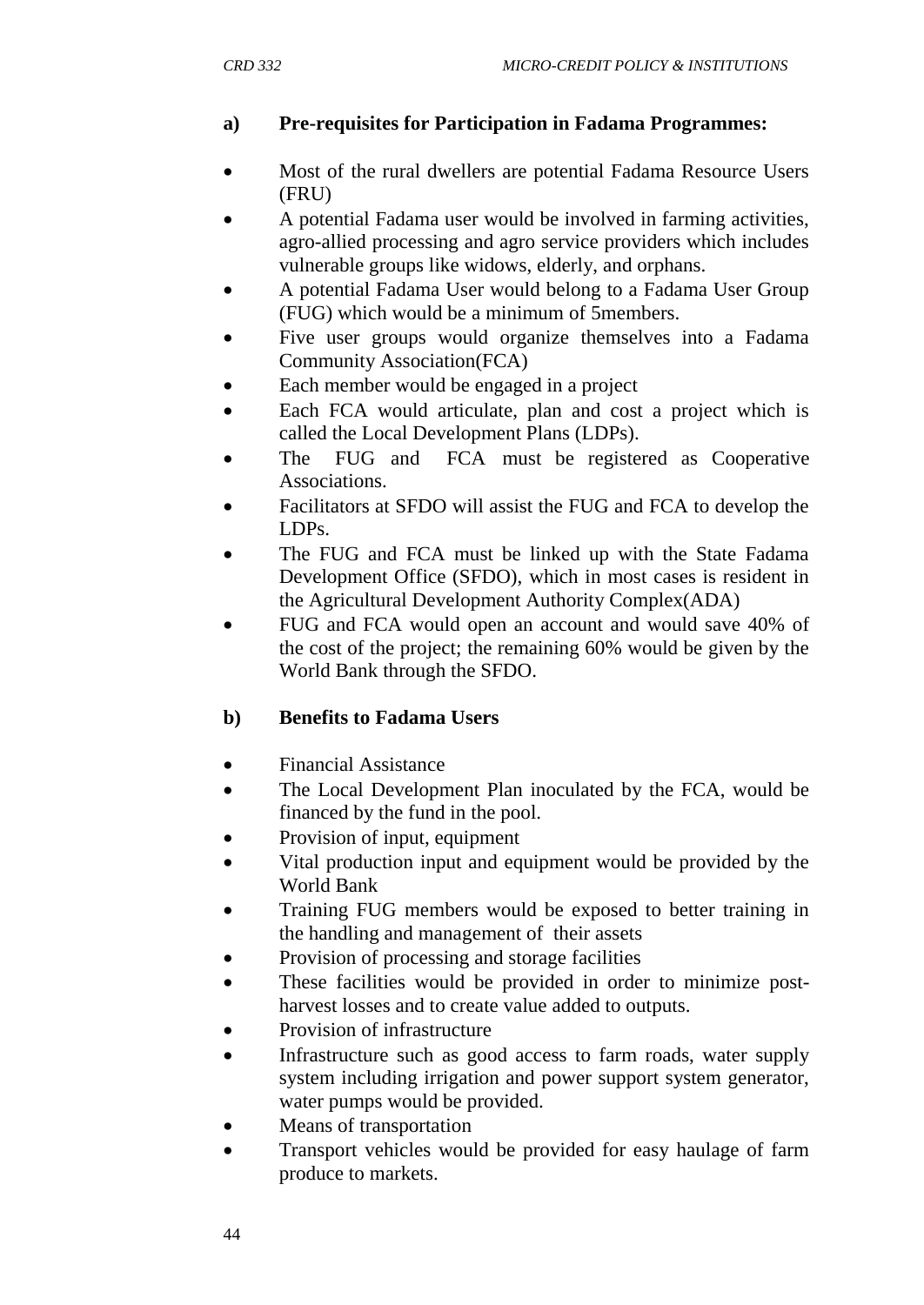**a) Pre-requisites for Participation in Fadama Programmes:**

- Most of the rural dwellers are potential Fadama Resource Users (FRU)
- A potential Fadama user would be involved in farming activities, agro-allied processing and agro service providers which includes vulnerable groups like widows, elderly, and orphans.
- A potential Fadama User would belong to a Fadama User Group (FUG) which would be a minimum of 5members.
- Five user groups would organize themselves into a Fadama Community Association(FCA)
- Each member would be engaged in a project
- Each FCA would articulate, plan and cost a project which is called the Local Development Plans (LDPs).
- The FUG and FCA must be registered as Cooperative Associations.
- Facilitators at SFDO will assist the FUG and FCA to develop the LDPs.
- The FUG and FCA must be linked up with the State Fadama Development Office (SFDO), which in most cases is resident in the Agricultural Development Authority Complex(ADA)
- FUG and FCA would open an account and would save 40% of the cost of the project; the remaining 60% would be given by the World Bank through the SFDO.

**b) Benefits to Fadama Users**

- Financial Assistance
- The Local Development Plan inoculated by the FCA, would be financed by the fund in the pool.
- Provision of input, equipment
- Vital production input and equipment would be provided by the World Bank
- Training FUG members would be exposed to better training in the handling and management of their assets
- Provision of processing and storage facilities
- These facilities would be provided in order to minimize post-harvest losses and to create value added to outputs.
- Provision of infrastructure
- Infrastructure such as good access to farm roads, water supply system including irrigation and power support system generator, water pumps would be provided.
- Means of transportation
- Transport vehicles would be provided for easy haulage of farm produce to markets.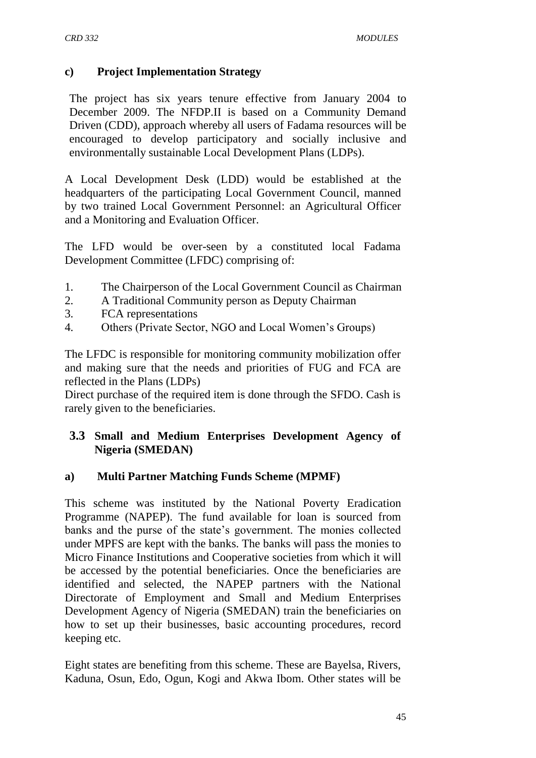### c) Project Implementation Strategy

The project has six years tenure effective from January 2004 to December 2009. The NFDP.II is based on a Community Demand Driven (CDD), approach whereby all users of Fadama resources will be encouraged to develop participatory and socially inclusive and environmentally sustainable Local Development Plans (LDPs).

A Local Development Desk (LDD) would be established at the headquarters of the participating Local Government Council, manned by two trained Local Government Personnel: an Agricultural Officer and a Monitoring and Evaluation Officer.

The LFD would be over-seen by a constituted local Fadama Development Committee (LFDC) comprising of:

1. The Chairperson of the Local Government Council as Chairman
2. A Traditional Community person as Deputy Chairman
3. FCA representations
4. Others (Private Sector, NGO and Local Women's Groups)

The LFDC is responsible for monitoring community mobilization offer and making sure that the needs and priorities of FUG and FCA are reflected in the Plans (LDPs)
Direct purchase of the required item is done through the SFDO. Cash is rarely given to the beneficiaries.

## 3.3 Small and Medium Enterprises Development Agency of Nigeria (SMEDAN)

### a) Multi Partner Matching Funds Scheme (MPMF)

This scheme was instituted by the National Poverty Eradication Programme (NAPEP). The fund available for loan is sourced from banks and the purse of the state's government. The monies collected under MPFS are kept with the banks. The banks will pass the monies to Micro Finance Institutions and Cooperative societies from which it will be accessed by the potential beneficiaries. Once the beneficiaries are identified and selected, the NAPEP partners with the National Directorate of Employment and Small and Medium Enterprises Development Agency of Nigeria (SMEDAN) train the beneficiaries on how to set up their businesses, basic accounting procedures, record keeping etc.

Eight states are benefiting from this scheme. These are Bayelsa, Rivers, Kaduna, Osun, Edo, Ogun, Kogi and Akwa Ibom. Other states will be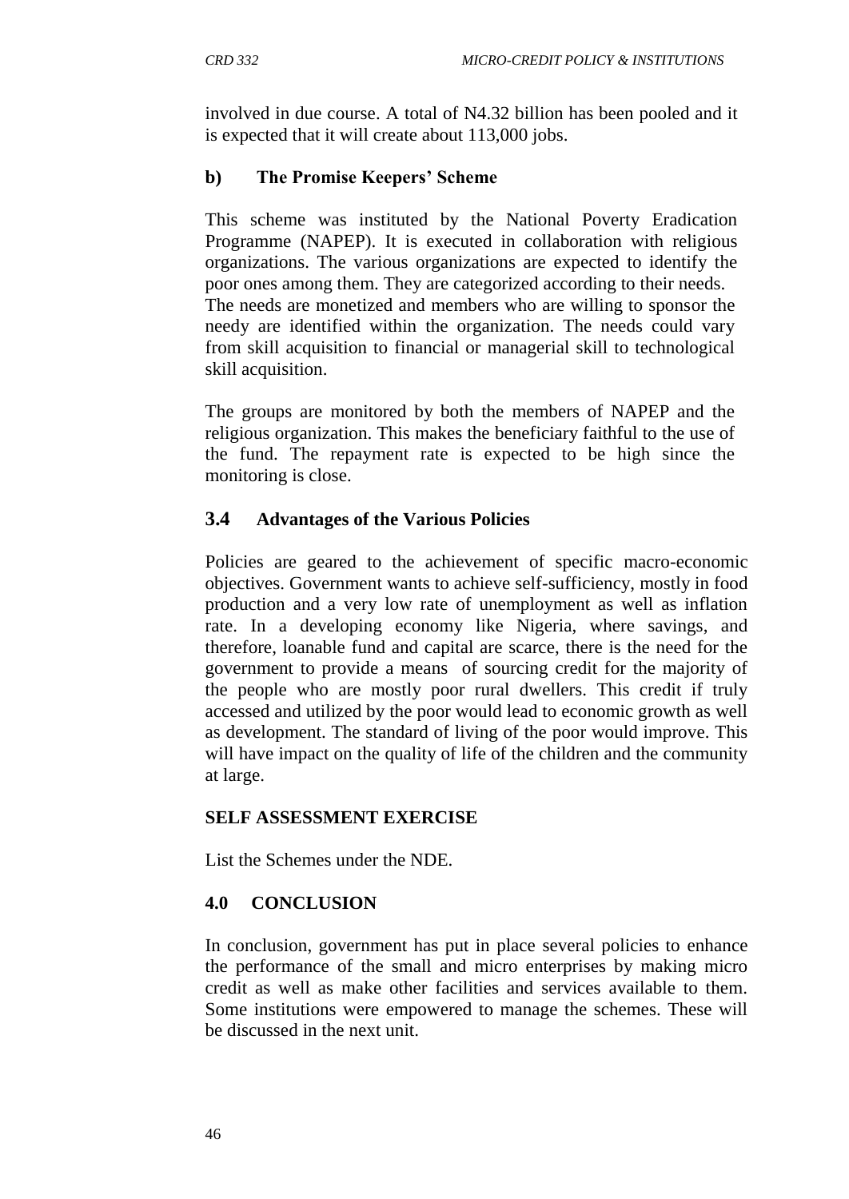involved in due course. A total of N4.32 billion has been pooled and it is expected that it will create about 113,000 jobs.

### b) The Promise Keepers' Scheme

This scheme was instituted by the National Poverty Eradication Programme (NAPEP). It is executed in collaboration with religious organizations. The various organizations are expected to identify the poor ones among them. They are categorized according to their needs. The needs are monetized and members who are willing to sponsor the needy are identified within the organization. The needs could vary from skill acquisition to financial or managerial skill to technological skill acquisition.

The groups are monitored by both the members of NAPEP and the religious organization. This makes the beneficiary faithful to the use of the fund. The repayment rate is expected to be high since the monitoring is close.

## 3.4 Advantages of the Various Policies

Policies are geared to the achievement of specific macro-economic objectives. Government wants to achieve self-sufficiency, mostly in food production and a very low rate of unemployment as well as inflation rate. In a developing economy like Nigeria, where savings, and therefore, loanable fund and capital are scarce, there is the need for the government to provide a means of sourcing credit for the majority of the people who are mostly poor rural dwellers. This credit if truly accessed and utilized by the poor would lead to economic growth as well as development. The standard of living of the poor would improve. This will have impact on the quality of life of the children and the community at large.

**SELF ASSESSMENT EXERCISE**

List the Schemes under the NDE.

## 4.0 CONCLUSION

In conclusion, government has put in place several policies to enhance the performance of the small and micro enterprises by making micro credit as well as make other facilities and services available to them. Some institutions were empowered to manage the schemes. These will be discussed in the next unit.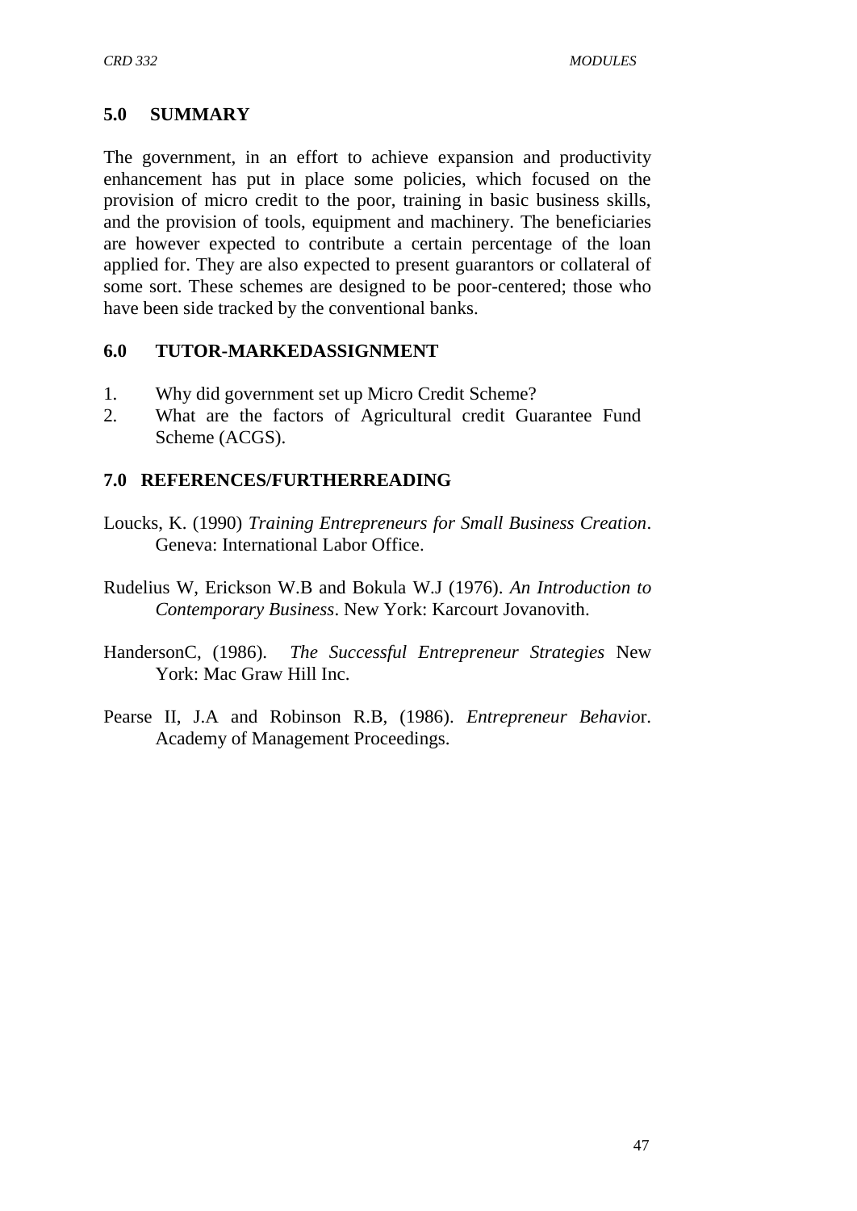## 5.0 SUMMARY

The government, in an effort to achieve expansion and productivity enhancement has put in place some policies, which focused on the provision of micro credit to the poor, training in basic business skills, and the provision of tools, equipment and machinery. The beneficiaries are however expected to contribute a certain percentage of the loan applied for. They are also expected to present guarantors or collateral of some sort. These schemes are designed to be poor-centered; those who have been side tracked by the conventional banks.

## 6.0 TUTOR-MARKEDASSIGNMENT

1. Why did government set up Micro Credit Scheme?
2. What are the factors of Agricultural credit Guarantee Fund Scheme (ACGS).

## 7.0 REFERENCES/FURTHERREADING

Loucks, K. (1990) *Training Entrepreneurs for Small Business Creation*. Geneva: International Labor Office.

Rudelius W, Erickson W.B and Bokula W.J (1976). *An Introduction to Contemporary Business*. New York: Karcourt Jovanovith.

HandersonC, (1986). *The Successful Entrepreneur Strategies* New York: Mac Graw Hill Inc.

Pearse II, J.A and Robinson R.B, (1986). *Entrepreneur Behavio*r. Academy of Management Proceedings.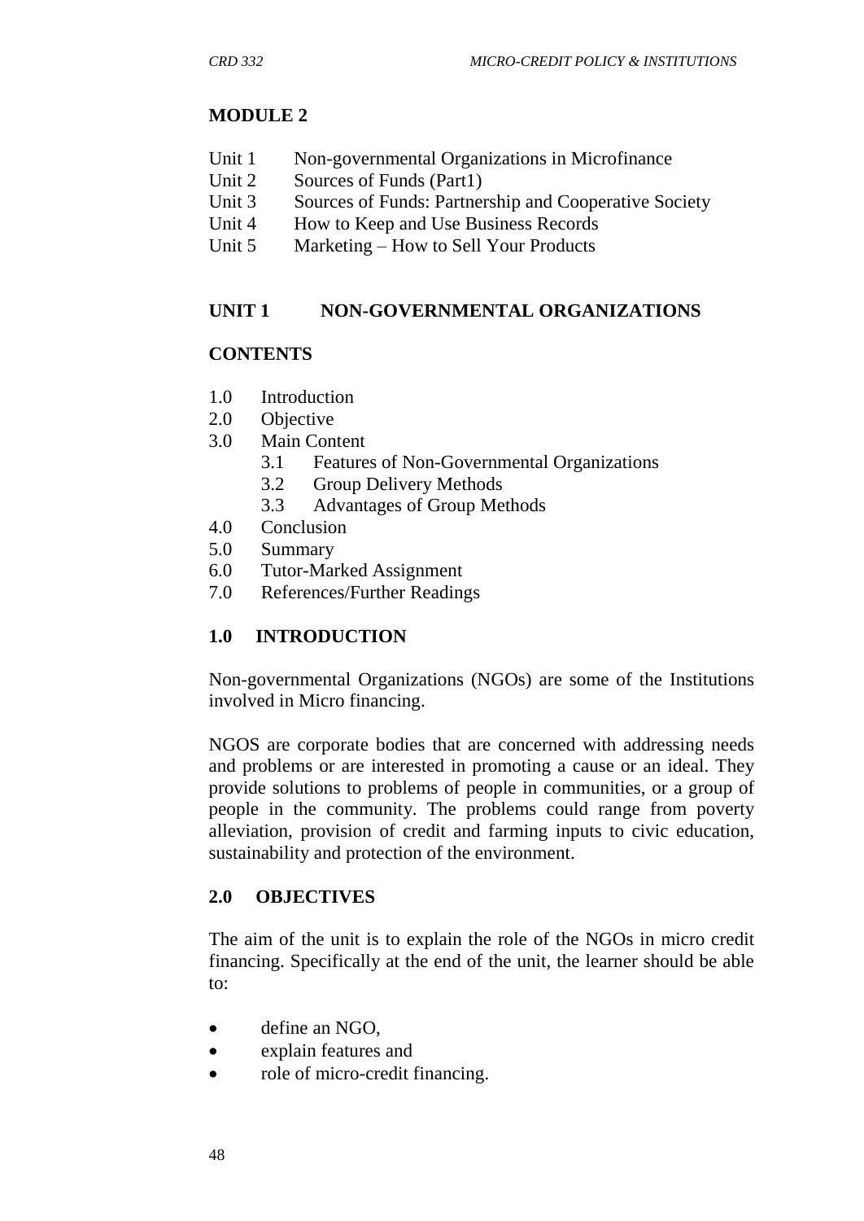## MODULE 2

- Unit 1 Non-governmental Organizations in Microfinance
- Unit 2 Sources of Funds (Part1)
- Unit 3 Sources of Funds: Partnership and Cooperative Society
- Unit 4 How to Keep and Use Business Records
- Unit 5 Marketing – How to Sell Your Products

## UNIT 1 NON-GOVERNMENTAL ORGANIZATIONS

### CONTENTS

- 1.0 Introduction
- 2.0 Objective
- 3.0 Main Content
  - 3.1 Features of Non-Governmental Organizations
  - 3.2 Group Delivery Methods
  - 3.3 Advantages of Group Methods
- 4.0 Conclusion
- 5.0 Summary
- 6.0 Tutor-Marked Assignment
- 7.0 References/Further Readings

### 1.0 INTRODUCTION

Non-governmental Organizations (NGOs) are some of the Institutions involved in Micro financing.

NGOS are corporate bodies that are concerned with addressing needs and problems or are interested in promoting a cause or an ideal. They provide solutions to problems of people in communities, or a group of people in the community. The problems could range from poverty alleviation, provision of credit and farming inputs to civic education, sustainability and protection of the environment.

### 2.0 OBJECTIVES

The aim of the unit is to explain the role of the NGOs in micro credit financing. Specifically at the end of the unit, the learner should be able to:

- define an NGO,
- explain features and
- role of micro-credit financing.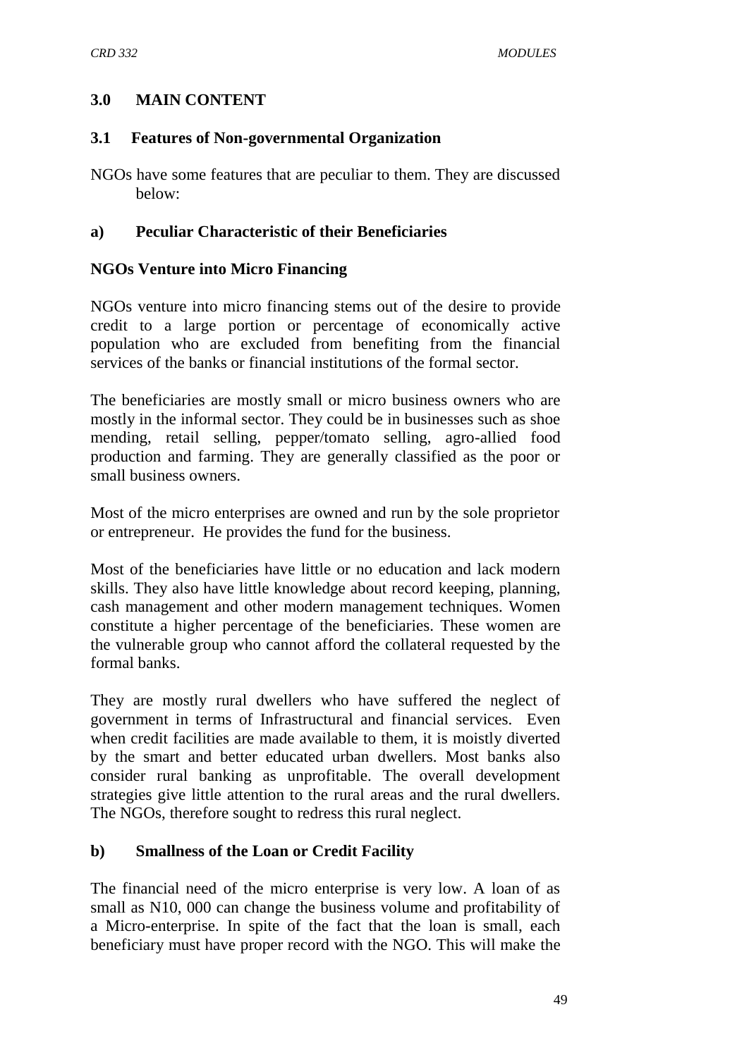## 3.0 MAIN CONTENT

### 3.1 Features of Non-governmental Organization

NGOs have some features that are peculiar to them. They are discussed below:

#### a) Peculiar Characteristic of their Beneficiaries

**NGOs Venture into Micro Financing**

NGOs venture into micro financing stems out of the desire to provide credit to a large portion or percentage of economically active population who are excluded from benefiting from the financial services of the banks or financial institutions of the formal sector.

The beneficiaries are mostly small or micro business owners who are mostly in the informal sector. They could be in businesses such as shoe mending, retail selling, pepper/tomato selling, agro-allied food production and farming. They are generally classified as the poor or small business owners.

Most of the micro enterprises are owned and run by the sole proprietor or entrepreneur. He provides the fund for the business.

Most of the beneficiaries have little or no education and lack modern skills. They also have little knowledge about record keeping, planning, cash management and other modern management techniques. Women constitute a higher percentage of the beneficiaries. These women are the vulnerable group who cannot afford the collateral requested by the formal banks.

They are mostly rural dwellers who have suffered the neglect of government in terms of Infrastructural and financial services. Even when credit facilities are made available to them, it is moistly diverted by the smart and better educated urban dwellers. Most banks also consider rural banking as unprofitable. The overall development strategies give little attention to the rural areas and the rural dwellers. The NGOs, therefore sought to redress this rural neglect.

#### b) Smallness of the Loan or Credit Facility

The financial need of the micro enterprise is very low. A loan of as small as N10, 000 can change the business volume and profitability of a Micro-enterprise. In spite of the fact that the loan is small, each beneficiary must have proper record with the NGO. This will make the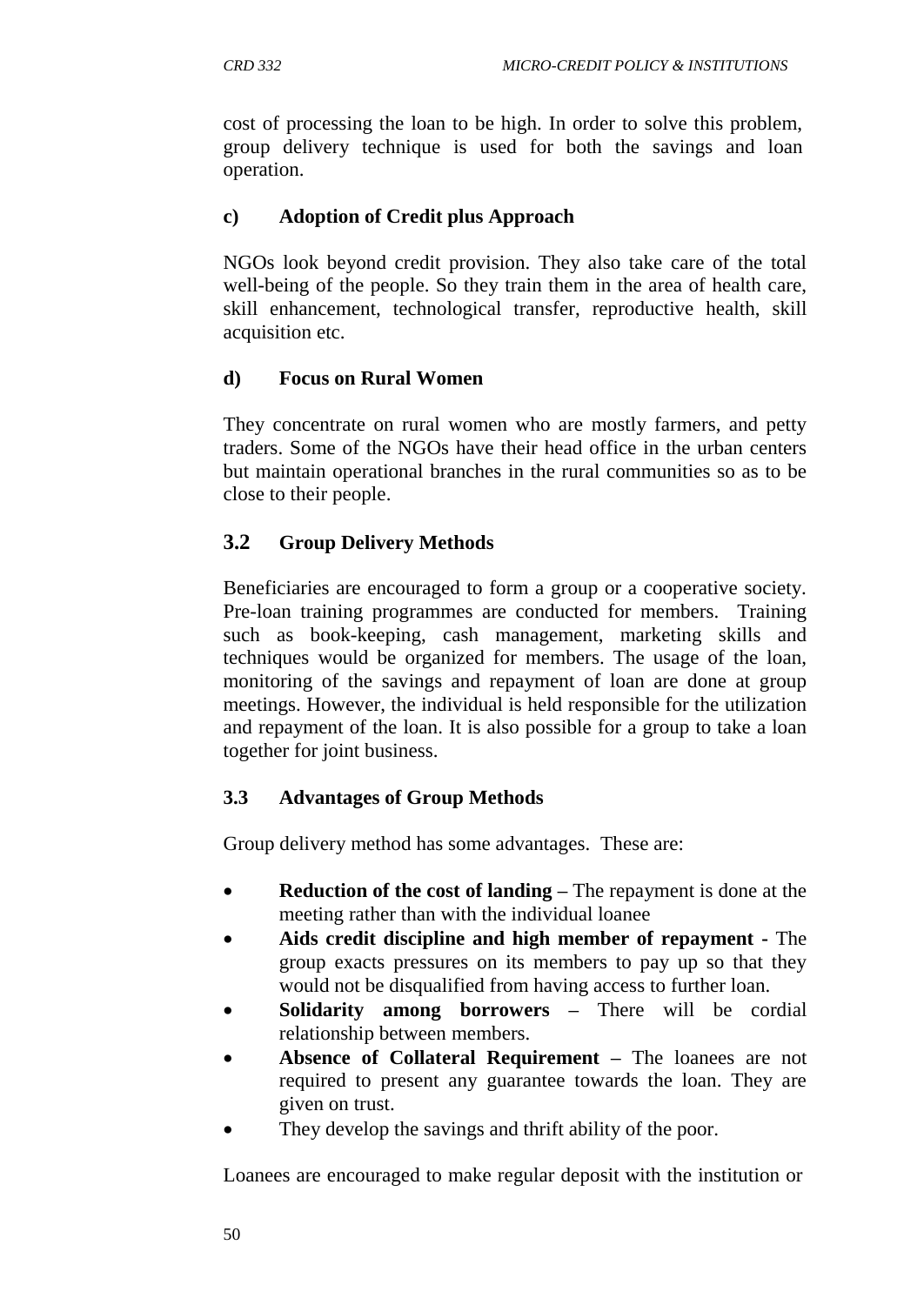cost of processing the loan to be high. In order to solve this problem, group delivery technique is used for both the savings and loan operation.

**c) Adoption of Credit plus Approach**

NGOs look beyond credit provision. They also take care of the total well-being of the people. So they train them in the area of health care, skill enhancement, technological transfer, reproductive health, skill acquisition etc.

**d) Focus on Rural Women**

They concentrate on rural women who are mostly farmers, and petty traders. Some of the NGOs have their head office in the urban centers but maintain operational branches in the rural communities so as to be close to their people.

## 3.2 Group Delivery Methods

Beneficiaries are encouraged to form a group or a cooperative society. Pre-loan training programmes are conducted for members. Training such as book-keeping, cash management, marketing skills and techniques would be organized for members. The usage of the loan, monitoring of the savings and repayment of loan are done at group meetings. However, the individual is held responsible for the utilization and repayment of the loan. It is also possible for a group to take a loan together for joint business.

### 3.3 Advantages of Group Methods

Group delivery method has some advantages. These are:

- **Reduction of the cost of landing –** The repayment is done at the meeting rather than with the individual loanee
- **Aids credit discipline and high member of repayment -** The group exacts pressures on its members to pay up so that they would not be disqualified from having access to further loan.
- **Solidarity among borrowers –** There will be cordial relationship between members.
- **Absence of Collateral Requirement –** The loanees are not required to present any guarantee towards the loan. They are given on trust.
- They develop the savings and thrift ability of the poor.

Loanees are encouraged to make regular deposit with the institution or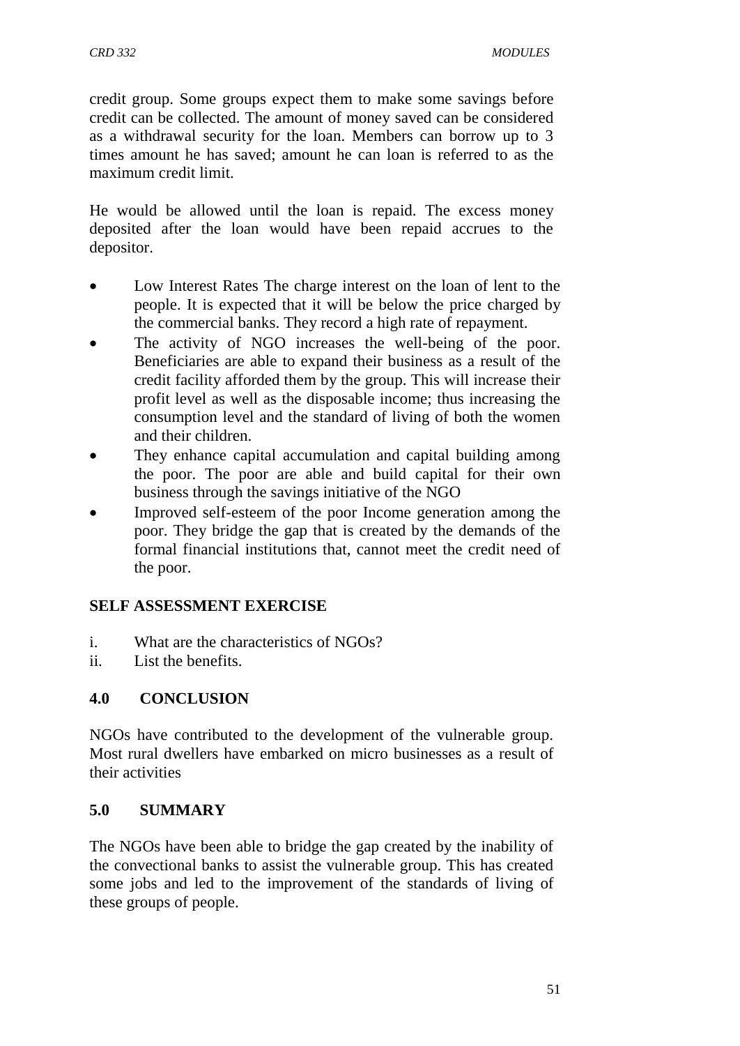credit group. Some groups expect them to make some savings before credit can be collected. The amount of money saved can be considered as a withdrawal security for the loan. Members can borrow up to 3 times amount he has saved; amount he can loan is referred to as the maximum credit limit.

He would be allowed until the loan is repaid. The excess money deposited after the loan would have been repaid accrues to the depositor.

- Low Interest Rates The charge interest on the loan of lent to the people. It is expected that it will be below the price charged by the commercial banks. They record a high rate of repayment.
- The activity of NGO increases the well-being of the poor. Beneficiaries are able to expand their business as a result of the credit facility afforded them by the group. This will increase their profit level as well as the disposable income; thus increasing the consumption level and the standard of living of both the women and their children.
- They enhance capital accumulation and capital building among the poor. The poor are able and build capital for their own business through the savings initiative of the NGO
- Improved self-esteem of the poor Income generation among the poor. They bridge the gap that is created by the demands of the formal financial institutions that, cannot meet the credit need of the poor.

## SELF ASSESSMENT EXERCISE

i. What are the characteristics of NGOs?
ii. List the benefits.

## 4.0 CONCLUSION

NGOs have contributed to the development of the vulnerable group. Most rural dwellers have embarked on micro businesses as a result of their activities

## 5.0 SUMMARY

The NGOs have been able to bridge the gap created by the inability of the convectional banks to assist the vulnerable group. This has created some jobs and led to the improvement of the standards of living of these groups of people.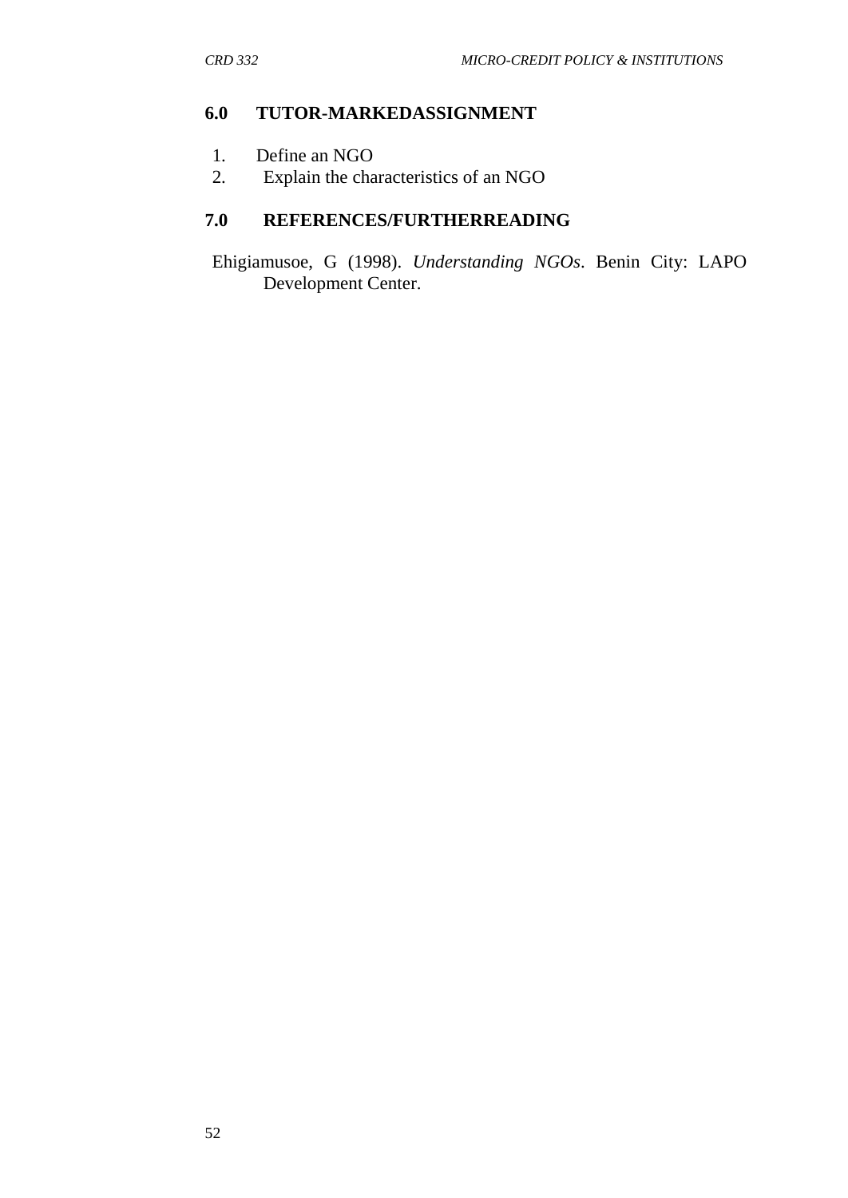## 6.0 TUTOR-MARKEDASSIGNMENT

1. Define an NGO
2. Explain the characteristics of an NGO

## 7.0 REFERENCES/FURTHERREADING

Ehigiamusoe, G (1998). *Understanding NGOs*. Benin City: LAPO Development Center.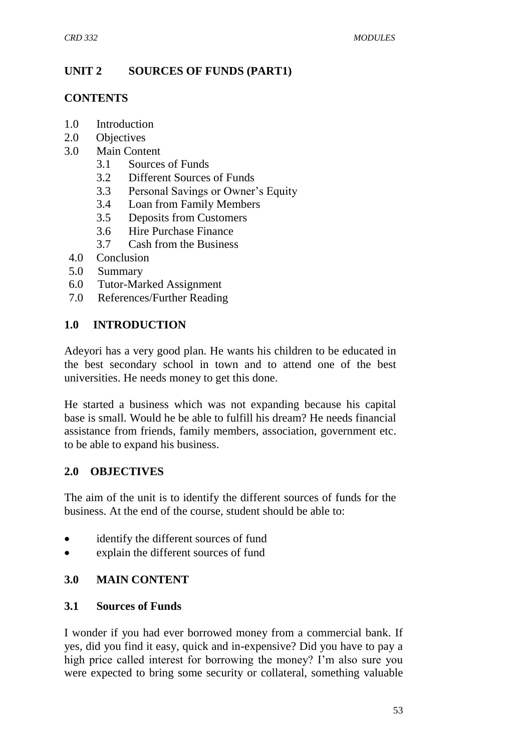## UNIT 2 SOURCES OF FUNDS (PART1)

### CONTENTS

1.0 Introduction
2.0 Objectives
3.0 Main Content
   - 3.1 Sources of Funds
   - 3.2 Different Sources of Funds
   - 3.3 Personal Savings or Owner's Equity
   - 3.4 Loan from Family Members
   - 3.5 Deposits from Customers
   - 3.6 Hire Purchase Finance
   - 3.7 Cash from the Business

4.0 Conclusion
5.0 Summary
6.0 Tutor-Marked Assignment
7.0 References/Further Reading

### 1.0 INTRODUCTION

Adeyori has a very good plan. He wants his children to be educated in the best secondary school in town and to attend one of the best universities. He needs money to get this done.

He started a business which was not expanding because his capital base is small. Would he be able to fulfill his dream? He needs financial assistance from friends, family members, association, government etc. to be able to expand his business.

### 2.0 OBJECTIVES

The aim of the unit is to identify the different sources of funds for the business. At the end of the course, student should be able to:

- identify the different sources of fund
- explain the different sources of fund

### 3.0 MAIN CONTENT

#### 3.1 Sources of Funds

I wonder if you had ever borrowed money from a commercial bank. If yes, did you find it easy, quick and in-expensive? Did you have to pay a high price called interest for borrowing the money? I'm also sure you were expected to bring some security or collateral, something valuable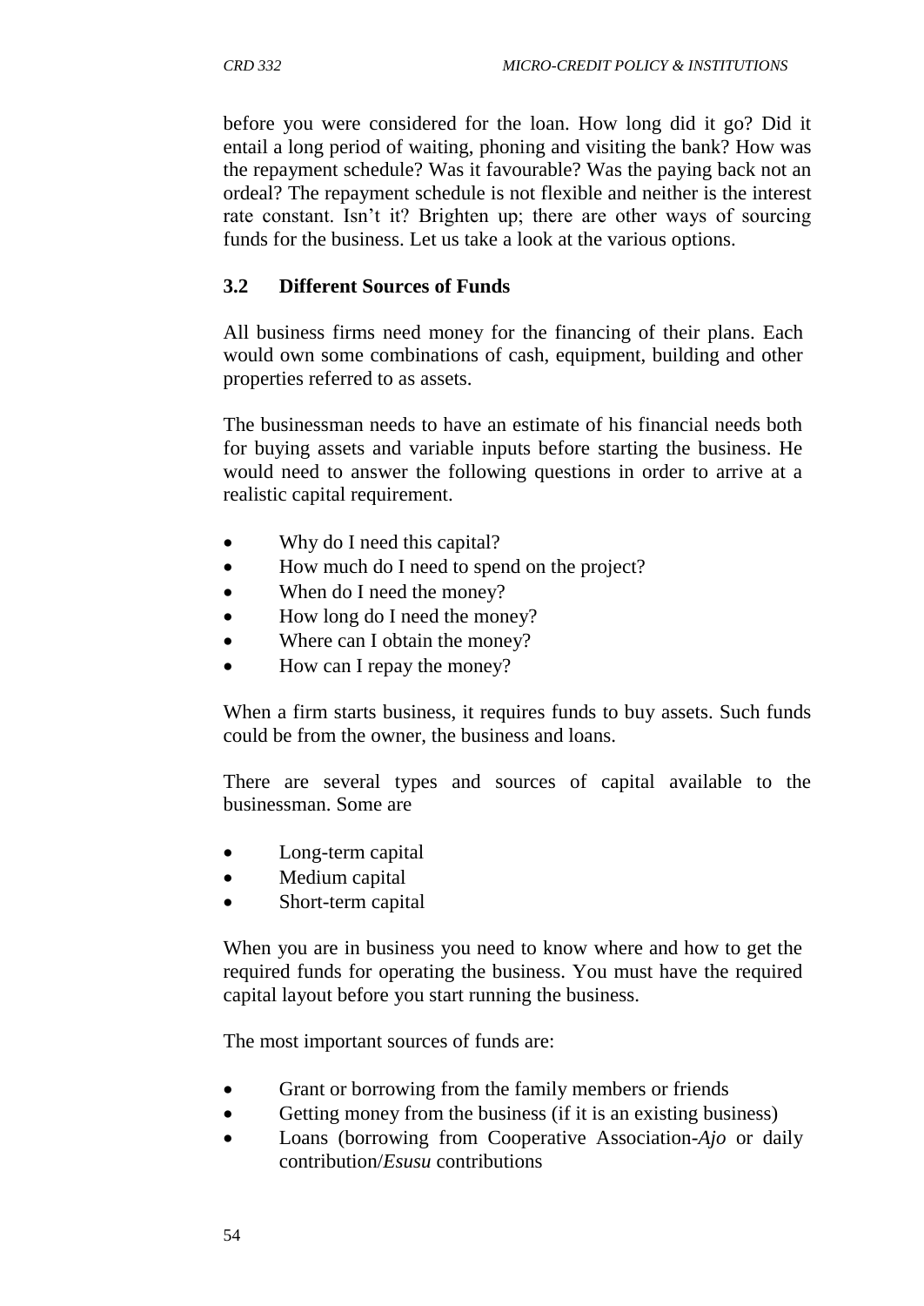before you were considered for the loan. How long did it go? Did it entail a long period of waiting, phoning and visiting the bank? How was the repayment schedule? Was it favourable? Was the paying back not an ordeal? The repayment schedule is not flexible and neither is the interest rate constant. Isn't it? Brighten up; there are other ways of sourcing funds for the business. Let us take a look at the various options.

### 3.2 Different Sources of Funds

All business firms need money for the financing of their plans. Each would own some combinations of cash, equipment, building and other properties referred to as assets.

The businessman needs to have an estimate of his financial needs both for buying assets and variable inputs before starting the business. He would need to answer the following questions in order to arrive at a realistic capital requirement.

- Why do I need this capital?
- How much do I need to spend on the project?
- When do I need the money?
- How long do I need the money?
- Where can I obtain the money?
- How can I repay the money?

When a firm starts business, it requires funds to buy assets. Such funds could be from the owner, the business and loans.

There are several types and sources of capital available to the businessman. Some are

- Long-term capital
- Medium capital
- Short-term capital

When you are in business you need to know where and how to get the required funds for operating the business. You must have the required capital layout before you start running the business.

The most important sources of funds are:

- Grant or borrowing from the family members or friends
- Getting money from the business (if it is an existing business)
- Loans (borrowing from Cooperative Association-*Ajo* or daily contribution/*Esusu* contributions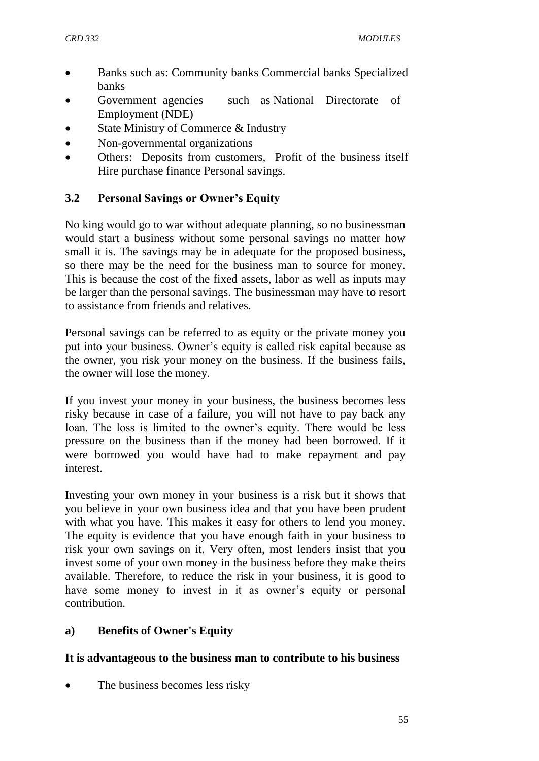- Banks such as: Community banks Commercial banks Specialized banks
- Government agencies such as National Directorate of Employment (NDE)
- State Ministry of Commerce & Industry
- Non-governmental organizations
- Others: Deposits from customers, Profit of the business itself Hire purchase finance Personal savings.

### 3.2 Personal Savings or Owner's Equity

No king would go to war without adequate planning, so no businessman would start a business without some personal savings no matter how small it is. The savings may be in adequate for the proposed business, so there may be the need for the business man to source for money. This is because the cost of the fixed assets, labor as well as inputs may be larger than the personal savings. The businessman may have to resort to assistance from friends and relatives.

Personal savings can be referred to as equity or the private money you put into your business. Owner's equity is called risk capital because as the owner, you risk your money on the business. If the business fails, the owner will lose the money.

If you invest your money in your business, the business becomes less risky because in case of a failure, you will not have to pay back any loan. The loss is limited to the owner's equity. There would be less pressure on the business than if the money had been borrowed. If it were borrowed you would have had to make repayment and pay interest.

Investing your own money in your business is a risk but it shows that you believe in your own business idea and that you have been prudent with what you have. This makes it easy for others to lend you money. The equity is evidence that you have enough faith in your business to risk your own savings on it. Very often, most lenders insist that you invest some of your own money in the business before they make theirs available. Therefore, to reduce the risk in your business, it is good to have some money to invest in it as owner's equity or personal contribution.

#### a) Benefits of Owner's Equity

**It is advantageous to the business man to contribute to his business**

- The business becomes less risky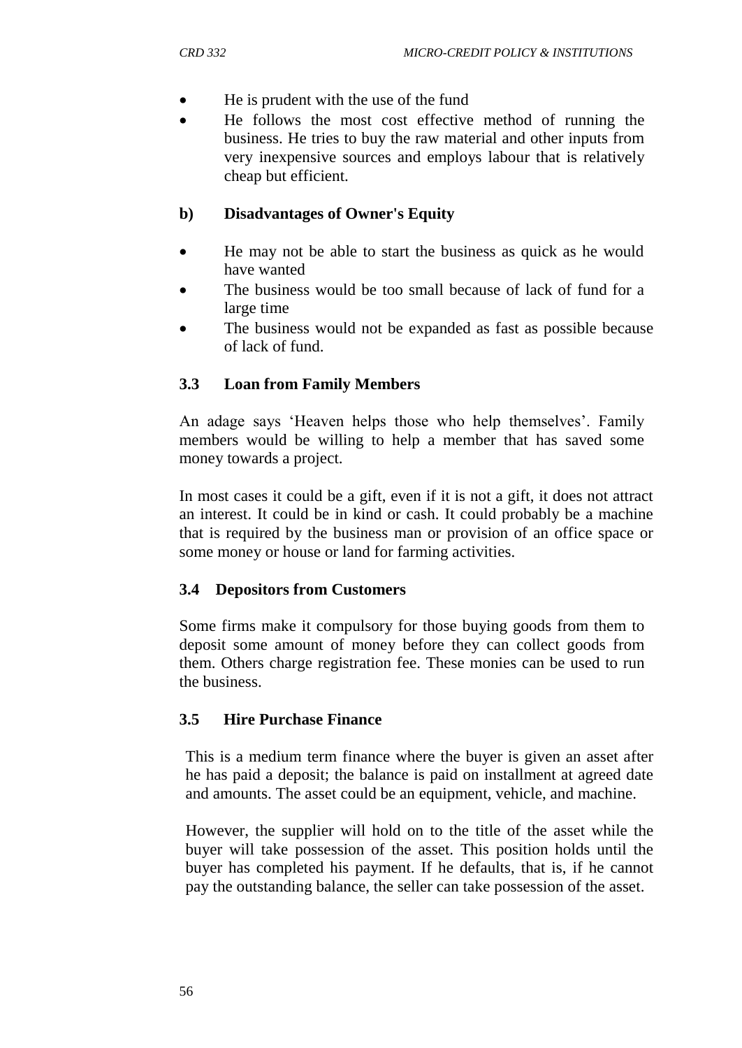- He is prudent with the use of the fund
- He follows the most cost effective method of running the business. He tries to buy the raw material and other inputs from very inexpensive sources and employs labour that is relatively cheap but efficient.

**b) Disadvantages of Owner's Equity**

- He may not be able to start the business as quick as he would have wanted
- The business would be too small because of lack of fund for a large time
- The business would not be expanded as fast as possible because of lack of fund.

### 3.3 Loan from Family Members

An adage says 'Heaven helps those who help themselves'. Family members would be willing to help a member that has saved some money towards a project.

In most cases it could be a gift, even if it is not a gift, it does not attract an interest. It could be in kind or cash. It could probably be a machine that is required by the business man or provision of an office space or some money or house or land for farming activities.

### 3.4 Depositors from Customers

Some firms make it compulsory for those buying goods from them to deposit some amount of money before they can collect goods from them. Others charge registration fee. These monies can be used to run the business.

### 3.5 Hire Purchase Finance

This is a medium term finance where the buyer is given an asset after he has paid a deposit; the balance is paid on installment at agreed date and amounts. The asset could be an equipment, vehicle, and machine.

However, the supplier will hold on to the title of the asset while the buyer will take possession of the asset. This position holds until the buyer has completed his payment. If he defaults, that is, if he cannot pay the outstanding balance, the seller can take possession of the asset.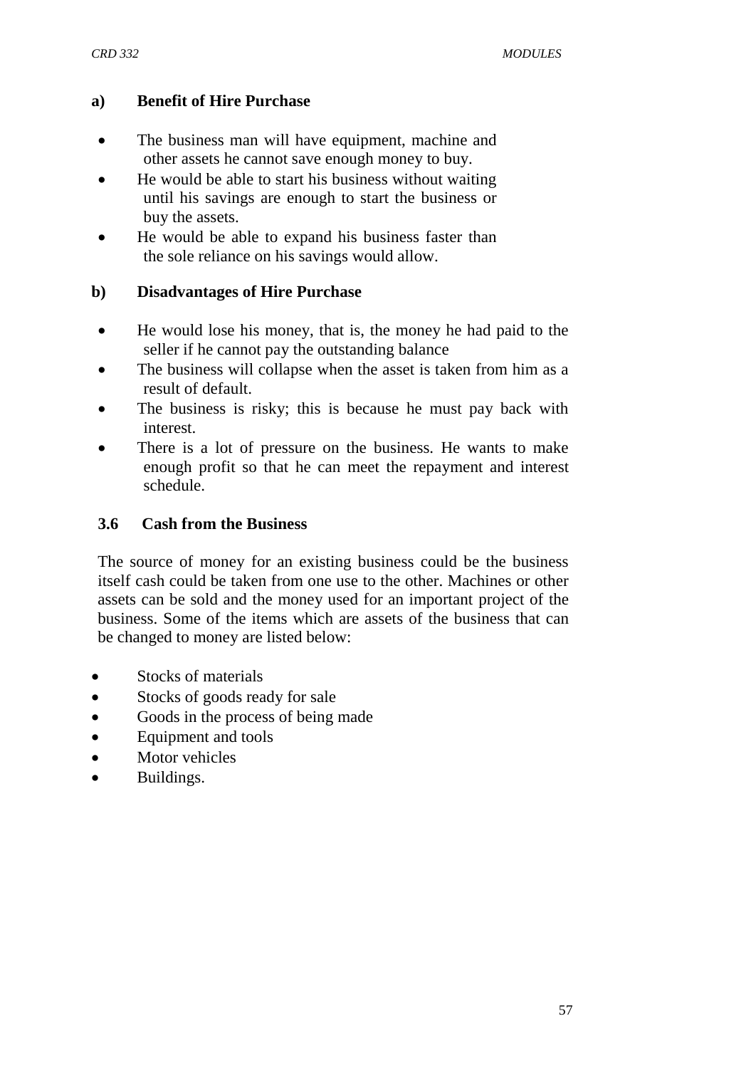#### a) Benefit of Hire Purchase

- The business man will have equipment, machine and other assets he cannot save enough money to buy.
- He would be able to start his business without waiting until his savings are enough to start the business or buy the assets.
- He would be able to expand his business faster than the sole reliance on his savings would allow.

#### b) Disadvantages of Hire Purchase

- He would lose his money, that is, the money he had paid to the seller if he cannot pay the outstanding balance
- The business will collapse when the asset is taken from him as a result of default.
- The business is risky; this is because he must pay back with interest.
- There is a lot of pressure on the business. He wants to make enough profit so that he can meet the repayment and interest schedule.

### 3.6 Cash from the Business

The source of money for an existing business could be the business itself cash could be taken from one use to the other. Machines or other assets can be sold and the money used for an important project of the business. Some of the items which are assets of the business that can be changed to money are listed below:

- Stocks of materials
- Stocks of goods ready for sale
- Goods in the process of being made
- Equipment and tools
- Motor vehicles
- Buildings.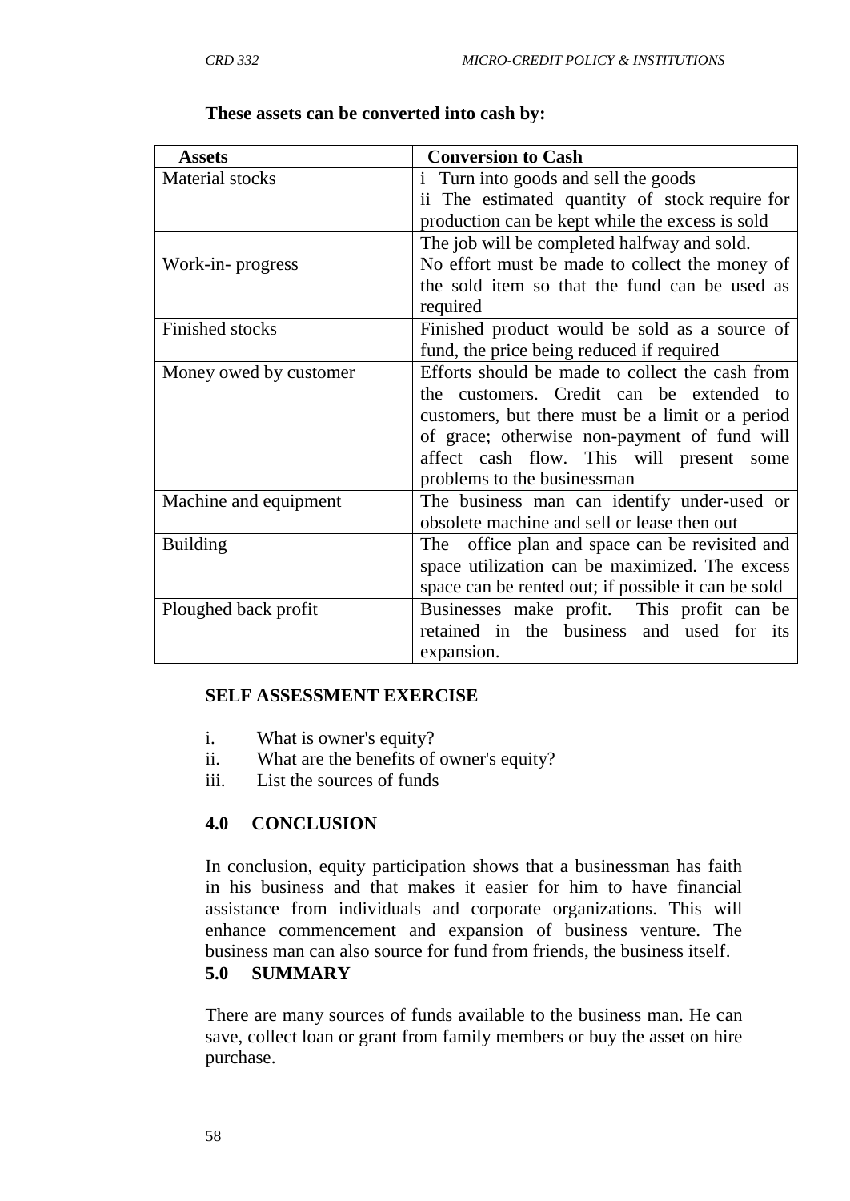**These assets can be converted into cash by:**

| Assets | Conversion to Cash |
|---|---|
| Material stocks | i Turn into goods and sell the goods<br>ii The estimated quantity of stock require for production can be kept while the excess is sold |
| Work-in- progress | The job will be completed halfway and sold. No effort must be made to collect the money of the sold item so that the fund can be used as required |
| Finished stocks | Finished product would be sold as a source of fund, the price being reduced if required |
| Money owed by customer | Efforts should be made to collect the cash from the customers. Credit can be extended to customers, but there must be a limit or a period of grace; otherwise non-payment of fund will affect cash flow. This will present some problems to the businessman |
| Machine and equipment | The business man can identify under-used or obsolete machine and sell or lease then out |
| Building | The office plan and space can be revisited and space utilization can be maximized. The excess space can be rented out; if possible it can be sold |
| Ploughed back profit | Businesses make profit. This profit can be retained in the business and used for its expansion. |

**SELF ASSESSMENT EXERCISE**

i. What is owner's equity?
ii. What are the benefits of owner's equity?
iii. List the sources of funds

## 4.0 CONCLUSION

In conclusion, equity participation shows that a businessman has faith in his business and that makes it easier for him to have financial assistance from individuals and corporate organizations. This will enhance commencement and expansion of business venture. The business man can also source for fund from friends, the business itself.

## 5.0 SUMMARY

There are many sources of funds available to the business man. He can save, collect loan or grant from family members or buy the asset on hire purchase.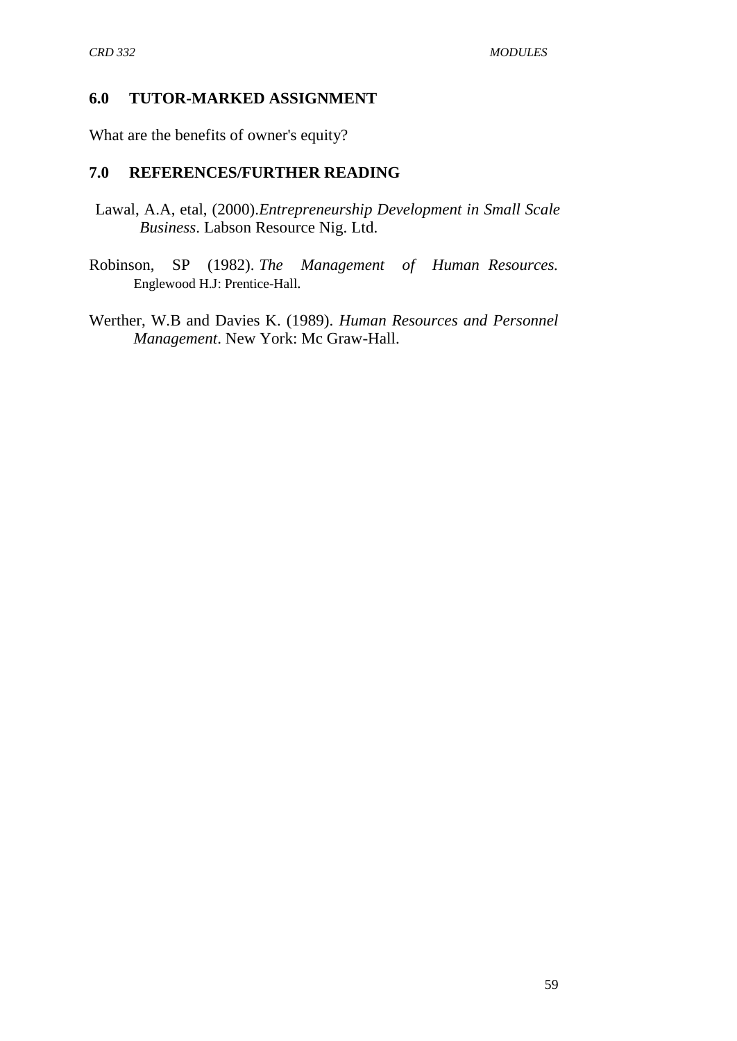## 6.0 TUTOR-MARKED ASSIGNMENT

What are the benefits of owner's equity?

## 7.0 REFERENCES/FURTHER READING

Lawal, A.A, etal, (2000).*Entrepreneurship Development in Small Scale Business*. Labson Resource Nig. Ltd.

Robinson, SP (1982). *The Management of Human Resources.* Englewood H.J: Prentice-Hall.

Werther, W.B and Davies K. (1989). *Human Resources and Personnel Management*. New York: Mc Graw-Hall.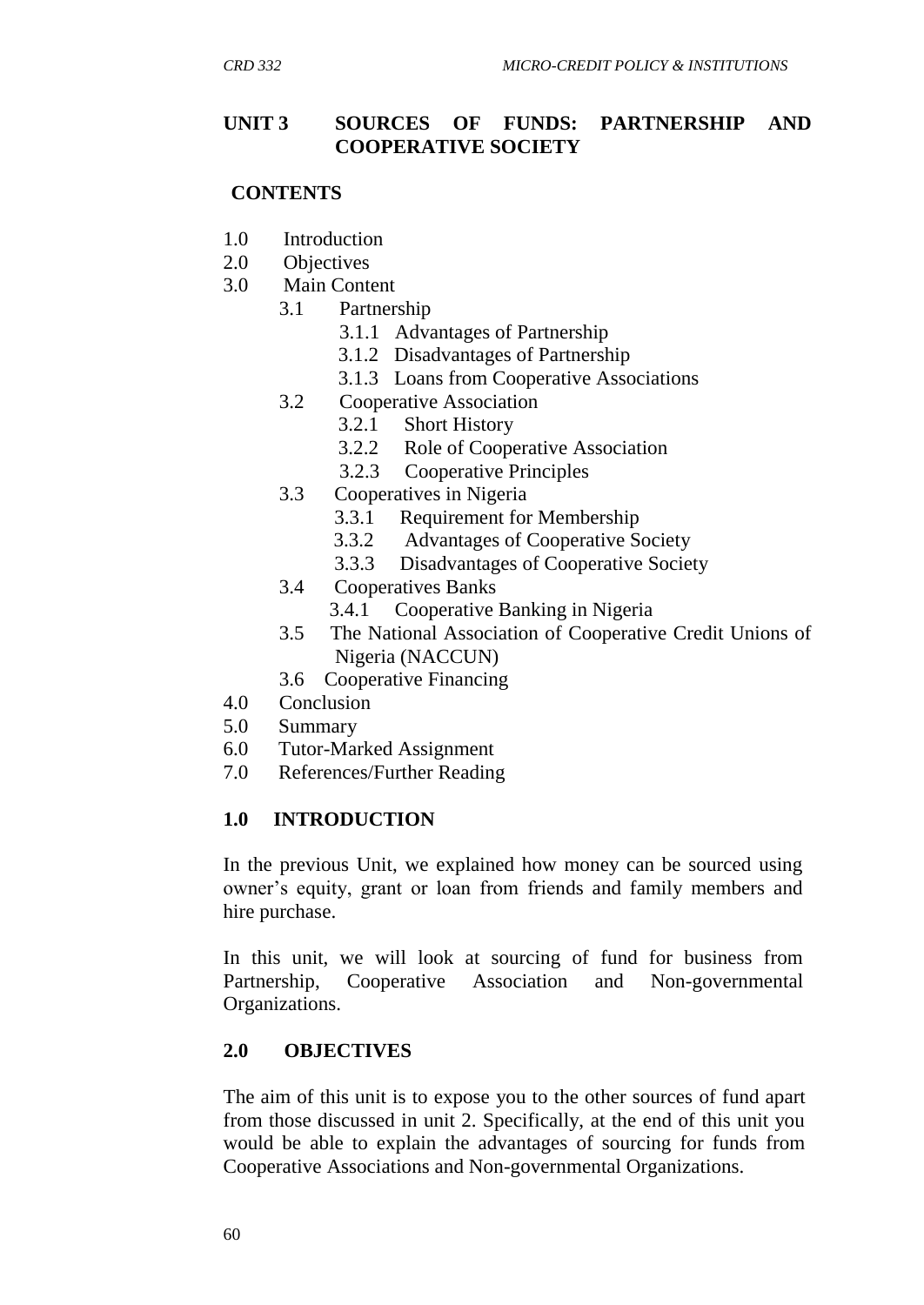## UNIT 3 SOURCES OF FUNDS: PARTNERSHIP AND COOPERATIVE SOCIETY

**CONTENTS**

- 1.0 Introduction
- 2.0 Objectives
- 3.0 Main Content
  - 3.1 Partnership
    - 3.1.1 Advantages of Partnership
    - 3.1.2 Disadvantages of Partnership
    - 3.1.3 Loans from Cooperative Associations
  - 3.2 Cooperative Association
    - 3.2.1 Short History
    - 3.2.2 Role of Cooperative Association
    - 3.2.3 Cooperative Principles
  - 3.3 Cooperatives in Nigeria
    - 3.3.1 Requirement for Membership
    - 3.3.2 Advantages of Cooperative Society
    - 3.3.3 Disadvantages of Cooperative Society
  - 3.4 Cooperatives Banks
    - 3.4.1 Cooperative Banking in Nigeria
  - 3.5 The National Association of Cooperative Credit Unions of Nigeria (NACCUN)
  - 3.6 Cooperative Financing
- 4.0 Conclusion
- 5.0 Summary
- 6.0 Tutor-Marked Assignment
- 7.0 References/Further Reading

### 1.0 INTRODUCTION

In the previous Unit, we explained how money can be sourced using owner's equity, grant or loan from friends and family members and hire purchase.

In this unit, we will look at sourcing of fund for business from Partnership, Cooperative Association and Non-governmental Organizations.

### 2.0 OBJECTIVES

The aim of this unit is to expose you to the other sources of fund apart from those discussed in unit 2. Specifically, at the end of this unit you would be able to explain the advantages of sourcing for funds from Cooperative Associations and Non-governmental Organizations.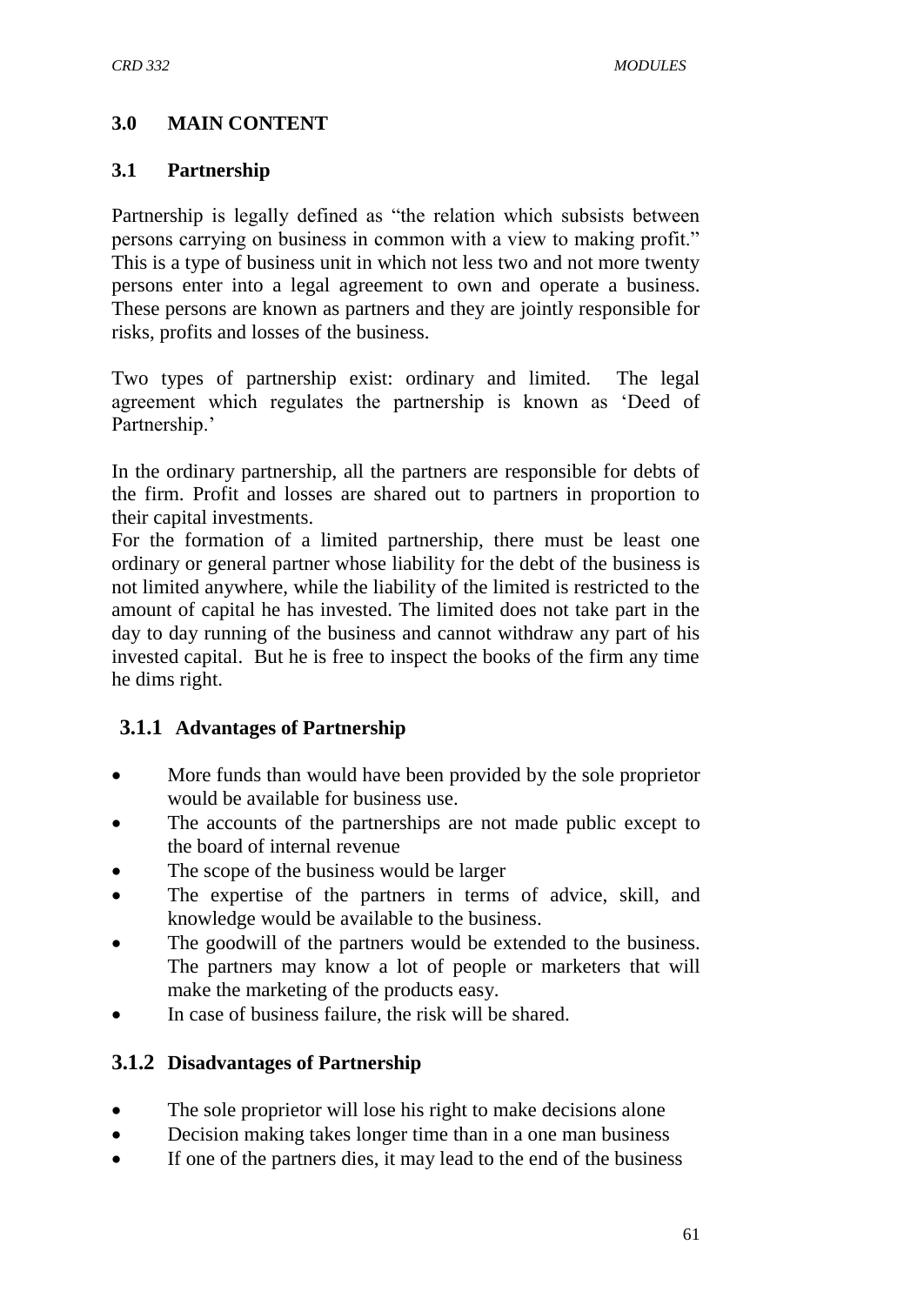## 3.0 MAIN CONTENT

### 3.1 Partnership

Partnership is legally defined as "the relation which subsists between persons carrying on business in common with a view to making profit." This is a type of business unit in which not less two and not more twenty persons enter into a legal agreement to own and operate a business. These persons are known as partners and they are jointly responsible for risks, profits and losses of the business.

Two types of partnership exist: ordinary and limited. The legal agreement which regulates the partnership is known as 'Deed of Partnership.'

In the ordinary partnership, all the partners are responsible for debts of the firm. Profit and losses are shared out to partners in proportion to their capital investments.

For the formation of a limited partnership, there must be least one ordinary or general partner whose liability for the debt of the business is not limited anywhere, while the liability of the limited is restricted to the amount of capital he has invested. The limited does not take part in the day to day running of the business and cannot withdraw any part of his invested capital. But he is free to inspect the books of the firm any time he dims right.

#### 3.1.1 Advantages of Partnership

- More funds than would have been provided by the sole proprietor would be available for business use.
- The accounts of the partnerships are not made public except to the board of internal revenue
- The scope of the business would be larger
- The expertise of the partners in terms of advice, skill, and knowledge would be available to the business.
- The goodwill of the partners would be extended to the business. The partners may know a lot of people or marketers that will make the marketing of the products easy.
- In case of business failure, the risk will be shared.

#### 3.1.2 Disadvantages of Partnership

- The sole proprietor will lose his right to make decisions alone
- Decision making takes longer time than in a one man business
- If one of the partners dies, it may lead to the end of the business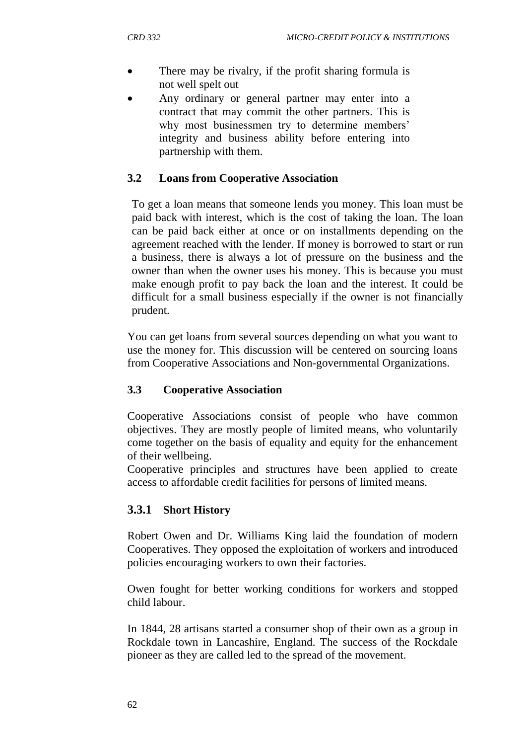- There may be rivalry, if the profit sharing formula is not well spelt out
- Any ordinary or general partner may enter into a contract that may commit the other partners. This is why most businessmen try to determine members' integrity and business ability before entering into partnership with them.

### 3.2 Loans from Cooperative Association

To get a loan means that someone lends you money. This loan must be paid back with interest, which is the cost of taking the loan. The loan can be paid back either at once or on installments depending on the agreement reached with the lender. If money is borrowed to start or run a business, there is always a lot of pressure on the business and the owner than when the owner uses his money. This is because you must make enough profit to pay back the loan and the interest. It could be difficult for a small business especially if the owner is not financially prudent.

You can get loans from several sources depending on what you want to use the money for. This discussion will be centered on sourcing loans from Cooperative Associations and Non-governmental Organizations.

### 3.3 Cooperative Association

Cooperative Associations consist of people who have common objectives. They are mostly people of limited means, who voluntarily come together on the basis of equality and equity for the enhancement of their wellbeing.
Cooperative principles and structures have been applied to create access to affordable credit facilities for persons of limited means.

#### 3.3.1 Short History

Robert Owen and Dr. Williams King laid the foundation of modern Cooperatives. They opposed the exploitation of workers and introduced policies encouraging workers to own their factories.

Owen fought for better working conditions for workers and stopped child labour.

In 1844, 28 artisans started a consumer shop of their own as a group in Rockdale town in Lancashire, England. The success of the Rockdale pioneer as they are called led to the spread of the movement.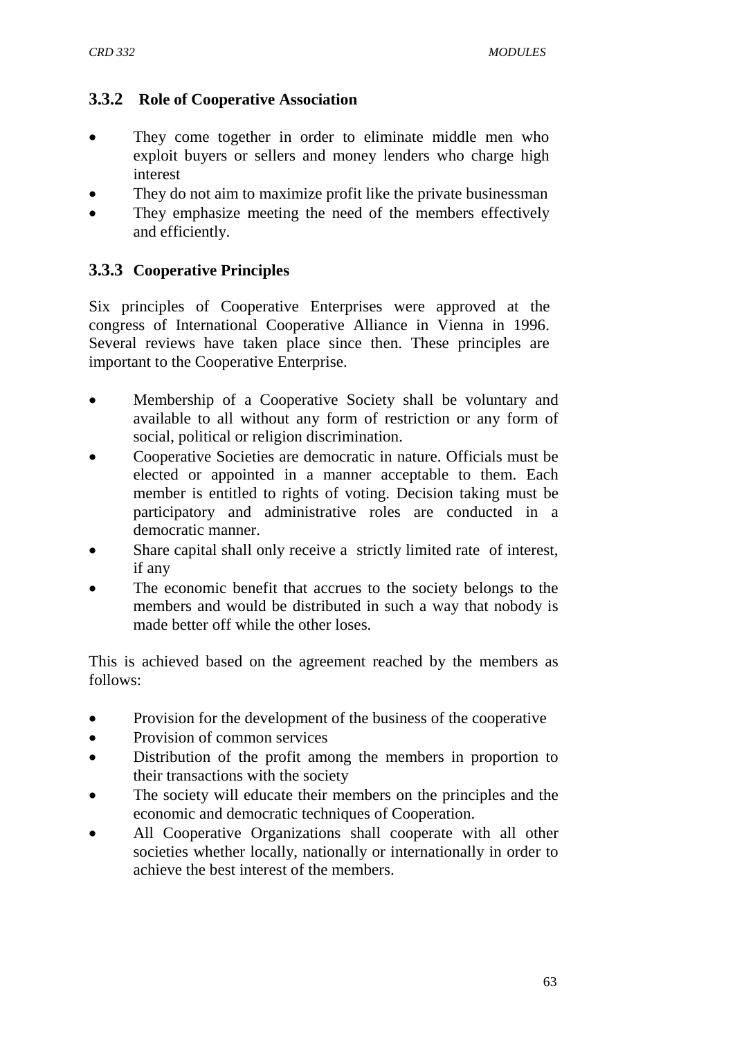### 3.3.2 Role of Cooperative Association

- They come together in order to eliminate middle men who exploit buyers or sellers and money lenders who charge high interest
- They do not aim to maximize profit like the private businessman
- They emphasize meeting the need of the members effectively and efficiently.

### 3.3.3 Cooperative Principles

Six principles of Cooperative Enterprises were approved at the congress of International Cooperative Alliance in Vienna in 1996. Several reviews have taken place since then. These principles are important to the Cooperative Enterprise.

- Membership of a Cooperative Society shall be voluntary and available to all without any form of restriction or any form of social, political or religion discrimination.
- Cooperative Societies are democratic in nature. Officials must be elected or appointed in a manner acceptable to them. Each member is entitled to rights of voting. Decision taking must be participatory and administrative roles are conducted in a democratic manner.
- Share capital shall only receive a strictly limited rate of interest, if any
- The economic benefit that accrues to the society belongs to the members and would be distributed in such a way that nobody is made better off while the other loses.

This is achieved based on the agreement reached by the members as follows:

- Provision for the development of the business of the cooperative
- Provision of common services
- Distribution of the profit among the members in proportion to their transactions with the society
- The society will educate their members on the principles and the economic and democratic techniques of Cooperation.
- All Cooperative Organizations shall cooperate with all other societies whether locally, nationally or internationally in order to achieve the best interest of the members.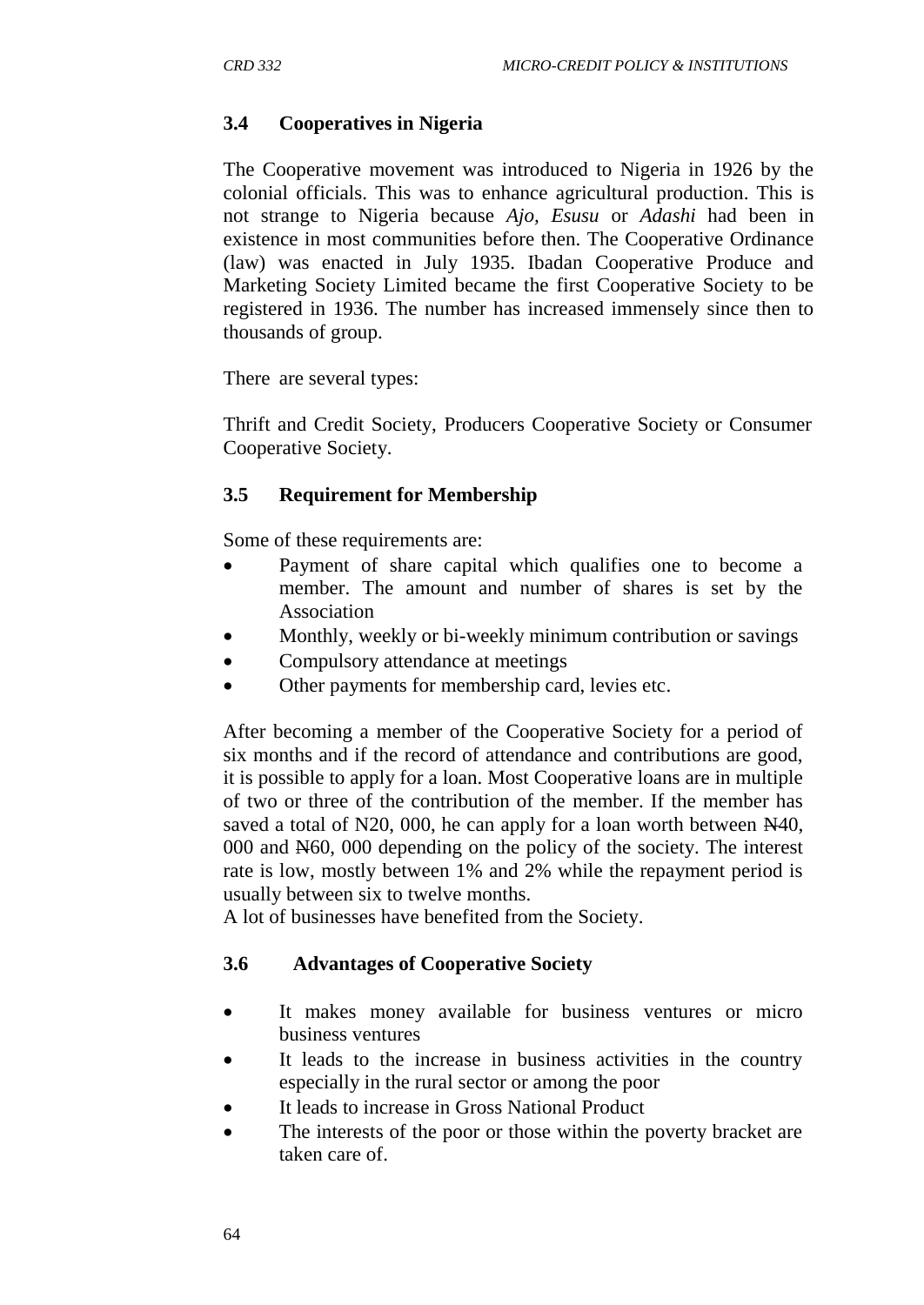### 3.4 Cooperatives in Nigeria

The Cooperative movement was introduced to Nigeria in 1926 by the colonial officials. This was to enhance agricultural production. This is not strange to Nigeria because *Ajo*, *Esusu* or *Adashi* had been in existence in most communities before then. The Cooperative Ordinance (law) was enacted in July 1935. Ibadan Cooperative Produce and Marketing Society Limited became the first Cooperative Society to be registered in 1936. The number has increased immensely since then to thousands of group.

There are several types:

Thrift and Credit Society, Producers Cooperative Society or Consumer Cooperative Society.

### 3.5 Requirement for Membership

Some of these requirements are:

- Payment of share capital which qualifies one to become a member. The amount and number of shares is set by the Association
- Monthly, weekly or bi-weekly minimum contribution or savings
- Compulsory attendance at meetings
- Other payments for membership card, levies etc.

After becoming a member of the Cooperative Society for a period of six months and if the record of attendance and contributions are good, it is possible to apply for a loan. Most Cooperative loans are in multiple of two or three of the contribution of the member. If the member has saved a total of N20, 000, he can apply for a loan worth between ₦40, 000 and ₦60, 000 depending on the policy of the society. The interest rate is low, mostly between 1% and 2% while the repayment period is usually between six to twelve months.

A lot of businesses have benefited from the Society.

### 3.6 Advantages of Cooperative Society

- It makes money available for business ventures or micro business ventures
- It leads to the increase in business activities in the country especially in the rural sector or among the poor
- It leads to increase in Gross National Product
- The interests of the poor or those within the poverty bracket are taken care of.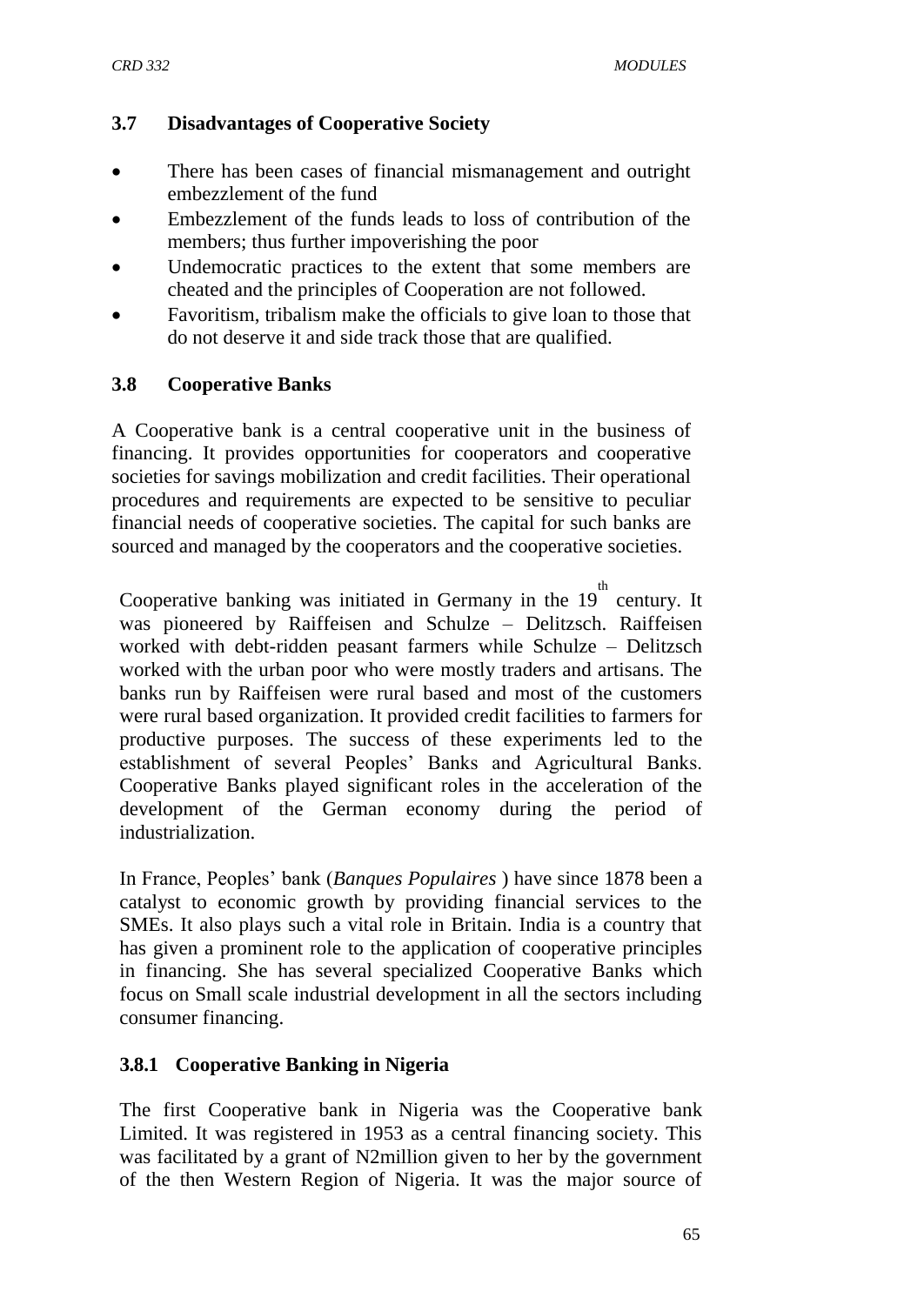### 3.7 Disadvantages of Cooperative Society

- There has been cases of financial mismanagement and outright embezzlement of the fund
- Embezzlement of the funds leads to loss of contribution of the members; thus further impoverishing the poor
- Undemocratic practices to the extent that some members are cheated and the principles of Cooperation are not followed.
- Favoritism, tribalism make the officials to give loan to those that do not deserve it and side track those that are qualified.

### 3.8 Cooperative Banks

A Cooperative bank is a central cooperative unit in the business of financing. It provides opportunities for cooperators and cooperative societies for savings mobilization and credit facilities. Their operational procedures and requirements are expected to be sensitive to peculiar financial needs of cooperative societies. The capital for such banks are sourced and managed by the cooperators and the cooperative societies.

Cooperative banking was initiated in Germany in the $19^{th}$ century. It was pioneered by Raiffeisen and Schulze – Delitzsch. Raiffeisen worked with debt-ridden peasant farmers while Schulze – Delitzsch worked with the urban poor who were mostly traders and artisans. The banks run by Raiffeisen were rural based and most of the customers were rural based organization. It provided credit facilities to farmers for productive purposes. The success of these experiments led to the establishment of several Peoples' Banks and Agricultural Banks. Cooperative Banks played significant roles in the acceleration of the development of the German economy during the period of industrialization.

In France, Peoples' bank (*Banques Populaires* ) have since 1878 been a catalyst to economic growth by providing financial services to the SMEs. It also plays such a vital role in Britain. India is a country that has given a prominent role to the application of cooperative principles in financing. She has several specialized Cooperative Banks which focus on Small scale industrial development in all the sectors including consumer financing.

#### 3.8.1 Cooperative Banking in Nigeria

The first Cooperative bank in Nigeria was the Cooperative bank Limited. It was registered in 1953 as a central financing society. This was facilitated by a grant of N2million given to her by the government of the then Western Region of Nigeria. It was the major source of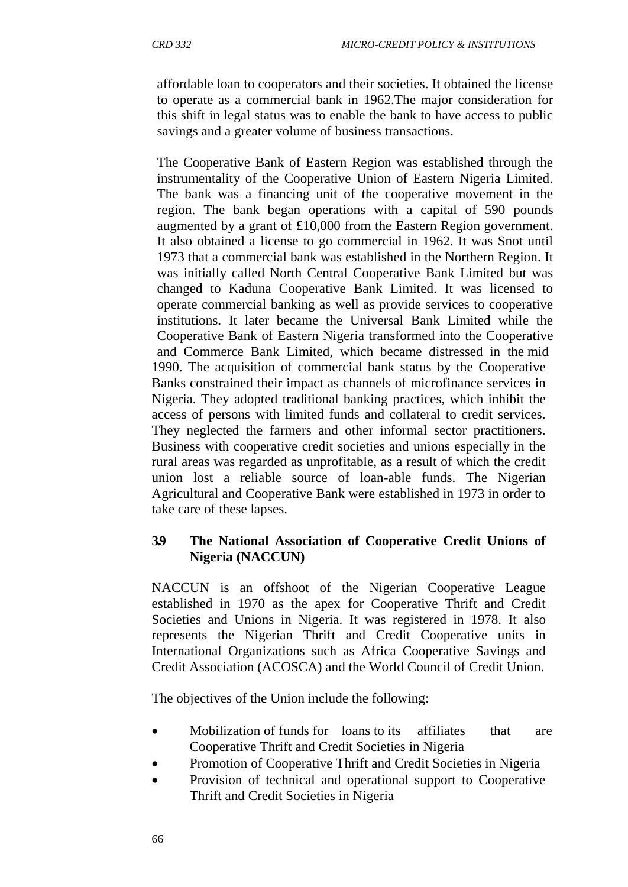affordable loan to cooperators and their societies. It obtained the license to operate as a commercial bank in 1962.The major consideration for this shift in legal status was to enable the bank to have access to public savings and a greater volume of business transactions.

The Cooperative Bank of Eastern Region was established through the instrumentality of the Cooperative Union of Eastern Nigeria Limited. The bank was a financing unit of the cooperative movement in the region. The bank began operations with a capital of 590 pounds augmented by a grant of £10,000 from the Eastern Region government. It also obtained a license to go commercial in 1962. It was Snot until 1973 that a commercial bank was established in the Northern Region. It was initially called North Central Cooperative Bank Limited but was changed to Kaduna Cooperative Bank Limited. It was licensed to operate commercial banking as well as provide services to cooperative institutions. It later became the Universal Bank Limited while the Cooperative Bank of Eastern Nigeria transformed into the Cooperative and Commerce Bank Limited, which became distressed in the mid 1990. The acquisition of commercial bank status by the Cooperative Banks constrained their impact as channels of microfinance services in Nigeria. They adopted traditional banking practices, which inhibit the access of persons with limited funds and collateral to credit services. They neglected the farmers and other informal sector practitioners. Business with cooperative credit societies and unions especially in the rural areas was regarded as unprofitable, as a result of which the credit union lost a reliable source of loan-able funds. The Nigerian Agricultural and Cooperative Bank were established in 1973 in order to take care of these lapses.

### 3.9 The National Association of Cooperative Credit Unions of Nigeria (NACCUN)

NACCUN is an offshoot of the Nigerian Cooperative League established in 1970 as the apex for Cooperative Thrift and Credit Societies and Unions in Nigeria. It was registered in 1978. It also represents the Nigerian Thrift and Credit Cooperative units in International Organizations such as Africa Cooperative Savings and Credit Association (ACOSCA) and the World Council of Credit Union.

The objectives of the Union include the following:

- Mobilization of funds for loans to its affiliates that are Cooperative Thrift and Credit Societies in Nigeria
- Promotion of Cooperative Thrift and Credit Societies in Nigeria
- Provision of technical and operational support to Cooperative Thrift and Credit Societies in Nigeria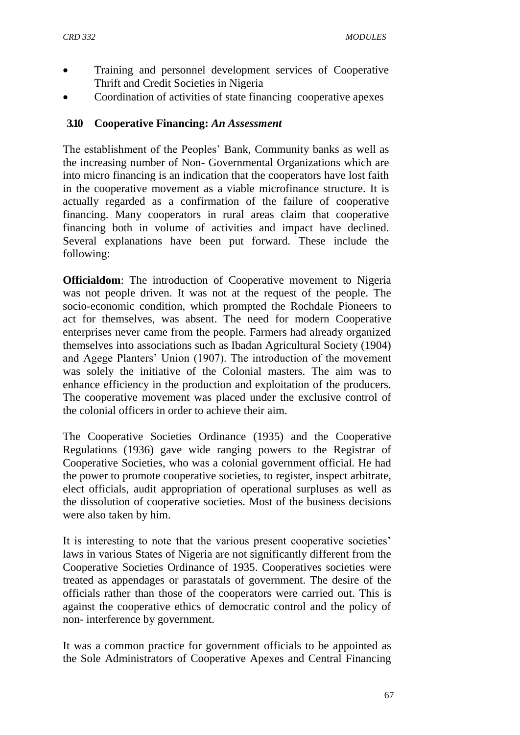- Training and personnel development services of Cooperative Thrift and Credit Societies in Nigeria
- Coordination of activities of state financing cooperative apexes

### 3.10 Cooperative Financing: *An Assessment*

The establishment of the Peoples' Bank, Community banks as well as the increasing number of Non- Governmental Organizations which are into micro financing is an indication that the cooperators have lost faith in the cooperative movement as a viable microfinance structure. It is actually regarded as a confirmation of the failure of cooperative financing. Many cooperators in rural areas claim that cooperative financing both in volume of activities and impact have declined. Several explanations have been put forward. These include the following:

**Officialdom**: The introduction of Cooperative movement to Nigeria was not people driven. It was not at the request of the people. The socio-economic condition, which prompted the Rochdale Pioneers to act for themselves, was absent. The need for modern Cooperative enterprises never came from the people. Farmers had already organized themselves into associations such as Ibadan Agricultural Society (1904) and Agege Planters' Union (1907). The introduction of the movement was solely the initiative of the Colonial masters. The aim was to enhance efficiency in the production and exploitation of the producers. The cooperative movement was placed under the exclusive control of the colonial officers in order to achieve their aim.

The Cooperative Societies Ordinance (1935) and the Cooperative Regulations (1936) gave wide ranging powers to the Registrar of Cooperative Societies, who was a colonial government official. He had the power to promote cooperative societies, to register, inspect arbitrate, elect officials, audit appropriation of operational surpluses as well as the dissolution of cooperative societies. Most of the business decisions were also taken by him.

It is interesting to note that the various present cooperative societies' laws in various States of Nigeria are not significantly different from the Cooperative Societies Ordinance of 1935. Cooperatives societies were treated as appendages or parastatals of government. The desire of the officials rather than those of the cooperators were carried out. This is against the cooperative ethics of democratic control and the policy of non- interference by government.

It was a common practice for government officials to be appointed as the Sole Administrators of Cooperative Apexes and Central Financing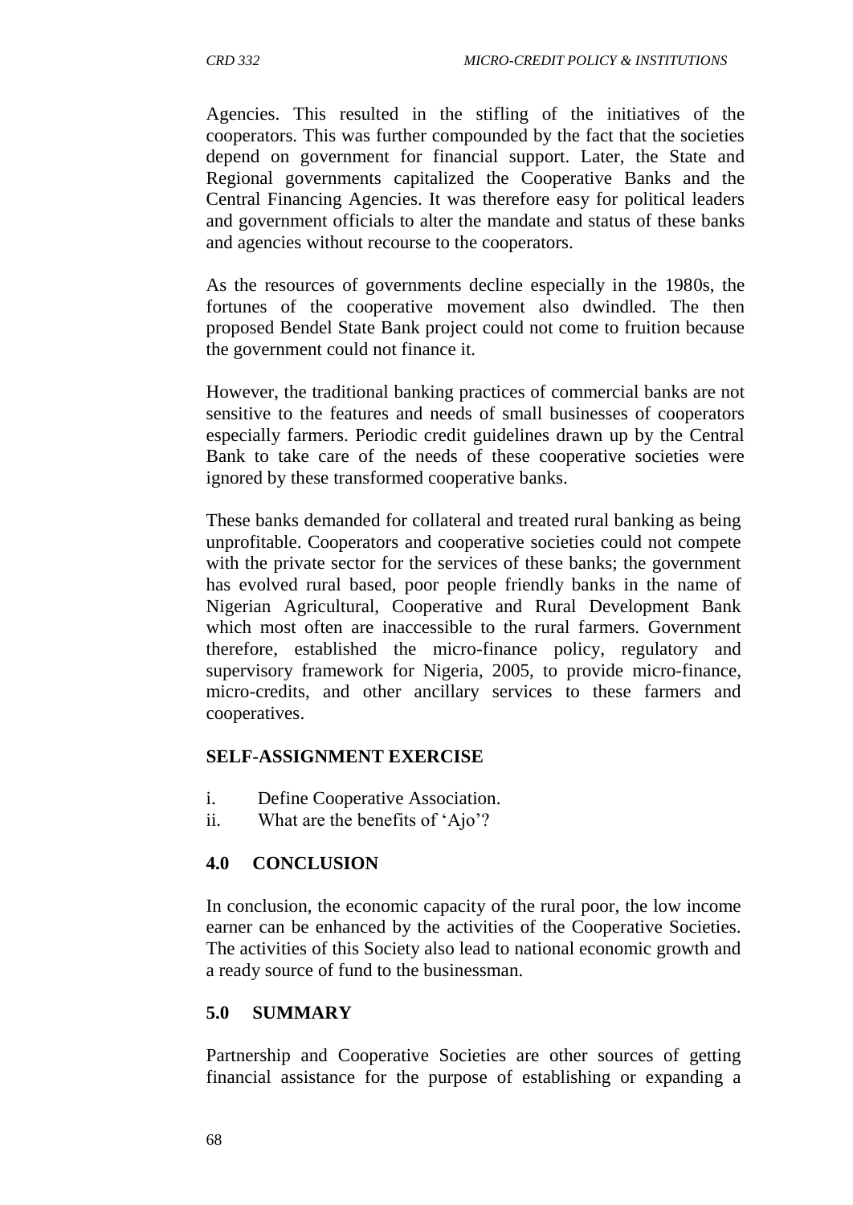Agencies. This resulted in the stifling of the initiatives of the cooperators. This was further compounded by the fact that the societies depend on government for financial support. Later, the State and Regional governments capitalized the Cooperative Banks and the Central Financing Agencies. It was therefore easy for political leaders and government officials to alter the mandate and status of these banks and agencies without recourse to the cooperators.

As the resources of governments decline especially in the 1980s, the fortunes of the cooperative movement also dwindled. The then proposed Bendel State Bank project could not come to fruition because the government could not finance it.

However, the traditional banking practices of commercial banks are not sensitive to the features and needs of small businesses of cooperators especially farmers. Periodic credit guidelines drawn up by the Central Bank to take care of the needs of these cooperative societies were ignored by these transformed cooperative banks.

These banks demanded for collateral and treated rural banking as being unprofitable. Cooperators and cooperative societies could not compete with the private sector for the services of these banks; the government has evolved rural based, poor people friendly banks in the name of Nigerian Agricultural, Cooperative and Rural Development Bank which most often are inaccessible to the rural farmers. Government therefore, established the micro-finance policy, regulatory and supervisory framework for Nigeria, 2005, to provide micro-finance, micro-credits, and other ancillary services to these farmers and cooperatives.

**SELF-ASSIGNMENT EXERCISE**

i. Define Cooperative Association.
ii. What are the benefits of 'Ajo'?

## 4.0 CONCLUSION

In conclusion, the economic capacity of the rural poor, the low income earner can be enhanced by the activities of the Cooperative Societies. The activities of this Society also lead to national economic growth and a ready source of fund to the businessman.

## 5.0 SUMMARY

Partnership and Cooperative Societies are other sources of getting financial assistance for the purpose of establishing or expanding a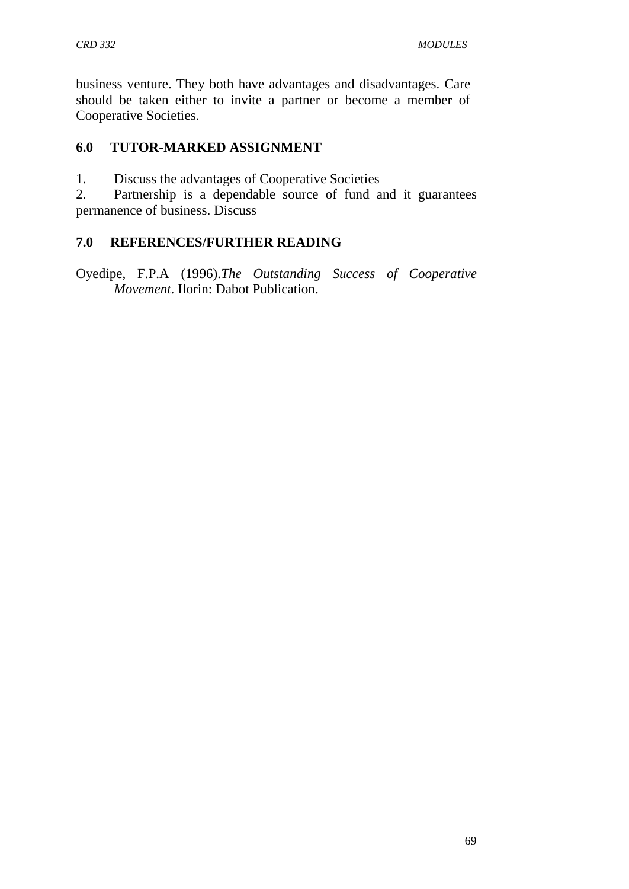business venture. They both have advantages and disadvantages. Care should be taken either to invite a partner or become a member of Cooperative Societies.

## 6.0 TUTOR-MARKED ASSIGNMENT

1. Discuss the advantages of Cooperative Societies
2. Partnership is a dependable source of fund and it guarantees permanence of business. Discuss

## 7.0 REFERENCES/FURTHER READING

Oyedipe, F.P.A (1996).*The Outstanding Success of Cooperative Movement*. Ilorin: Dabot Publication.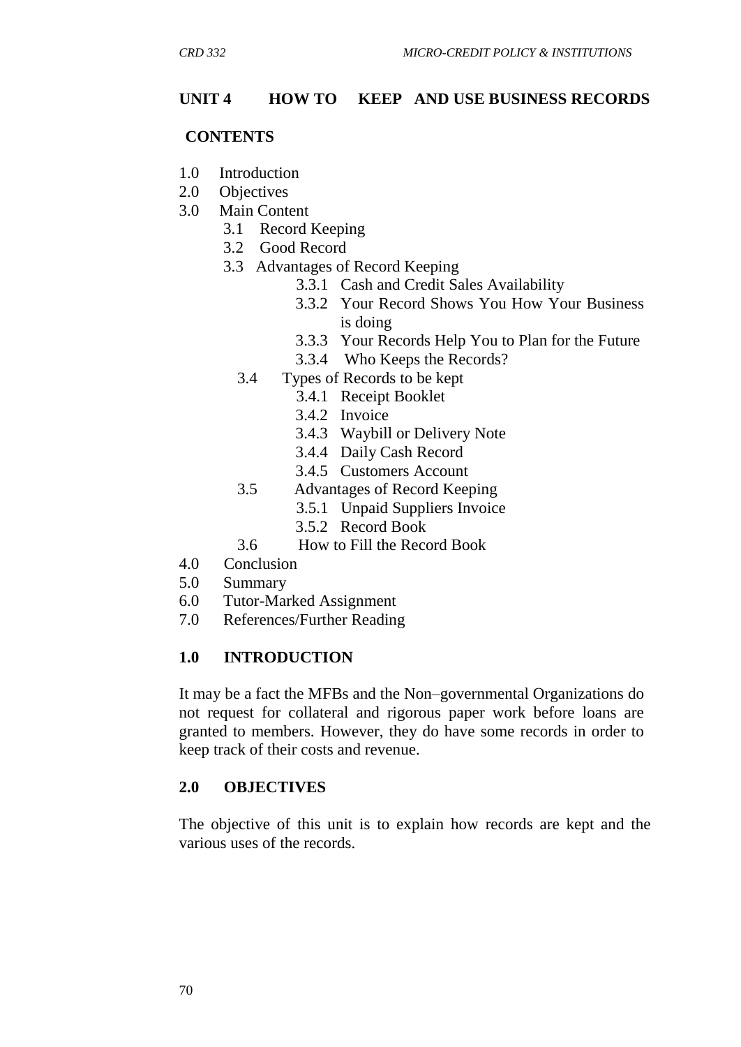## UNIT 4 HOW TO KEEP AND USE BUSINESS RECORDS

**CONTENTS**

1.0 Introduction
2.0 Objectives
3.0 Main Content
 3.1 Record Keeping
 3.2 Good Record
 3.3 Advantages of Record Keeping
  3.3.1 Cash and Credit Sales Availability
  3.3.2 Your Record Shows You How Your Business is doing
  3.3.3 Your Records Help You to Plan for the Future
  3.3.4 Who Keeps the Records?
 3.4 Types of Records to be kept
  3.4.1 Receipt Booklet
  3.4.2 Invoice
  3.4.3 Waybill or Delivery Note
  3.4.4 Daily Cash Record
  3.4.5 Customers Account
 3.5 Advantages of Record Keeping
  3.5.1 Unpaid Suppliers Invoice
  3.5.2 Record Book
 3.6 How to Fill the Record Book
4.0 Conclusion
5.0 Summary
6.0 Tutor-Marked Assignment
7.0 References/Further Reading

### 1.0 INTRODUCTION

It may be a fact the MFBs and the Non–governmental Organizations do not request for collateral and rigorous paper work before loans are granted to members. However, they do have some records in order to keep track of their costs and revenue.

### 2.0 OBJECTIVES

The objective of this unit is to explain how records are kept and the various uses of the records.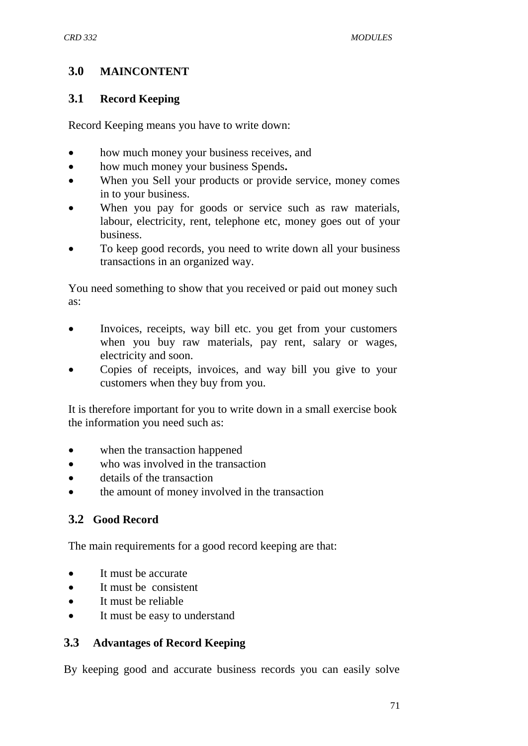## 3.0 MAINCONTENT

### 3.1 Record Keeping

Record Keeping means you have to write down:

- how much money your business receives, and
- how much money your business Spends**.**
- When you Sell your products or provide service, money comes in to your business.
- When you pay for goods or service such as raw materials, labour, electricity, rent, telephone etc, money goes out of your business.
- To keep good records, you need to write down all your business transactions in an organized way.

You need something to show that you received or paid out money such as:

- Invoices, receipts, way bill etc. you get from your customers when you buy raw materials, pay rent, salary or wages, electricity and soon.
- Copies of receipts, invoices, and way bill you give to your customers when they buy from you.

It is therefore important for you to write down in a small exercise book the information you need such as:

- when the transaction happened
- who was involved in the transaction
- details of the transaction
- the amount of money involved in the transaction

### 3.2 Good Record

The main requirements for a good record keeping are that:

- It must be accurate
- It must be consistent
- It must be reliable
- It must be easy to understand

### 3.3 Advantages of Record Keeping

By keeping good and accurate business records you can easily solve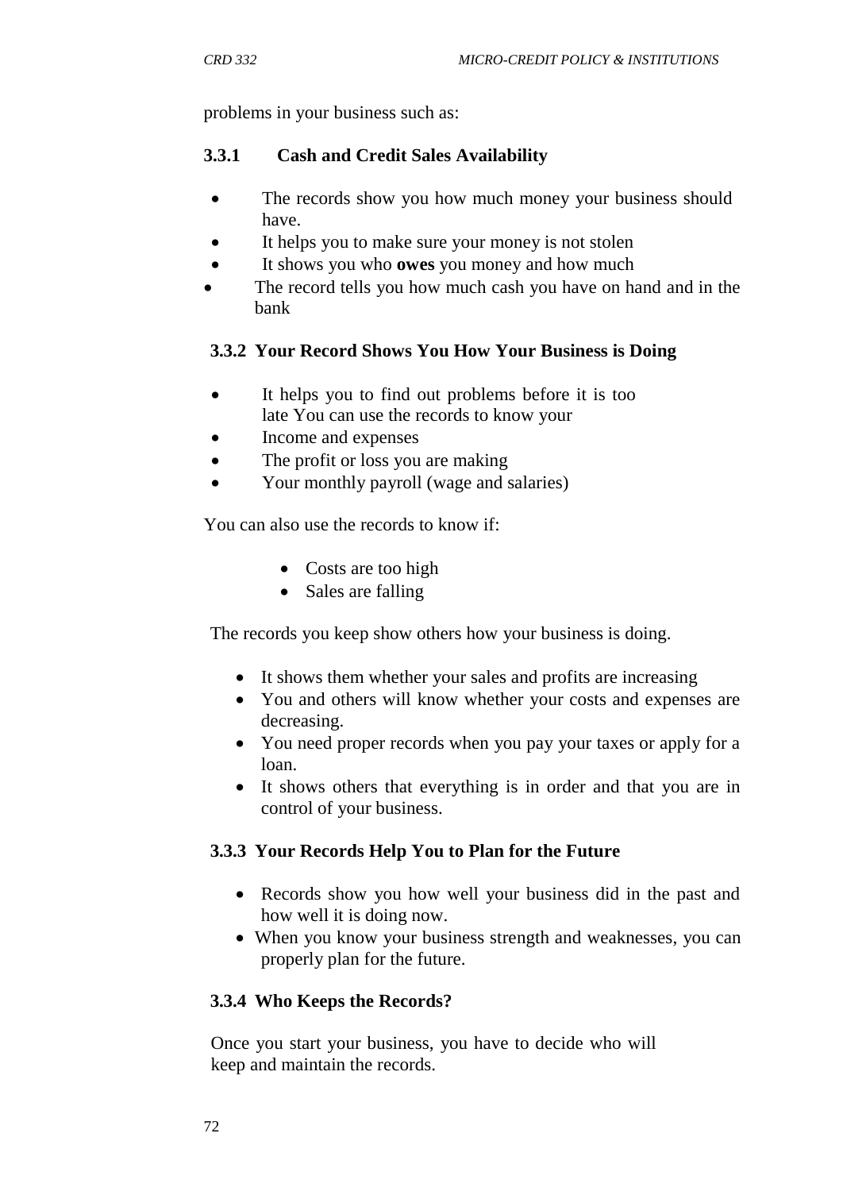problems in your business such as:

### 3.3.1 Cash and Credit Sales Availability

- The records show you how much money your business should have.
- It helps you to make sure your money is not stolen
- It shows you who **owes** you money and how much
- The record tells you how much cash you have on hand and in the bank

### 3.3.2 Your Record Shows You How Your Business is Doing

- It helps you to find out problems before it is too late You can use the records to know your
- Income and expenses
- The profit or loss you are making
- Your monthly payroll (wage and salaries)

You can also use the records to know if:

- Costs are too high
- Sales are falling

The records you keep show others how your business is doing.

- It shows them whether your sales and profits are increasing
- You and others will know whether your costs and expenses are decreasing.
- You need proper records when you pay your taxes or apply for a loan.
- It shows others that everything is in order and that you are in control of your business.

### 3.3.3 Your Records Help You to Plan for the Future

- Records show you how well your business did in the past and how well it is doing now.
- When you know your business strength and weaknesses, you can properly plan for the future.

### 3.3.4 Who Keeps the Records?

Once you start your business, you have to decide who will keep and maintain the records.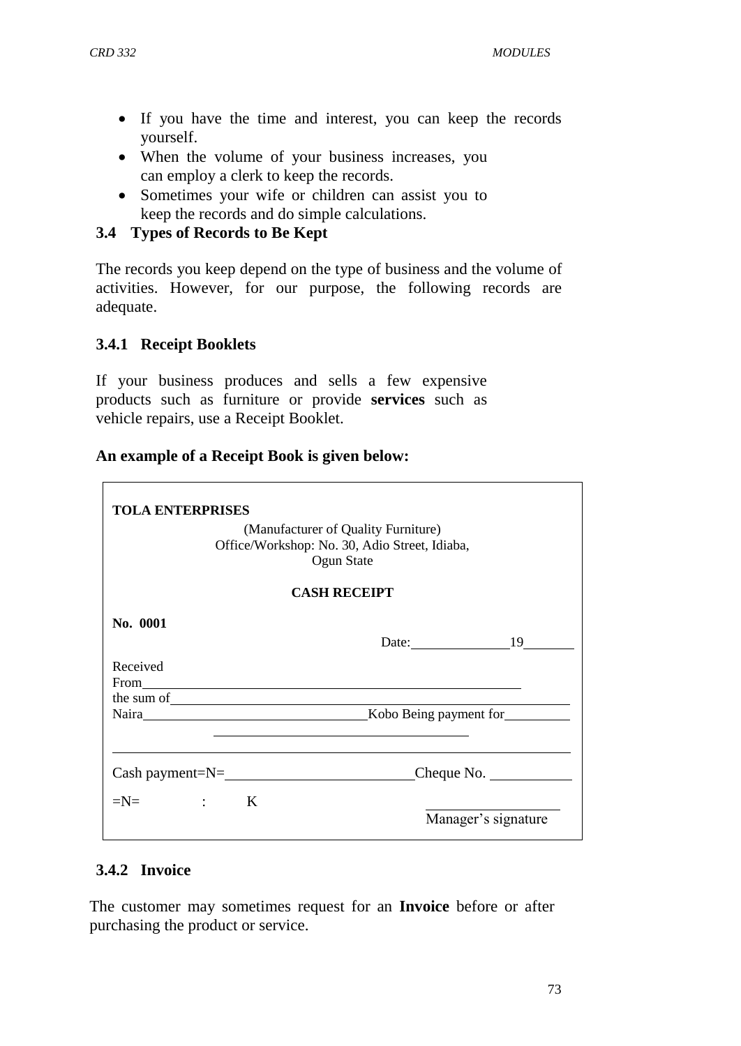- If you have the time and interest, you can keep the records yourself.
- When the volume of your business increases, you can employ a clerk to keep the records.
- Sometimes your wife or children can assist you to keep the records and do simple calculations.

### 3.4 Types of Records to Be Kept

The records you keep depend on the type of business and the volume of activities. However, for our purpose, the following records are adequate.

#### 3.4.1 Receipt Booklets

If your business produces and sells a few expensive products such as furniture or provide **services** such as vehicle repairs, use a Receipt Booklet.

**An example of a Receipt Book is given below:**

**TOLA ENTERPRISES**

(Manufacturer of Quality Furniture)
Office/Workshop: No. 30, Adio Street, Idiaba,
Ogun State

**CASH RECEIPT**

**No. 0001**

Date:______________19_______

Received From___________________________________________________

the sum of______________________________________________________

Naira________________________________Kobo Being payment for_________

_____________________________________

_______________________________________________________________

Cash payment=N=_________________________Cheque No. ___________

=N= : K

___________________
Manager's signature

#### 3.4.2 Invoice

The customer may sometimes request for an **Invoice** before or after purchasing the product or service.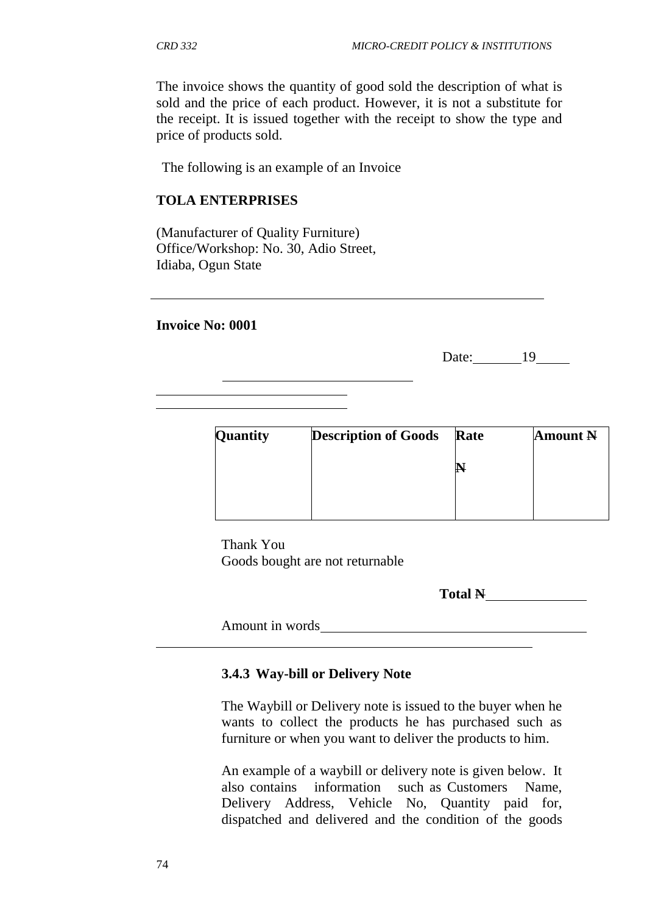The invoice shows the quantity of good sold the description of what is sold and the price of each product. However, it is not a substitute for the receipt. It is issued together with the receipt to show the type and price of products sold.

The following is an example of an Invoice

**TOLA ENTERPRISES**

(Manufacturer of Quality Furniture)
Office/Workshop: No. 30, Adio Street,
Idiaba, Ogun State

---

**Invoice No: 0001**

Date:_______19_____

_______________________

_______________________

_______________________

| **Quantity** | **Description of Goods** | **Rate** ~~**N**~~ | **Amount** ~~**N**~~ |
|---|---|---|---|
| | | | |

Thank You
Goods bought are not returnable

**Total** ~~**N**~~ _______________

Amount in words_______________________________________

---

### 3.4.3 Way-bill or Delivery Note

The Waybill or Delivery note is issued to the buyer when he wants to collect the products he has purchased such as furniture or when you want to deliver the products to him.

An example of a waybill or delivery note is given below. It also contains information such as Customers Name, Delivery Address, Vehicle No, Quantity paid for, dispatched and delivered and the condition of the goods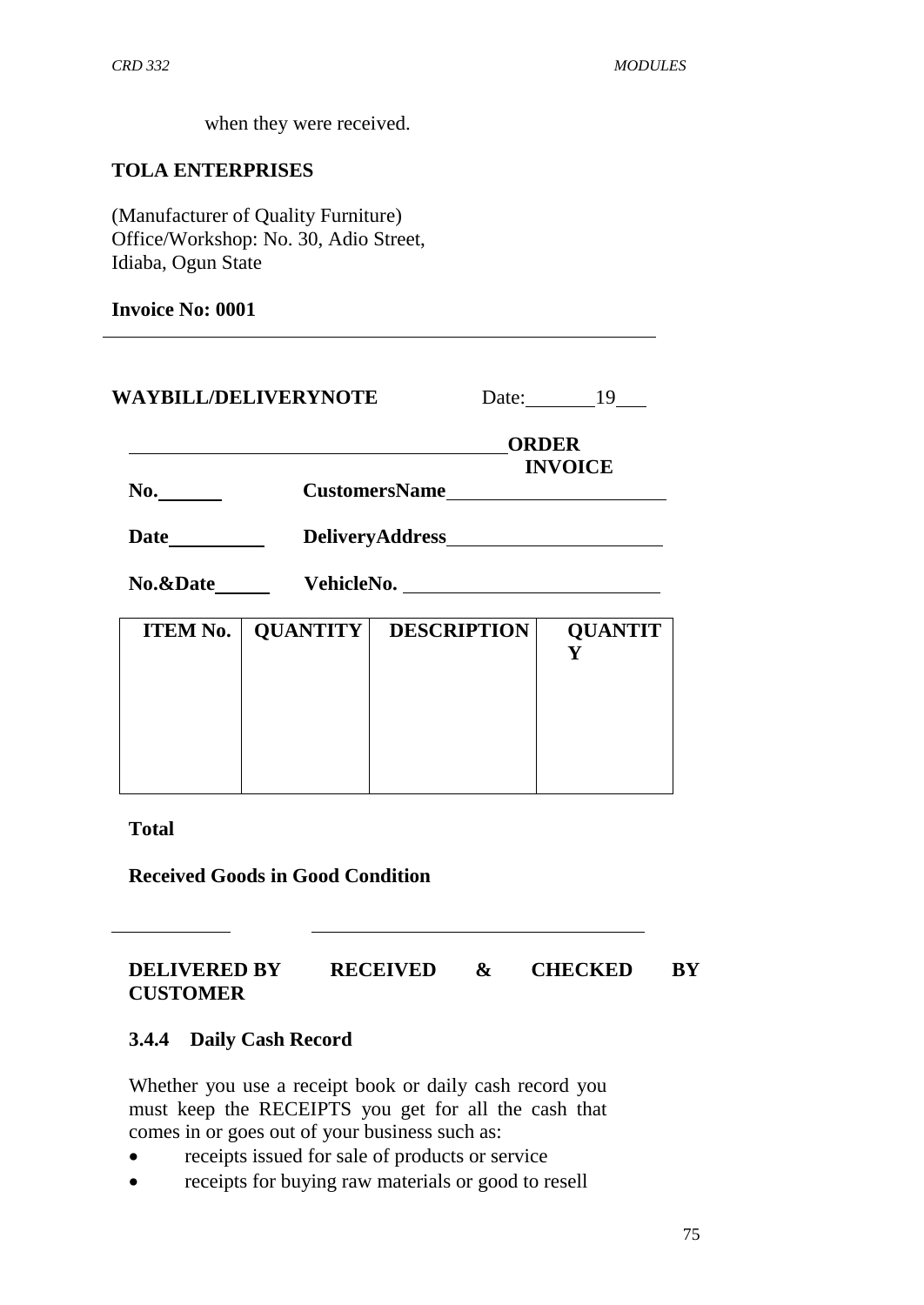when they were received.

**TOLA ENTERPRISES**

(Manufacturer of Quality Furniture)
Office/Workshop: No. 30, Adio Street,
Idiaba, Ogun State

**Invoice No: 0001**

---

**WAYBILL/DELIVERYNOTE** Date:_______19___

_____________________________________ **ORDER INVOICE**

**No.**______ **CustomersName**______________________

**Date**_________ **DeliveryAddress**_____________________

**No.&Date**_____ **VehicleNo.** _________________________

| ITEM No. | QUANTITY | DESCRIPTION | QUANTITY |
|---|---|---|---|
| | | | |

**Total**

**Received Goods in Good Condition**

___________ ______________________________

**DELIVERED BY RECEIVED & CHECKED BY CUSTOMER**

### 3.4.4 Daily Cash Record

Whether you use a receipt book or daily cash record you must keep the RECEIPTS you get for all the cash that comes in or goes out of your business such as:

- receipts issued for sale of products or service
- receipts for buying raw materials or good to resell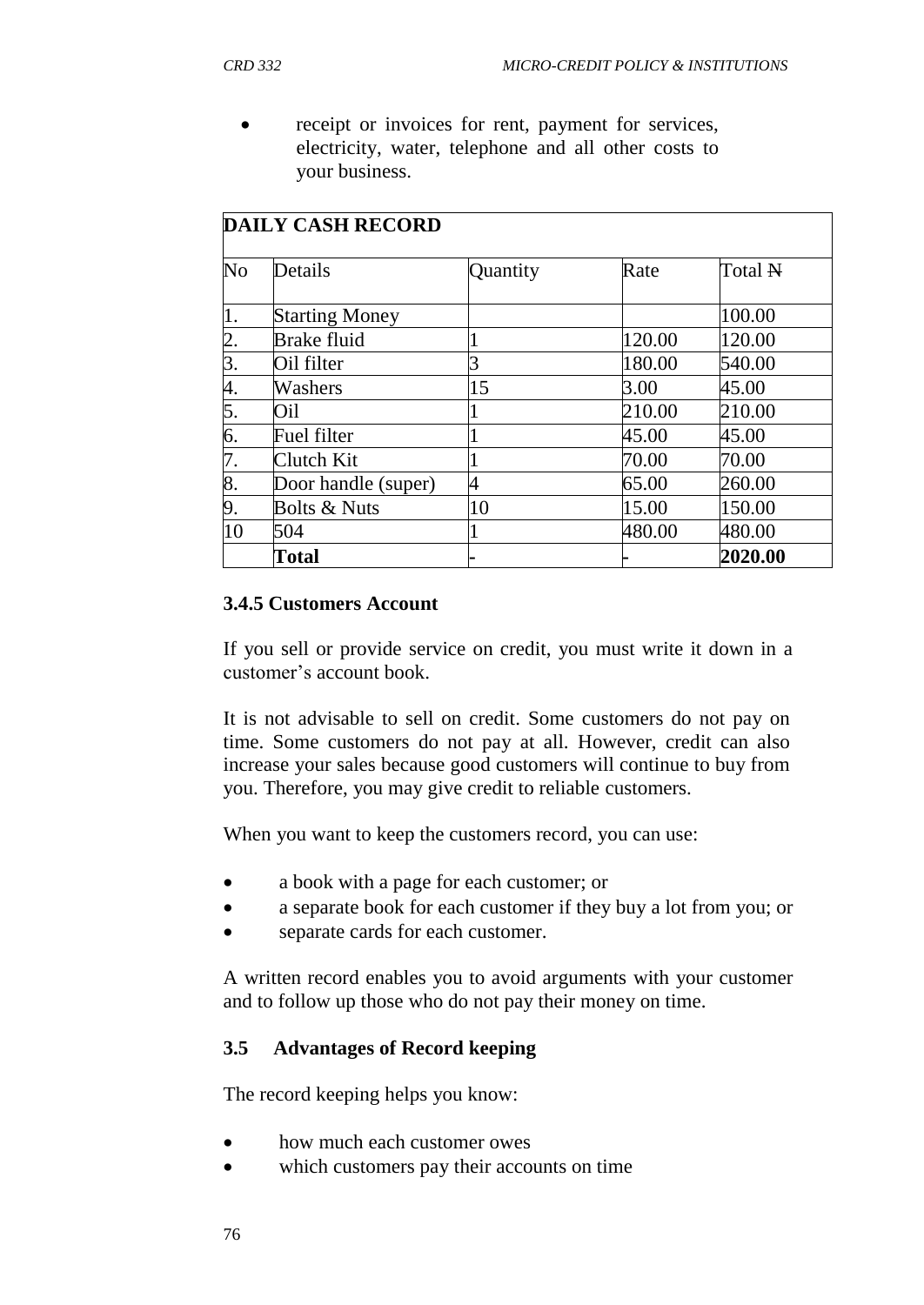- receipt or invoices for rent, payment for services, electricity, water, telephone and all other costs to your business.

| DAILY CASH RECORD | | | | |
|---|---|---|---|---|
| No | Details | Quantity | Rate | Total ₦ |
| 1. | Starting Money | | | 100.00 |
| 2. | Brake fluid | 1 | 120.00 | 120.00 |
| 3. | Oil filter | 3 | 180.00 | 540.00 |
| 4. | Washers | 15 | 3.00 | 45.00 |
| 5. | Oil | 1 | 210.00 | 210.00 |
| 6. | Fuel filter | 1 | 45.00 | 45.00 |
| 7. | Clutch Kit | 1 | 70.00 | 70.00 |
| 8. | Door handle (super) | 4 | 65.00 | 260.00 |
| 9. | Bolts & Nuts | 10 | 15.00 | 150.00 |
| 10 | 504 | 1 | 480.00 | 480.00 |
| | **Total** | - | - | **2020.00** |

### 3.4.5 Customers Account

If you sell or provide service on credit, you must write it down in a customer's account book.

It is not advisable to sell on credit. Some customers do not pay on time. Some customers do not pay at all. However, credit can also increase your sales because good customers will continue to buy from you. Therefore, you may give credit to reliable customers.

When you want to keep the customers record, you can use:

- a book with a page for each customer; or
- a separate book for each customer if they buy a lot from you; or
- separate cards for each customer.

A written record enables you to avoid arguments with your customer and to follow up those who do not pay their money on time.

### 3.5 Advantages of Record keeping

The record keeping helps you know:

- how much each customer owes
- which customers pay their accounts on time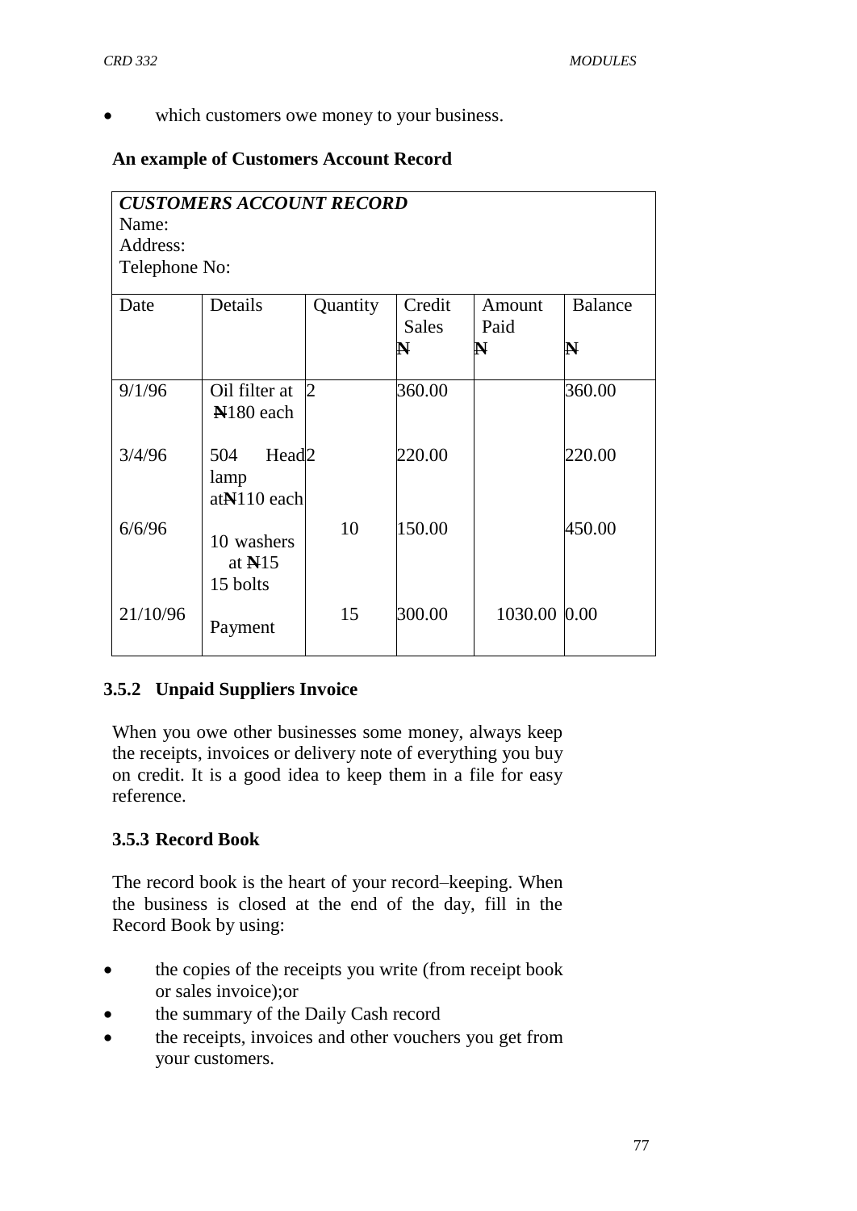- which customers owe money to your business.

**An example of Customers Account Record**

| ***CUSTOMERS ACCOUNT RECORD***<br>Name:<br>Address:<br>Telephone No: | | | | | |
|---|---|---|---|---|---|
| Date | Details | Quantity | Credit Sales<br>N | Amount Paid<br>N | Balance<br>N |
| 9/1/96 | Oil filter at N180 each | 2 | 360.00 | | 360.00 |
| 3/4/96 | 504 Head lamp atN110 each | 2 | 220.00 | | 220.00 |
| 6/6/96 | 10 washers at N15 15 bolts | 10 | 150.00 | | 450.00 |
| 21/10/96 | Payment | 15 | 300.00 | 1030.00 | 0.00 |

### 3.5.2 Unpaid Suppliers Invoice

When you owe other businesses some money, always keep the receipts, invoices or delivery note of everything you buy on credit. It is a good idea to keep them in a file for easy reference.

### 3.5.3 Record Book

The record book is the heart of your record–keeping. When the business is closed at the end of the day, fill in the Record Book by using:

- the copies of the receipts you write (from receipt book or sales invoice);or
- the summary of the Daily Cash record
- the receipts, invoices and other vouchers you get from your customers.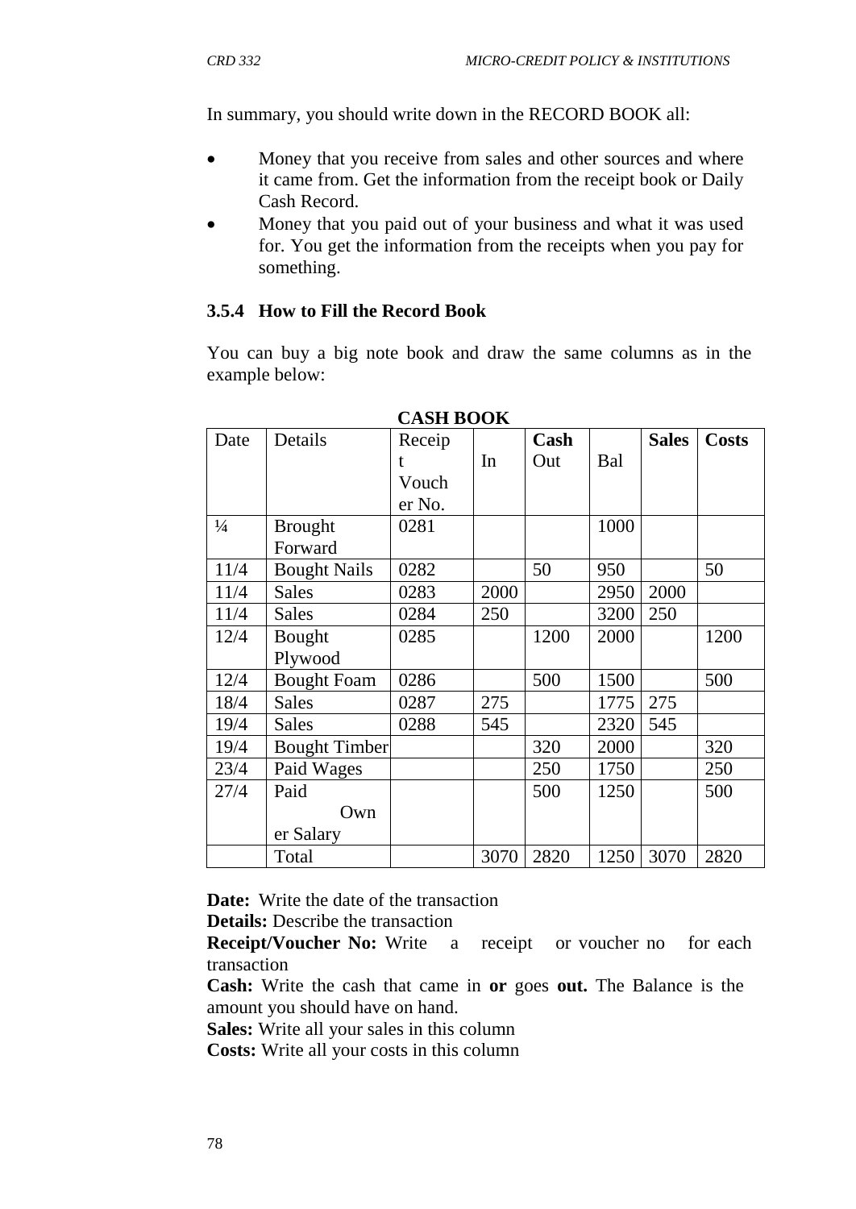In summary, you should write down in the RECORD BOOK all:

- Money that you receive from sales and other sources and where it came from. Get the information from the receipt book or Daily Cash Record.
- Money that you paid out of your business and what it was used for. You get the information from the receipts when you pay for something.

### 3.5.4 How to Fill the Record Book

You can buy a big note book and draw the same columns as in the example below:

**CASH BOOK**

| Date | Details | Receipt Voucher No. | In | **Cash** Out | Bal | **Sales** | **Costs** |
|---|---|---|---|---|---|---|---|
| ¼ | Brought Forward | 0281 | | | 1000 | | |
| 11/4 | Bought Nails | 0282 | | 50 | 950 | | 50 |
| 11/4 | Sales | 0283 | 2000 | | 2950 | 2000 | |
| 11/4 | Sales | 0284 | 250 | | 3200 | 250 | |
| 12/4 | Bought Plywood | 0285 | | 1200 | 2000 | | 1200 |
| 12/4 | Bought Foam | 0286 | | 500 | 1500 | | 500 |
| 18/4 | Sales | 0287 | 275 | | 1775 | 275 | |
| 19/4 | Sales | 0288 | 545 | | 2320 | 545 | |
| 19/4 | Bought Timber | | | 320 | 2000 | | 320 |
| 23/4 | Paid Wages | | | 250 | 1750 | | 250 |
| 27/4 | Paid Owner Salary | | | 500 | 1250 | | 500 |
| | Total | | 3070 | 2820 | 1250 | 3070 | 2820 |

**Date:** Write the date of the transaction
**Details:** Describe the transaction
**Receipt/Voucher No:** Write a receipt or voucher no for each transaction
**Cash:** Write the cash that came in **or** goes **out.** The Balance is the amount you should have on hand.
**Sales:** Write all your sales in this column
**Costs:** Write all your costs in this column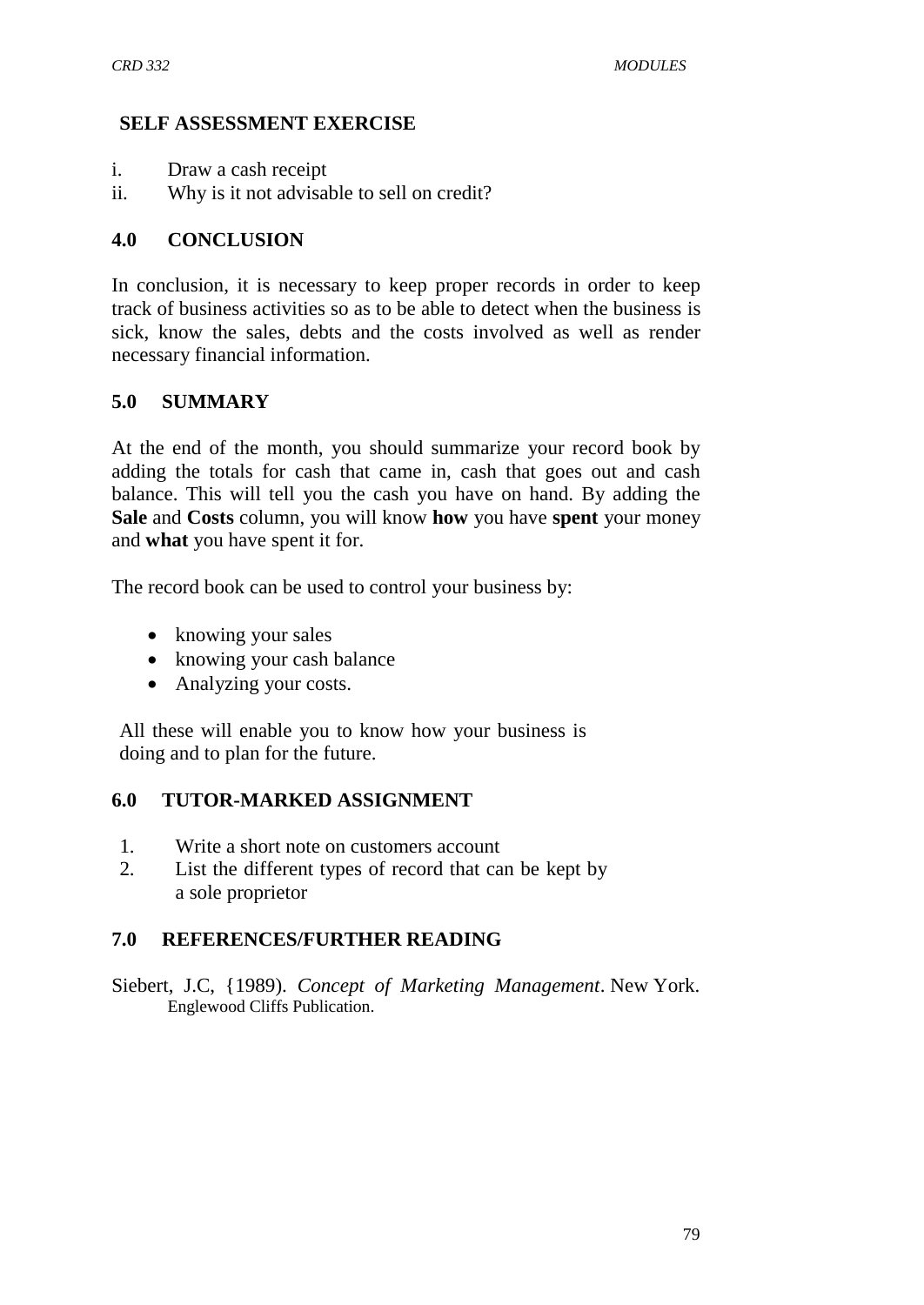## SELF ASSESSMENT EXERCISE

i. Draw a cash receipt
ii. Why is it not advisable to sell on credit?

## 4.0 CONCLUSION

In conclusion, it is necessary to keep proper records in order to keep track of business activities so as to be able to detect when the business is sick, know the sales, debts and the costs involved as well as render necessary financial information.

## 5.0 SUMMARY

At the end of the month, you should summarize your record book by adding the totals for cash that came in, cash that goes out and cash balance. This will tell you the cash you have on hand. By adding the **Sale** and **Costs** column, you will know **how** you have **spent** your money and **what** you have spent it for.

The record book can be used to control your business by:

- knowing your sales
- knowing your cash balance
- Analyzing your costs.

All these will enable you to know how your business is doing and to plan for the future.

## 6.0 TUTOR-MARKED ASSIGNMENT

1. Write a short note on customers account
2. List the different types of record that can be kept by a sole proprietor

## 7.0 REFERENCES/FURTHER READING

Siebert, J.C, {1989). *Concept of Marketing Management*. New York. Englewood Cliffs Publication.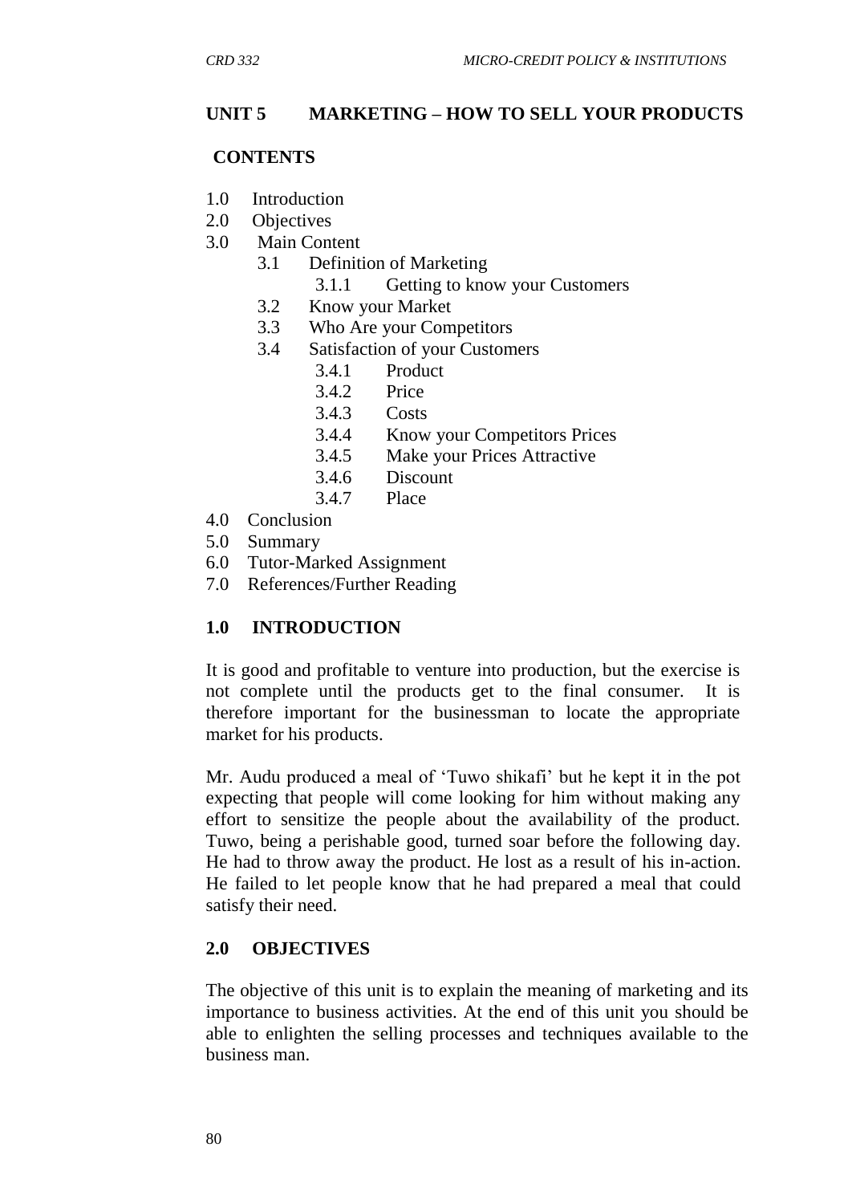## UNIT 5 MARKETING – HOW TO SELL YOUR PRODUCTS

**CONTENTS**

1.0 Introduction
2.0 Objectives
3.0 Main Content
  3.1 Definition of Marketing
    3.1.1 Getting to know your Customers
  3.2 Know your Market
  3.3 Who Are your Competitors
  3.4 Satisfaction of your Customers
    3.4.1 Product
    3.4.2 Price
    3.4.3 Costs
    3.4.4 Know your Competitors Prices
    3.4.5 Make your Prices Attractive
    3.4.6 Discount
    3.4.7 Place
4.0 Conclusion
5.0 Summary
6.0 Tutor-Marked Assignment
7.0 References/Further Reading

### 1.0 INTRODUCTION

It is good and profitable to venture into production, but the exercise is not complete until the products get to the final consumer. It is therefore important for the businessman to locate the appropriate market for his products.

Mr. Audu produced a meal of 'Tuwo shikafi' but he kept it in the pot expecting that people will come looking for him without making any effort to sensitize the people about the availability of the product. Tuwo, being a perishable good, turned soar before the following day. He had to throw away the product. He lost as a result of his in-action. He failed to let people know that he had prepared a meal that could satisfy their need.

### 2.0 OBJECTIVES

The objective of this unit is to explain the meaning of marketing and its importance to business activities. At the end of this unit you should be able to enlighten the selling processes and techniques available to the business man.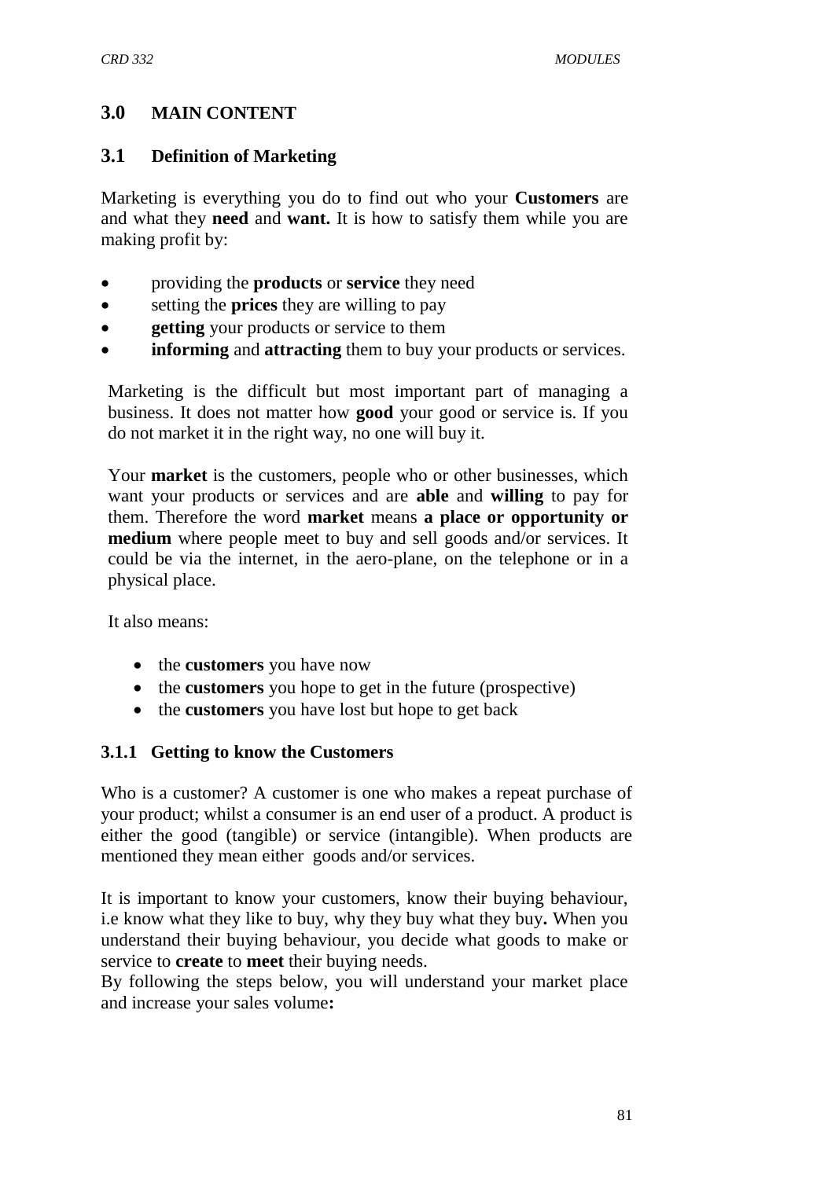## 3.0 MAIN CONTENT

### 3.1 Definition of Marketing

Marketing is everything you do to find out who your **Customers** are and what they **need** and **want.** It is how to satisfy them while you are making profit by:

- providing the **products** or **service** they need
- setting the **prices** they are willing to pay
- **getting** your products or service to them
- **informing** and **attracting** them to buy your products or services.

Marketing is the difficult but most important part of managing a business. It does not matter how **good** your good or service is. If you do not market it in the right way, no one will buy it.

Your **market** is the customers, people who or other businesses, which want your products or services and are **able** and **willing** to pay for them. Therefore the word **market** means **a place or opportunity or medium** where people meet to buy and sell goods and/or services. It could be via the internet, in the aero-plane, on the telephone or in a physical place.

It also means:

- the **customers** you have now
- the **customers** you hope to get in the future (prospective)
- the **customers** you have lost but hope to get back

#### 3.1.1 Getting to know the Customers

Who is a customer? A customer is one who makes a repeat purchase of your product; whilst a consumer is an end user of a product. A product is either the good (tangible) or service (intangible). When products are mentioned they mean either goods and/or services.

It is important to know your customers, know their buying behaviour, i.e know what they like to buy, why they buy what they buy**.** When you understand their buying behaviour, you decide what goods to make or service to **create** to **meet** their buying needs.

By following the steps below, you will understand your market place and increase your sales volume**:**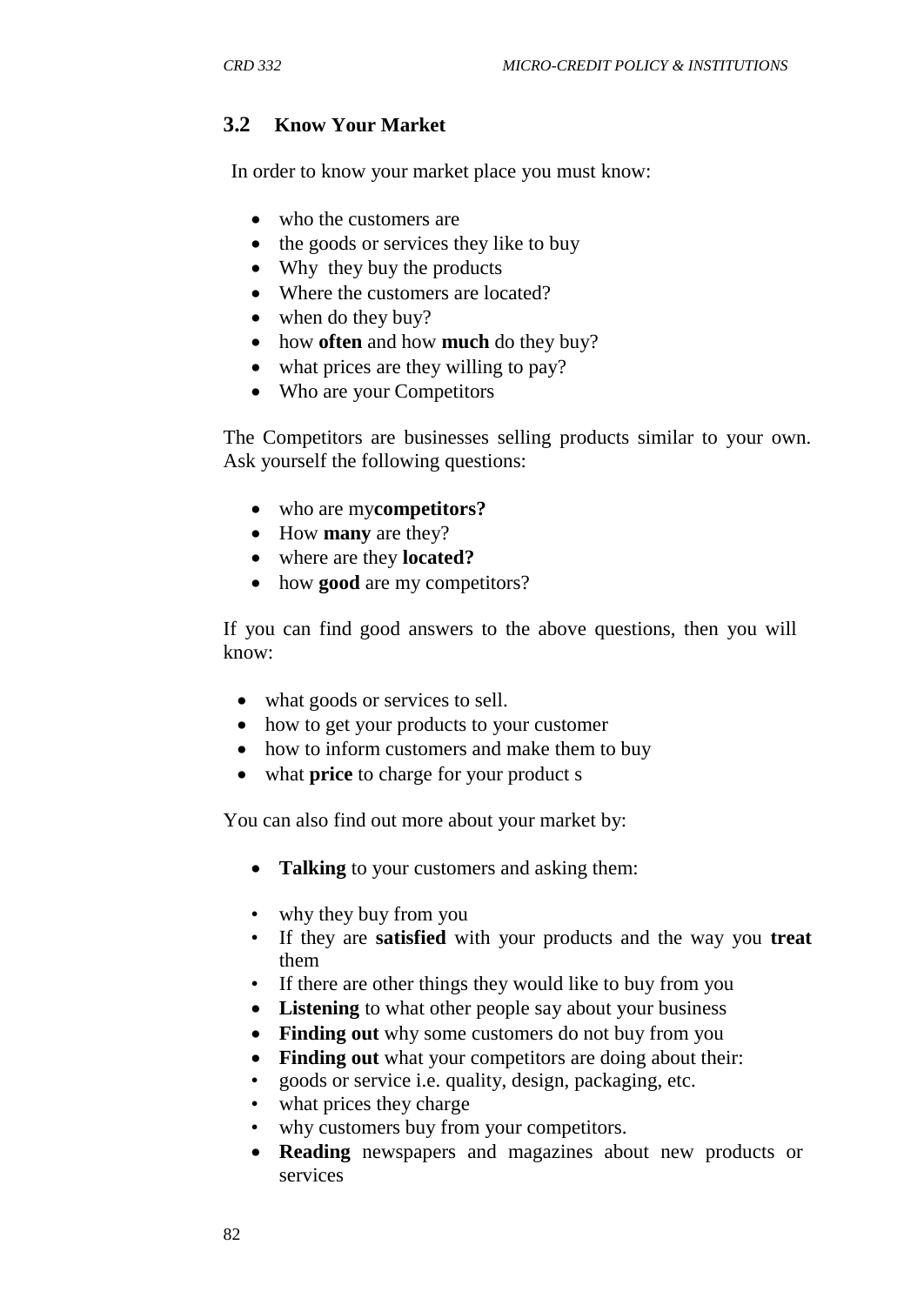### 3.2 Know Your Market

In order to know your market place you must know:

- who the customers are
- the goods or services they like to buy
- Why they buy the products
- Where the customers are located?
- when do they buy?
- how **often** and how **much** do they buy?
- what prices are they willing to pay?
- Who are your Competitors

The Competitors are businesses selling products similar to your own. Ask yourself the following questions:

- who are my**competitors?**
- How **many** are they?
- where are they **located?**
- how **good** are my competitors?

If you can find good answers to the above questions, then you will know:

- what goods or services to sell.
- how to get your products to your customer
- how to inform customers and make them to buy
- what **price** to charge for your product s

You can also find out more about your market by:

- **Talking** to your customers and asking them:
  - why they buy from you
  - If they are **satisfied** with your products and the way you **treat** them
  - If there are other things they would like to buy from you
- **Listening** to what other people say about your business
- **Finding out** why some customers do not buy from you
- **Finding out** what your competitors are doing about their:
  - goods or service i.e. quality, design, packaging, etc.
  - what prices they charge
  - why customers buy from your competitors.
- **Reading** newspapers and magazines about new products or services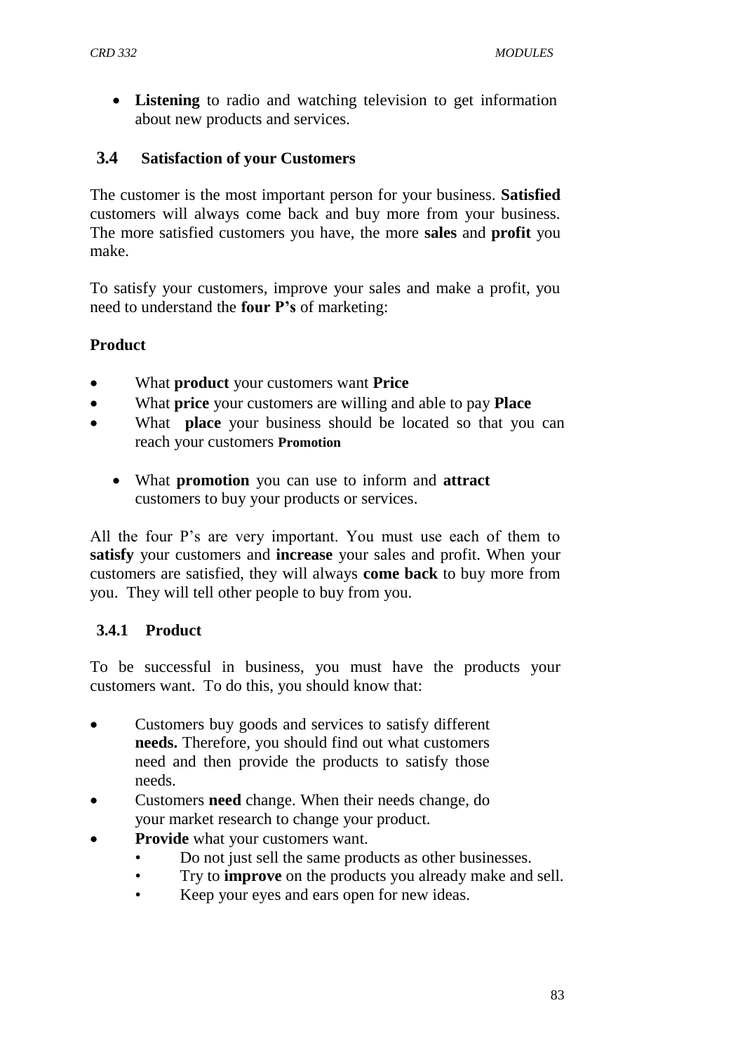- **Listening** to radio and watching television to get information about new products and services.

## 3.4 Satisfaction of your Customers

The customer is the most important person for your business. **Satisfied** customers will always come back and buy more from your business. The more satisfied customers you have, the more **sales** and **profit** you make.

To satisfy your customers, improve your sales and make a profit, you need to understand the **four P's** of marketing:

**Product**

- What **product** your customers want **Price**
- What **price** your customers are willing and able to pay **Place**
- What **place** your business should be located so that you can reach your customers **Promotion**

- What **promotion** you can use to inform and **attract** customers to buy your products or services.

All the four P's are very important. You must use each of them to **satisfy** your customers and **increase** your sales and profit. When your customers are satisfied, they will always **come back** to buy more from you. They will tell other people to buy from you.

### 3.4.1 Product

To be successful in business, you must have the products your customers want. To do this, you should know that:

- Customers buy goods and services to satisfy different **needs.** Therefore, you should find out what customers need and then provide the products to satisfy those needs.
- Customers **need** change. When their needs change, do your market research to change your product.
- **Provide** what your customers want.
  - Do not just sell the same products as other businesses.
  - Try to **improve** on the products you already make and sell.
  - Keep your eyes and ears open for new ideas.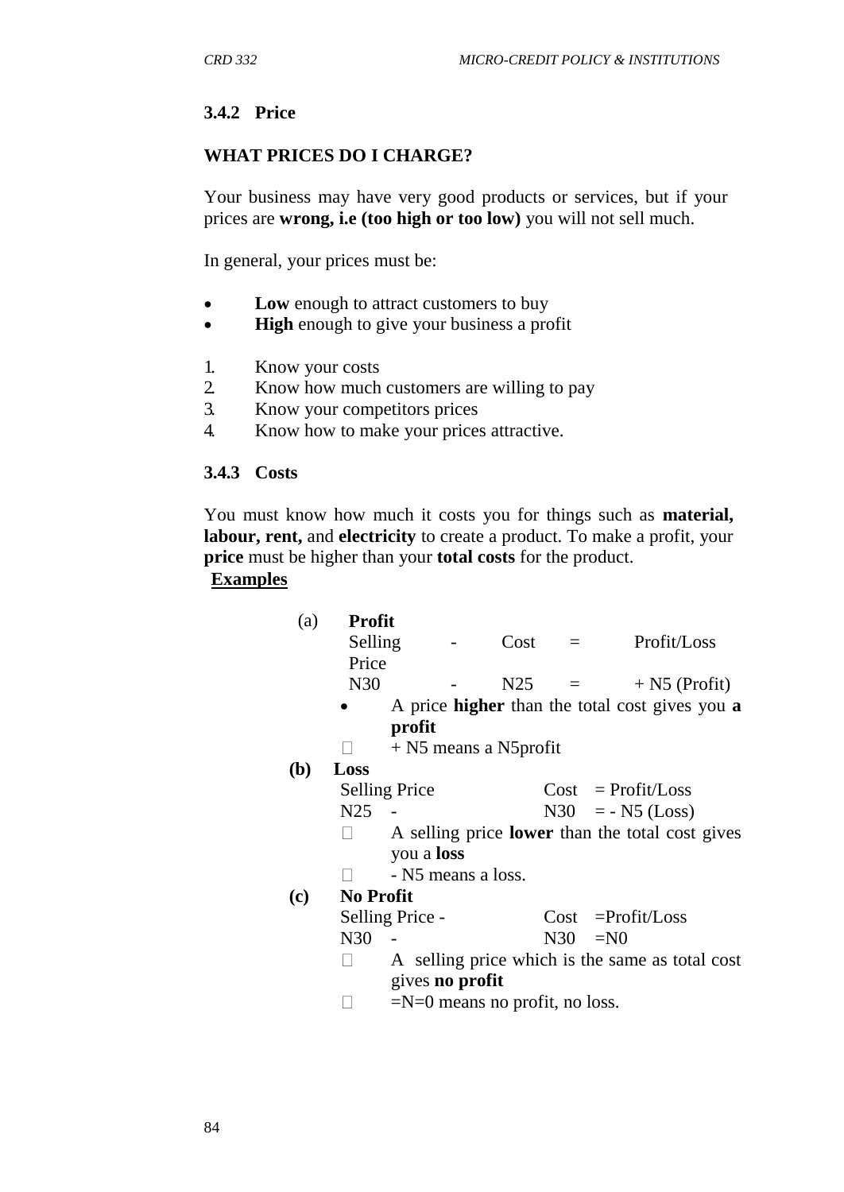### 3.4.2 Price

**WHAT PRICES DO I CHARGE?**

Your business may have very good products or services, but if your prices are **wrong, i.e (too high or too low)** you will not sell much.

In general, your prices must be:

- **Low** enough to attract customers to buy
- **High** enough to give your business a profit

1. Know your costs
2. Know how much customers are willing to pay
3. Know your competitors prices
4. Know how to make your prices attractive.

### 3.4.3 Costs

You must know how much it costs you for things such as **material, labour, rent,** and **electricity** to create a product. To make a profit, your **price** must be higher than your **total costs** for the product.

**Examples**

(a) **Profit**

| Selling Price | - | Cost | = | Profit/Loss |
|---|---|---|---|---|
| N30 | - | N25 | = | + N5 (Profit) |

- A price **higher** than the total cost gives you **a profit**
- + N5 means a N5profit

**(b) Loss**

| Selling Price | | Cost | = Profit/Loss |
|---|---|---|---|
| N25 | - | N30 | = - N5 (Loss) |

- A selling price **lower** than the total cost gives you a **loss**
- - N5 means a loss.

**(c) No Profit**

| Selling Price - | | Cost | =Profit/Loss |
|---|---|---|---|
| N30 | - | N30 | =N0 |

- A selling price which is the same as total cost gives **no profit**
- =N=0 means no profit, no loss.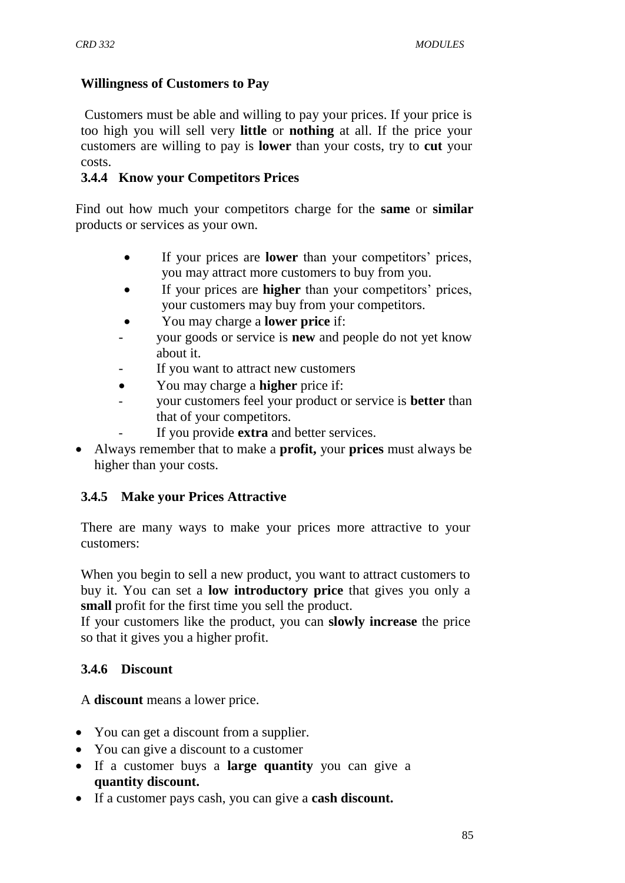**Willingness of Customers to Pay**

Customers must be able and willing to pay your prices. If your price is too high you will sell very **little** or **nothing** at all. If the price your customers are willing to pay is **lower** than your costs, try to **cut** your costs.

### 3.4.4 Know your Competitors Prices

Find out how much your competitors charge for the **same** or **similar** products or services as your own.

- If your prices are **lower** than your competitors' prices, you may attract more customers to buy from you.
- If your prices are **higher** than your competitors' prices, your customers may buy from your competitors.
- You may charge a **lower price** if:
  - your goods or service is **new** and people do not yet know about it.
  - If you want to attract new customers
- You may charge a **higher** price if:
  - your customers feel your product or service is **better** than that of your competitors.
  - If you provide **extra** and better services.
- Always remember that to make a **profit,** your **prices** must always be higher than your costs.

### 3.4.5 Make your Prices Attractive

There are many ways to make your prices more attractive to your customers:

When you begin to sell a new product, you want to attract customers to buy it. You can set a **low introductory price** that gives you only a **small** profit for the first time you sell the product.

If your customers like the product, you can **slowly increase** the price so that it gives you a higher profit.

### 3.4.6 Discount

A **discount** means a lower price.

- You can get a discount from a supplier.
- You can give a discount to a customer
- If a customer buys a **large quantity** you can give a **quantity discount.**
- If a customer pays cash, you can give a **cash discount.**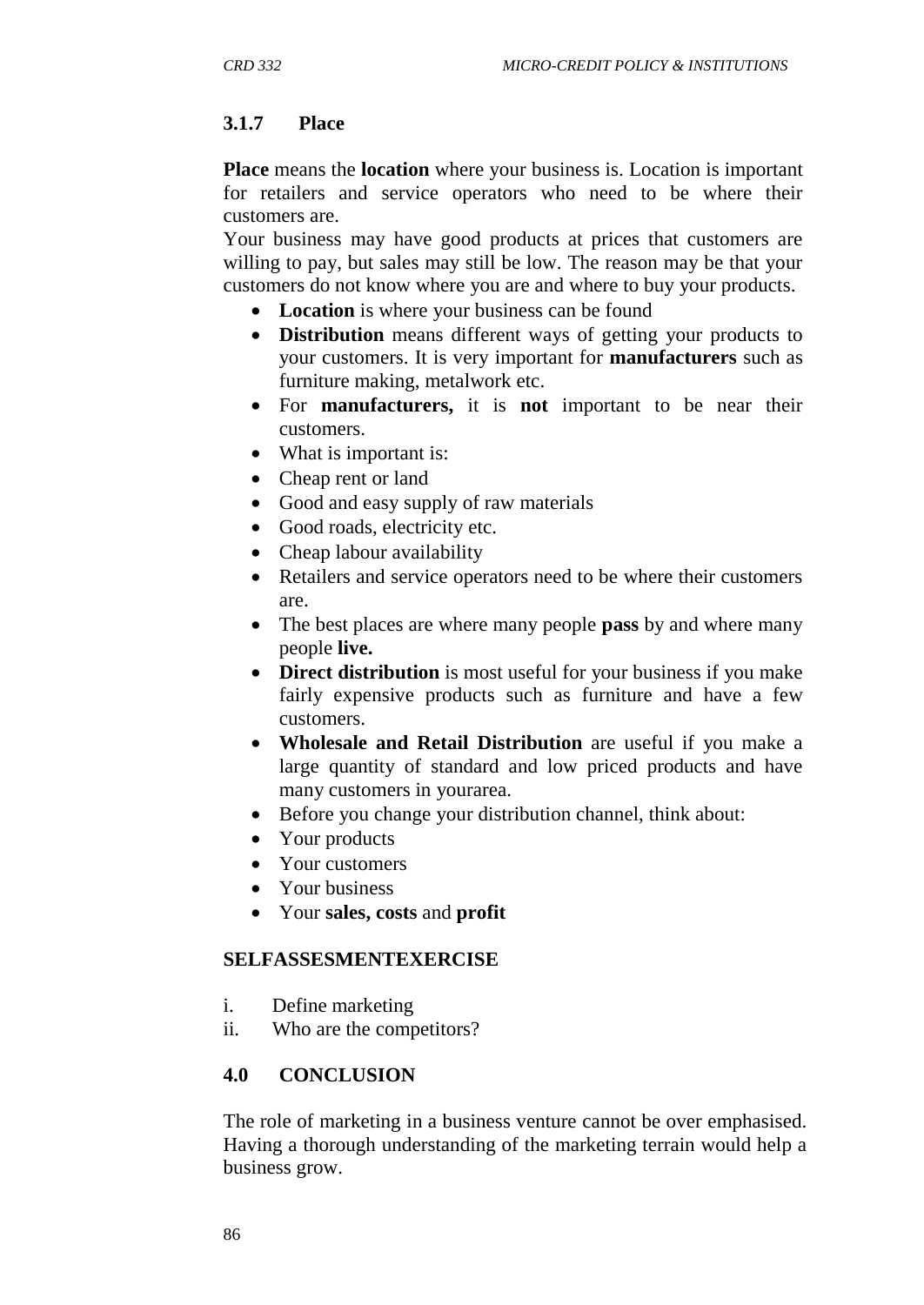### 3.1.7 Place

**Place** means the **location** where your business is. Location is important for retailers and service operators who need to be where their customers are.
Your business may have good products at prices that customers are willing to pay, but sales may still be low. The reason may be that your customers do not know where you are and where to buy your products.

- **Location** is where your business can be found
- **Distribution** means different ways of getting your products to your customers. It is very important for **manufacturers** such as furniture making, metalwork etc.
- For **manufacturers,** it is **not** important to be near their customers.
- What is important is:
- Cheap rent or land
- Good and easy supply of raw materials
- Good roads, electricity etc.
- Cheap labour availability
- Retailers and service operators need to be where their customers are.
- The best places are where many people **pass** by and where many people **live.**
- **Direct distribution** is most useful for your business if you make fairly expensive products such as furniture and have a few customers.
- **Wholesale and Retail Distribution** are useful if you make a large quantity of standard and low priced products and have many customers in yourarea.
- Before you change your distribution channel, think about:
- Your products
- Your customers
- Your business
- Your **sales, costs** and **profit**

**SELFASSESMENTEXERCISE**

i. Define marketing
ii. Who are the competitors?

## 4.0 CONCLUSION

The role of marketing in a business venture cannot be over emphasised. Having a thorough understanding of the marketing terrain would help a business grow.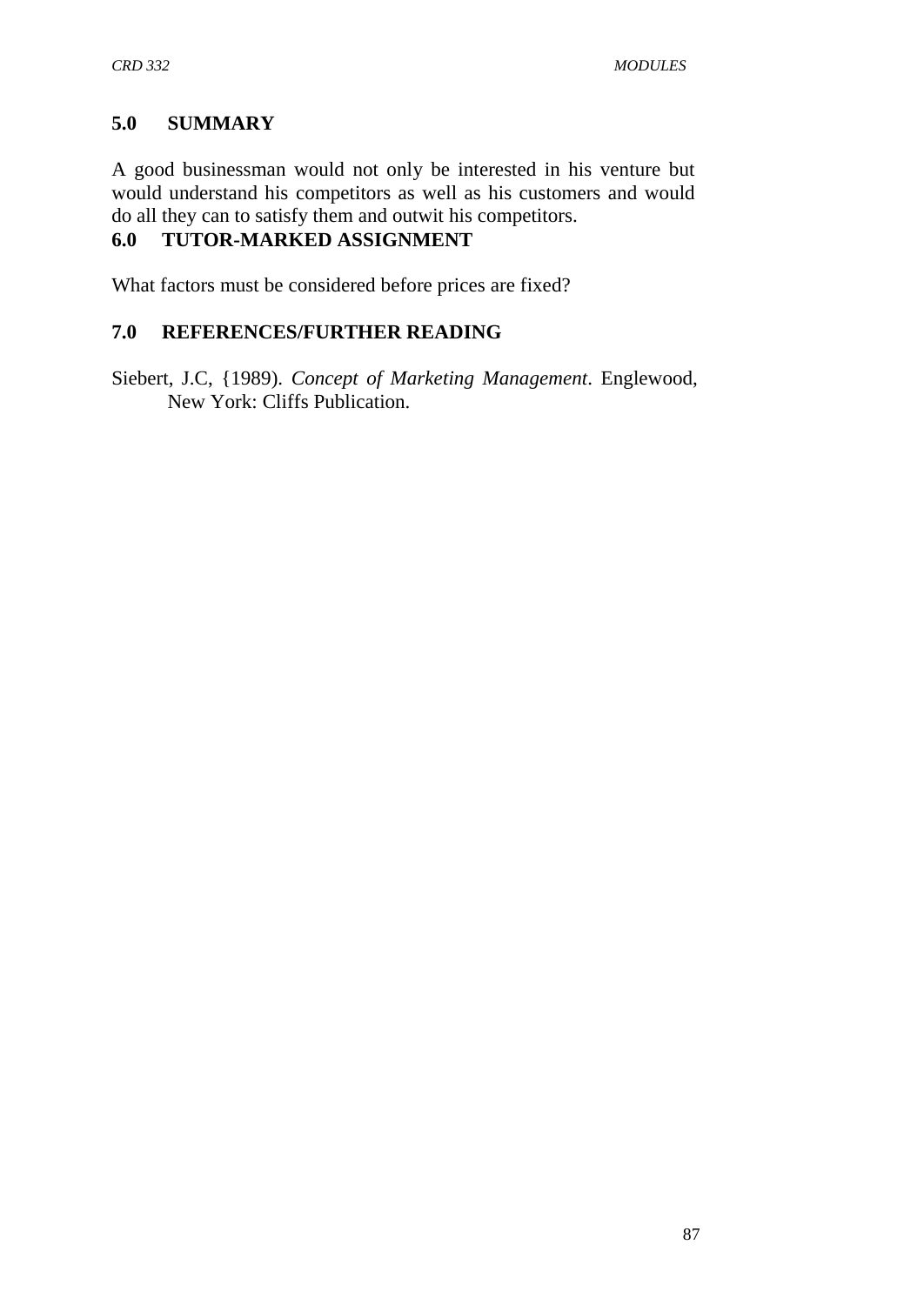## 5.0 SUMMARY

A good businessman would not only be interested in his venture but would understand his competitors as well as his customers and would do all they can to satisfy them and outwit his competitors.

## 6.0 TUTOR-MARKED ASSIGNMENT

What factors must be considered before prices are fixed?

## 7.0 REFERENCES/FURTHER READING

Siebert, J.C, {1989). *Concept of Marketing Management*. Englewood, New York: Cliffs Publication.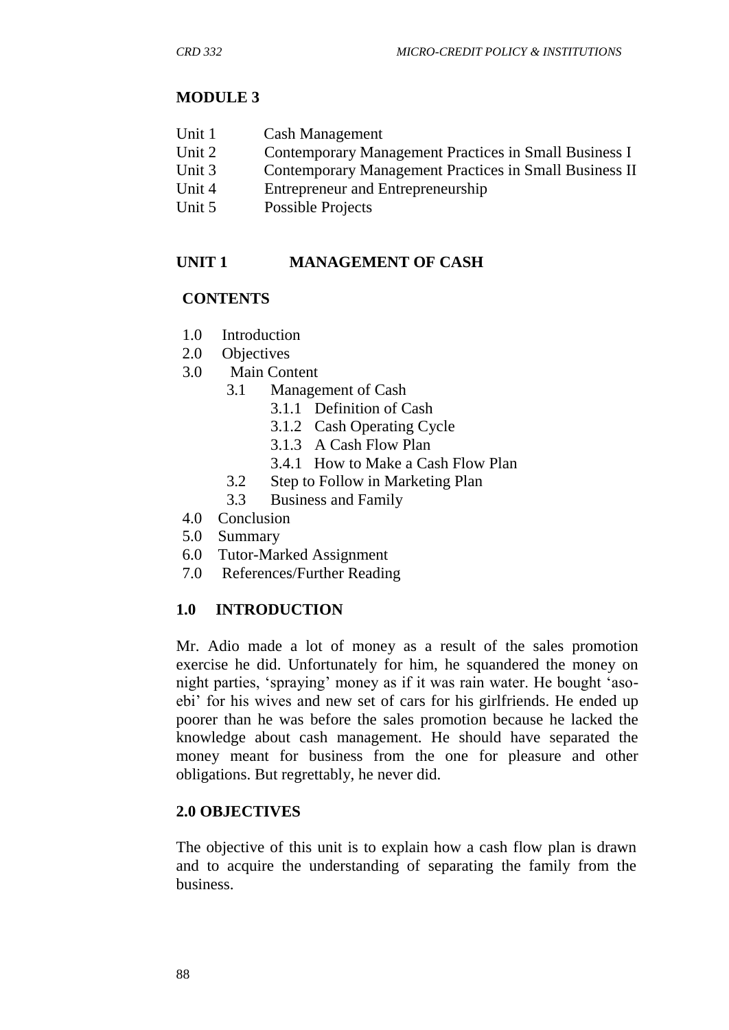## MODULE 3

Unit 1 Cash Management
Unit 2 Contemporary Management Practices in Small Business I
Unit 3 Contemporary Management Practices in Small Business II
Unit 4 Entrepreneur and Entrepreneurship
Unit 5 Possible Projects

## UNIT 1 MANAGEMENT OF CASH

### CONTENTS

1.0 Introduction
2.0 Objectives
3.0 Main Content
   3.1 Management of Cash
      3.1.1 Definition of Cash
      3.1.2 Cash Operating Cycle
      3.1.3 A Cash Flow Plan
      3.4.1 How to Make a Cash Flow Plan
   3.2 Step to Follow in Marketing Plan
   3.3 Business and Family
4.0 Conclusion
5.0 Summary
6.0 Tutor-Marked Assignment
7.0 References/Further Reading

### 1.0 INTRODUCTION

Mr. Adio made a lot of money as a result of the sales promotion exercise he did. Unfortunately for him, he squandered the money on night parties, 'spraying' money as if it was rain water. He bought 'aso-ebi' for his wives and new set of cars for his girlfriends. He ended up poorer than he was before the sales promotion because he lacked the knowledge about cash management. He should have separated the money meant for business from the one for pleasure and other obligations. But regrettably, he never did.

### 2.0 OBJECTIVES

The objective of this unit is to explain how a cash flow plan is drawn and to acquire the understanding of separating the family from the business.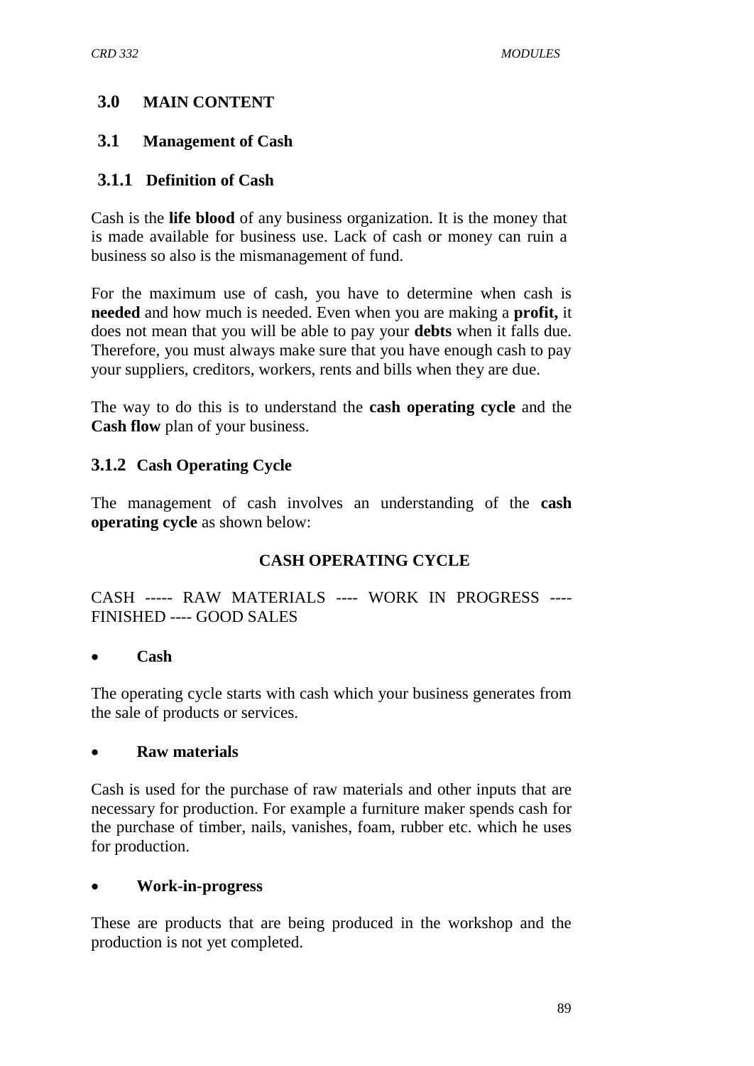## 3.0 MAIN CONTENT

## 3.1 Management of Cash

### 3.1.1 Definition of Cash

Cash is the **life blood** of any business organization. It is the money that is made available for business use. Lack of cash or money can ruin a business so also is the mismanagement of fund.

For the maximum use of cash, you have to determine when cash is **needed** and how much is needed. Even when you are making a **profit,** it does not mean that you will be able to pay your **debts** when it falls due. Therefore, you must always make sure that you have enough cash to pay your suppliers, creditors, workers, rents and bills when they are due.

The way to do this is to understand the **cash operating cycle** and the **Cash flow** plan of your business.

### 3.1.2 Cash Operating Cycle

The management of cash involves an understanding of the **cash operating cycle** as shown below:

**CASH OPERATING CYCLE**

CASH ----- RAW MATERIALS ---- WORK IN PROGRESS ---- FINISHED ---- GOOD SALES

- **Cash**

The operating cycle starts with cash which your business generates from the sale of products or services.

- **Raw materials**

Cash is used for the purchase of raw materials and other inputs that are necessary for production. For example a furniture maker spends cash for the purchase of timber, nails, vanishes, foam, rubber etc. which he uses for production.

- **Work-in-progress**

These are products that are being produced in the workshop and the production is not yet completed.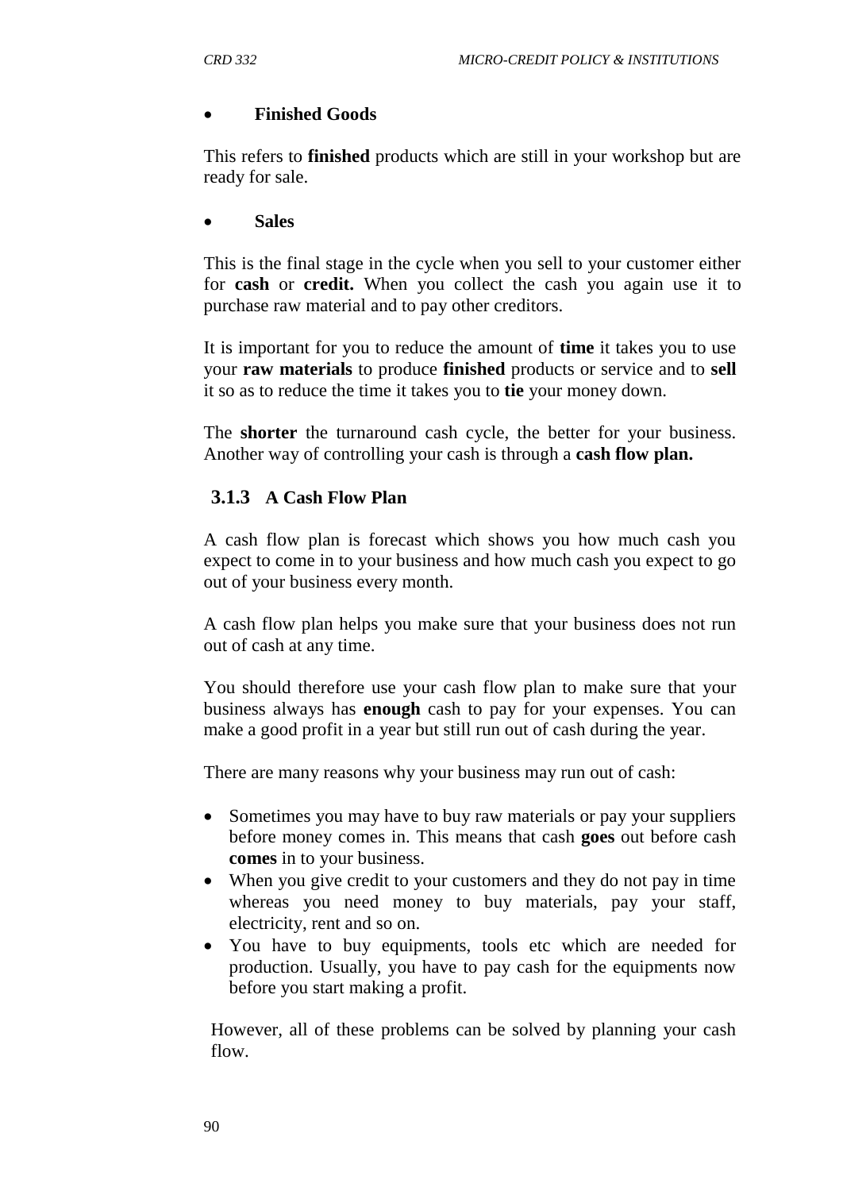- **Finished Goods**

This refers to **finished** products which are still in your workshop but are ready for sale.

- **Sales**

This is the final stage in the cycle when you sell to your customer either for **cash** or **credit.** When you collect the cash you again use it to purchase raw material and to pay other creditors.

It is important for you to reduce the amount of **time** it takes you to use your **raw materials** to produce **finished** products or service and to **sell** it so as to reduce the time it takes you to **tie** your money down.

The **shorter** the turnaround cash cycle, the better for your business. Another way of controlling your cash is through a **cash flow plan.**

### 3.1.3 A Cash Flow Plan

A cash flow plan is forecast which shows you how much cash you expect to come in to your business and how much cash you expect to go out of your business every month.

A cash flow plan helps you make sure that your business does not run out of cash at any time.

You should therefore use your cash flow plan to make sure that your business always has **enough** cash to pay for your expenses. You can make a good profit in a year but still run out of cash during the year.

There are many reasons why your business may run out of cash:

- Sometimes you may have to buy raw materials or pay your suppliers before money comes in. This means that cash **goes** out before cash **comes** in to your business.
- When you give credit to your customers and they do not pay in time whereas you need money to buy materials, pay your staff, electricity, rent and so on.
- You have to buy equipments, tools etc which are needed for production. Usually, you have to pay cash for the equipments now before you start making a profit.

However, all of these problems can be solved by planning your cash flow.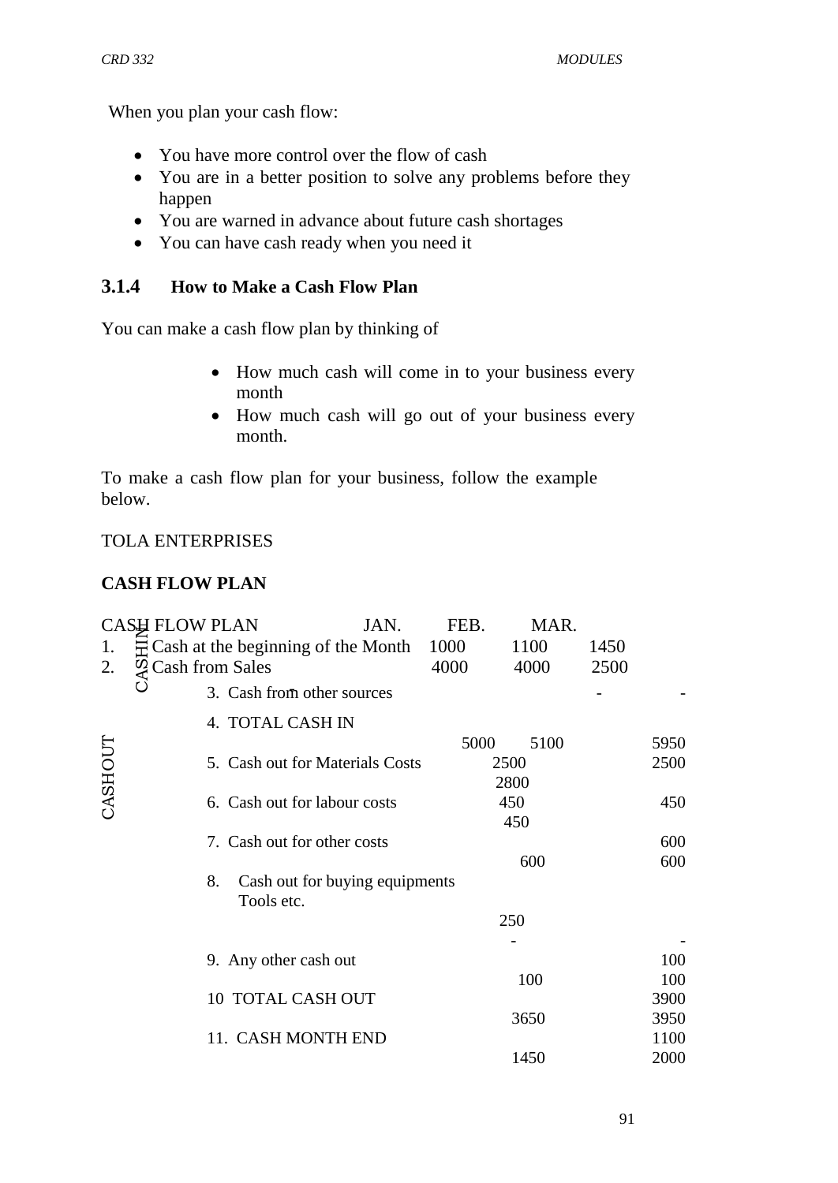When you plan your cash flow:

- You have more control over the flow of cash
- You are in a better position to solve any problems before they happen
- You are warned in advance about future cash shortages
- You can have cash ready when you need it

### 3.1.4 How to Make a Cash Flow Plan

You can make a cash flow plan by thinking of

- How much cash will come in to your business every month
- How much cash will go out of your business every month.

To make a cash flow plan for your business, follow the example below.

TOLA ENTERPRISES

**CASH FLOW PLAN**

| | CASH FLOW PLAN | JAN. | FEB. | MAR. |
|---|---|---|---|---|
| CASH IN | 1. Cash at the beginning of the Month | 1000 | 1100 | 1450 |
| | 2. Cash from Sales | 4000 | 4000 | 2500 |
| | 3. Cash from other sources | | - | - |
| | 4. TOTAL CASH IN | 5000 | 5100 | 5950 |
| CASH OUT | 5. Cash out for Materials Costs | 2500 | 2500 | 2800 |
| | 6. Cash out for labour costs | 450 | 450 | 450 |
| | 7. Cash out for other costs | 600 | 600 | 600 |
| | 8. Cash out for buying equipments Tools etc. | 250 | - | - |
| | 9. Any other cash out | 100 | 100 | 100 |
| | 10 TOTAL CASH OUT | 3900 | 3650 | 3950 |
| | 11. CASH MONTH END | 1100 | 1450 | 2000 |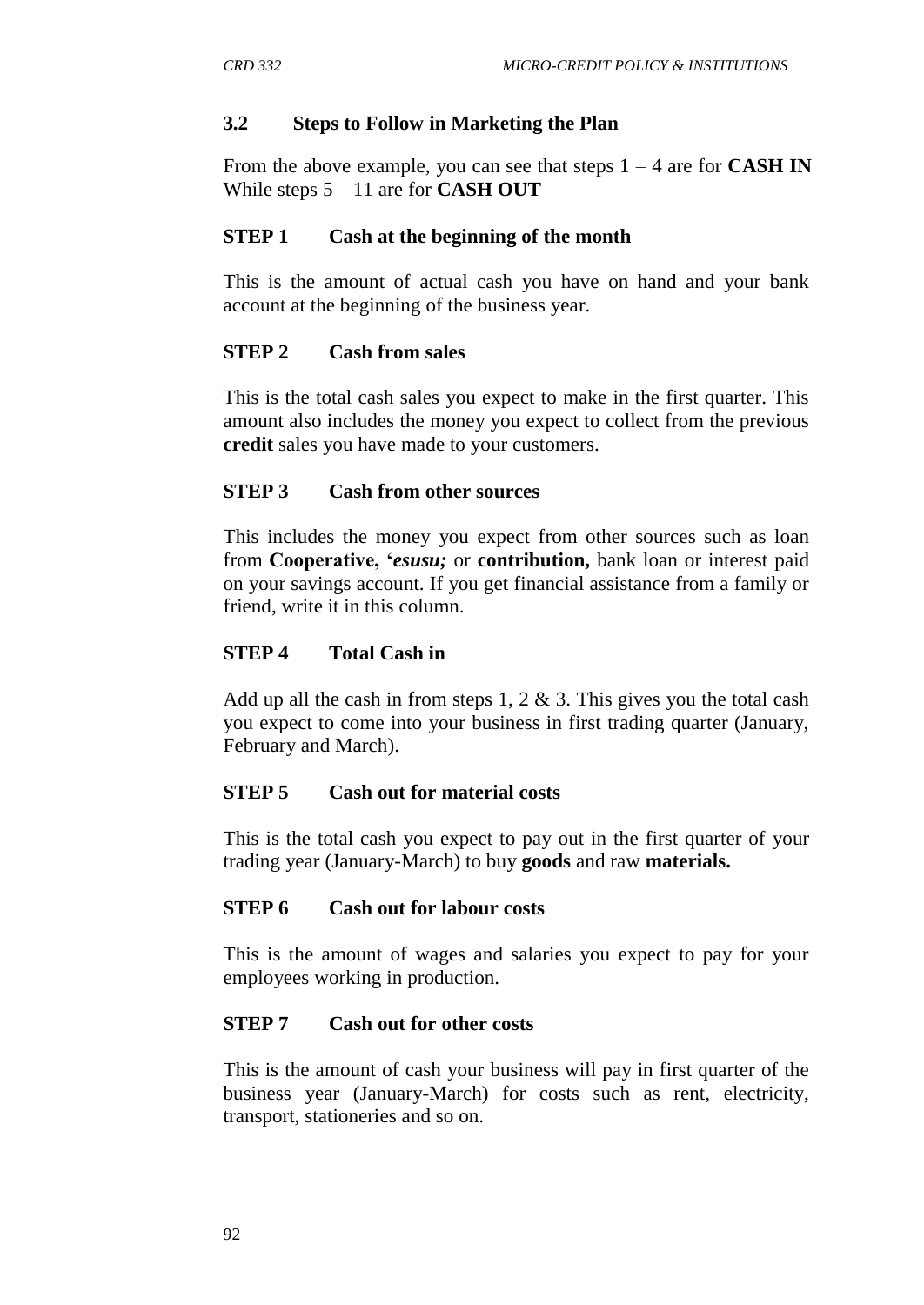### 3.2 Steps to Follow in Marketing the Plan

From the above example, you can see that steps 1 – 4 are for **CASH IN** While steps 5 – 11 are for **CASH OUT**

#### STEP 1 Cash at the beginning of the month

This is the amount of actual cash you have on hand and your bank account at the beginning of the business year.

#### STEP 2 Cash from sales

This is the total cash sales you expect to make in the first quarter. This amount also includes the money you expect to collect from the previous **credit** sales you have made to your customers.

#### STEP 3 Cash from other sources

This includes the money you expect from other sources such as loan from **Cooperative, '*esusu;*** or **contribution,** bank loan or interest paid on your savings account. If you get financial assistance from a family or friend, write it in this column.

#### STEP 4 Total Cash in

Add up all the cash in from steps 1, 2 & 3. This gives you the total cash you expect to come into your business in first trading quarter (January, February and March).

#### STEP 5 Cash out for material costs

This is the total cash you expect to pay out in the first quarter of your trading year (January-March) to buy **goods** and raw **materials.**

#### STEP 6 Cash out for labour costs

This is the amount of wages and salaries you expect to pay for your employees working in production.

#### STEP 7 Cash out for other costs

This is the amount of cash your business will pay in first quarter of the business year (January-March) for costs such as rent, electricity, transport, stationeries and so on.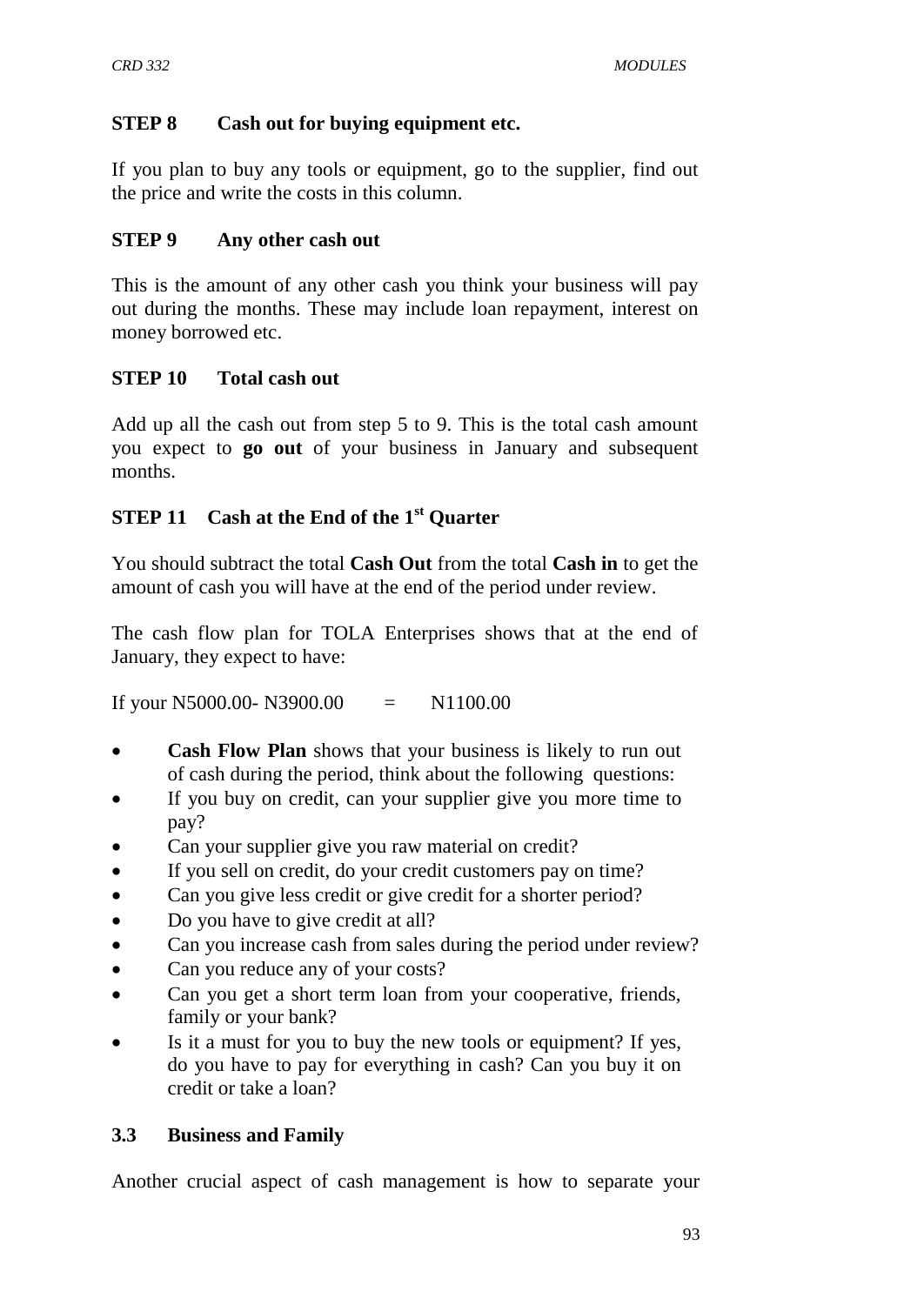### STEP 8 Cash out for buying equipment etc.

If you plan to buy any tools or equipment, go to the supplier, find out the price and write the costs in this column.

### STEP 9 Any other cash out

This is the amount of any other cash you think your business will pay out during the months. These may include loan repayment, interest on money borrowed etc.

### STEP 10 Total cash out

Add up all the cash out from step 5 to 9. This is the total cash amount you expect to **go out** of your business in January and subsequent months.

### STEP 11 Cash at the End of the 1st Quarter

You should subtract the total **Cash Out** from the total **Cash in** to get the amount of cash you will have at the end of the period under review.

The cash flow plan for TOLA Enterprises shows that at the end of January, they expect to have:

If your N5000.00- N3900.00 = N1100.00

- **Cash Flow Plan** shows that your business is likely to run out of cash during the period, think about the following questions:
- If you buy on credit, can your supplier give you more time to pay?
- Can your supplier give you raw material on credit?
- If you sell on credit, do your credit customers pay on time?
- Can you give less credit or give credit for a shorter period?
- Do you have to give credit at all?
- Can you increase cash from sales during the period under review?
- Can you reduce any of your costs?
- Can you get a short term loan from your cooperative, friends, family or your bank?
- Is it a must for you to buy the new tools or equipment? If yes, do you have to pay for everything in cash? Can you buy it on credit or take a loan?

## 3.3 Business and Family

Another crucial aspect of cash management is how to separate your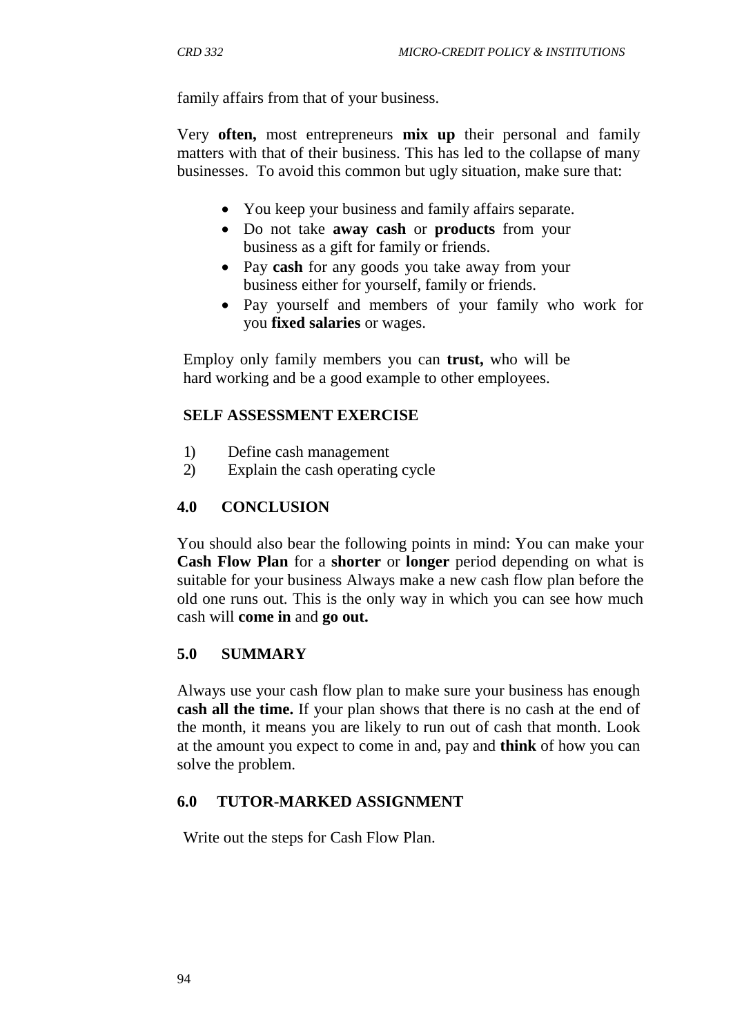family affairs from that of your business.

Very **often,** most entrepreneurs **mix up** their personal and family matters with that of their business. This has led to the collapse of many businesses. To avoid this common but ugly situation, make sure that:

- You keep your business and family affairs separate.
- Do not take **away cash** or **products** from your business as a gift for family or friends.
- Pay **cash** for any goods you take away from your business either for yourself, family or friends.
- Pay yourself and members of your family who work for you **fixed salaries** or wages.

Employ only family members you can **trust,** who will be hard working and be a good example to other employees.

### SELF ASSESSMENT EXERCISE

1) Define cash management
2) Explain the cash operating cycle

## 4.0 CONCLUSION

You should also bear the following points in mind: You can make your **Cash Flow Plan** for a **shorter** or **longer** period depending on what is suitable for your business Always make a new cash flow plan before the old one runs out. This is the only way in which you can see how much cash will **come in** and **go out.**

## 5.0 SUMMARY

Always use your cash flow plan to make sure your business has enough **cash all the time.** If your plan shows that there is no cash at the end of the month, it means you are likely to run out of cash that month. Look at the amount you expect to come in and, pay and **think** of how you can solve the problem.

## 6.0 TUTOR-MARKED ASSIGNMENT

Write out the steps for Cash Flow Plan.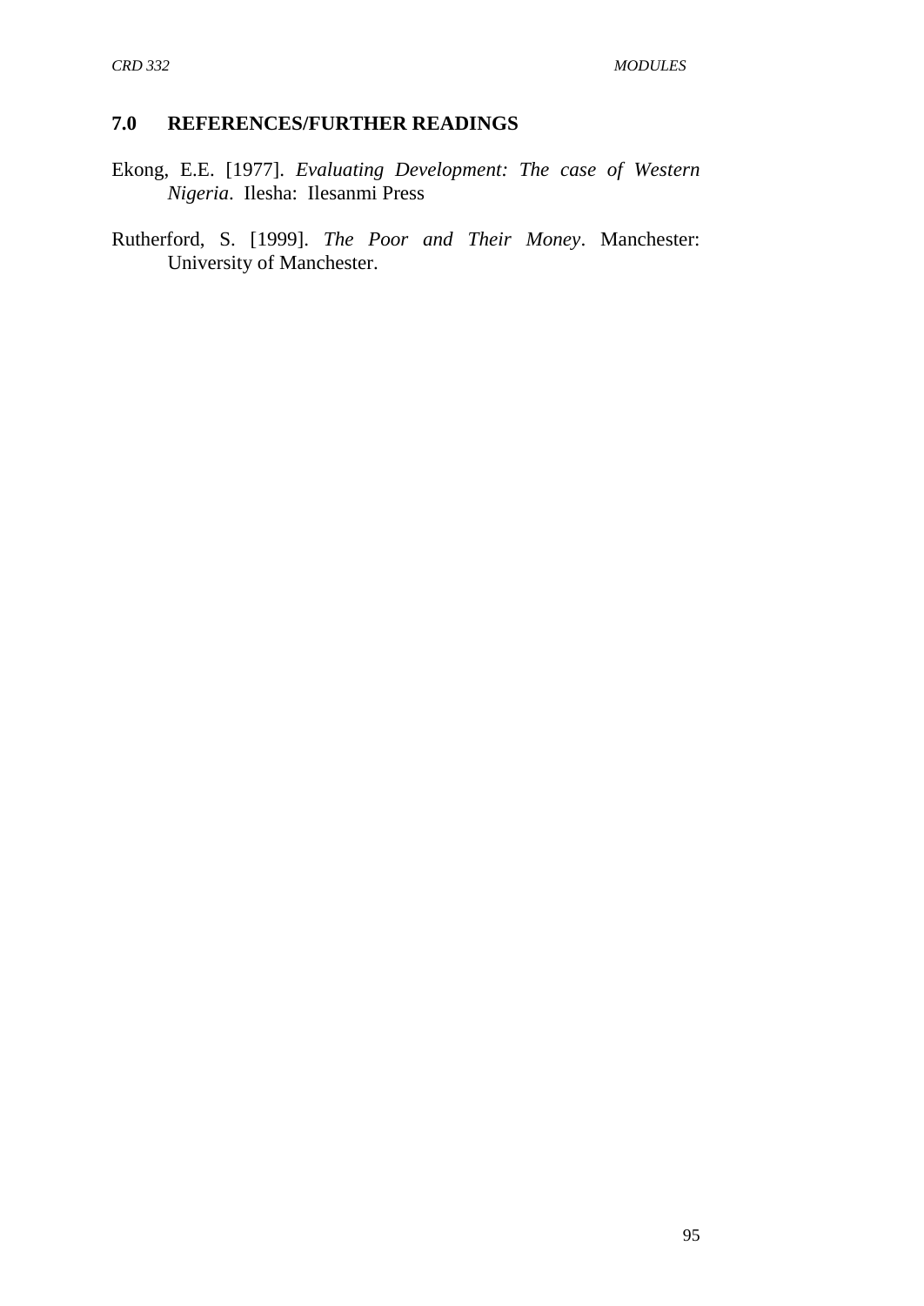## 7.0 REFERENCES/FURTHER READINGS

Ekong, E.E. [1977]. *Evaluating Development: The case of Western Nigeria*. Ilesha: Ilesanmi Press

Rutherford, S. [1999]. *The Poor and Their Money*. Manchester: University of Manchester.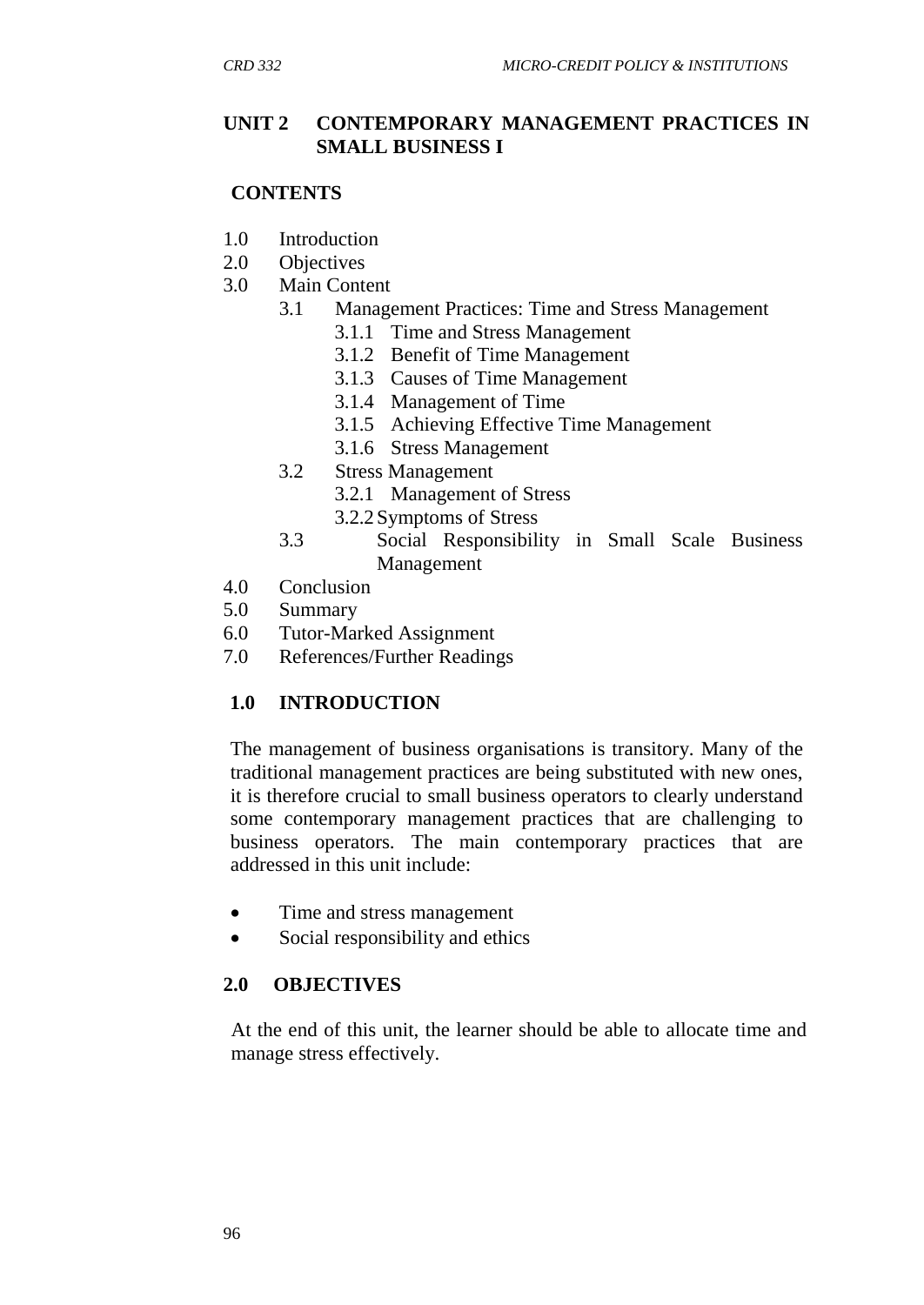## UNIT 2 CONTEMPORARY MANAGEMENT PRACTICES IN SMALL BUSINESS I

### CONTENTS

1.0 Introduction
2.0 Objectives
3.0 Main Content
    3.1 Management Practices: Time and Stress Management
        3.1.1 Time and Stress Management
        3.1.2 Benefit of Time Management
        3.1.3 Causes of Time Management
        3.1.4 Management of Time
        3.1.5 Achieving Effective Time Management
        3.1.6 Stress Management
    3.2 Stress Management
        3.2.1 Management of Stress
        3.2.2 Symptoms of Stress
    3.3 Social Responsibility in Small Scale Business Management
4.0 Conclusion
5.0 Summary
6.0 Tutor-Marked Assignment
7.0 References/Further Readings

### 1.0 INTRODUCTION

The management of business organisations is transitory. Many of the traditional management practices are being substituted with new ones, it is therefore crucial to small business operators to clearly understand some contemporary management practices that are challenging to business operators. The main contemporary practices that are addressed in this unit include:

- Time and stress management
- Social responsibility and ethics

### 2.0 OBJECTIVES

At the end of this unit, the learner should be able to allocate time and manage stress effectively.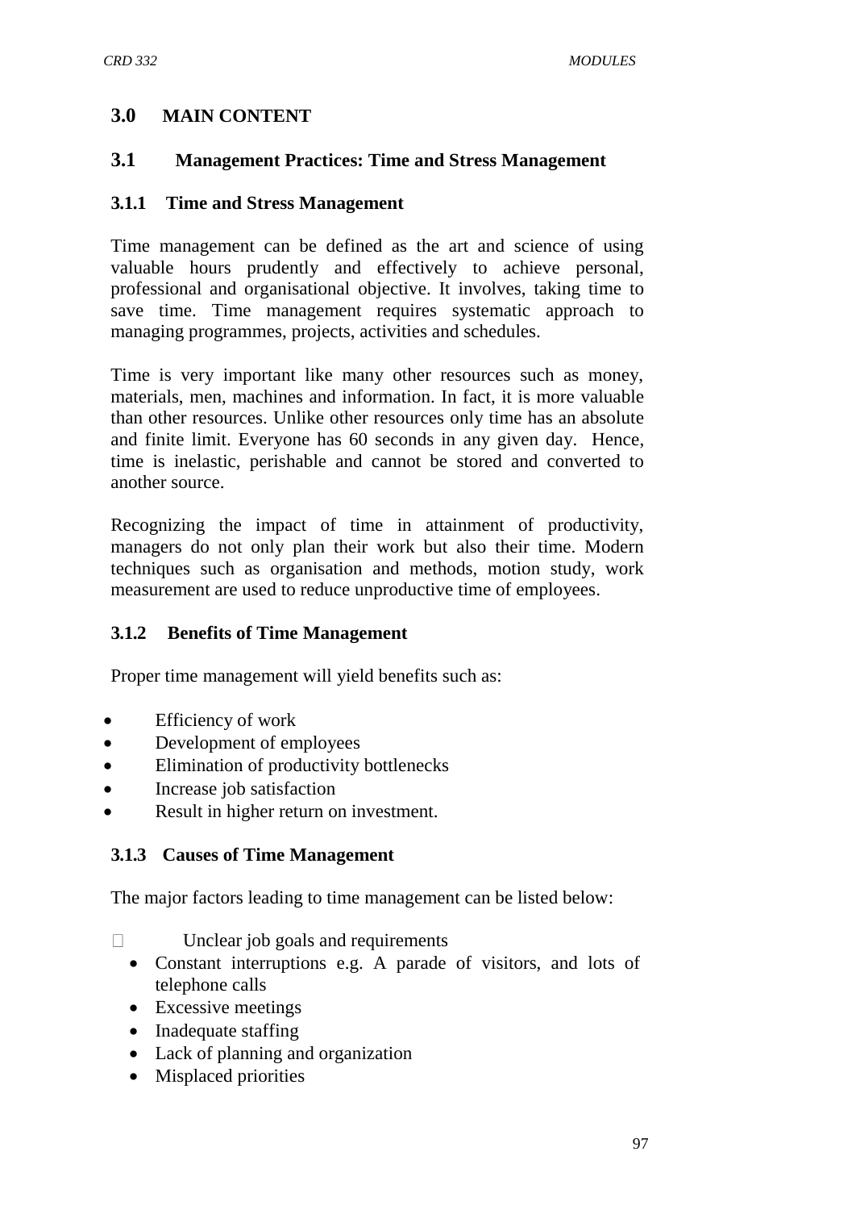## 3.0 MAIN CONTENT

## 3.1 Management Practices: Time and Stress Management

### 3.1.1 Time and Stress Management

Time management can be defined as the art and science of using valuable hours prudently and effectively to achieve personal, professional and organisational objective. It involves, taking time to save time. Time management requires systematic approach to managing programmes, projects, activities and schedules.

Time is very important like many other resources such as money, materials, men, machines and information. In fact, it is more valuable than other resources. Unlike other resources only time has an absolute and finite limit. Everyone has 60 seconds in any given day. Hence, time is inelastic, perishable and cannot be stored and converted to another source.

Recognizing the impact of time in attainment of productivity, managers do not only plan their work but also their time. Modern techniques such as organisation and methods, motion study, work measurement are used to reduce unproductive time of employees.

### 3.1.2 Benefits of Time Management

Proper time management will yield benefits such as:

- Efficiency of work
- Development of employees
- Elimination of productivity bottlenecks
- Increase job satisfaction
- Result in higher return on investment.

### 3.1.3 Causes of Time Management

The major factors leading to time management can be listed below:

- Unclear job goals and requirements
- Constant interruptions e.g. A parade of visitors, and lots of telephone calls
- Excessive meetings
- Inadequate staffing
- Lack of planning and organization
- Misplaced priorities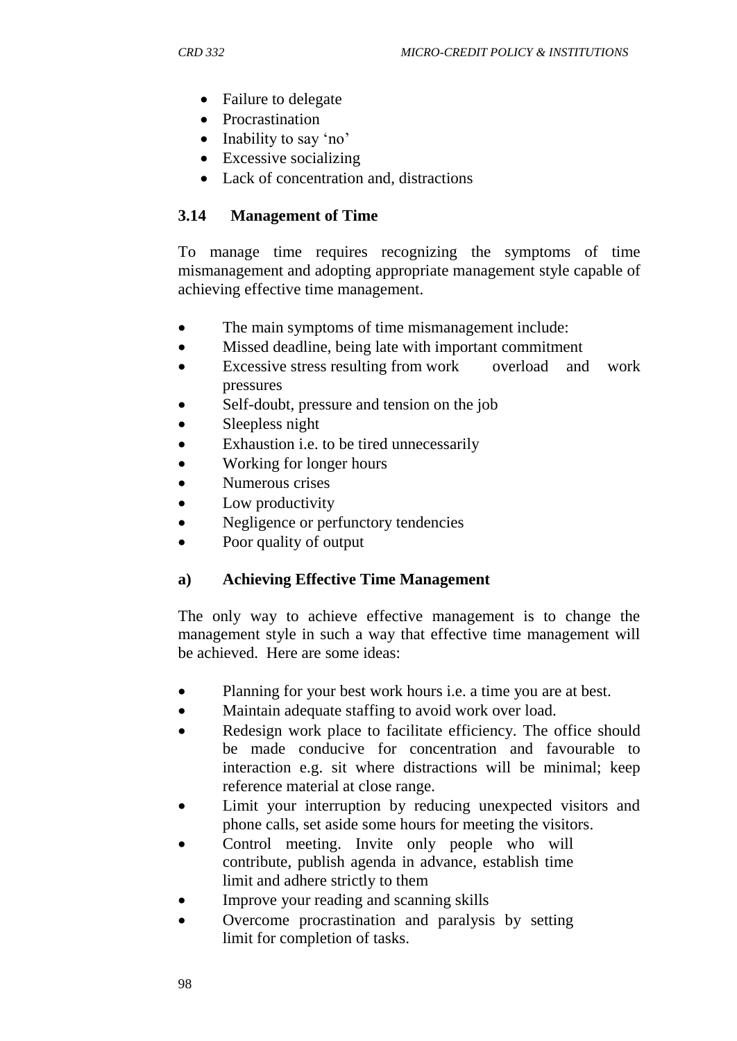- Failure to delegate
- Procrastination
- Inability to say 'no'
- Excessive socializing
- Lack of concentration and, distractions

### 3.14 Management of Time

To manage time requires recognizing the symptoms of time mismanagement and adopting appropriate management style capable of achieving effective time management.

- The main symptoms of time mismanagement include:
- Missed deadline, being late with important commitment
- Excessive stress resulting from work overload and work pressures
- Self-doubt, pressure and tension on the job
- Sleepless night
- Exhaustion i.e. to be tired unnecessarily
- Working for longer hours
- Numerous crises
- Low productivity
- Negligence or perfunctory tendencies
- Poor quality of output

#### a) Achieving Effective Time Management

The only way to achieve effective management is to change the management style in such a way that effective time management will be achieved. Here are some ideas:

- Planning for your best work hours i.e. a time you are at best.
- Maintain adequate staffing to avoid work over load.
- Redesign work place to facilitate efficiency. The office should be made conducive for concentration and favourable to interaction e.g. sit where distractions will be minimal; keep reference material at close range.
- Limit your interruption by reducing unexpected visitors and phone calls, set aside some hours for meeting the visitors.
- Control meeting. Invite only people who will contribute, publish agenda in advance, establish time limit and adhere strictly to them
- Improve your reading and scanning skills
- Overcome procrastination and paralysis by setting limit for completion of tasks.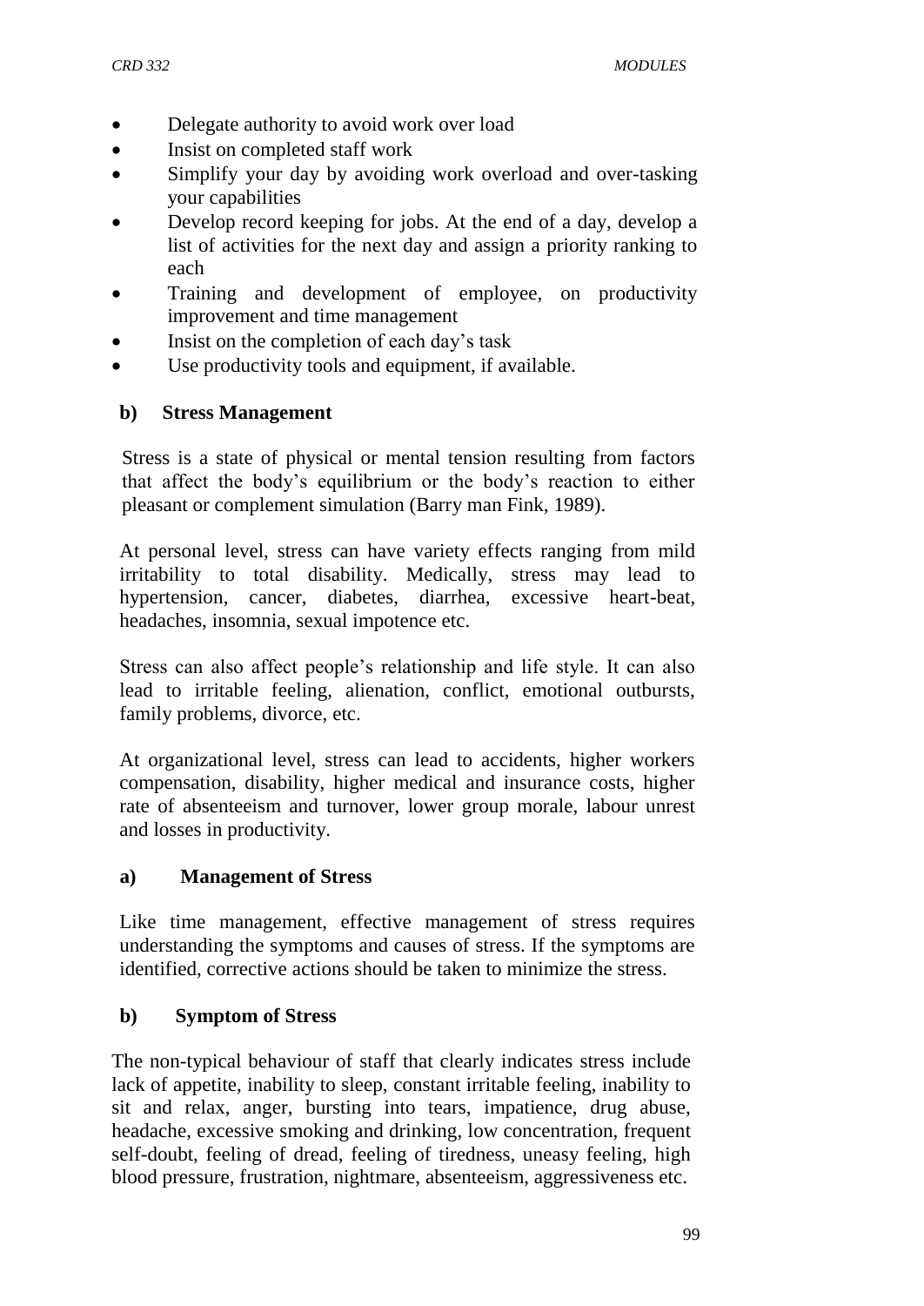- Delegate authority to avoid work over load
- Insist on completed staff work
- Simplify your day by avoiding work overload and over-tasking your capabilities
- Develop record keeping for jobs. At the end of a day, develop a list of activities for the next day and assign a priority ranking to each
- Training and development of employee, on productivity improvement and time management
- Insist on the completion of each day's task
- Use productivity tools and equipment, if available.

**b) Stress Management**

Stress is a state of physical or mental tension resulting from factors that affect the body's equilibrium or the body's reaction to either pleasant or complement simulation (Barry man Fink, 1989).

At personal level, stress can have variety effects ranging from mild irritability to total disability. Medically, stress may lead to hypertension, cancer, diabetes, diarrhea, excessive heart-beat, headaches, insomnia, sexual impotence etc.

Stress can also affect people's relationship and life style. It can also lead to irritable feeling, alienation, conflict, emotional outbursts, family problems, divorce, etc.

At organizational level, stress can lead to accidents, higher workers compensation, disability, higher medical and insurance costs, higher rate of absenteeism and turnover, lower group morale, labour unrest and losses in productivity.

**a) Management of Stress**

Like time management, effective management of stress requires understanding the symptoms and causes of stress. If the symptoms are identified, corrective actions should be taken to minimize the stress.

**b) Symptom of Stress**

The non-typical behaviour of staff that clearly indicates stress include lack of appetite, inability to sleep, constant irritable feeling, inability to sit and relax, anger, bursting into tears, impatience, drug abuse, headache, excessive smoking and drinking, low concentration, frequent self-doubt, feeling of dread, feeling of tiredness, uneasy feeling, high blood pressure, frustration, nightmare, absenteeism, aggressiveness etc.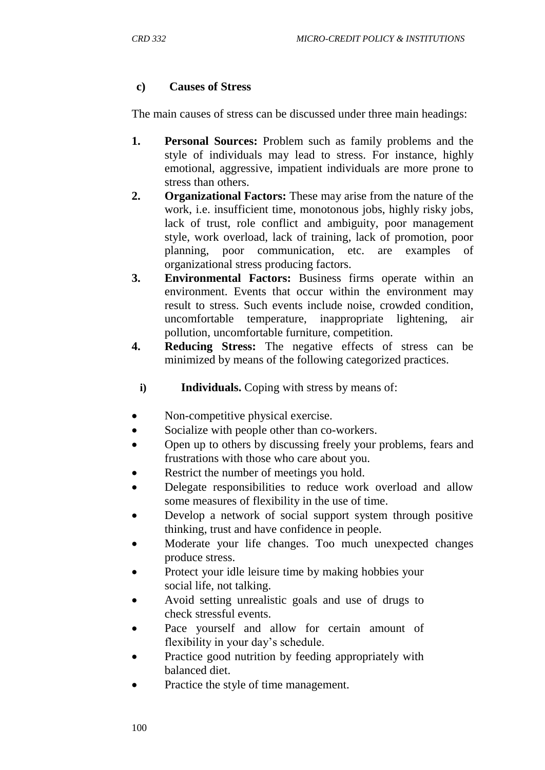### c) Causes of Stress

The main causes of stress can be discussed under three main headings:

1. **Personal Sources:** Problem such as family problems and the style of individuals may lead to stress. For instance, highly emotional, aggressive, impatient individuals are more prone to stress than others.
2. **Organizational Factors:** These may arise from the nature of the work, i.e. insufficient time, monotonous jobs, highly risky jobs, lack of trust, role conflict and ambiguity, poor management style, work overload, lack of training, lack of promotion, poor planning, poor communication, etc. are examples of organizational stress producing factors.
3. **Environmental Factors:** Business firms operate within an environment. Events that occur within the environment may result to stress. Such events include noise, crowded condition, uncomfortable temperature, inappropriate lightening, air pollution, uncomfortable furniture, competition.
4. **Reducing Stress:** The negative effects of stress can be minimized by means of the following categorized practices.

**i) Individuals.** Coping with stress by means of:

- Non-competitive physical exercise.
- Socialize with people other than co-workers.
- Open up to others by discussing freely your problems, fears and frustrations with those who care about you.
- Restrict the number of meetings you hold.
- Delegate responsibilities to reduce work overload and allow some measures of flexibility in the use of time.
- Develop a network of social support system through positive thinking, trust and have confidence in people.
- Moderate your life changes. Too much unexpected changes produce stress.
- Protect your idle leisure time by making hobbies your social life, not talking.
- Avoid setting unrealistic goals and use of drugs to check stressful events.
- Pace yourself and allow for certain amount of flexibility in your day's schedule.
- Practice good nutrition by feeding appropriately with balanced diet.
- Practice the style of time management.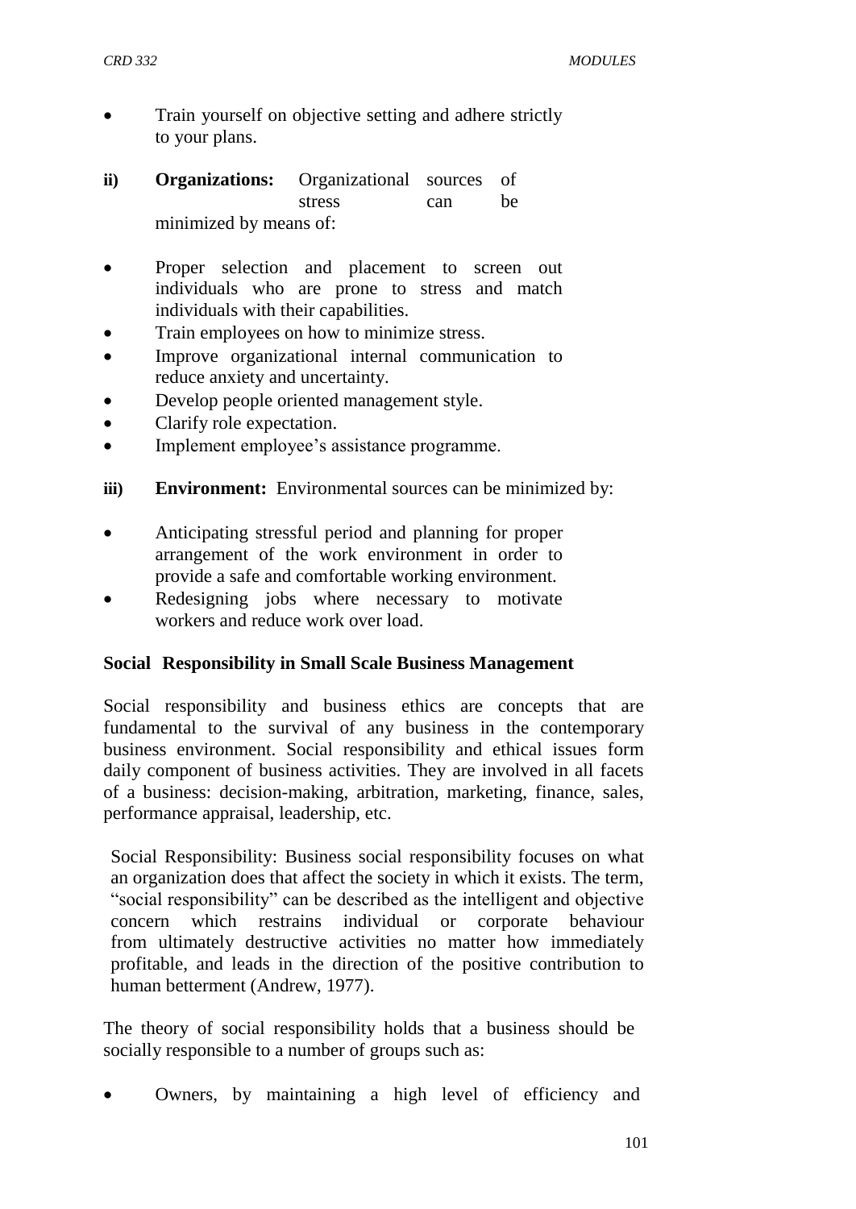- Train yourself on objective setting and adhere strictly to your plans.

**ii) Organizations:** Organizational sources of stress can be minimized by means of:

- Proper selection and placement to screen out individuals who are prone to stress and match individuals with their capabilities.
- Train employees on how to minimize stress.
- Improve organizational internal communication to reduce anxiety and uncertainty.
- Develop people oriented management style.
- Clarify role expectation.
- Implement employee's assistance programme.

**iii) Environment:** Environmental sources can be minimized by:

- Anticipating stressful period and planning for proper arrangement of the work environment in order to provide a safe and comfortable working environment.
- Redesigning jobs where necessary to motivate workers and reduce work over load.

**Social Responsibility in Small Scale Business Management**

Social responsibility and business ethics are concepts that are fundamental to the survival of any business in the contemporary business environment. Social responsibility and ethical issues form daily component of business activities. They are involved in all facets of a business: decision-making, arbitration, marketing, finance, sales, performance appraisal, leadership, etc.

Social Responsibility: Business social responsibility focuses on what an organization does that affect the society in which it exists. The term, "social responsibility" can be described as the intelligent and objective concern which restrains individual or corporate behaviour from ultimately destructive activities no matter how immediately profitable, and leads in the direction of the positive contribution to human betterment (Andrew, 1977).

The theory of social responsibility holds that a business should be socially responsible to a number of groups such as:

- Owners, by maintaining a high level of efficiency and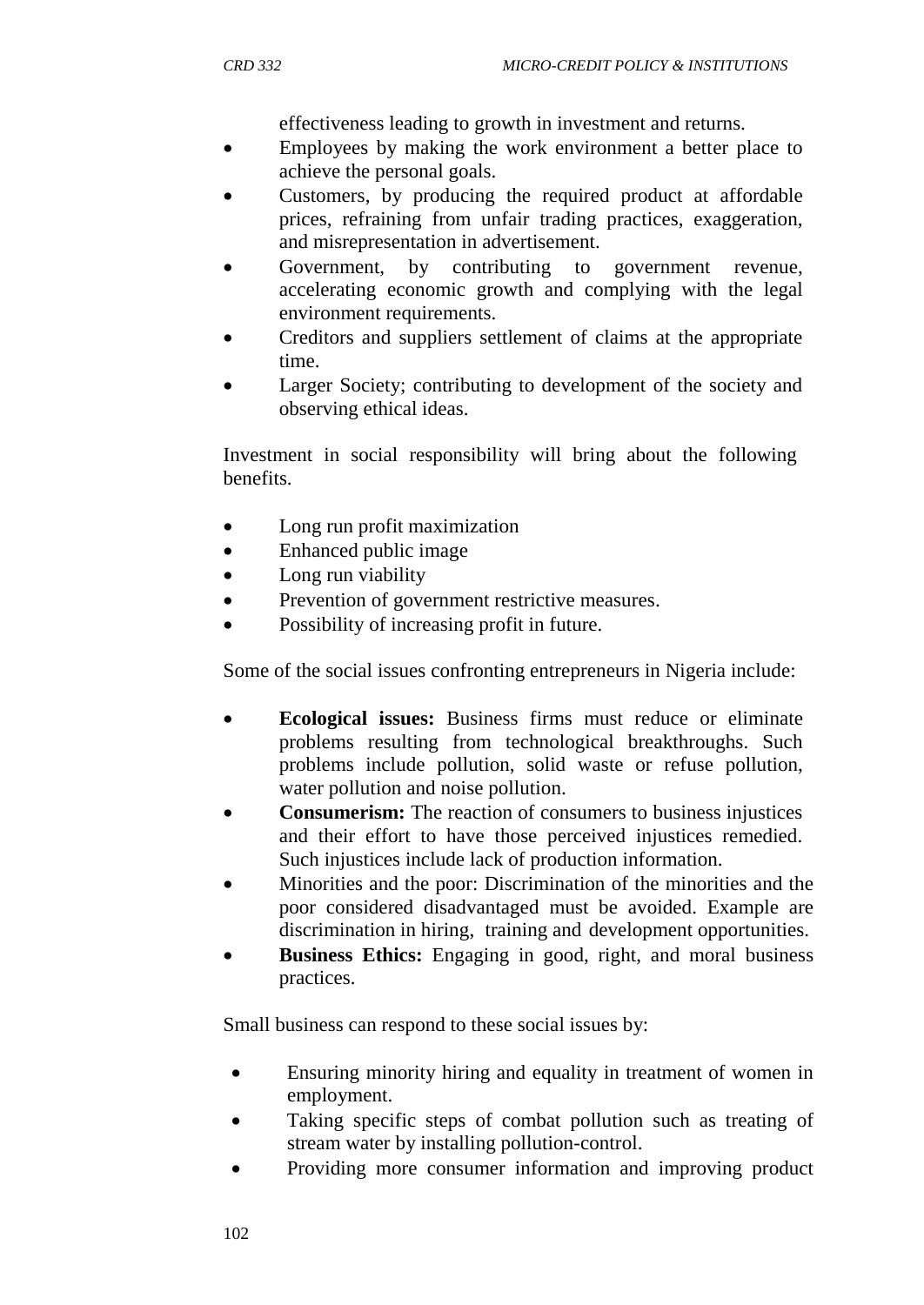effectiveness leading to growth in investment and returns.

- Employees by making the work environment a better place to achieve the personal goals.
- Customers, by producing the required product at affordable prices, refraining from unfair trading practices, exaggeration, and misrepresentation in advertisement.
- Government, by contributing to government revenue, accelerating economic growth and complying with the legal environment requirements.
- Creditors and suppliers settlement of claims at the appropriate time.
- Larger Society; contributing to development of the society and observing ethical ideas.

Investment in social responsibility will bring about the following benefits.

- Long run profit maximization
- Enhanced public image
- Long run viability
- Prevention of government restrictive measures.
- Possibility of increasing profit in future.

Some of the social issues confronting entrepreneurs in Nigeria include:

- **Ecological issues:** Business firms must reduce or eliminate problems resulting from technological breakthroughs. Such problems include pollution, solid waste or refuse pollution, water pollution and noise pollution.
- **Consumerism:** The reaction of consumers to business injustices and their effort to have those perceived injustices remedied. Such injustices include lack of production information.
- Minorities and the poor: Discrimination of the minorities and the poor considered disadvantaged must be avoided. Example are discrimination in hiring, training and development opportunities.
- **Business Ethics:** Engaging in good, right, and moral business practices.

Small business can respond to these social issues by:

- Ensuring minority hiring and equality in treatment of women in employment.
- Taking specific steps of combat pollution such as treating of stream water by installing pollution-control.
- Providing more consumer information and improving product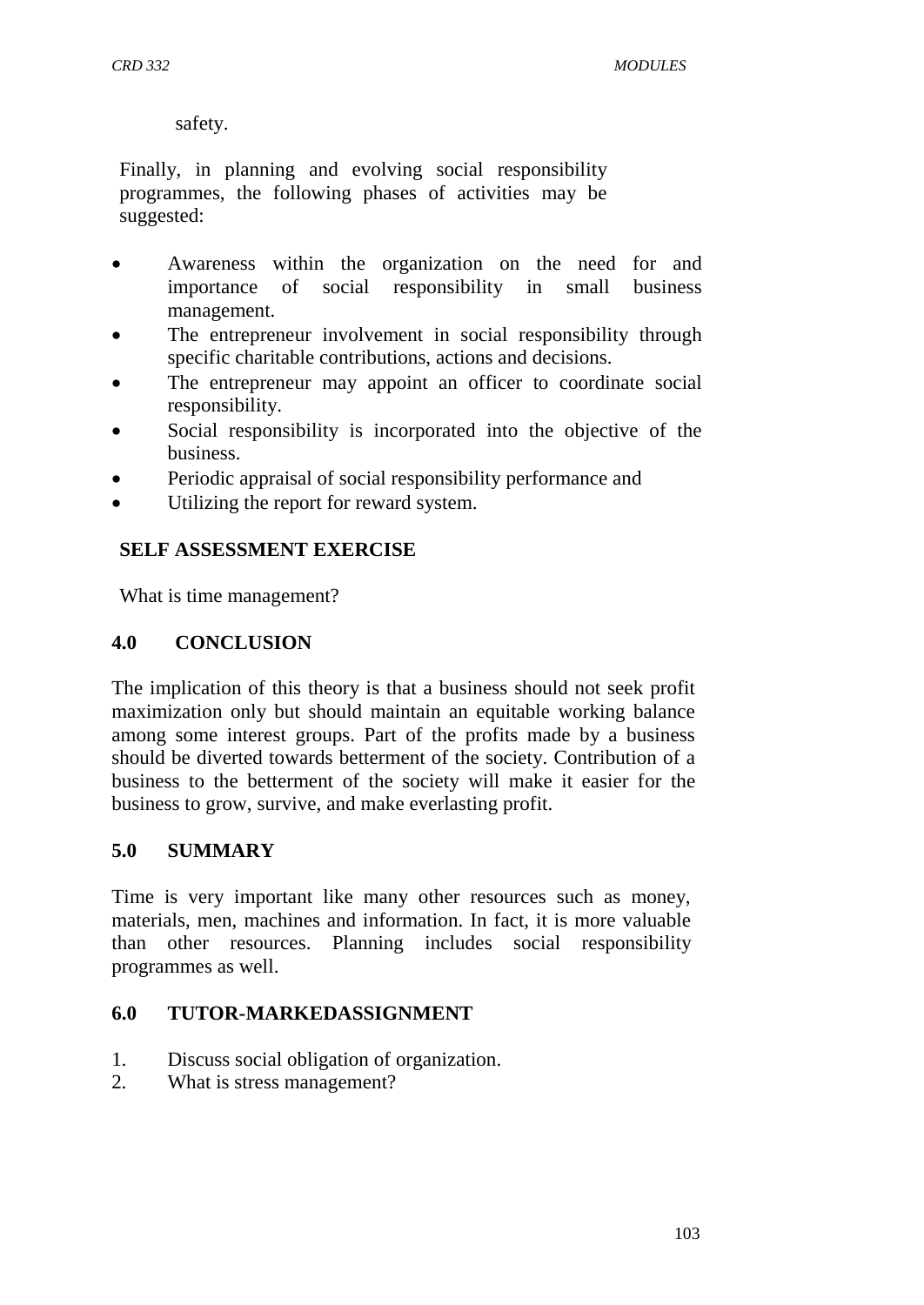safety.

Finally, in planning and evolving social responsibility programmes, the following phases of activities may be suggested:

- Awareness within the organization on the need for and importance of social responsibility in small business management.
- The entrepreneur involvement in social responsibility through specific charitable contributions, actions and decisions.
- The entrepreneur may appoint an officer to coordinate social responsibility.
- Social responsibility is incorporated into the objective of the business.
- Periodic appraisal of social responsibility performance and
- Utilizing the report for reward system.

**SELF ASSESSMENT EXERCISE**

What is time management?

## 4.0 CONCLUSION

The implication of this theory is that a business should not seek profit maximization only but should maintain an equitable working balance among some interest groups. Part of the profits made by a business should be diverted towards betterment of the society. Contribution of a business to the betterment of the society will make it easier for the business to grow, survive, and make everlasting profit.

## 5.0 SUMMARY

Time is very important like many other resources such as money, materials, men, machines and information. In fact, it is more valuable than other resources. Planning includes social responsibility programmes as well.

## 6.0 TUTOR-MARKEDASSIGNMENT

1. Discuss social obligation of organization.
2. What is stress management?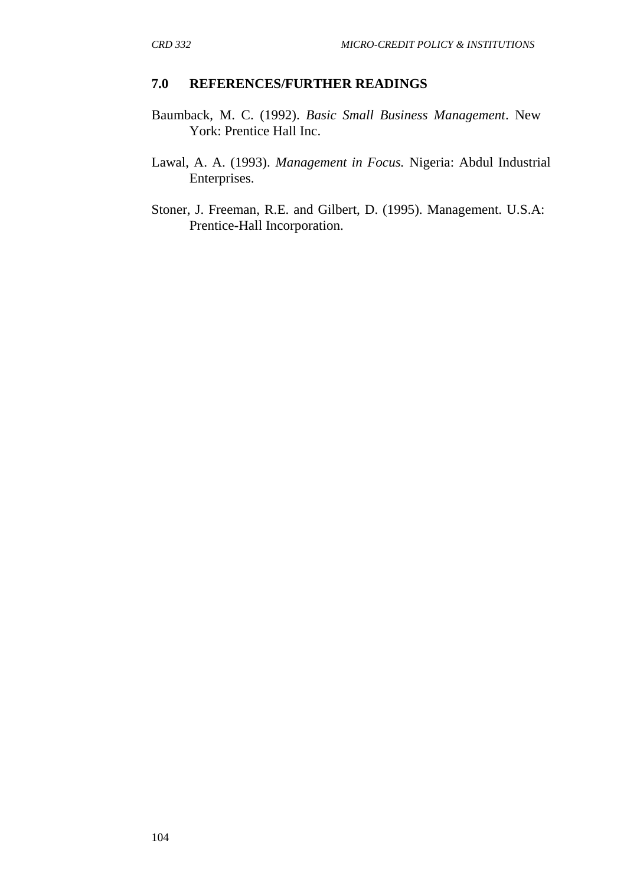## 7.0 REFERENCES/FURTHER READINGS

Baumback, M. C. (1992). *Basic Small Business Management*. New York: Prentice Hall Inc.

Lawal, A. A. (1993). *Management in Focus.* Nigeria: Abdul Industrial Enterprises.

Stoner, J. Freeman, R.E. and Gilbert, D. (1995). Management. U.S.A: Prentice-Hall Incorporation.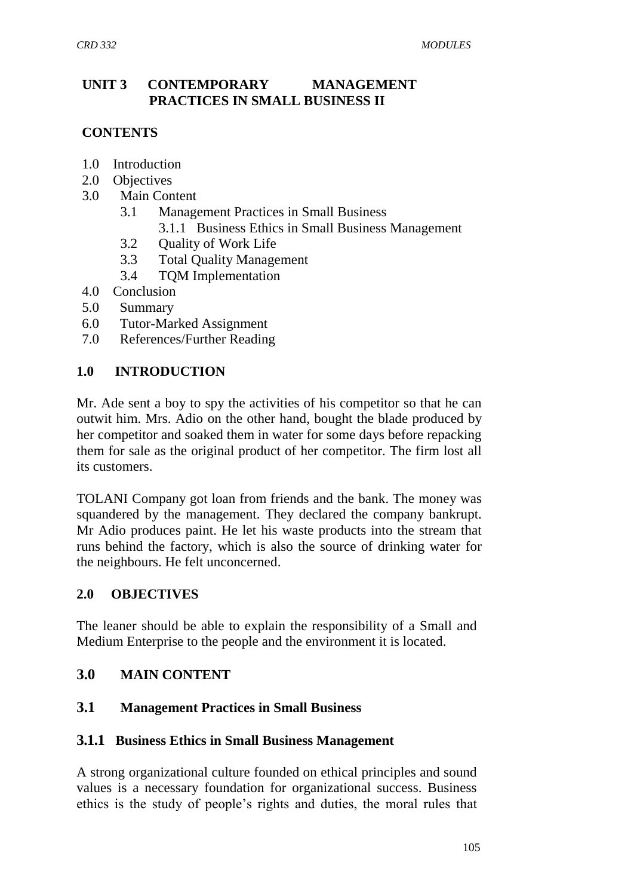## UNIT 3 CONTEMPORARY MANAGEMENT PRACTICES IN SMALL BUSINESS II

**CONTENTS**

- 1.0 Introduction
- 2.0 Objectives
- 3.0 Main Content
  - 3.1 Management Practices in Small Business
    - 3.1.1 Business Ethics in Small Business Management
  - 3.2 Quality of Work Life
  - 3.3 Total Quality Management
  - 3.4 TQM Implementation
- 4.0 Conclusion
- 5.0 Summary
- 6.0 Tutor-Marked Assignment
- 7.0 References/Further Reading

### 1.0 INTRODUCTION

Mr. Ade sent a boy to spy the activities of his competitor so that he can outwit him. Mrs. Adio on the other hand, bought the blade produced by her competitor and soaked them in water for some days before repacking them for sale as the original product of her competitor. The firm lost all its customers.

TOLANI Company got loan from friends and the bank. The money was squandered by the management. They declared the company bankrupt. Mr Adio produces paint. He let his waste products into the stream that runs behind the factory, which is also the source of drinking water for the neighbours. He felt unconcerned.

### 2.0 OBJECTIVES

The leaner should be able to explain the responsibility of a Small and Medium Enterprise to the people and the environment it is located.

### 3.0 MAIN CONTENT

### 3.1 Management Practices in Small Business

#### 3.1.1 Business Ethics in Small Business Management

A strong organizational culture founded on ethical principles and sound values is a necessary foundation for organizational success. Business ethics is the study of people's rights and duties, the moral rules that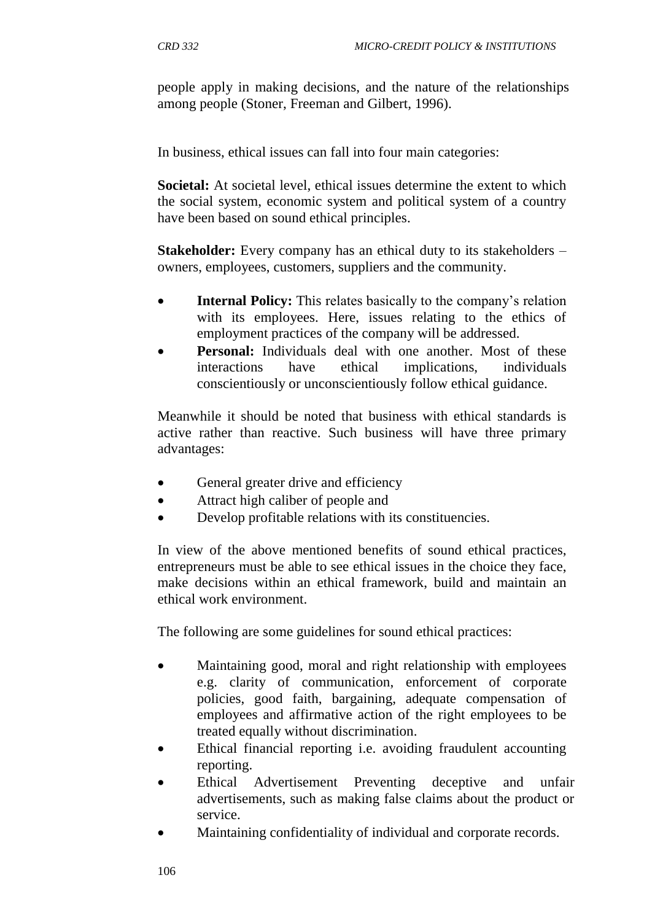people apply in making decisions, and the nature of the relationships among people (Stoner, Freeman and Gilbert, 1996).

In business, ethical issues can fall into four main categories:

**Societal:** At societal level, ethical issues determine the extent to which the social system, economic system and political system of a country have been based on sound ethical principles.

**Stakeholder:** Every company has an ethical duty to its stakeholders – owners, employees, customers, suppliers and the community.

- **Internal Policy:** This relates basically to the company's relation with its employees. Here, issues relating to the ethics of employment practices of the company will be addressed.
- **Personal:** Individuals deal with one another. Most of these interactions have ethical implications, individuals conscientiously or unconscientiously follow ethical guidance.

Meanwhile it should be noted that business with ethical standards is active rather than reactive. Such business will have three primary advantages:

- General greater drive and efficiency
- Attract high caliber of people and
- Develop profitable relations with its constituencies.

In view of the above mentioned benefits of sound ethical practices, entrepreneurs must be able to see ethical issues in the choice they face, make decisions within an ethical framework, build and maintain an ethical work environment.

The following are some guidelines for sound ethical practices:

- Maintaining good, moral and right relationship with employees e.g. clarity of communication, enforcement of corporate policies, good faith, bargaining, adequate compensation of employees and affirmative action of the right employees to be treated equally without discrimination.
- Ethical financial reporting i.e. avoiding fraudulent accounting reporting.
- Ethical Advertisement Preventing deceptive and unfair advertisements, such as making false claims about the product or service.
- Maintaining confidentiality of individual and corporate records.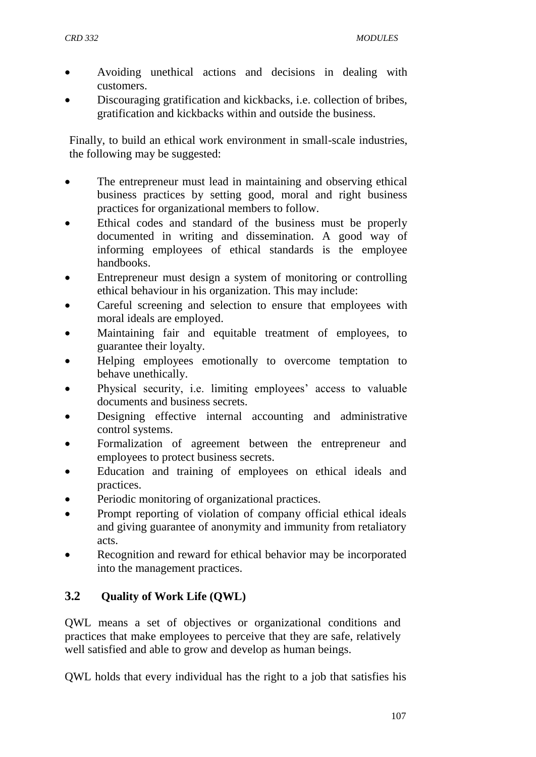- Avoiding unethical actions and decisions in dealing with customers.
- Discouraging gratification and kickbacks, i.e. collection of bribes, gratification and kickbacks within and outside the business.

Finally, to build an ethical work environment in small-scale industries, the following may be suggested:

- The entrepreneur must lead in maintaining and observing ethical business practices by setting good, moral and right business practices for organizational members to follow.
- Ethical codes and standard of the business must be properly documented in writing and dissemination. A good way of informing employees of ethical standards is the employee handbooks.
- Entrepreneur must design a system of monitoring or controlling ethical behaviour in his organization. This may include:
- Careful screening and selection to ensure that employees with moral ideals are employed.
- Maintaining fair and equitable treatment of employees, to guarantee their loyalty.
- Helping employees emotionally to overcome temptation to behave unethically.
- Physical security, i.e. limiting employees' access to valuable documents and business secrets.
- Designing effective internal accounting and administrative control systems.
- Formalization of agreement between the entrepreneur and employees to protect business secrets.
- Education and training of employees on ethical ideals and practices.
- Periodic monitoring of organizational practices.
- Prompt reporting of violation of company official ethical ideals and giving guarantee of anonymity and immunity from retaliatory acts.
- Recognition and reward for ethical behavior may be incorporated into the management practices.

## 3.2 Quality of Work Life (QWL)

QWL means a set of objectives or organizational conditions and practices that make employees to perceive that they are safe, relatively well satisfied and able to grow and develop as human beings.

QWL holds that every individual has the right to a job that satisfies his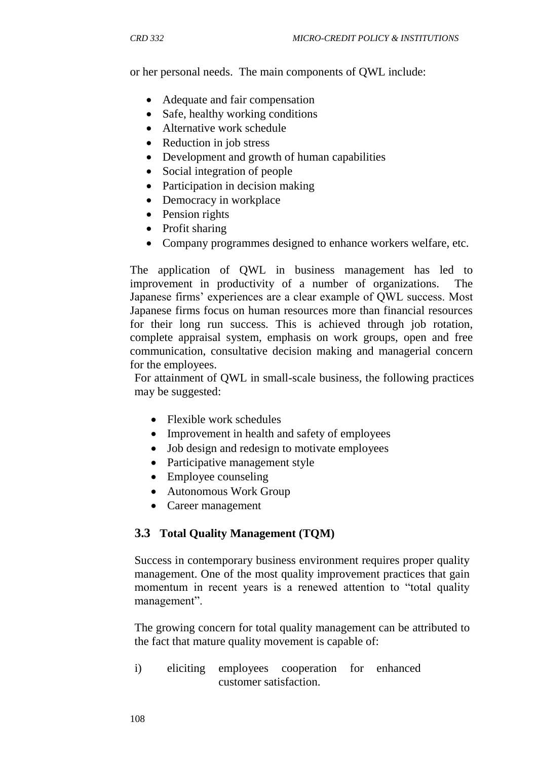or her personal needs. The main components of QWL include:

- Adequate and fair compensation
- Safe, healthy working conditions
- Alternative work schedule
- Reduction in job stress
- Development and growth of human capabilities
- Social integration of people
- Participation in decision making
- Democracy in workplace
- Pension rights
- Profit sharing
- Company programmes designed to enhance workers welfare, etc.

The application of QWL in business management has led to improvement in productivity of a number of organizations. The Japanese firms' experiences are a clear example of QWL success. Most Japanese firms focus on human resources more than financial resources for their long run success. This is achieved through job rotation, complete appraisal system, emphasis on work groups, open and free communication, consultative decision making and managerial concern for the employees.

For attainment of QWL in small-scale business, the following practices may be suggested:

- Flexible work schedules
- Improvement in health and safety of employees
- Job design and redesign to motivate employees
- Participative management style
- Employee counseling
- Autonomous Work Group
- Career management

### 3.3 Total Quality Management (TQM)

Success in contemporary business environment requires proper quality management. One of the most quality improvement practices that gain momentum in recent years is a renewed attention to "total quality management".

The growing concern for total quality management can be attributed to the fact that mature quality movement is capable of:

i) eliciting employees cooperation for enhanced customer satisfaction.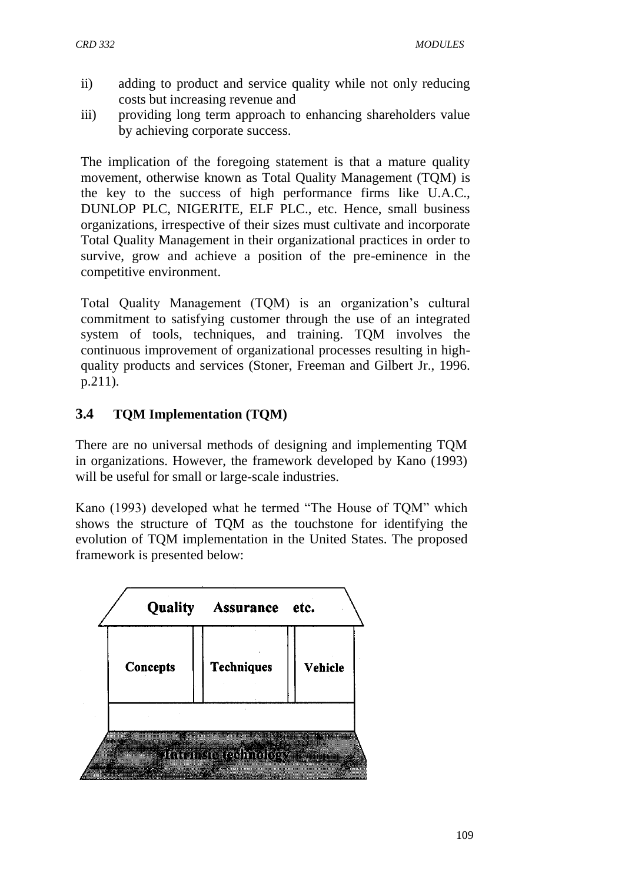ii) adding to product and service quality while not only reducing costs but increasing revenue and
iii) providing long term approach to enhancing shareholders value by achieving corporate success.

The implication of the foregoing statement is that a mature quality movement, otherwise known as Total Quality Management (TQM) is the key to the success of high performance firms like U.A.C., DUNLOP PLC, NIGERITE, ELF PLC., etc. Hence, small business organizations, irrespective of their sizes must cultivate and incorporate Total Quality Management in their organizational practices in order to survive, grow and achieve a position of the pre-eminence in the competitive environment.

Total Quality Management (TQM) is an organization's cultural commitment to satisfying customer through the use of an integrated system of tools, techniques, and training. TQM involves the continuous improvement of organizational processes resulting in high-quality products and services (Stoner, Freeman and Gilbert Jr., 1996. p.211).

### 3.4 TQM Implementation (TQM)

There are no universal methods of designing and implementing TQM in organizations. However, the framework developed by Kano (1993) will be useful for small or large-scale industries.

Kano (1993) developed what he termed "The House of TQM" which shows the structure of TQM as the touchstone for identifying the evolution of TQM implementation in the United States. The proposed framework is presented below:

Quality Assurance etc.

Concepts | Techniques | Vehicle

Intrinsic technology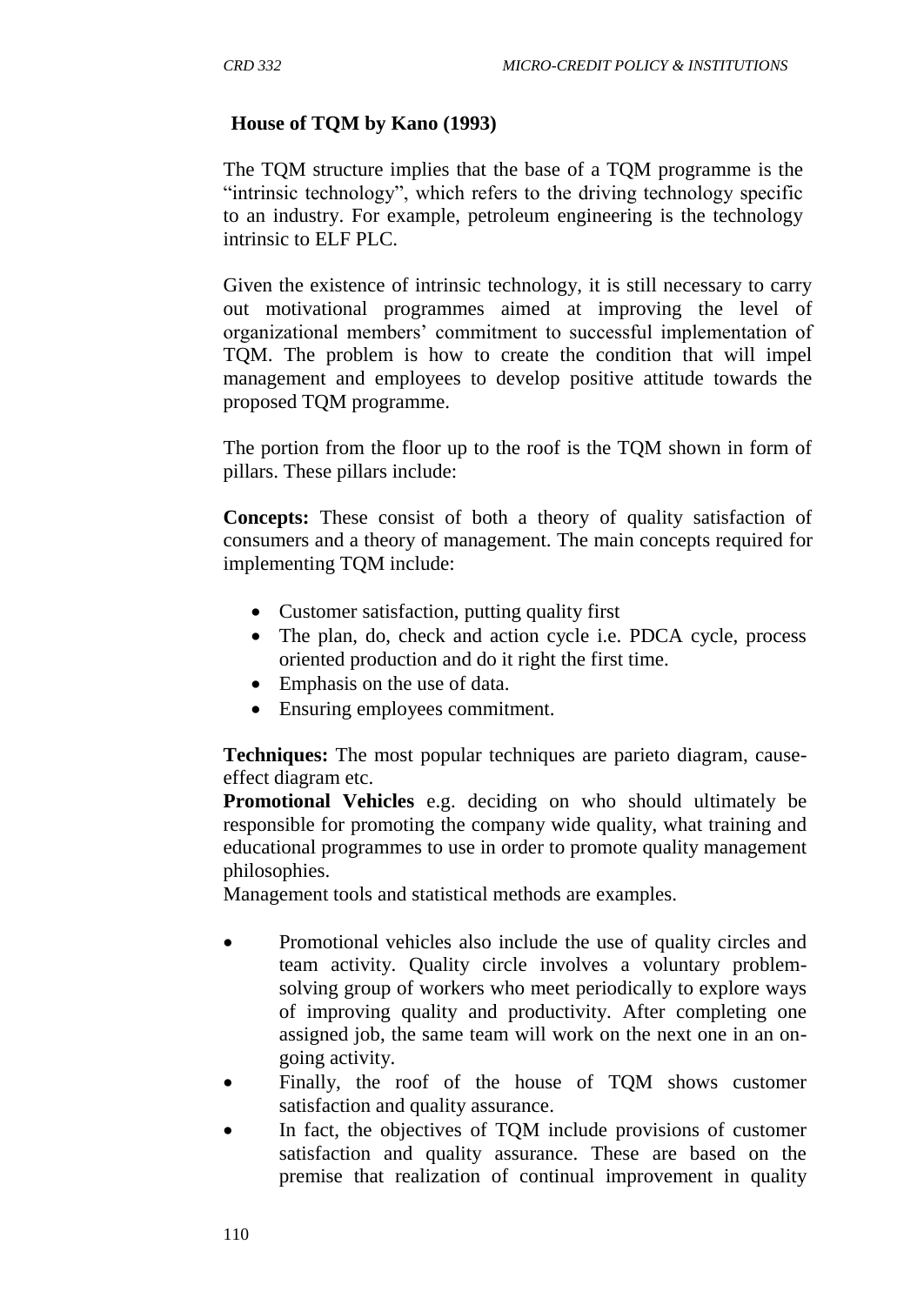**House of TQM by Kano (1993)**

The TQM structure implies that the base of a TQM programme is the "intrinsic technology", which refers to the driving technology specific to an industry. For example, petroleum engineering is the technology intrinsic to ELF PLC.

Given the existence of intrinsic technology, it is still necessary to carry out motivational programmes aimed at improving the level of organizational members' commitment to successful implementation of TQM. The problem is how to create the condition that will impel management and employees to develop positive attitude towards the proposed TQM programme.

The portion from the floor up to the roof is the TQM shown in form of pillars. These pillars include:

**Concepts:** These consist of both a theory of quality satisfaction of consumers and a theory of management. The main concepts required for implementing TQM include:

- Customer satisfaction, putting quality first
- The plan, do, check and action cycle i.e. PDCA cycle, process oriented production and do it right the first time.
- Emphasis on the use of data.
- Ensuring employees commitment.

**Techniques:** The most popular techniques are parieto diagram, cause-effect diagram etc.
**Promotional Vehicles** e.g. deciding on who should ultimately be responsible for promoting the company wide quality, what training and educational programmes to use in order to promote quality management philosophies.
Management tools and statistical methods are examples.

- Promotional vehicles also include the use of quality circles and team activity. Quality circle involves a voluntary problem-solving group of workers who meet periodically to explore ways of improving quality and productivity. After completing one assigned job, the same team will work on the next one in an on-going activity.
- Finally, the roof of the house of TQM shows customer satisfaction and quality assurance.
- In fact, the objectives of TQM include provisions of customer satisfaction and quality assurance. These are based on the premise that realization of continual improvement in quality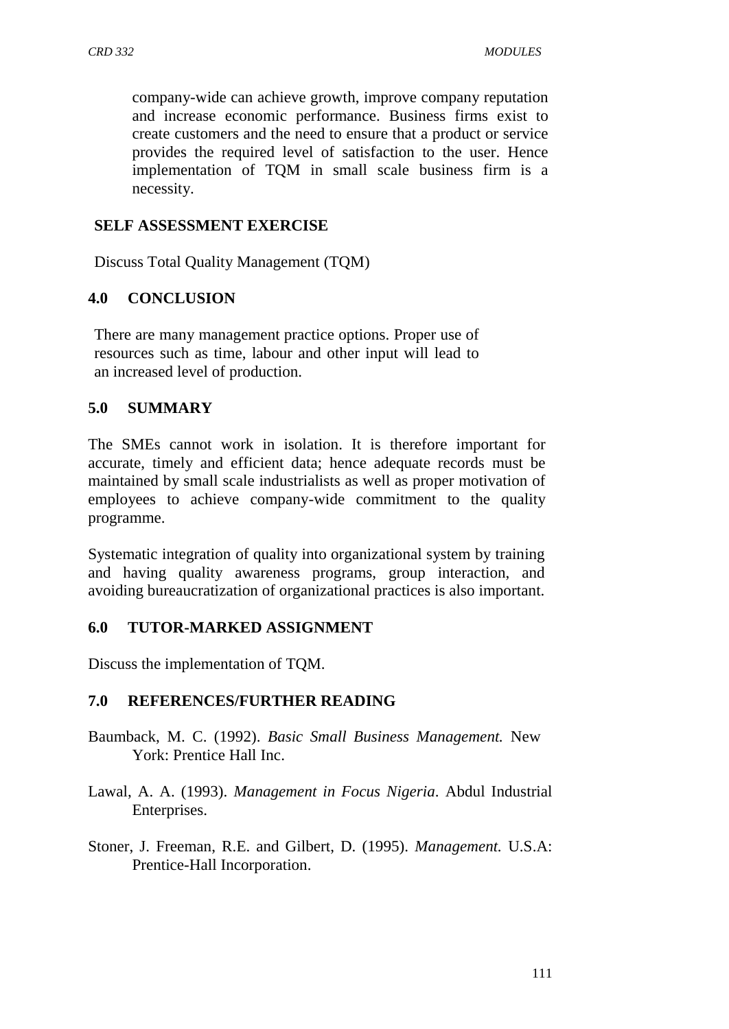company-wide can achieve growth, improve company reputation and increase economic performance. Business firms exist to create customers and the need to ensure that a product or service provides the required level of satisfaction to the user. Hence implementation of TQM in small scale business firm is a necessity.

**SELF ASSESSMENT EXERCISE**

Discuss Total Quality Management (TQM)

## 4.0 CONCLUSION

There are many management practice options. Proper use of resources such as time, labour and other input will lead to an increased level of production.

## 5.0 SUMMARY

The SMEs cannot work in isolation. It is therefore important for accurate, timely and efficient data; hence adequate records must be maintained by small scale industrialists as well as proper motivation of employees to achieve company-wide commitment to the quality programme.

Systematic integration of quality into organizational system by training and having quality awareness programs, group interaction, and avoiding bureaucratization of organizational practices is also important.

## 6.0 TUTOR-MARKED ASSIGNMENT

Discuss the implementation of TQM.

## 7.0 REFERENCES/FURTHER READING

Baumback, M. C. (1992). *Basic Small Business Management.* New York: Prentice Hall Inc.

Lawal, A. A. (1993). *Management in Focus Nigeria*. Abdul Industrial Enterprises.

Stoner, J. Freeman, R.E. and Gilbert, D. (1995). *Management.* U.S.A: Prentice-Hall Incorporation.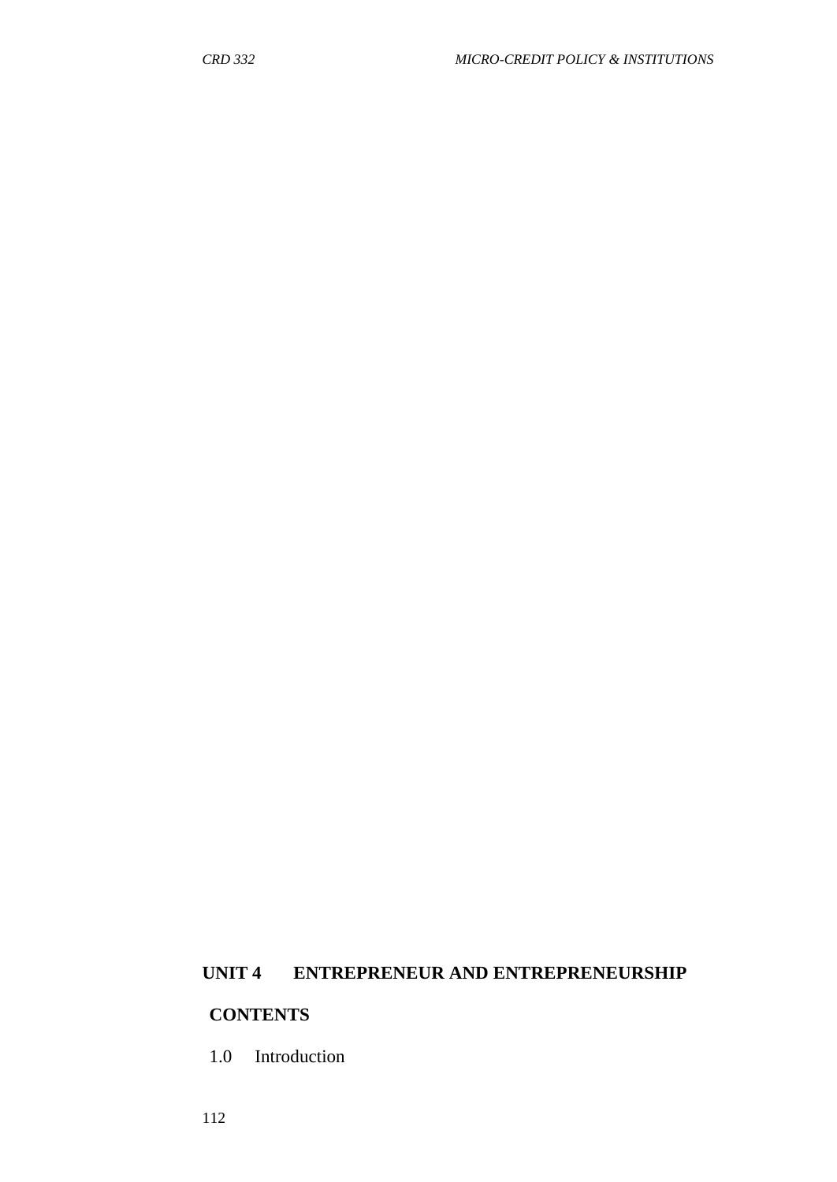## UNIT 4 ENTREPRENEUR AND ENTREPRENEURSHIP

**CONTENTS**

1.0 Introduction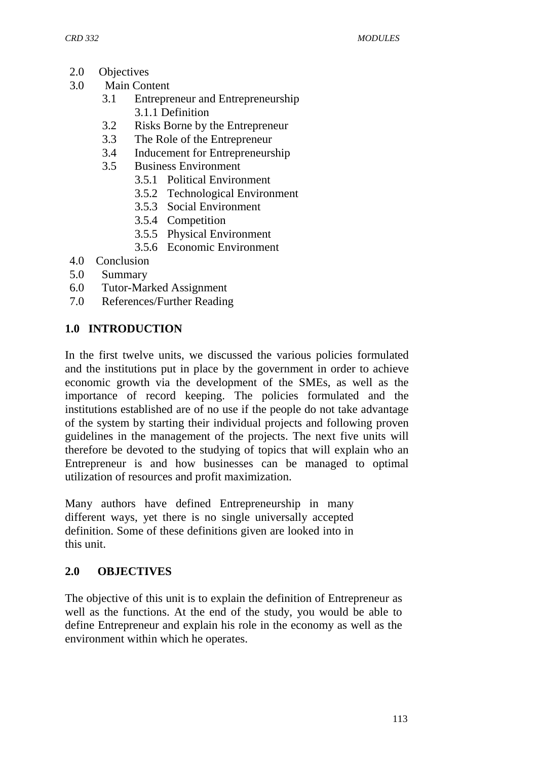- 2.0 Objectives
- 3.0 Main Content
  - 3.1 Entrepreneur and Entrepreneurship
    - 3.1.1 Definition
  - 3.2 Risks Borne by the Entrepreneur
  - 3.3 The Role of the Entrepreneur
  - 3.4 Inducement for Entrepreneurship
  - 3.5 Business Environment
    - 3.5.1 Political Environment
    - 3.5.2 Technological Environment
    - 3.5.3 Social Environment
    - 3.5.4 Competition
    - 3.5.5 Physical Environment
    - 3.5.6 Economic Environment
- 4.0 Conclusion
- 5.0 Summary
- 6.0 Tutor-Marked Assignment
- 7.0 References/Further Reading

## 1.0 INTRODUCTION

In the first twelve units, we discussed the various policies formulated and the institutions put in place by the government in order to achieve economic growth via the development of the SMEs, as well as the importance of record keeping. The policies formulated and the institutions established are of no use if the people do not take advantage of the system by starting their individual projects and following proven guidelines in the management of the projects. The next five units will therefore be devoted to the studying of topics that will explain who an Entrepreneur is and how businesses can be managed to optimal utilization of resources and profit maximization.

Many authors have defined Entrepreneurship in many different ways, yet there is no single universally accepted definition. Some of these definitions given are looked into in this unit.

## 2.0 OBJECTIVES

The objective of this unit is to explain the definition of Entrepreneur as well as the functions. At the end of the study, you would be able to define Entrepreneur and explain his role in the economy as well as the environment within which he operates.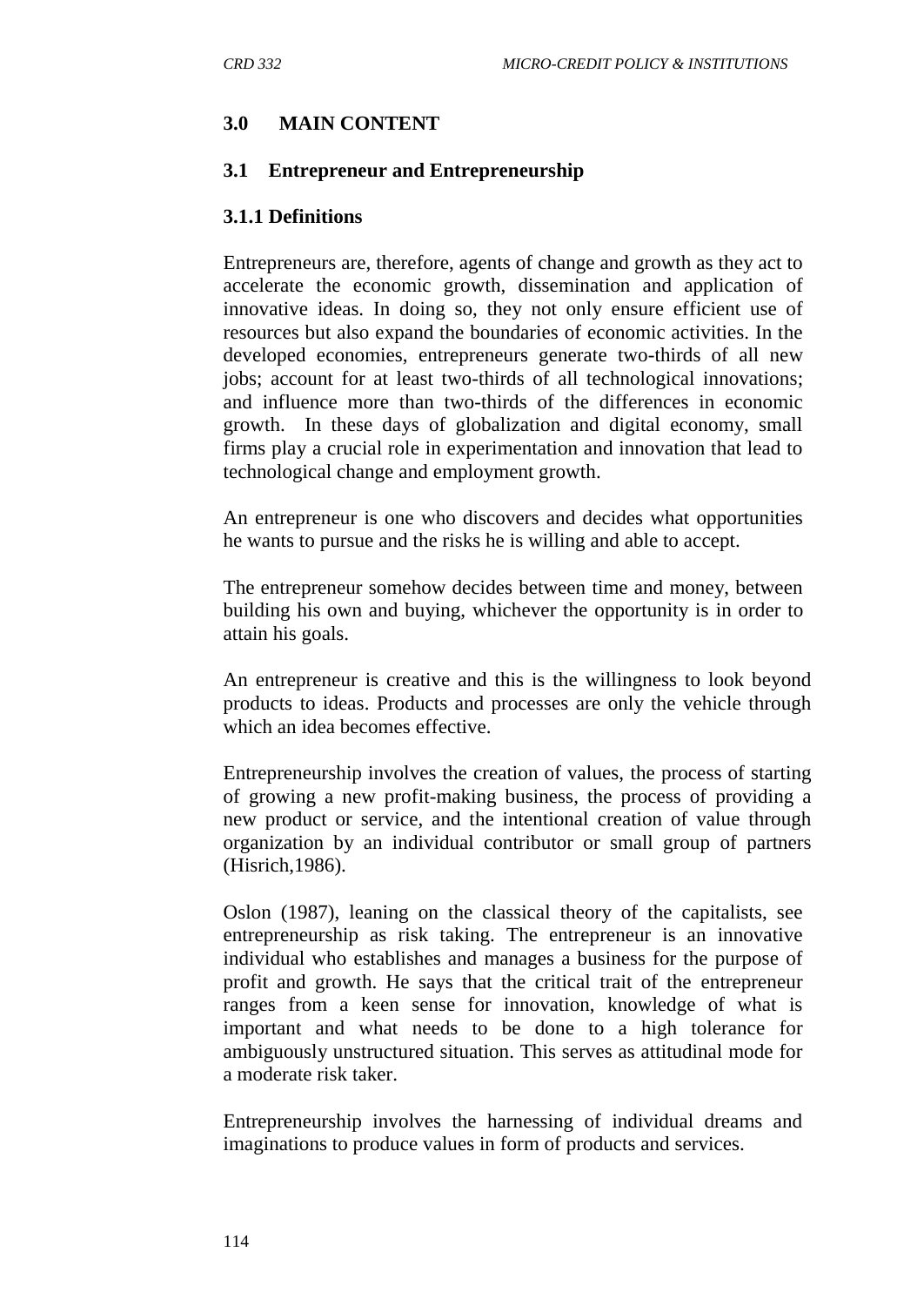## 3.0 MAIN CONTENT

### 3.1 Entrepreneur and Entrepreneurship

#### 3.1.1 Definitions

Entrepreneurs are, therefore, agents of change and growth as they act to accelerate the economic growth, dissemination and application of innovative ideas. In doing so, they not only ensure efficient use of resources but also expand the boundaries of economic activities. In the developed economies, entrepreneurs generate two-thirds of all new jobs; account for at least two-thirds of all technological innovations; and influence more than two-thirds of the differences in economic growth. In these days of globalization and digital economy, small firms play a crucial role in experimentation and innovation that lead to technological change and employment growth.

An entrepreneur is one who discovers and decides what opportunities he wants to pursue and the risks he is willing and able to accept.

The entrepreneur somehow decides between time and money, between building his own and buying, whichever the opportunity is in order to attain his goals.

An entrepreneur is creative and this is the willingness to look beyond products to ideas. Products and processes are only the vehicle through which an idea becomes effective.

Entrepreneurship involves the creation of values, the process of starting of growing a new profit-making business, the process of providing a new product or service, and the intentional creation of value through organization by an individual contributor or small group of partners (Hisrich,1986).

Oslon (1987), leaning on the classical theory of the capitalists, see entrepreneurship as risk taking. The entrepreneur is an innovative individual who establishes and manages a business for the purpose of profit and growth. He says that the critical trait of the entrepreneur ranges from a keen sense for innovation, knowledge of what is important and what needs to be done to a high tolerance for ambiguously unstructured situation. This serves as attitudinal mode for a moderate risk taker.

Entrepreneurship involves the harnessing of individual dreams and imaginations to produce values in form of products and services.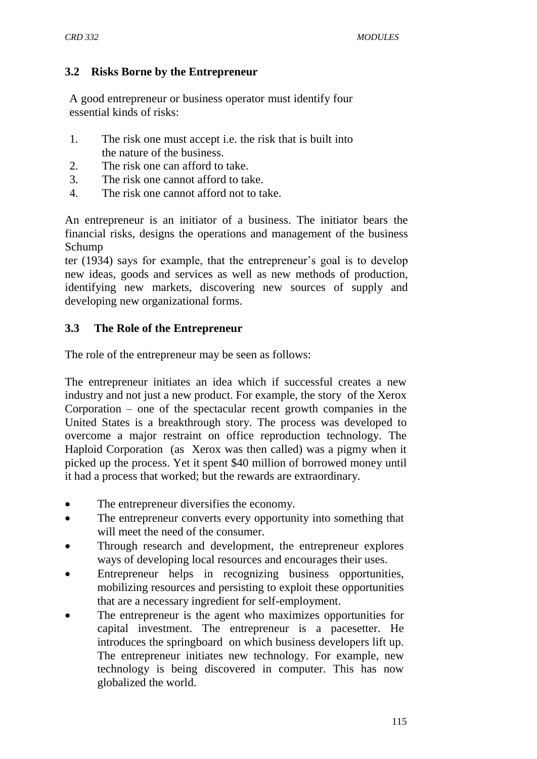### 3.2 Risks Borne by the Entrepreneur

A good entrepreneur or business operator must identify four essential kinds of risks:

1. The risk one must accept i.e. the risk that is built into the nature of the business.
2. The risk one can afford to take.
3. The risk one cannot afford to take.
4. The risk one cannot afford not to take.

An entrepreneur is an initiator of a business. The initiator bears the financial risks, designs the operations and management of the business Schump

ter (1934) says for example, that the entrepreneur's goal is to develop new ideas, goods and services as well as new methods of production, identifying new markets, discovering new sources of supply and developing new organizational forms.

### 3.3 The Role of the Entrepreneur

The role of the entrepreneur may be seen as follows:

The entrepreneur initiates an idea which if successful creates a new industry and not just a new product. For example, the story of the Xerox Corporation – one of the spectacular recent growth companies in the United States is a breakthrough story. The process was developed to overcome a major restraint on office reproduction technology. The Haploid Corporation (as Xerox was then called) was a pigmy when it picked up the process. Yet it spent $40 million of borrowed money until it had a process that worked; but the rewards are extraordinary.

- The entrepreneur diversifies the economy.
- The entrepreneur converts every opportunity into something that will meet the need of the consumer.
- Through research and development, the entrepreneur explores ways of developing local resources and encourages their uses.
- Entrepreneur helps in recognizing business opportunities, mobilizing resources and persisting to exploit these opportunities that are a necessary ingredient for self-employment.
- The entrepreneur is the agent who maximizes opportunities for capital investment. The entrepreneur is a pacesetter. He introduces the springboard on which business developers lift up. The entrepreneur initiates new technology. For example, new technology is being discovered in computer. This has now globalized the world.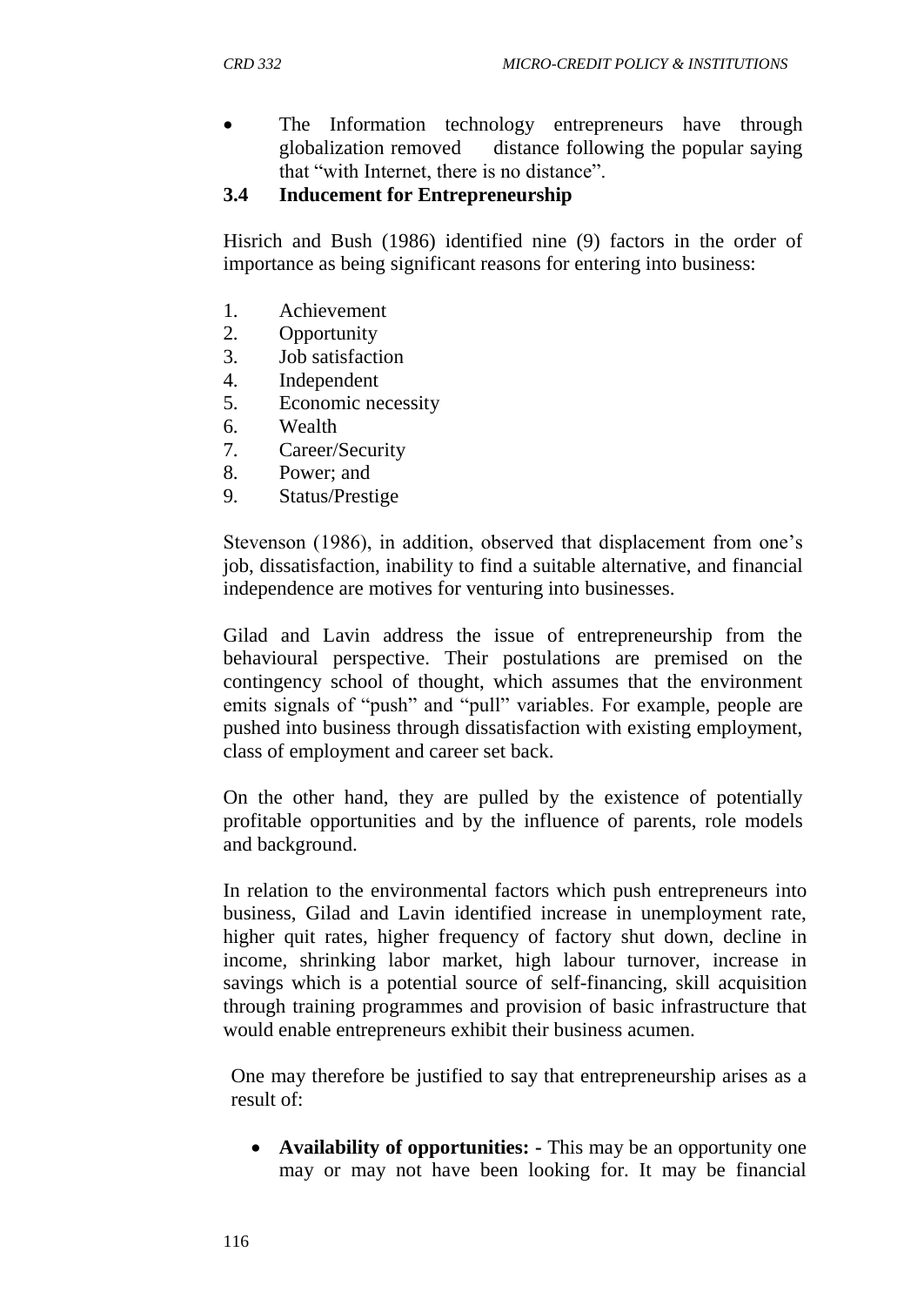- The Information technology entrepreneurs have through globalization removed distance following the popular saying that "with Internet, there is no distance".

### 3.4 Inducement for Entrepreneurship

Hisrich and Bush (1986) identified nine (9) factors in the order of importance as being significant reasons for entering into business:

1. Achievement
2. Opportunity
3. Job satisfaction
4. Independent
5. Economic necessity
6. Wealth
7. Career/Security
8. Power; and
9. Status/Prestige

Stevenson (1986), in addition, observed that displacement from one's job, dissatisfaction, inability to find a suitable alternative, and financial independence are motives for venturing into businesses.

Gilad and Lavin address the issue of entrepreneurship from the behavioural perspective. Their postulations are premised on the contingency school of thought, which assumes that the environment emits signals of "push" and "pull" variables. For example, people are pushed into business through dissatisfaction with existing employment, class of employment and career set back.

On the other hand, they are pulled by the existence of potentially profitable opportunities and by the influence of parents, role models and background.

In relation to the environmental factors which push entrepreneurs into business, Gilad and Lavin identified increase in unemployment rate, higher quit rates, higher frequency of factory shut down, decline in income, shrinking labor market, high labour turnover, increase in savings which is a potential source of self-financing, skill acquisition through training programmes and provision of basic infrastructure that would enable entrepreneurs exhibit their business acumen.

One may therefore be justified to say that entrepreneurship arises as a result of:

- **Availability of opportunities: -** This may be an opportunity one may or may not have been looking for. It may be financial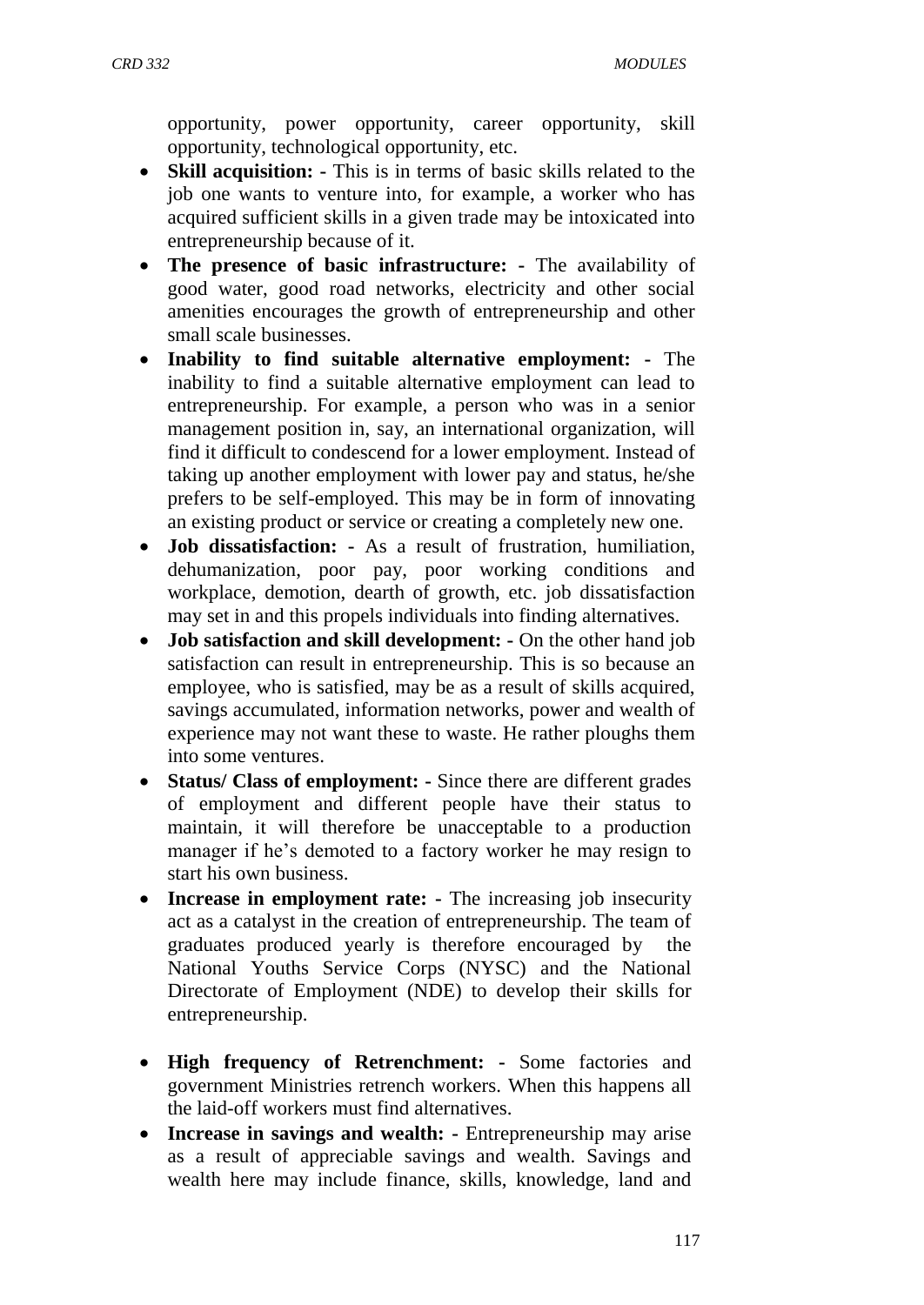opportunity, power opportunity, career opportunity, skill opportunity, technological opportunity, etc.

- **Skill acquisition: -** This is in terms of basic skills related to the job one wants to venture into, for example, a worker who has acquired sufficient skills in a given trade may be intoxicated into entrepreneurship because of it.
- **The presence of basic infrastructure: -** The availability of good water, good road networks, electricity and other social amenities encourages the growth of entrepreneurship and other small scale businesses.
- **Inability to find suitable alternative employment: -** The inability to find a suitable alternative employment can lead to entrepreneurship. For example, a person who was in a senior management position in, say, an international organization, will find it difficult to condescend for a lower employment. Instead of taking up another employment with lower pay and status, he/she prefers to be self-employed. This may be in form of innovating an existing product or service or creating a completely new one.
- **Job dissatisfaction: -** As a result of frustration, humiliation, dehumanization, poor pay, poor working conditions and workplace, demotion, dearth of growth, etc. job dissatisfaction may set in and this propels individuals into finding alternatives.
- **Job satisfaction and skill development: -** On the other hand job satisfaction can result in entrepreneurship. This is so because an employee, who is satisfied, may be as a result of skills acquired, savings accumulated, information networks, power and wealth of experience may not want these to waste. He rather ploughs them into some ventures.
- **Status/ Class of employment: -** Since there are different grades of employment and different people have their status to maintain, it will therefore be unacceptable to a production manager if he's demoted to a factory worker he may resign to start his own business.
- **Increase in employment rate: -** The increasing job insecurity act as a catalyst in the creation of entrepreneurship. The team of graduates produced yearly is therefore encouraged by the National Youths Service Corps (NYSC) and the National Directorate of Employment (NDE) to develop their skills for entrepreneurship.
- **High frequency of Retrenchment: -** Some factories and government Ministries retrench workers. When this happens all the laid-off workers must find alternatives.
- **Increase in savings and wealth: -** Entrepreneurship may arise as a result of appreciable savings and wealth. Savings and wealth here may include finance, skills, knowledge, land and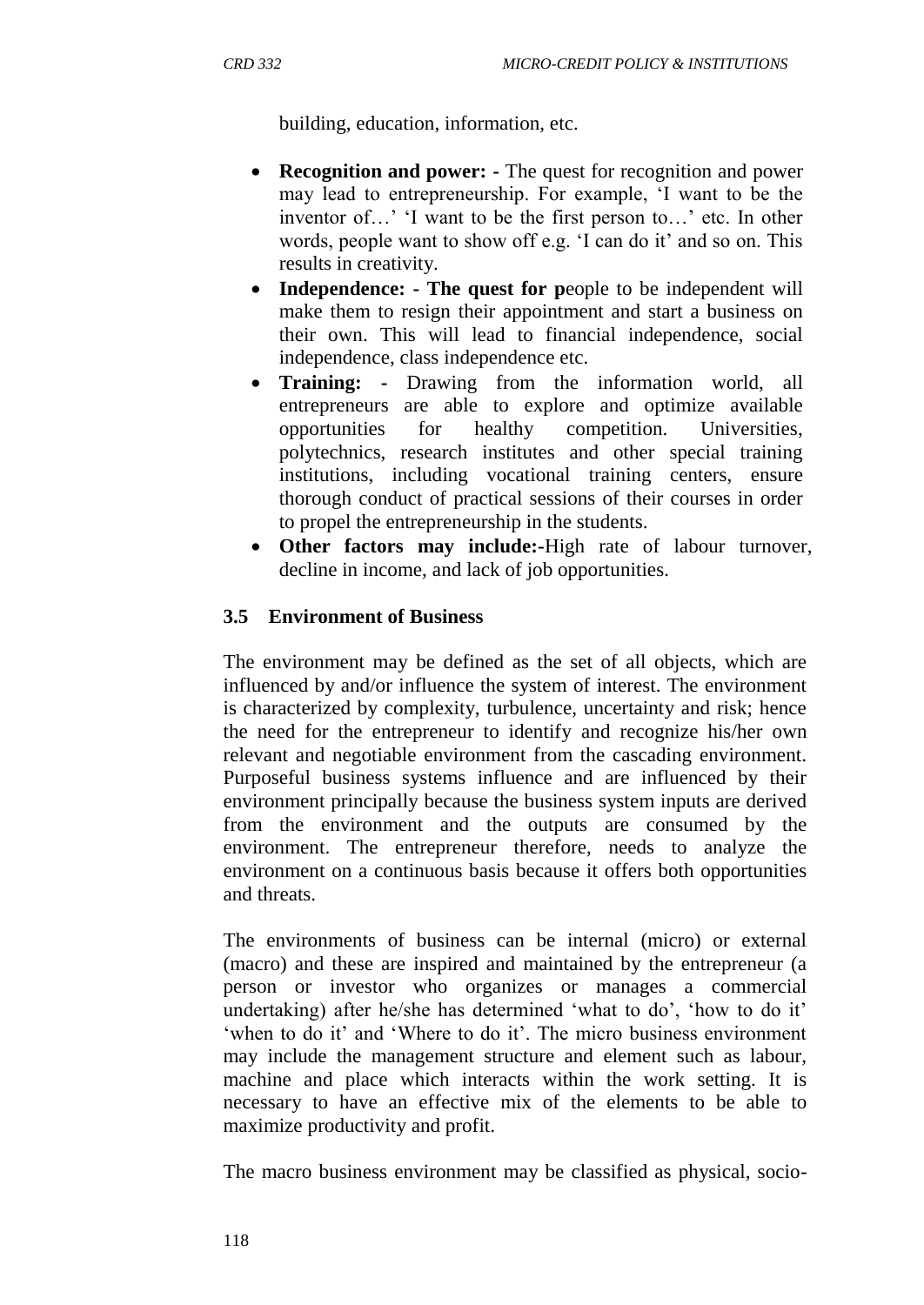building, education, information, etc.

- **Recognition and power: -** The quest for recognition and power may lead to entrepreneurship. For example, 'I want to be the inventor of…' 'I want to be the first person to…' etc. In other words, people want to show off e.g. 'I can do it' and so on. This results in creativity.
- **Independence: - The quest for p**eople to be independent will make them to resign their appointment and start a business on their own. This will lead to financial independence, social independence, class independence etc.
- **Training: -** Drawing from the information world, all entrepreneurs are able to explore and optimize available opportunities for healthy competition. Universities, polytechnics, research institutes and other special training institutions, including vocational training centers, ensure thorough conduct of practical sessions of their courses in order to propel the entrepreneurship in the students.
- **Other factors may include:-**High rate of labour turnover, decline in income, and lack of job opportunities.

### 3.5 Environment of Business

The environment may be defined as the set of all objects, which are influenced by and/or influence the system of interest. The environment is characterized by complexity, turbulence, uncertainty and risk; hence the need for the entrepreneur to identify and recognize his/her own relevant and negotiable environment from the cascading environment. Purposeful business systems influence and are influenced by their environment principally because the business system inputs are derived from the environment and the outputs are consumed by the environment. The entrepreneur therefore, needs to analyze the environment on a continuous basis because it offers both opportunities and threats.

The environments of business can be internal (micro) or external (macro) and these are inspired and maintained by the entrepreneur (a person or investor who organizes or manages a commercial undertaking) after he/she has determined 'what to do', 'how to do it' 'when to do it' and 'Where to do it'. The micro business environment may include the management structure and element such as labour, machine and place which interacts within the work setting. It is necessary to have an effective mix of the elements to be able to maximize productivity and profit.

The macro business environment may be classified as physical, socio-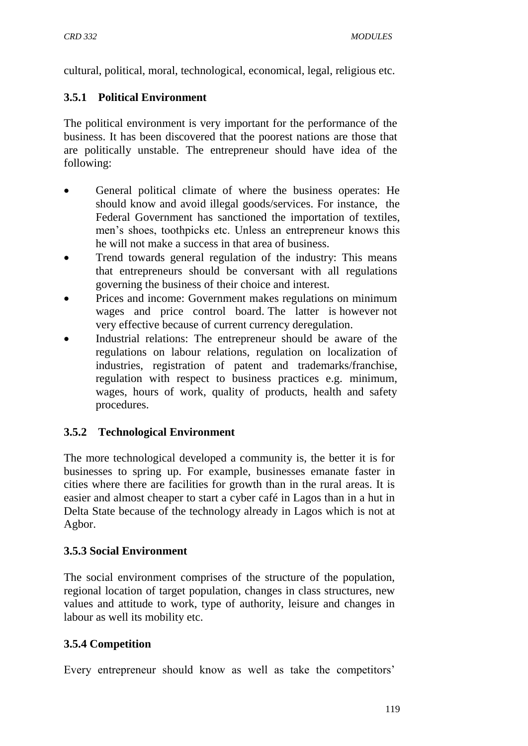cultural, political, moral, technological, economical, legal, religious etc.

### 3.5.1 Political Environment

The political environment is very important for the performance of the business. It has been discovered that the poorest nations are those that are politically unstable. The entrepreneur should have idea of the following:

- General political climate of where the business operates: He should know and avoid illegal goods/services. For instance, the Federal Government has sanctioned the importation of textiles, men's shoes, toothpicks etc. Unless an entrepreneur knows this he will not make a success in that area of business.
- Trend towards general regulation of the industry: This means that entrepreneurs should be conversant with all regulations governing the business of their choice and interest.
- Prices and income: Government makes regulations on minimum wages and price control board. The latter is however not very effective because of current currency deregulation.
- Industrial relations: The entrepreneur should be aware of the regulations on labour relations, regulation on localization of industries, registration of patent and trademarks/franchise, regulation with respect to business practices e.g. minimum, wages, hours of work, quality of products, health and safety procedures.

### 3.5.2 Technological Environment

The more technological developed a community is, the better it is for businesses to spring up. For example, businesses emanate faster in cities where there are facilities for growth than in the rural areas. It is easier and almost cheaper to start a cyber café in Lagos than in a hut in Delta State because of the technology already in Lagos which is not at Agbor.

### 3.5.3 Social Environment

The social environment comprises of the structure of the population, regional location of target population, changes in class structures, new values and attitude to work, type of authority, leisure and changes in labour as well its mobility etc.

### 3.5.4 Competition

Every entrepreneur should know as well as take the competitors'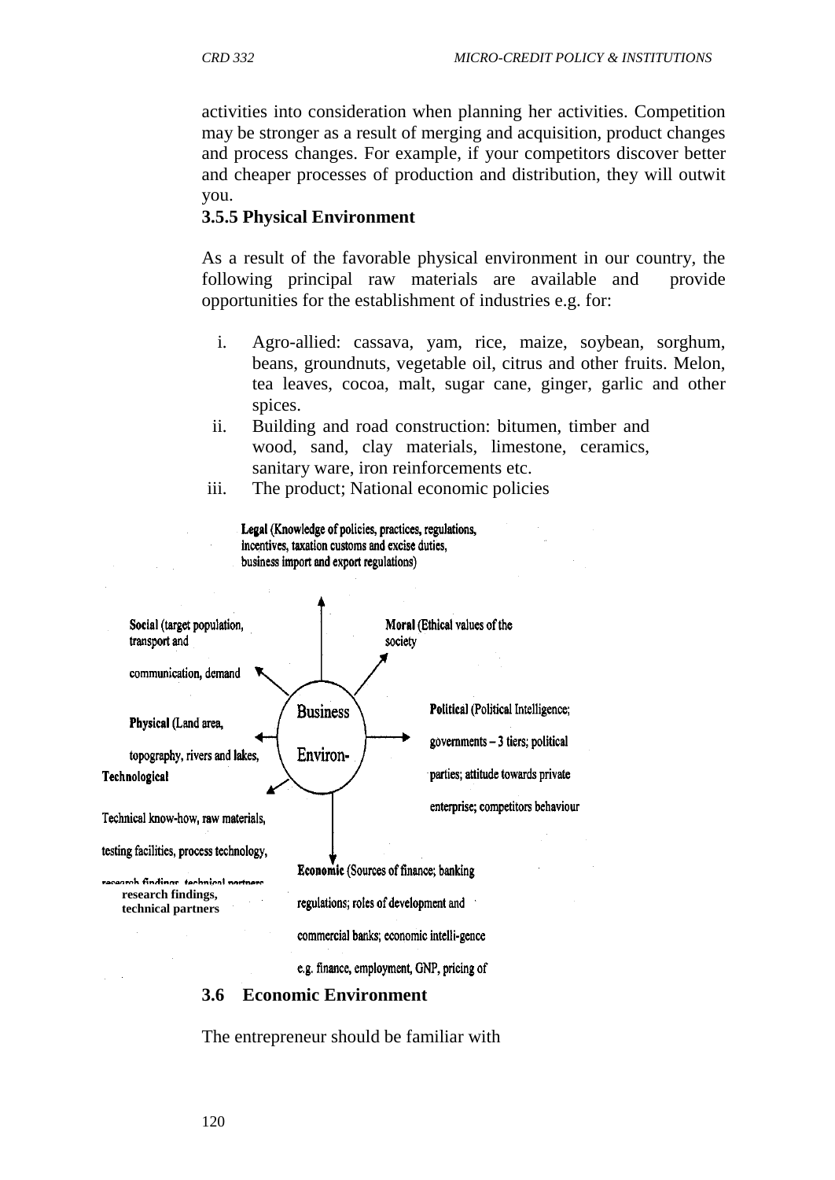activities into consideration when planning her activities. Competition may be stronger as a result of merging and acquisition, product changes and process changes. For example, if your competitors discover better and cheaper processes of production and distribution, they will outwit you.

### 3.5.5 Physical Environment

As a result of the favorable physical environment in our country, the following principal raw materials are available and provide opportunities for the establishment of industries e.g. for:

i. Agro-allied: cassava, yam, rice, maize, soybean, sorghum, beans, groundnuts, vegetable oil, citrus and other fruits. Melon, tea leaves, cocoa, malt, sugar cane, ginger, garlic and other spices.
ii. Building and road construction: bitumen, timber and wood, sand, clay materials, limestone, ceramics, sanitary ware, iron reinforcements etc.
iii. The product; National economic policies

**Legal** (Knowledge of policies, practices, regulations, incentives, taxation customs and excise duties, business import and export regulations)

**Social** (target population, transport and communication, demand

**Moral** (Ethical values of the society

**Business Environ-**

**Physical** (Land area, topography, rivers and lakes,

**Political** (Political Intelligence; governments – 3 tiers; political parties; attitude towards private enterprise; competitors behaviour

**Technological**

Technical know-how, raw materials, testing facilities, process technology, research findings, technical partners

**Economic** (Sources of finance; banking regulations; roles of development and commercial banks; economic intelli-gence e.g. finance, employment, GNP, pricing of

## 3.6 Economic Environment

The entrepreneur should be familiar with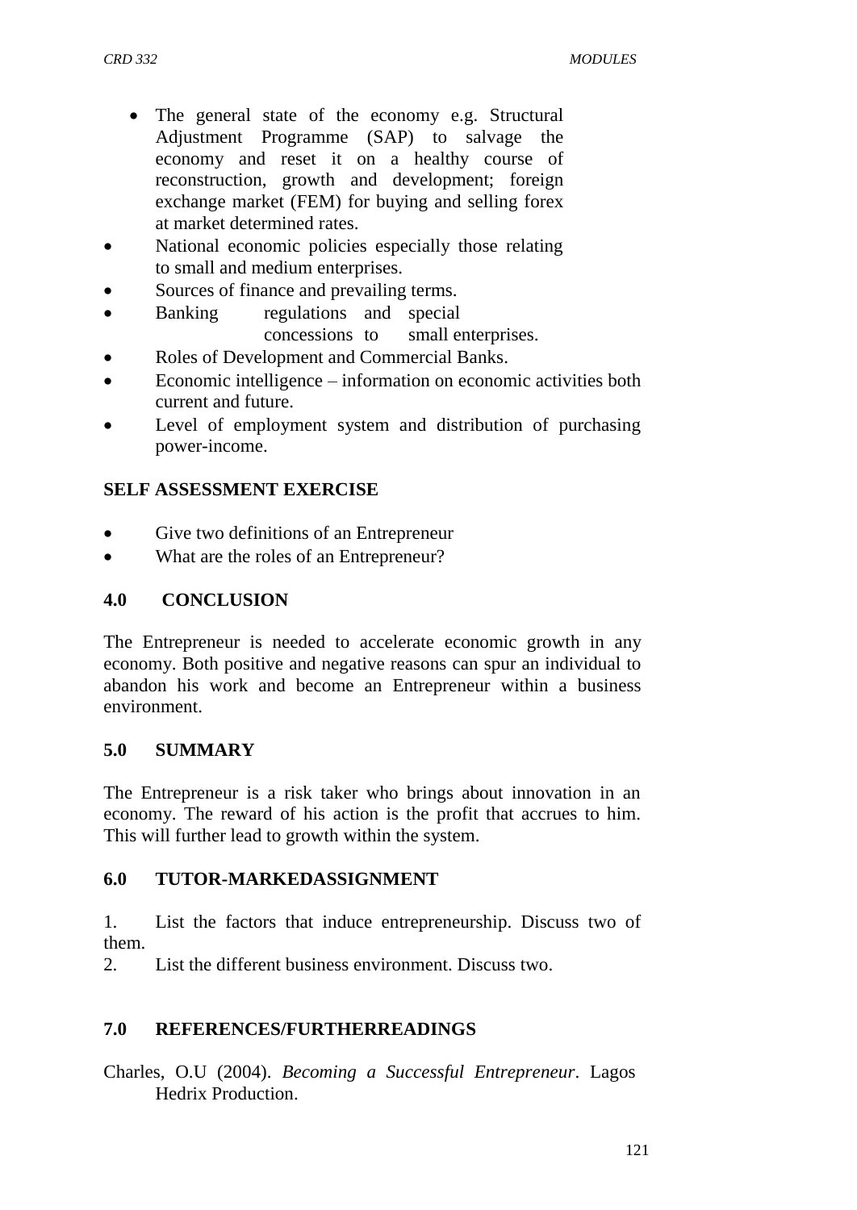- The general state of the economy e.g. Structural Adjustment Programme (SAP) to salvage the economy and reset it on a healthy course of reconstruction, growth and development; foreign exchange market (FEM) for buying and selling forex at market determined rates.
- National economic policies especially those relating to small and medium enterprises.
- Sources of finance and prevailing terms.
- Banking regulations and special concessions to small enterprises.
- Roles of Development and Commercial Banks.
- Economic intelligence – information on economic activities both current and future.
- Level of employment system and distribution of purchasing power-income.

**SELF ASSESSMENT EXERCISE**

- Give two definitions of an Entrepreneur
- What are the roles of an Entrepreneur?

## 4.0 CONCLUSION

The Entrepreneur is needed to accelerate economic growth in any economy. Both positive and negative reasons can spur an individual to abandon his work and become an Entrepreneur within a business environment.

## 5.0 SUMMARY

The Entrepreneur is a risk taker who brings about innovation in an economy. The reward of his action is the profit that accrues to him. This will further lead to growth within the system.

## 6.0 TUTOR-MARKEDASSIGNMENT

1. List the factors that induce entrepreneurship. Discuss two of them.
2. List the different business environment. Discuss two.

## 7.0 REFERENCES/FURTHERREADINGS

Charles, O.U (2004). *Becoming a Successful Entrepreneur*. Lagos Hedrix Production.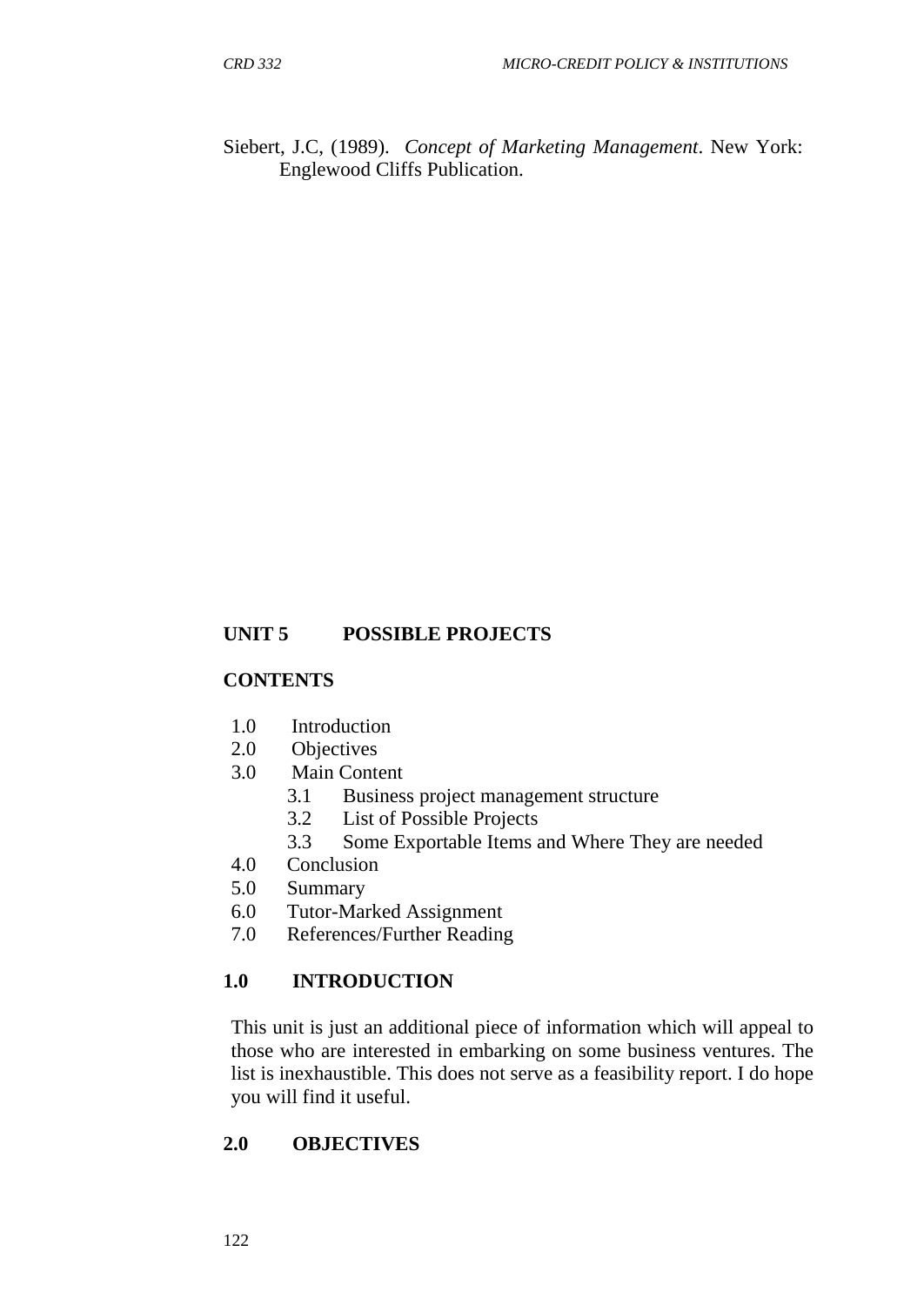Siebert, J.C, (1989). *Concept of Marketing Management*. New York: Englewood Cliffs Publication.

## UNIT 5 POSSIBLE PROJECTS

### CONTENTS

- 1.0 Introduction
- 2.0 Objectives
- 3.0 Main Content
  - 3.1 Business project management structure
  - 3.2 List of Possible Projects
  - 3.3 Some Exportable Items and Where They are needed
- 4.0 Conclusion
- 5.0 Summary
- 6.0 Tutor-Marked Assignment
- 7.0 References/Further Reading

### 1.0 INTRODUCTION

This unit is just an additional piece of information which will appeal to those who are interested in embarking on some business ventures. The list is inexhaustible. This does not serve as a feasibility report. I do hope you will find it useful.

### 2.0 OBJECTIVES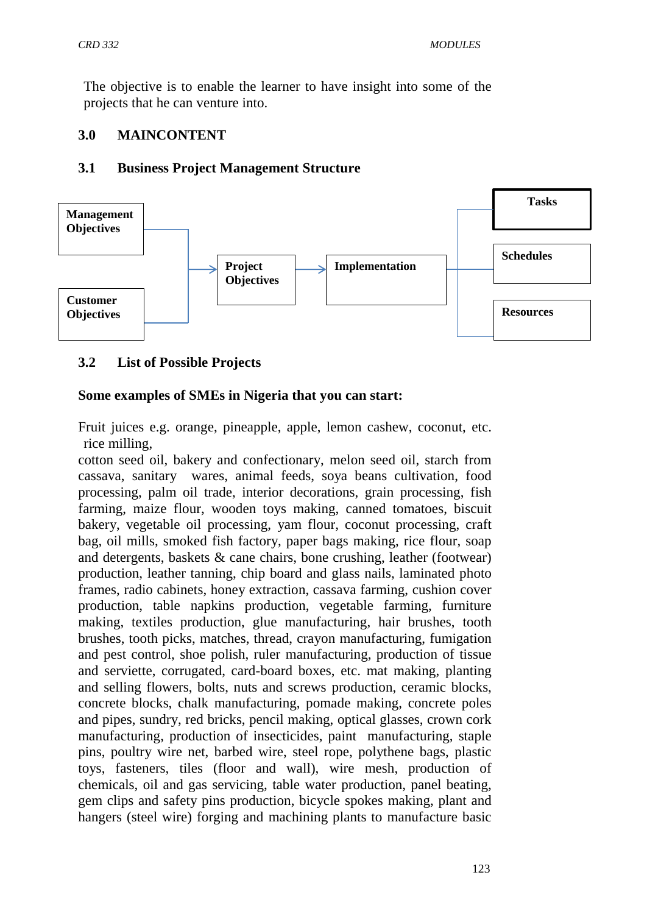The objective is to enable the learner to have insight into some of the projects that he can venture into.

## 3.0 MAINCONTENT

### 3.1 Business Project Management Structure

Management Objectives

Customer Objectives

Project Objectives

Implementation

Tasks

Schedules

Resources

### 3.2 List of Possible Projects

**Some examples of SMEs in Nigeria that you can start:**

Fruit juices e.g. orange, pineapple, apple, lemon cashew, coconut, etc. rice milling,
cotton seed oil, bakery and confectionary, melon seed oil, starch from cassava, sanitary wares, animal feeds, soya beans cultivation, food processing, palm oil trade, interior decorations, grain processing, fish farming, maize flour, wooden toys making, canned tomatoes, biscuit bakery, vegetable oil processing, yam flour, coconut processing, craft bag, oil mills, smoked fish factory, paper bags making, rice flour, soap and detergents, baskets & cane chairs, bone crushing, leather (footwear) production, leather tanning, chip board and glass nails, laminated photo frames, radio cabinets, honey extraction, cassava farming, cushion cover production, table napkins production, vegetable farming, furniture making, textiles production, glue manufacturing, hair brushes, tooth brushes, tooth picks, matches, thread, crayon manufacturing, fumigation and pest control, shoe polish, ruler manufacturing, production of tissue and serviette, corrugated, card-board boxes, etc. mat making, planting and selling flowers, bolts, nuts and screws production, ceramic blocks, concrete blocks, chalk manufacturing, pomade making, concrete poles and pipes, sundry, red bricks, pencil making, optical glasses, crown cork manufacturing, production of insecticides, paint manufacturing, staple pins, poultry wire net, barbed wire, steel rope, polythene bags, plastic toys, fasteners, tiles (floor and wall), wire mesh, production of chemicals, oil and gas servicing, table water production, panel beating, gem clips and safety pins production, bicycle spokes making, plant and hangers (steel wire) forging and machining plants to manufacture basic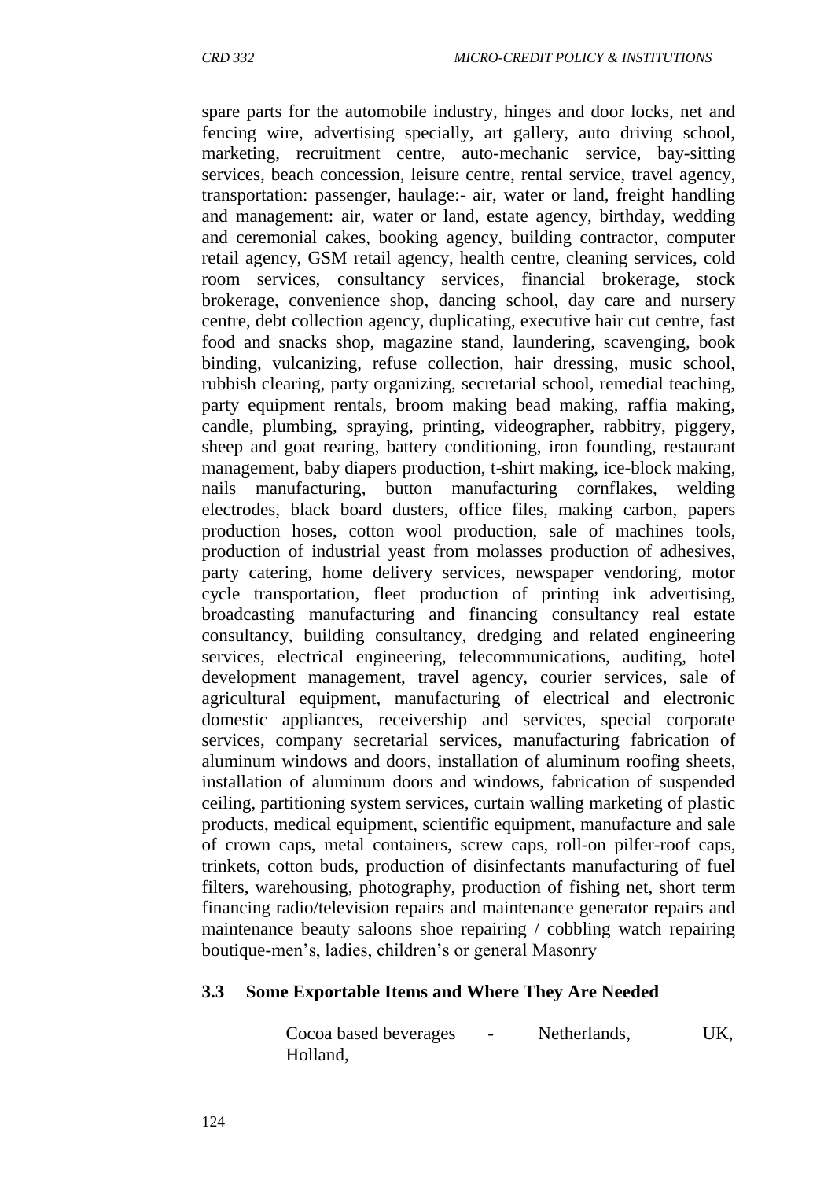spare parts for the automobile industry, hinges and door locks, net and fencing wire, advertising specially, art gallery, auto driving school, marketing, recruitment centre, auto-mechanic service, bay-sitting services, beach concession, leisure centre, rental service, travel agency, transportation: passenger, haulage:- air, water or land, freight handling and management: air, water or land, estate agency, birthday, wedding and ceremonial cakes, booking agency, building contractor, computer retail agency, GSM retail agency, health centre, cleaning services, cold room services, consultancy services, financial brokerage, stock brokerage, convenience shop, dancing school, day care and nursery centre, debt collection agency, duplicating, executive hair cut centre, fast food and snacks shop, magazine stand, laundering, scavenging, book binding, vulcanizing, refuse collection, hair dressing, music school, rubbish clearing, party organizing, secretarial school, remedial teaching, party equipment rentals, broom making bead making, raffia making, candle, plumbing, spraying, printing, videographer, rabbitry, piggery, sheep and goat rearing, battery conditioning, iron founding, restaurant management, baby diapers production, t-shirt making, ice-block making, nails manufacturing, button manufacturing cornflakes, welding electrodes, black board dusters, office files, making carbon, papers production hoses, cotton wool production, sale of machines tools, production of industrial yeast from molasses production of adhesives, party catering, home delivery services, newspaper vendoring, motor cycle transportation, fleet production of printing ink advertising, broadcasting manufacturing and financing consultancy real estate consultancy, building consultancy, dredging and related engineering services, electrical engineering, telecommunications, auditing, hotel development management, travel agency, courier services, sale of agricultural equipment, manufacturing of electrical and electronic domestic appliances, receivership and services, special corporate services, company secretarial services, manufacturing fabrication of aluminum windows and doors, installation of aluminum roofing sheets, installation of aluminum doors and windows, fabrication of suspended ceiling, partitioning system services, curtain walling marketing of plastic products, medical equipment, scientific equipment, manufacture and sale of crown caps, metal containers, screw caps, roll-on pilfer-roof caps, trinkets, cotton buds, production of disinfectants manufacturing of fuel filters, warehousing, photography, production of fishing net, short term financing radio/television repairs and maintenance generator repairs and maintenance beauty saloons shoe repairing / cobbling watch repairing boutique-men's, ladies, children's or general Masonry

### 3.3 Some Exportable Items and Where They Are Needed

Cocoa based beverages - Netherlands, UK, Holland,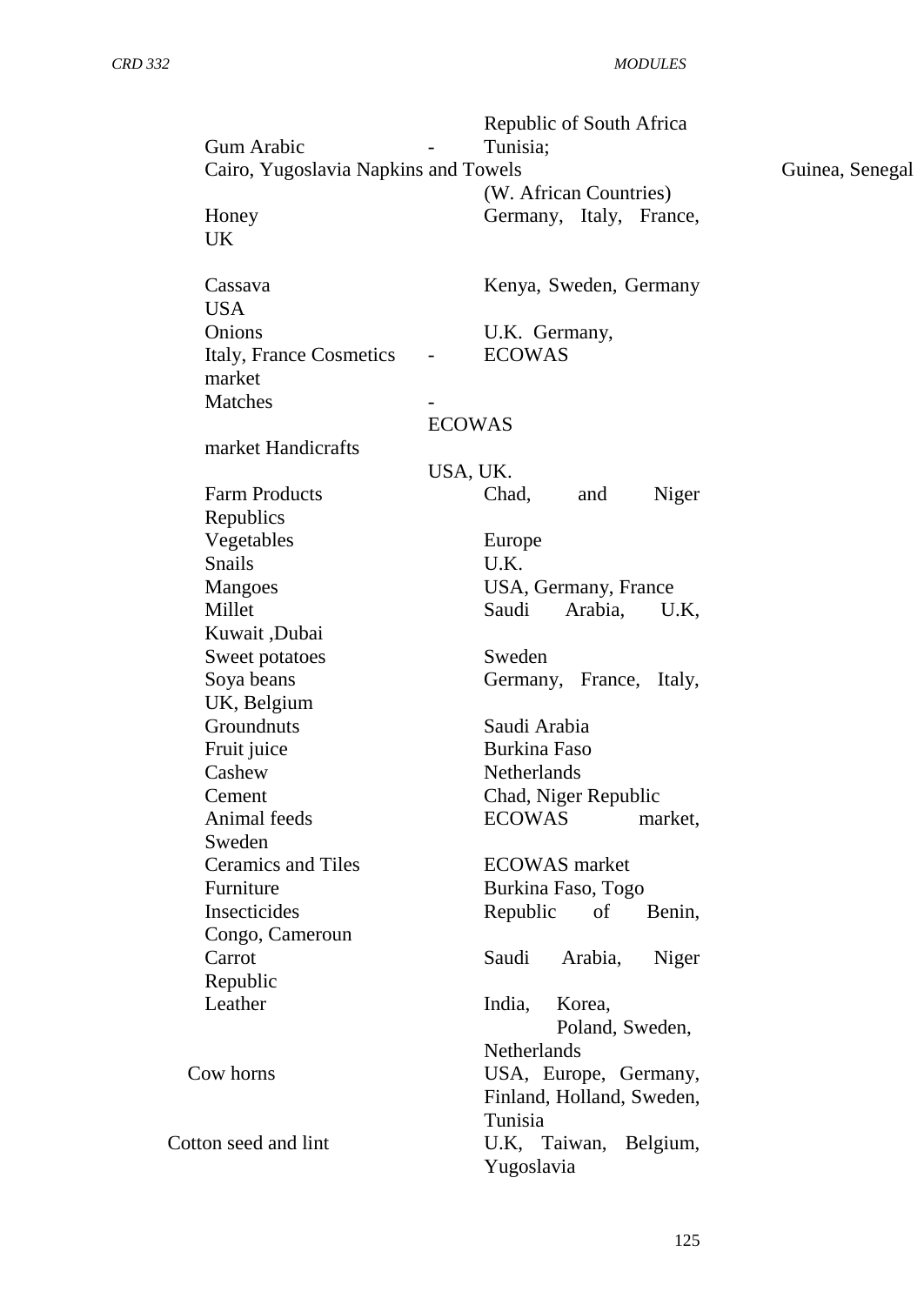| Product | Markets |
|---|---|
| | Republic of South Africa |
| Gum Arabic - | Tunisia; |
| Cairo, Yugoslavia Napkins and Towels | Guinea, Senegal (W. African Countries) |
| Honey | Germany, Italy, France, UK |
| Cassava | Kenya, Sweden, Germany USA |
| Onions | U.K. Germany, Italy, France |
| Cosmetics - | ECOWAS market |
| Matches - | ECOWAS market |
| Handicrafts | USA, UK. |
| Farm Products | Chad, and Niger Republics |
| Vegetables | Europe |
| Snails | U.K. |
| Mangoes | USA, Germany, France |
| Millet | Saudi Arabia, U.K, Kuwait ,Dubai |
| Sweet potatoes | Sweden |
| Soya beans | Germany, France, Italy, UK, Belgium |
| Groundnuts | Saudi Arabia |
| Fruit juice | Burkina Faso |
| Cashew | Netherlands |
| Cement | Chad, Niger Republic |
| Animal feeds | ECOWAS market, Sweden |
| Ceramics and Tiles | ECOWAS market |
| Furniture | Burkina Faso, Togo |
| Insecticides | Republic of Benin, Congo, Cameroun |
| Carrot | Saudi Arabia, Niger Republic |
| Leather | India, Korea, Poland, Sweden, Netherlands |
| Cow horns | USA, Europe, Germany, Finland, Holland, Sweden, Tunisia |
| Cotton seed and lint | U.K, Taiwan, Belgium, Yugoslavia |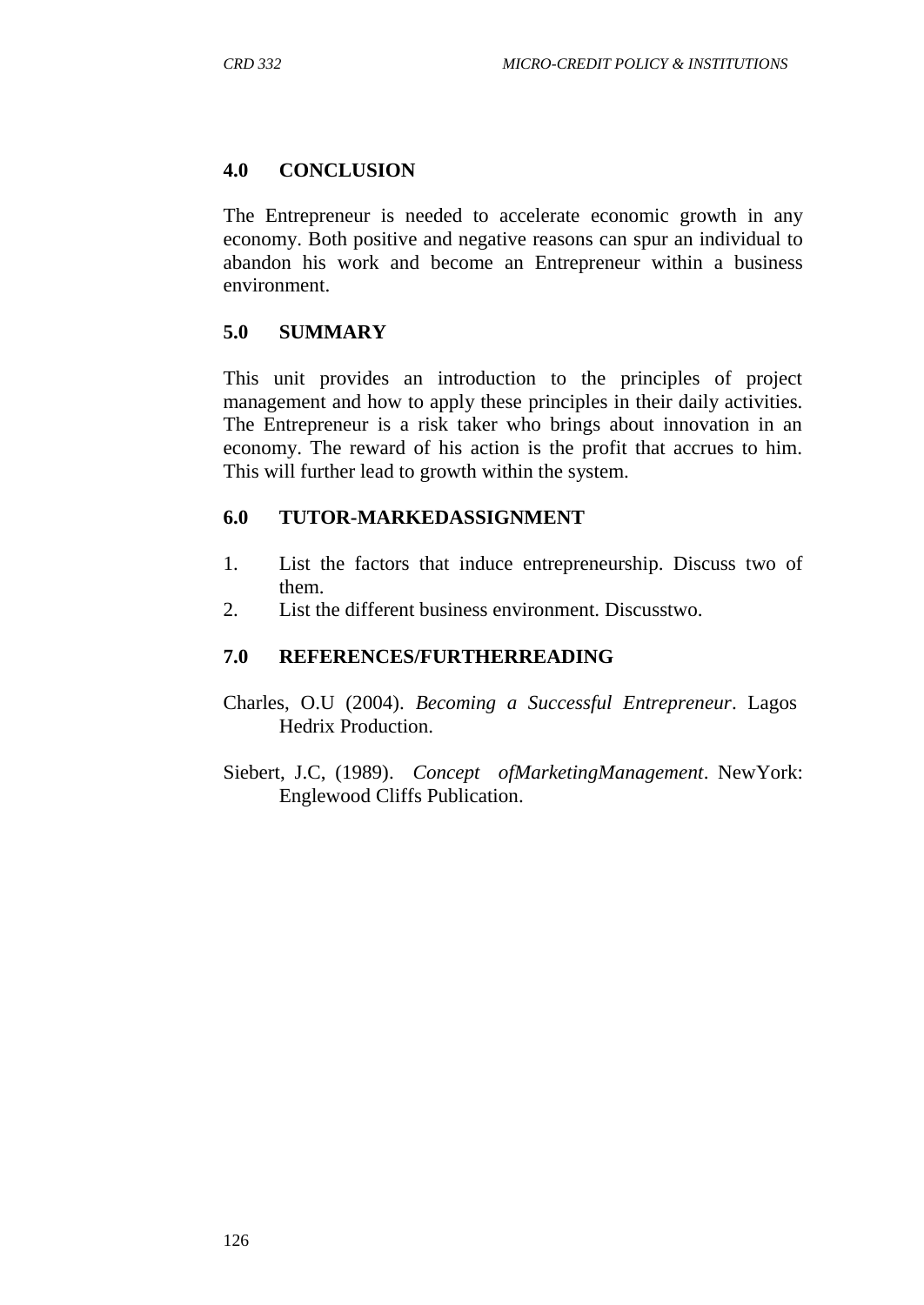## 4.0 CONCLUSION

The Entrepreneur is needed to accelerate economic growth in any economy. Both positive and negative reasons can spur an individual to abandon his work and become an Entrepreneur within a business environment.

## 5.0 SUMMARY

This unit provides an introduction to the principles of project management and how to apply these principles in their daily activities. The Entrepreneur is a risk taker who brings about innovation in an economy. The reward of his action is the profit that accrues to him. This will further lead to growth within the system.

## 6.0 TUTOR-MARKEDASSIGNMENT

1. List the factors that induce entrepreneurship. Discuss two of them.
2. List the different business environment. Discusstwo.

## 7.0 REFERENCES/FURTHERREADING

Charles, O.U (2004). *Becoming a Successful Entrepreneur*. Lagos Hedrix Production.

Siebert, J.C, (1989). *Concept ofMarketingManagement*. NewYork: Englewood Cliffs Publication.